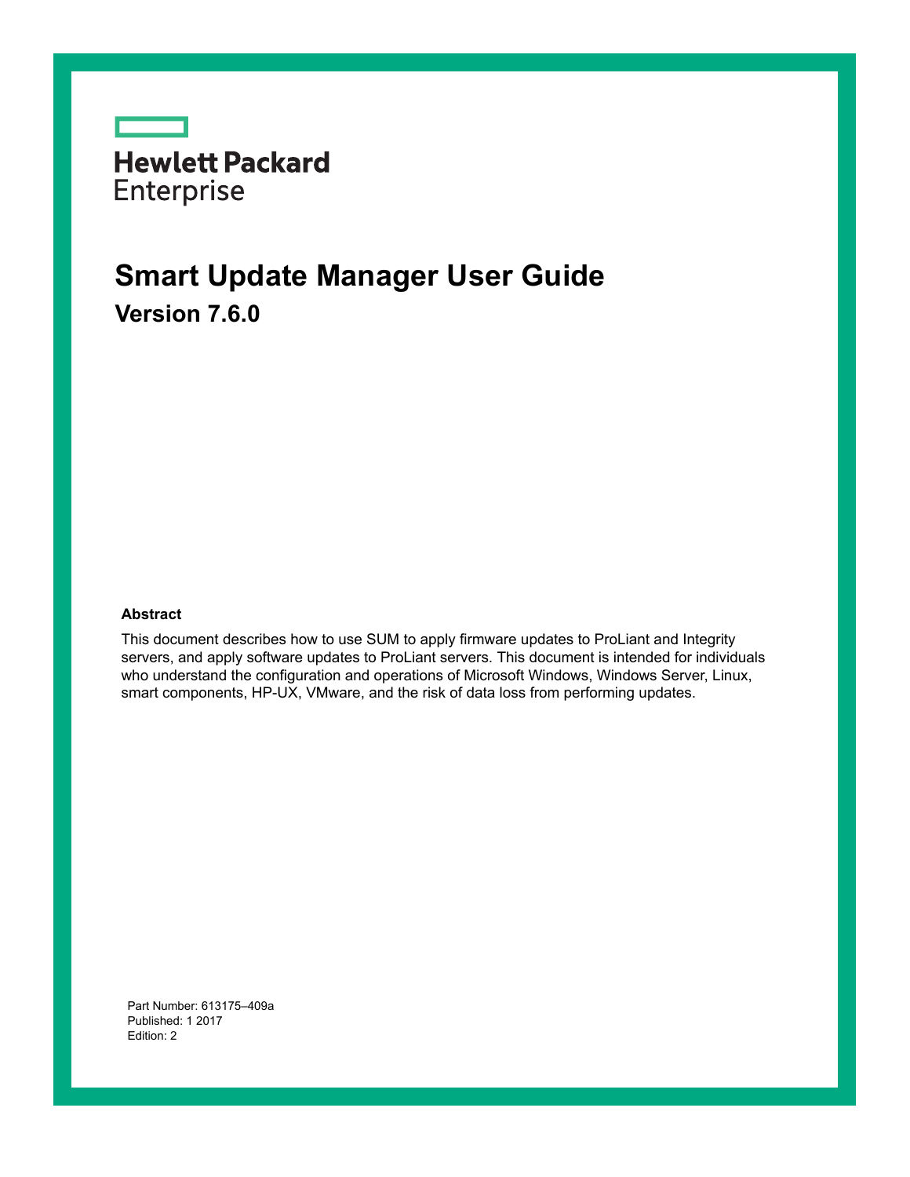Hewlett Packard Enterprise

# Smart Update Manager User Guide

## Version 7.6.0

**Abstract**

This document describes how to use SUM to apply firmware updates to ProLiant and Integrity servers, and apply software updates to ProLiant servers. This document is intended for individuals who understand the configuration and operations of Microsoft Windows, Windows Server, Linux, smart components, HP-UX, VMware, and the risk of data loss from performing updates.

Part Number: 613175–409a
Published: 1 2017
Edition: 2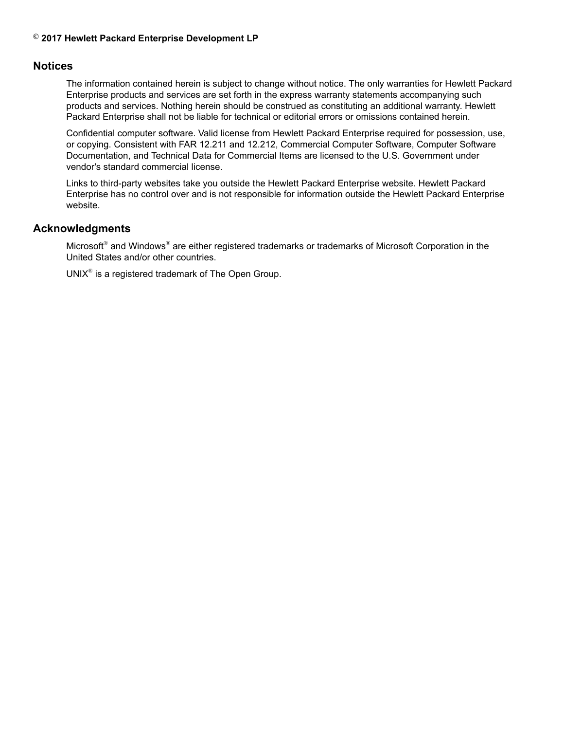**© 2017 Hewlett Packard Enterprise Development LP**

## Notices

The information contained herein is subject to change without notice. The only warranties for Hewlett Packard Enterprise products and services are set forth in the express warranty statements accompanying such products and services. Nothing herein should be construed as constituting an additional warranty. Hewlett Packard Enterprise shall not be liable for technical or editorial errors or omissions contained herein.

Confidential computer software. Valid license from Hewlett Packard Enterprise required for possession, use, or copying. Consistent with FAR 12.211 and 12.212, Commercial Computer Software, Computer Software Documentation, and Technical Data for Commercial Items are licensed to the U.S. Government under vendor's standard commercial license.

Links to third-party websites take you outside the Hewlett Packard Enterprise website. Hewlett Packard Enterprise has no control over and is not responsible for information outside the Hewlett Packard Enterprise website.

## Acknowledgments

Microsoft® and Windows® are either registered trademarks or trademarks of Microsoft Corporation in the United States and/or other countries.

UNIX® is a registered trademark of The Open Group.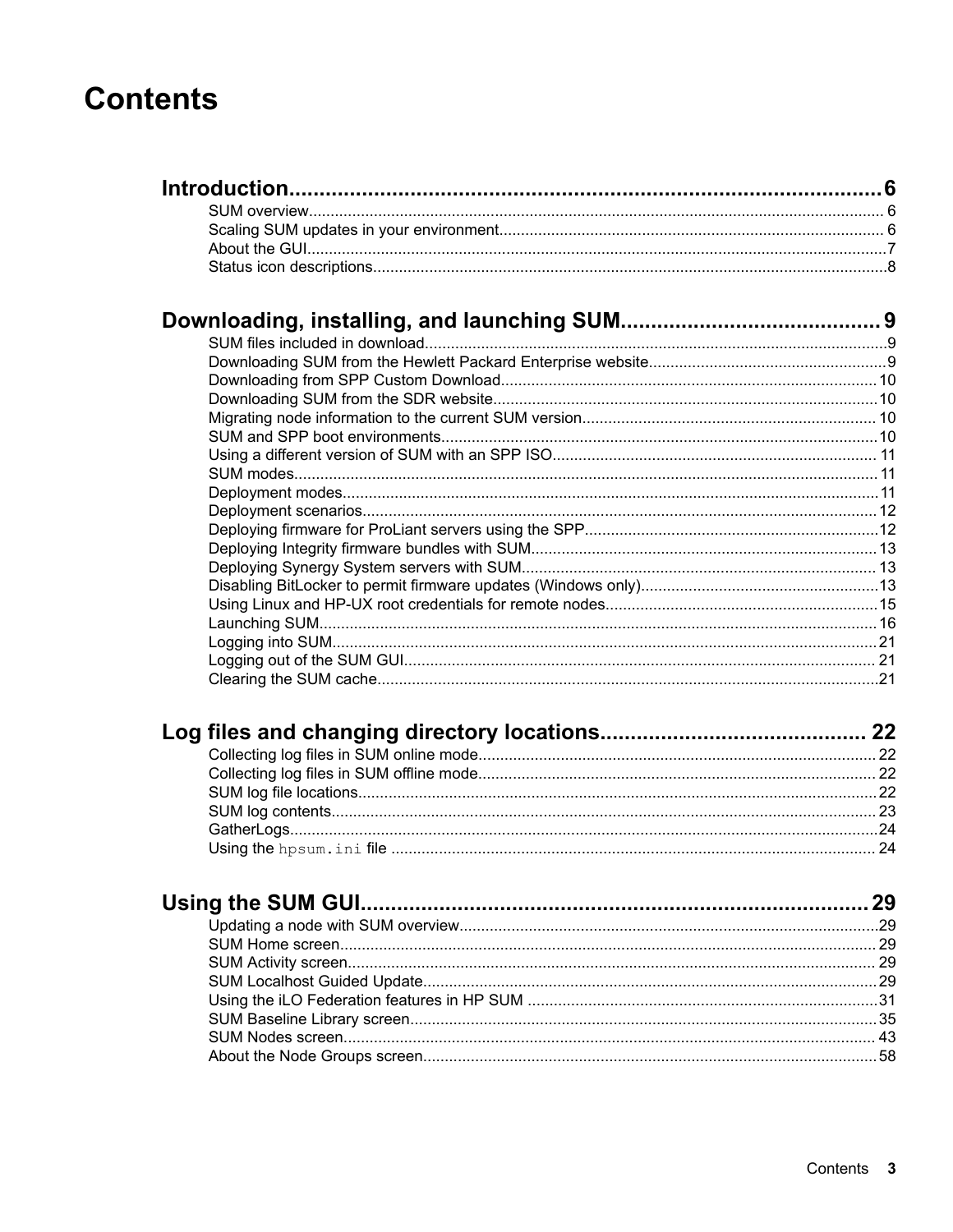# Contents

**Introduction......................................................................................6**

SUM overview.......................................................................................6
Scaling SUM updates in your environment..........................................6
About the GUI.......................................................................................7
Status icon descriptions........................................................................8

**Downloading, installing, and launching SUM.............................9**

SUM files included in download............................................................9
Downloading SUM from the Hewlett Packard Enterprise website.........9
Downloading from SPP Custom Download...........................................10
Downloading SUM from the SDR website............................................10
Migrating node information to the current SUM version......................10
SUM and SPP boot environments........................................................10
Using a different version of SUM with an SPP ISO..............................11
SUM modes..........................................................................................11
Deployment modes...............................................................................11
Deployment scenarios..........................................................................12
Deploying firmware for ProLiant servers using the SPP.......................12
Deploying Integrity firmware bundles with SUM...................................13
Deploying Synergy System servers with SUM......................................13
Disabling BitLocker to permit firmware updates (Windows only)..........13
Using Linux and HP-UX root credentials for remote nodes..................15
Launching SUM.....................................................................................16
Logging into SUM..................................................................................21
Logging out of the SUM GUI.................................................................21
Clearing the SUM cache.......................................................................21

**Log files and changing directory locations................................22**

Collecting log files in SUM online mode...............................................22
Collecting log files in SUM offline mode...............................................22
SUM log file locations...........................................................................22
SUM log contents..................................................................................23
GatherLogs...........................................................................................24
Using the `hpsum.ini` file .....................................................................24

**Using the SUM GUI......................................................................29**

Updating a node with SUM overview....................................................29
SUM Home screen................................................................................29
SUM Activity screen..............................................................................29
SUM Localhost Guided Update.............................................................29
Using the iLO Federation features in HP SUM .....................................31
SUM Baseline Library screen................................................................35
SUM Nodes screen...............................................................................43
About the Node Groups screen.............................................................58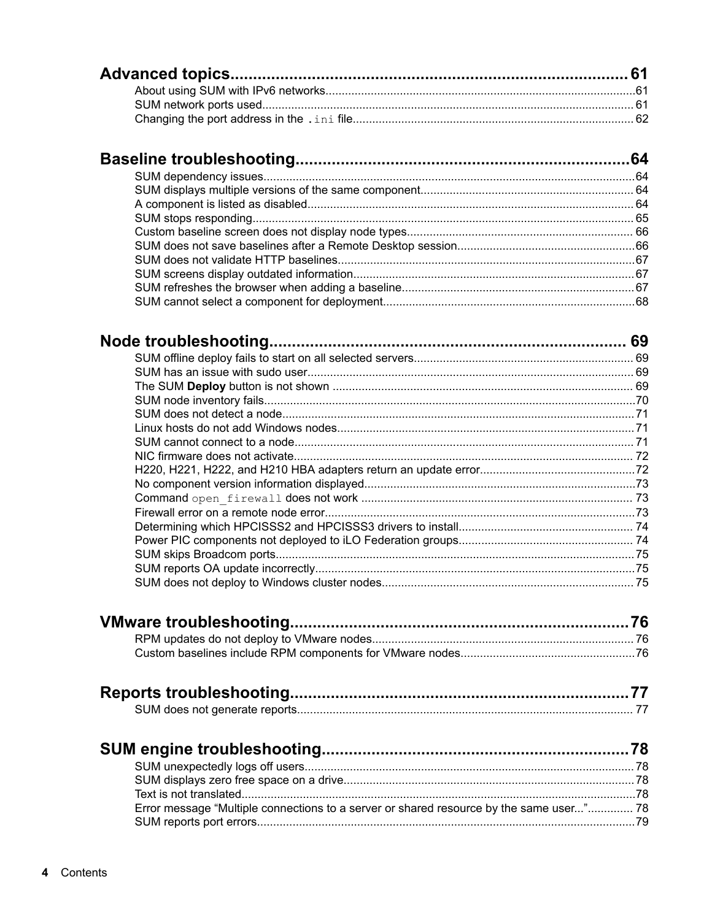**Advanced topics** ........................................................................................ 61

- About using SUM with IPv6 networks ........................................................................ 61
- SUM network ports used ........................................................................ 61
- Changing the port address in the `.ini` file ........................................................................ 62

**Baseline troubleshooting** ........................................................................ 64

- SUM dependency issues ........................................................................ 64
- SUM displays multiple versions of the same component ........................................................................ 64
- A component is listed as disabled ........................................................................ 64
- SUM stops responding ........................................................................ 65
- Custom baseline screen does not display node types ........................................................................ 66
- SUM does not save baselines after a Remote Desktop session ........................................................................ 66
- SUM does not validate HTTP baselines ........................................................................ 67
- SUM screens display outdated information ........................................................................ 67
- SUM refreshes the browser when adding a baseline ........................................................................ 67
- SUM cannot select a component for deployment ........................................................................ 68

**Node troubleshooting** ........................................................................ 69

- SUM offline deploy fails to start on all selected servers ........................................................................ 69
- SUM has an issue with sudo user ........................................................................ 69
- The SUM **Deploy** button is not shown ........................................................................ 69
- SUM node inventory fails ........................................................................ 70
- SUM does not detect a node ........................................................................ 71
- Linux hosts do not add Windows nodes ........................................................................ 71
- SUM cannot connect to a node ........................................................................ 71
- NIC firmware does not activate ........................................................................ 72
- H220, H221, H222, and H210 HBA adapters return an update error ........................................................................ 72
- No component version information displayed ........................................................................ 73
- Command `open_firewall` does not work ........................................................................ 73
- Firewall error on a remote node error ........................................................................ 73
- Determining which HPCISSS2 and HPCISSS3 drivers to install ........................................................................ 74
- Power PIC components not deployed to iLO Federation groups ........................................................................ 74
- SUM skips Broadcom ports ........................................................................ 75
- SUM reports OA update incorrectly ........................................................................ 75
- SUM does not deploy to Windows cluster nodes ........................................................................ 75

**VMware troubleshooting** ........................................................................ 76

- RPM updates do not deploy to VMware nodes ........................................................................ 76
- Custom baselines include RPM components for VMware nodes ........................................................................ 76

**Reports troubleshooting** ........................................................................ 77

- SUM does not generate reports ........................................................................ 77

**SUM engine troubleshooting** ........................................................................ 78

- SUM unexpectedly logs off users ........................................................................ 78
- SUM displays zero free space on a drive ........................................................................ 78
- Text is not translated ........................................................................ 78
- Error message “Multiple connections to a server or shared resource by the same user...” ........................................................................ 78
- SUM reports port errors ........................................................................ 79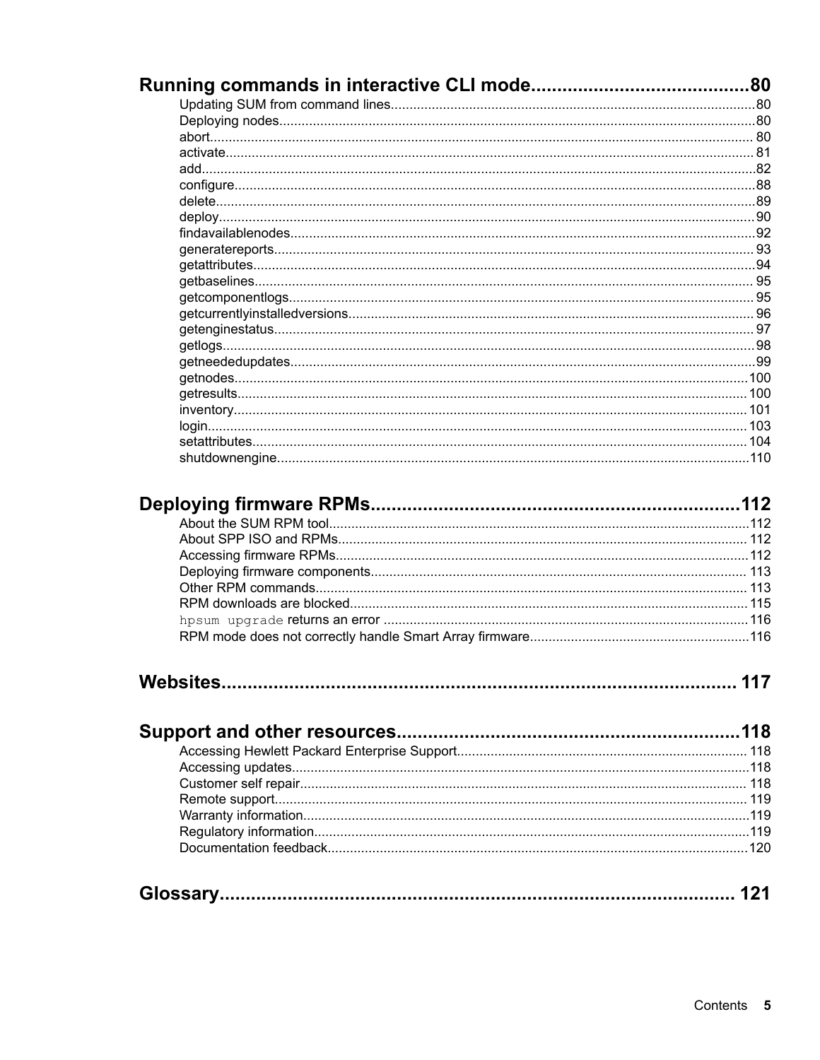**Running commands in interactive CLI mode.........................................80**

- Updating SUM from command lines.......................................................................................80
- Deploying nodes..............................................................................................................80
- abort................................................................................................................................ 80
- activate............................................................................................................................ 81
- add...................................................................................................................................82
- configure..........................................................................................................................88
- delete...............................................................................................................................89
- deploy..............................................................................................................................90
- findavailablenodes...........................................................................................................92
- generatereports............................................................................................................... 93
- getattributes.....................................................................................................................94
- getbaselines.................................................................................................................... 95
- getcomponentlogs........................................................................................................... 95
- getcurrentlyinstalledversions........................................................................................... 96
- getenginestatus............................................................................................................... 97
- getlogs.............................................................................................................................98
- getneededupdates...........................................................................................................99
- getnodes........................................................................................................................100
- getresults....................................................................................................................... 100
- inventory........................................................................................................................ 101
- login................................................................................................................................103
- setattributes................................................................................................................... 104
- shutdownengine.............................................................................................................110

**Deploying firmware RPMs.....................................................................112**

- About the SUM RPM tool................................................................................................112
- About SPP ISO and RPMs............................................................................................. 112
- Accessing firmware RPMs.............................................................................................112
- Deploying firmware components................................................................................... 113
- Other RPM commands.................................................................................................. 113
- RPM downloads are blocked......................................................................................... 115
- `hpsum upgrade` returns an error .................................................................................116
- RPM mode does not correctly handle Smart Array firmware..........................................................116

**Websites............................................................................................... 117**

**Support and other resources.................................................................118**

- Accessing Hewlett Packard Enterprise Support............................................................. 118
- Accessing updates..........................................................................................................118
- Customer self repair....................................................................................................... 118
- Remote support............................................................................................................. 119
- Warranty information.......................................................................................................119
- Regulatory information....................................................................................................119
- Documentation feedback................................................................................................120

**Glossary................................................................................................ 121**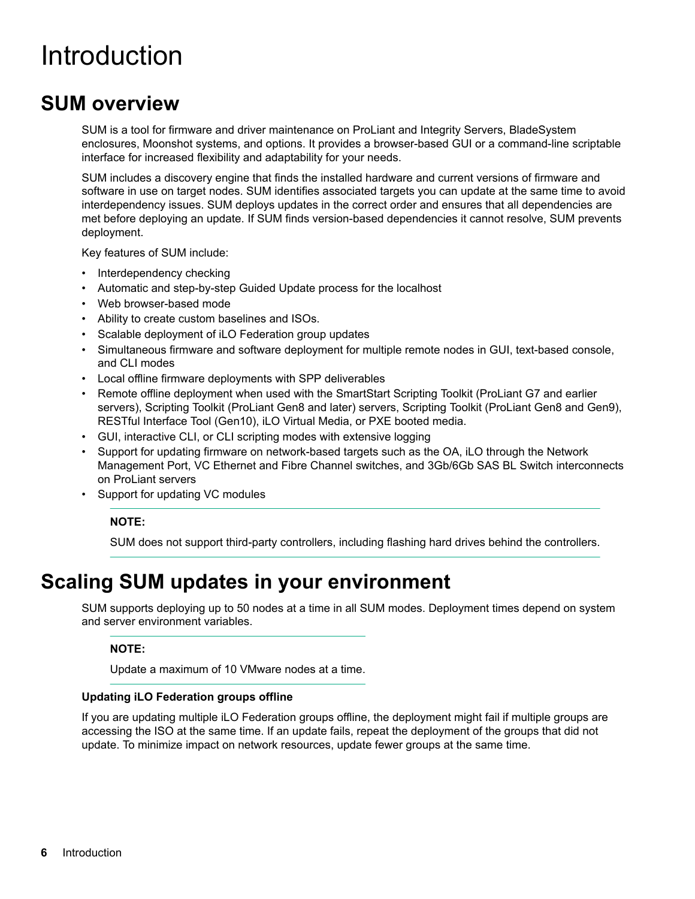# Introduction

## SUM overview

SUM is a tool for firmware and driver maintenance on ProLiant and Integrity Servers, BladeSystem enclosures, Moonshot systems, and options. It provides a browser-based GUI or a command-line scriptable interface for increased flexibility and adaptability for your needs.

SUM includes a discovery engine that finds the installed hardware and current versions of firmware and software in use on target nodes. SUM identifies associated targets you can update at the same time to avoid interdependency issues. SUM deploys updates in the correct order and ensures that all dependencies are met before deploying an update. If SUM finds version-based dependencies it cannot resolve, SUM prevents deployment.

Key features of SUM include:

- Interdependency checking
- Automatic and step-by-step Guided Update process for the localhost
- Web browser-based mode
- Ability to create custom baselines and ISOs.
- Scalable deployment of iLO Federation group updates
- Simultaneous firmware and software deployment for multiple remote nodes in GUI, text-based console, and CLI modes
- Local offline firmware deployments with SPP deliverables
- Remote offline deployment when used with the SmartStart Scripting Toolkit (ProLiant G7 and earlier servers), Scripting Toolkit (ProLiant Gen8 and later) servers, Scripting Toolkit (ProLiant Gen8 and Gen9), RESTful Interface Tool (Gen10), iLO Virtual Media, or PXE booted media.
- GUI, interactive CLI, or CLI scripting modes with extensive logging
- Support for updating firmware on network-based targets such as the OA, iLO through the Network Management Port, VC Ethernet and Fibre Channel switches, and 3Gb/6Gb SAS BL Switch interconnects on ProLiant servers
- Support for updating VC modules

**NOTE:**

SUM does not support third-party controllers, including flashing hard drives behind the controllers.

## Scaling SUM updates in your environment

SUM supports deploying up to 50 nodes at a time in all SUM modes. Deployment times depend on system and server environment variables.

**NOTE:**

Update a maximum of 10 VMware nodes at a time.

#### Updating iLO Federation groups offline

If you are updating multiple iLO Federation groups offline, the deployment might fail if multiple groups are accessing the ISO at the same time. If an update fails, repeat the deployment of the groups that did not update. To minimize impact on network resources, update fewer groups at the same time.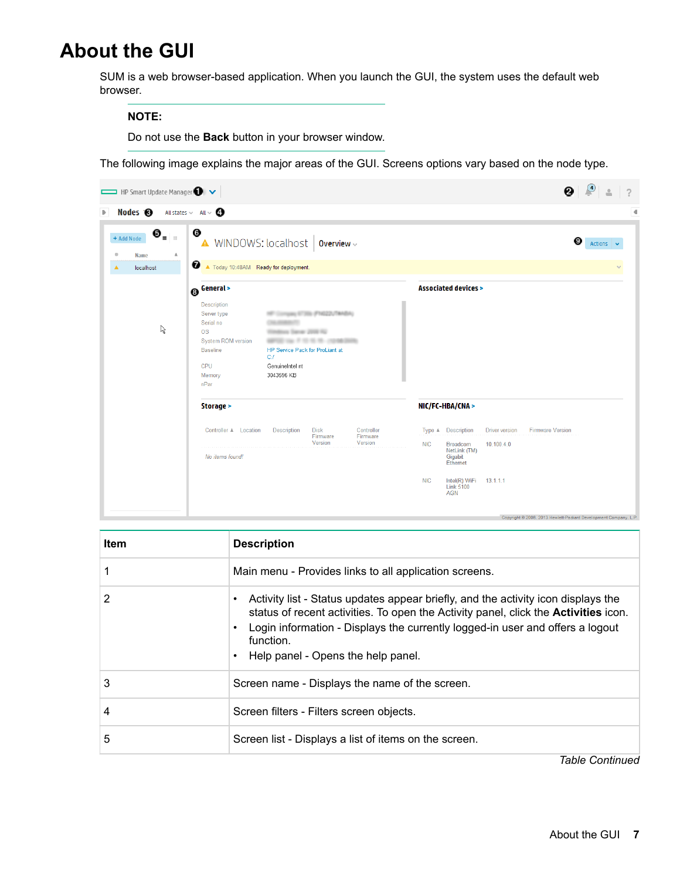# About the GUI

SUM is a web browser-based application. When you launch the GUI, the system uses the default web browser.

---

**NOTE:**

Do not use the **Back** button in your browser window.

---

The following image explains the major areas of the GUI. Screens options vary based on the node type.

| Item | Description |
|---|---|
| 1 | Main menu - Provides links to all application screens. |
| 2 | • Activity list - Status updates appear briefly, and the activity icon displays the status of recent activities. To open the Activity panel, click the **Activities** icon.<br>• Login information - Displays the currently logged-in user and offers a logout function.<br>• Help panel - Opens the help panel. |
| 3 | Screen name - Displays the name of the screen. |
| 4 | Screen filters - Filters screen objects. |
| 5 | Screen list - Displays a list of items on the screen. |

*Table Continued*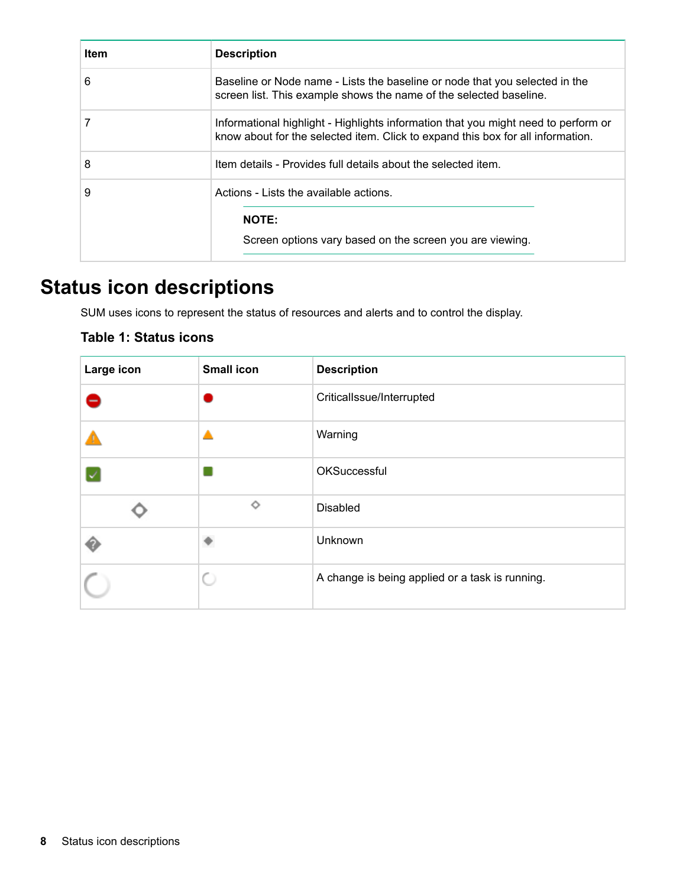| Item | Description |
| --- | --- |
| 6 | Baseline or Node name - Lists the baseline or node that you selected in the screen list. This example shows the name of the selected baseline. |
| 7 | Informational highlight - Highlights information that you might need to perform or know about for the selected item. Click to expand this box for all information. |
| 8 | Item details - Provides full details about the selected item. |
| 9 | Actions - Lists the available actions.<br><br>**NOTE:**<br><br>Screen options vary based on the screen you are viewing. |

# Status icon descriptions

SUM uses icons to represent the status of resources and alerts and to control the display.

**Table 1: Status icons**

| Large icon | Small icon | Description |
| --- | --- | --- |
| | | CriticalIssue/Interrupted |
| | | Warning |
| | | OKSuccessful |
| | | Disabled |
| | | Unknown |
| | | A change is being applied or a task is running. |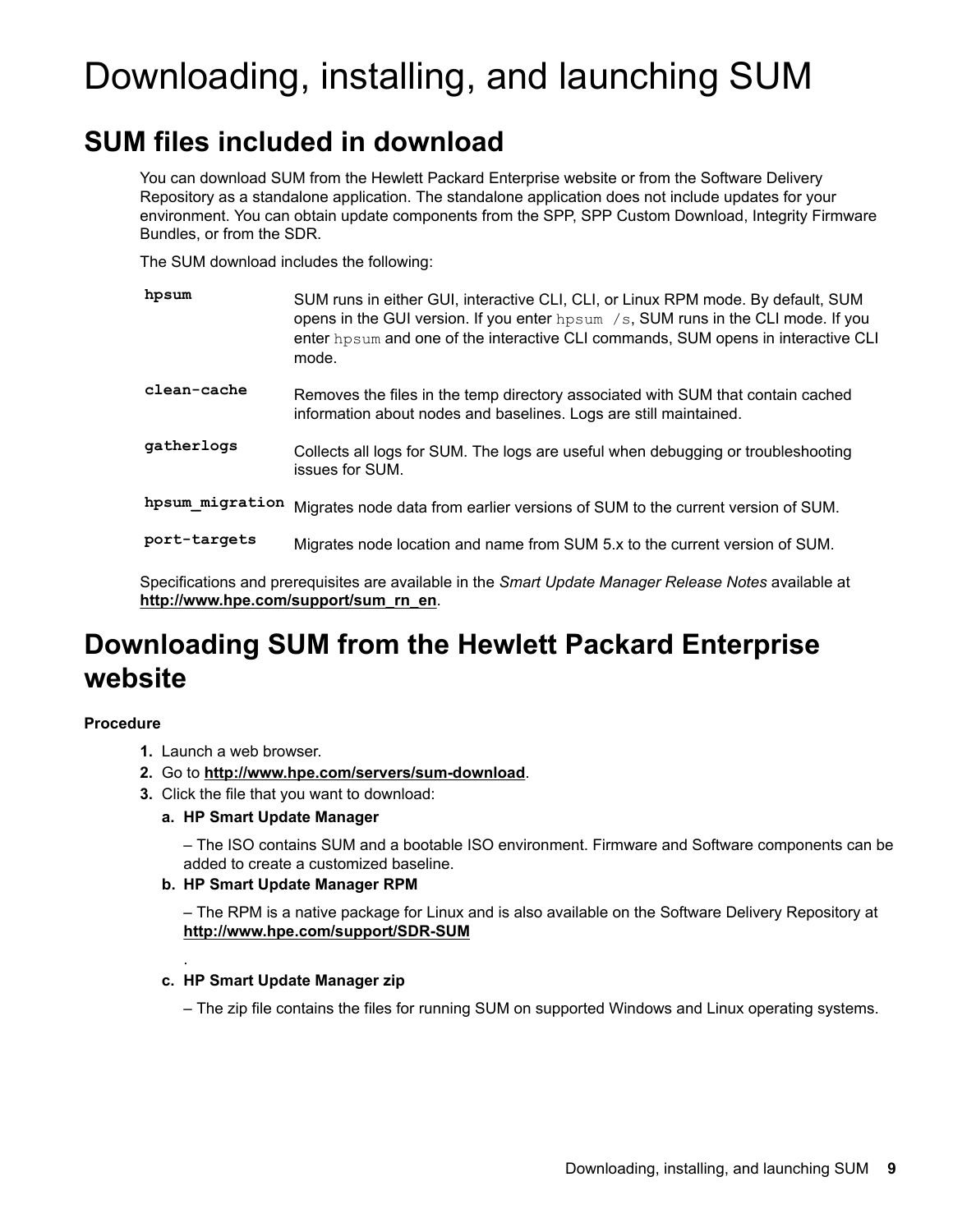# Downloading, installing, and launching SUM

## SUM files included in download

You can download SUM from the Hewlett Packard Enterprise website or from the Software Delivery Repository as a standalone application. The standalone application does not include updates for your environment. You can obtain update components from the SPP, SPP Custom Download, Integrity Firmware Bundles, or from the SDR.

The SUM download includes the following:

| | |
|---|---|
| **hpsum** | SUM runs in either GUI, interactive CLI, CLI, or Linux RPM mode. By default, SUM opens in the GUI version. If you enter `hpsum /s`, SUM runs in the CLI mode. If you enter `hpsum` and one of the interactive CLI commands, SUM opens in interactive CLI mode. |
| **clean-cache** | Removes the files in the temp directory associated with SUM that contain cached information about nodes and baselines. Logs are still maintained. |
| **gatherlogs** | Collects all logs for SUM. The logs are useful when debugging or troubleshooting issues for SUM. |
| **hpsum_migration** | Migrates node data from earlier versions of SUM to the current version of SUM. |
| **port-targets** | Migrates node location and name from SUM 5.x to the current version of SUM. |

Specifications and prerequisites are available in the *Smart Update Manager Release Notes* available at **http://www.hpe.com/support/sum_rn_en**.

## Downloading SUM from the Hewlett Packard Enterprise website

**Procedure**

1. Launch a web browser.
2. Go to **http://www.hpe.com/servers/sum-download**.
3. Click the file that you want to download:
   a. **HP Smart Update Manager**

      – The ISO contains SUM and a bootable ISO environment. Firmware and Software components can be added to create a customized baseline.
   b. **HP Smart Update Manager RPM**

      – The RPM is a native package for Linux and is also available on the Software Delivery Repository at **http://www.hpe.com/support/SDR-SUM**

      .
   c. **HP Smart Update Manager zip**

      – The zip file contains the files for running SUM on supported Windows and Linux operating systems.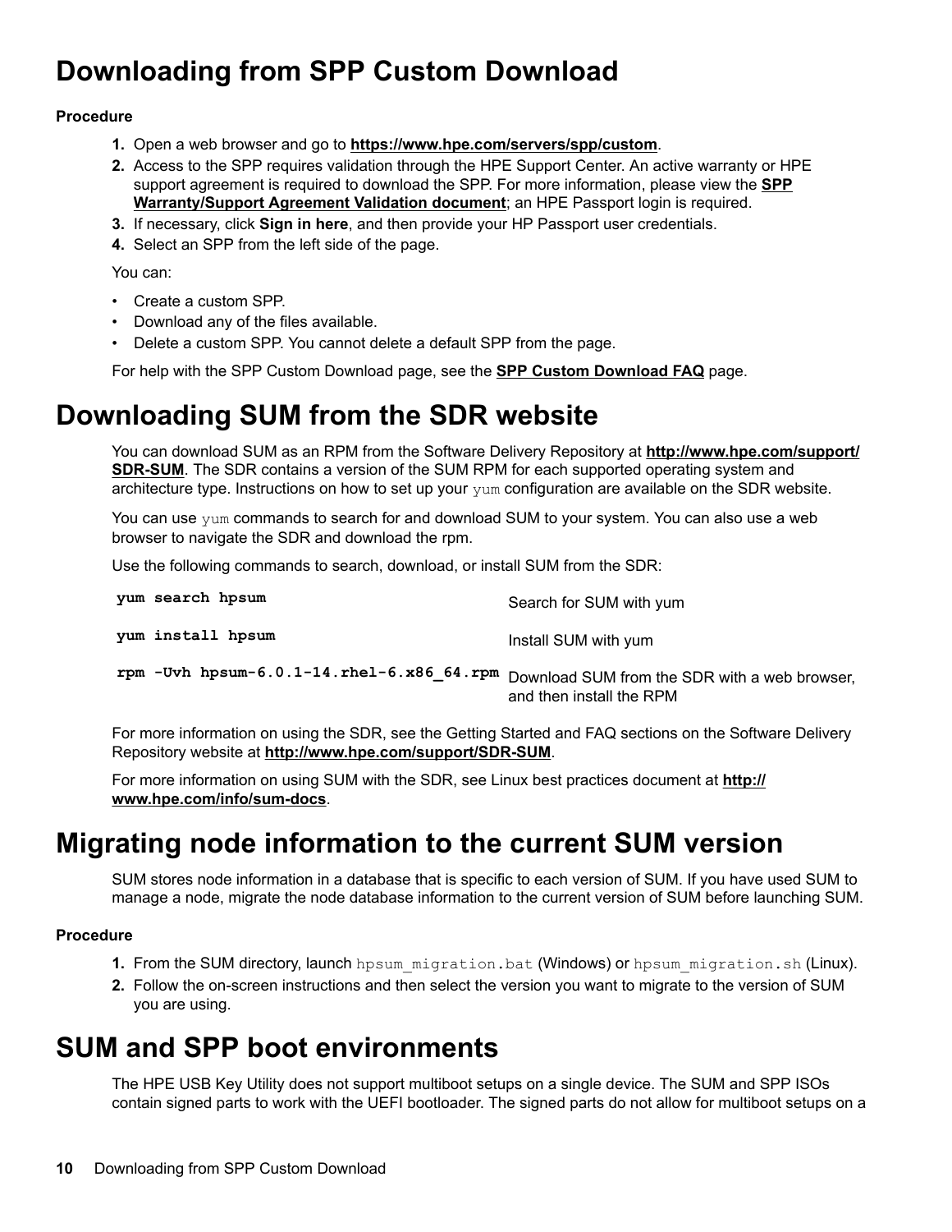# Downloading from SPP Custom Download

**Procedure**

1. Open a web browser and go to **https://www.hpe.com/servers/spp/custom**.
2. Access to the SPP requires validation through the HPE Support Center. An active warranty or HPE support agreement is required to download the SPP. For more information, please view the **SPP Warranty/Support Agreement Validation document**; an HPE Passport login is required.
3. If necessary, click **Sign in here**, and then provide your HP Passport user credentials.
4. Select an SPP from the left side of the page.

You can:

- Create a custom SPP.
- Download any of the files available.
- Delete a custom SPP. You cannot delete a default SPP from the page.

For help with the SPP Custom Download page, see the **SPP Custom Download FAQ** page.

# Downloading SUM from the SDR website

You can download SUM as an RPM from the Software Delivery Repository at **http://www.hpe.com/support/SDR-SUM**. The SDR contains a version of the SUM RPM for each supported operating system and architecture type. Instructions on how to set up your `yum` configuration are available on the SDR website.

You can use `yum` commands to search for and download SUM to your system. You can also use a web browser to navigate the SDR and download the rpm.

Use the following commands to search, download, or install SUM from the SDR:

| | |
|---|---|
| `yum search hpsum` | Search for SUM with yum |
| `yum install hpsum` | Install SUM with yum |
| `rpm -Uvh hpsum-6.0.1-14.rhel-6.x86_64.rpm` | Download SUM from the SDR with a web browser, and then install the RPM |

For more information on using the SDR, see the Getting Started and FAQ sections on the Software Delivery Repository website at **http://www.hpe.com/support/SDR-SUM**.

For more information on using SUM with the SDR, see Linux best practices document at **http://www.hpe.com/info/sum-docs**.

# Migrating node information to the current SUM version

SUM stores node information in a database that is specific to each version of SUM. If you have used SUM to manage a node, migrate the node database information to the current version of SUM before launching SUM.

**Procedure**

1. From the SUM directory, launch `hpsum_migration.bat` (Windows) or `hpsum_migration.sh` (Linux).
2. Follow the on-screen instructions and then select the version you want to migrate to the version of SUM you are using.

# SUM and SPP boot environments

The HPE USB Key Utility does not support multiboot setups on a single device. The SUM and SPP ISOs contain signed parts to work with the UEFI bootloader. The signed parts do not allow for multiboot setups on a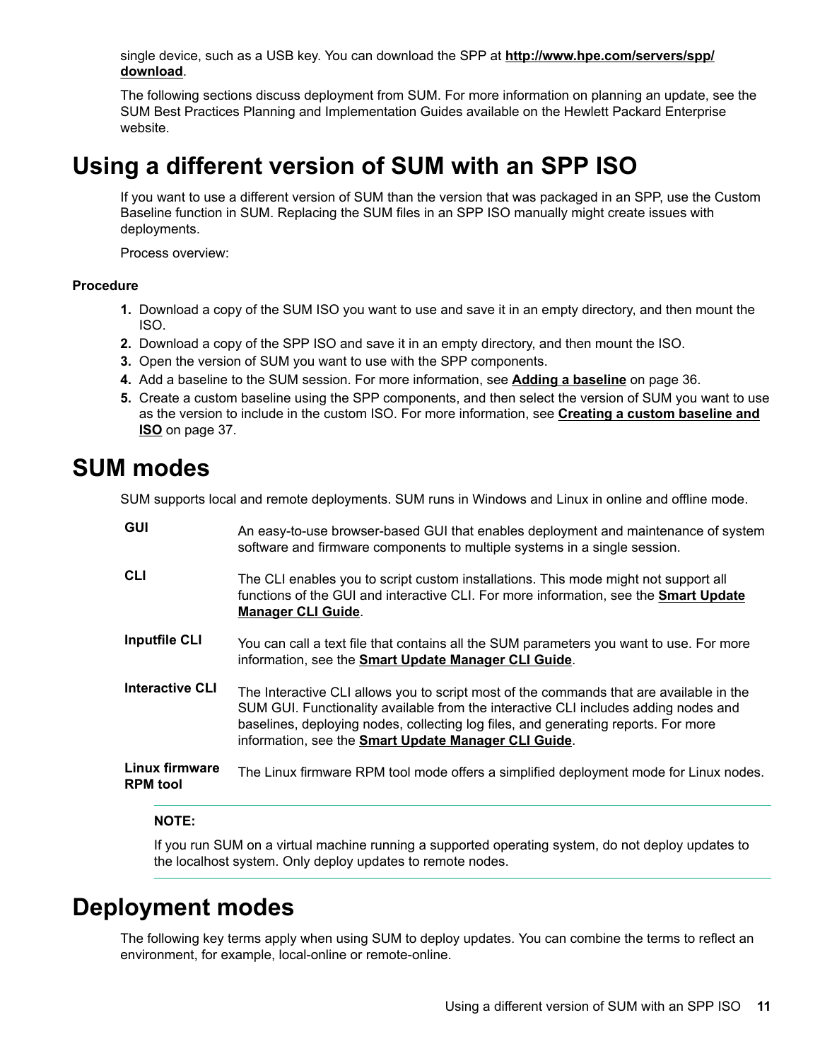single device, such as a USB key. You can download the SPP at **http://www.hpe.com/servers/spp/download**.

The following sections discuss deployment from SUM. For more information on planning an update, see the SUM Best Practices Planning and Implementation Guides available on the Hewlett Packard Enterprise website.

# Using a different version of SUM with an SPP ISO

If you want to use a different version of SUM than the version that was packaged in an SPP, use the Custom Baseline function in SUM. Replacing the SUM files in an SPP ISO manually might create issues with deployments.

Process overview:

**Procedure**

1. Download a copy of the SUM ISO you want to use and save it in an empty directory, and then mount the ISO.
2. Download a copy of the SPP ISO and save it in an empty directory, and then mount the ISO.
3. Open the version of SUM you want to use with the SPP components.
4. Add a baseline to the SUM session. For more information, see **Adding a baseline** on page 36.
5. Create a custom baseline using the SPP components, and then select the version of SUM you want to use as the version to include in the custom ISO. For more information, see **Creating a custom baseline and ISO** on page 37.

# SUM modes

SUM supports local and remote deployments. SUM runs in Windows and Linux in online and offline mode.

| | |
|---|---|
| **GUI** | An easy-to-use browser-based GUI that enables deployment and maintenance of system software and firmware components to multiple systems in a single session. |
| **CLI** | The CLI enables you to script custom installations. This mode might not support all functions of the GUI and interactive CLI. For more information, see the **Smart Update Manager CLI Guide**. |
| **Inputfile CLI** | You can call a text file that contains all the SUM parameters you want to use. For more information, see the **Smart Update Manager CLI Guide**. |
| **Interactive CLI** | The Interactive CLI allows you to script most of the commands that are available in the SUM GUI. Functionality available from the interactive CLI includes adding nodes and baselines, deploying nodes, collecting log files, and generating reports. For more information, see the **Smart Update Manager CLI Guide**. |
| **Linux firmware RPM tool** | The Linux firmware RPM tool mode offers a simplified deployment mode for Linux nodes. |

**NOTE:**

If you run SUM on a virtual machine running a supported operating system, do not deploy updates to the localhost system. Only deploy updates to remote nodes.

# Deployment modes

The following key terms apply when using SUM to deploy updates. You can combine the terms to reflect an environment, for example, local-online or remote-online.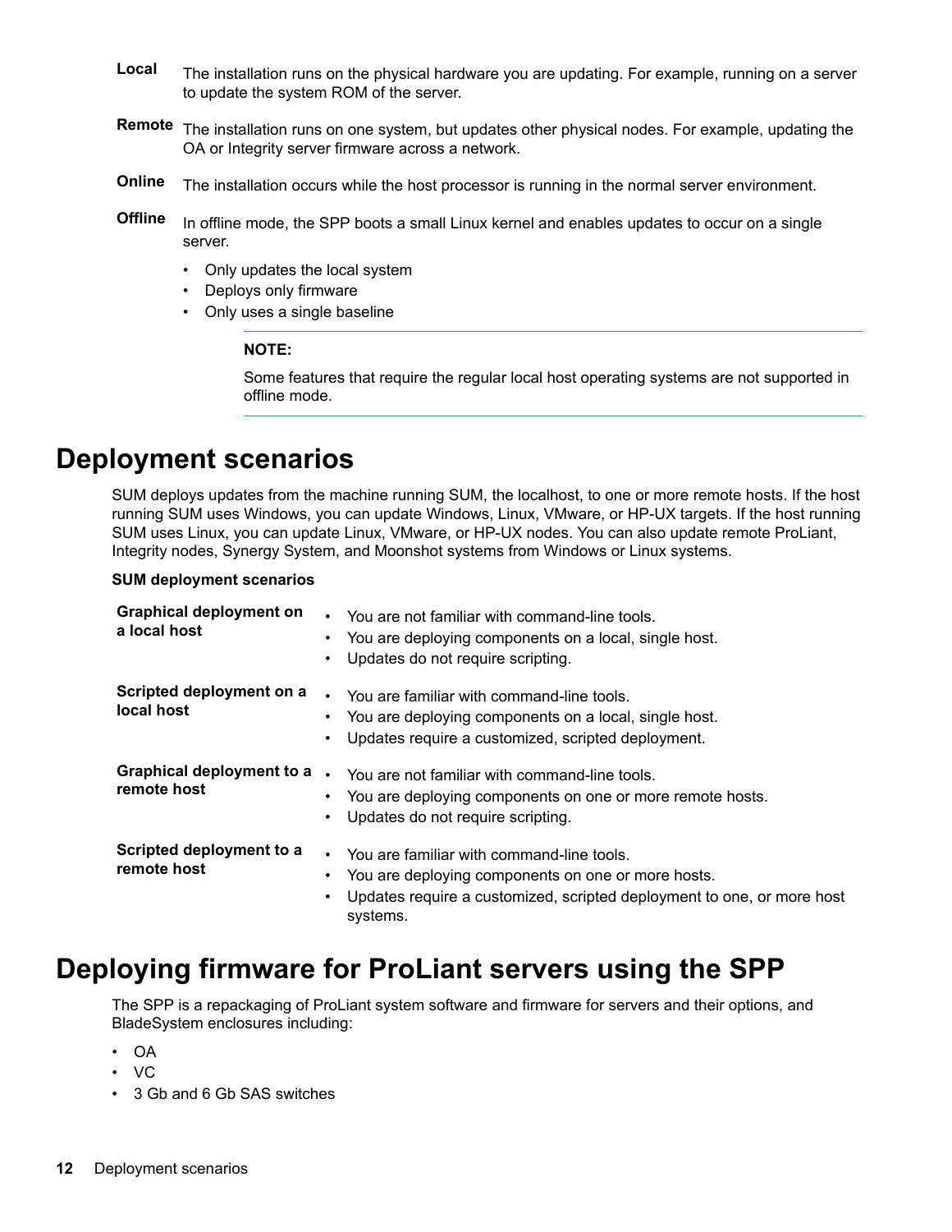**Local** The installation runs on the physical hardware you are updating. For example, running on a server to update the system ROM of the server.

**Remote** The installation runs on one system, but updates other physical nodes. For example, updating the OA or Integrity server firmware across a network.

**Online** The installation occurs while the host processor is running in the normal server environment.

**Offline** In offline mode, the SPP boots a small Linux kernel and enables updates to occur on a single server.

- Only updates the local system
- Deploys only firmware
- Only uses a single baseline

> **NOTE:**
>
> Some features that require the regular local host operating systems are not supported in offline mode.

## Deployment scenarios

SUM deploys updates from the machine running SUM, the localhost, to one or more remote hosts. If the host running SUM uses Windows, you can update Windows, Linux, VMware, or HP-UX targets. If the host running SUM uses Linux, you can update Linux, VMware, or HP-UX nodes. You can also update remote ProLiant, Integrity nodes, Synergy System, and Moonshot systems from Windows or Linux systems.

**SUM deployment scenarios**

| | |
|---|---|
| **Graphical deployment on a local host** | • You are not familiar with command-line tools.<br>• You are deploying components on a local, single host.<br>• Updates do not require scripting. |
| **Scripted deployment on a local host** | • You are familiar with command-line tools.<br>• You are deploying components on a local, single host.<br>• Updates require a customized, scripted deployment. |
| **Graphical deployment to a remote host** | • You are not familiar with command-line tools.<br>• You are deploying components on one or more remote hosts.<br>• Updates do not require scripting. |
| **Scripted deployment to a remote host** | • You are familiar with command-line tools.<br>• You are deploying components on one or more hosts.<br>• Updates require a customized, scripted deployment to one, or more host systems. |

## Deploying firmware for ProLiant servers using the SPP

The SPP is a repackaging of ProLiant system software and firmware for servers and their options, and BladeSystem enclosures including:

- OA
- VC
- 3 Gb and 6 Gb SAS switches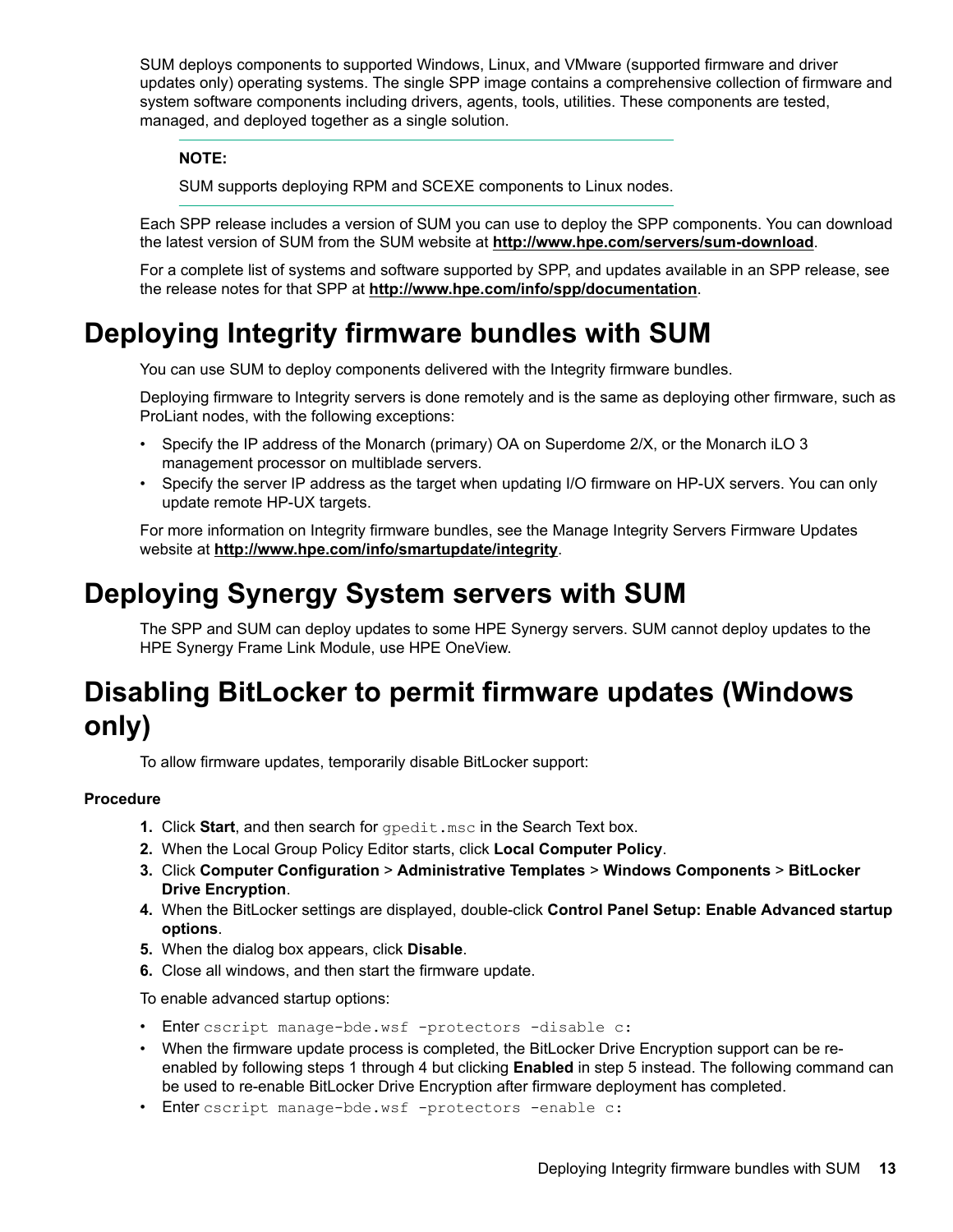SUM deploys components to supported Windows, Linux, and VMware (supported firmware and driver updates only) operating systems. The single SPP image contains a comprehensive collection of firmware and system software components including drivers, agents, tools, utilities. These components are tested, managed, and deployed together as a single solution.

> **NOTE:**
>
> SUM supports deploying RPM and SCEXE components to Linux nodes.

Each SPP release includes a version of SUM you can use to deploy the SPP components. You can download the latest version of SUM from the SUM website at **http://www.hpe.com/servers/sum-download**.

For a complete list of systems and software supported by SPP, and updates available in an SPP release, see the release notes for that SPP at **http://www.hpe.com/info/spp/documentation**.

# Deploying Integrity firmware bundles with SUM

You can use SUM to deploy components delivered with the Integrity firmware bundles.

Deploying firmware to Integrity servers is done remotely and is the same as deploying other firmware, such as ProLiant nodes, with the following exceptions:

- Specify the IP address of the Monarch (primary) OA on Superdome 2/X, or the Monarch iLO 3 management processor on multiblade servers.
- Specify the server IP address as the target when updating I/O firmware on HP-UX servers. You can only update remote HP-UX targets.

For more information on Integrity firmware bundles, see the Manage Integrity Servers Firmware Updates website at **http://www.hpe.com/info/smartupdate/integrity**.

# Deploying Synergy System servers with SUM

The SPP and SUM can deploy updates to some HPE Synergy servers. SUM cannot deploy updates to the HPE Synergy Frame Link Module, use HPE OneView.

# Disabling BitLocker to permit firmware updates (Windows only)

To allow firmware updates, temporarily disable BitLocker support:

**Procedure**

1. Click **Start**, and then search for `gpedit.msc` in the Search Text box.
2. When the Local Group Policy Editor starts, click **Local Computer Policy**.
3. Click **Computer Configuration** > **Administrative Templates** > **Windows Components** > **BitLocker Drive Encryption**.
4. When the BitLocker settings are displayed, double-click **Control Panel Setup: Enable Advanced startup options**.
5. When the dialog box appears, click **Disable**.
6. Close all windows, and then start the firmware update.

To enable advanced startup options:

- Enter `cscript manage-bde.wsf -protectors -disable c:`
- When the firmware update process is completed, the BitLocker Drive Encryption support can be re-enabled by following steps 1 through 4 but clicking **Enabled** in step 5 instead. The following command can be used to re-enable BitLocker Drive Encryption after firmware deployment has completed.
- Enter `cscript manage-bde.wsf -protectors -enable c:`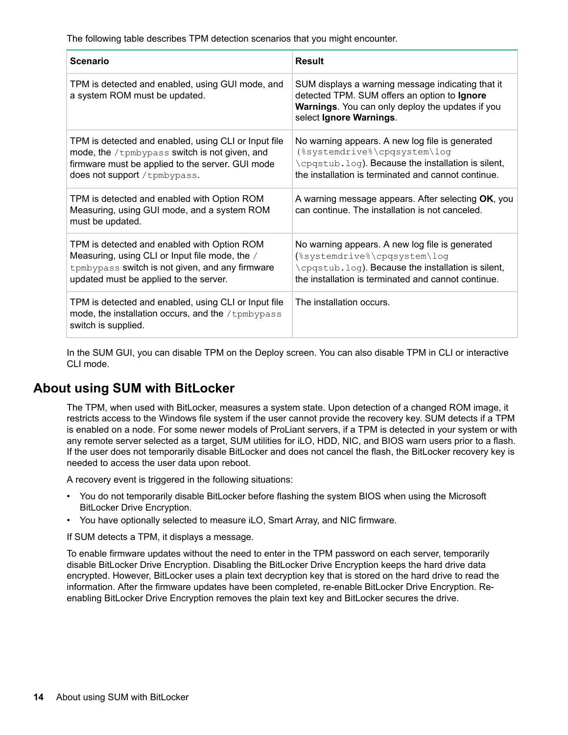The following table describes TPM detection scenarios that you might encounter.

| Scenario | Result |
| --- | --- |
| TPM is detected and enabled, using GUI mode, and a system ROM must be updated. | SUM displays a warning message indicating that it detected TPM. SUM offers an option to **Ignore Warnings**. You can only deploy the updates if you select **Ignore Warnings**. |
| TPM is detected and enabled, using CLI or Input file mode, the `/tpmbypass` switch is not given, and firmware must be applied to the server. GUI mode does not support `/tpmbypass`. | No warning appears. A new log file is generated (`%systemdrive%\cpqsystem\log\cpqstub.log`). Because the installation is silent, the installation is terminated and cannot continue. |
| TPM is detected and enabled with Option ROM Measuring, using GUI mode, and a system ROM must be updated. | A warning message appears. After selecting **OK**, you can continue. The installation is not canceled. |
| TPM is detected and enabled with Option ROM Measuring, using CLI or Input file mode, the `/tpmbypass` switch is not given, and any firmware updated must be applied to the server. | No warning appears. A new log file is generated (`%systemdrive%\cpqsystem\log\cpqstub.log`). Because the installation is silent, the installation is terminated and cannot continue. |
| TPM is detected and enabled, using CLI or Input file mode, the installation occurs, and the `/tpmbypass` switch is supplied. | The installation occurs. |

In the SUM GUI, you can disable TPM on the Deploy screen. You can also disable TPM in CLI or interactive CLI mode.

## About using SUM with BitLocker

The TPM, when used with BitLocker, measures a system state. Upon detection of a changed ROM image, it restricts access to the Windows file system if the user cannot provide the recovery key. SUM detects if a TPM is enabled on a node. For some newer models of ProLiant servers, if a TPM is detected in your system or with any remote server selected as a target, SUM utilities for iLO, HDD, NIC, and BIOS warn users prior to a flash. If the user does not temporarily disable BitLocker and does not cancel the flash, the BitLocker recovery key is needed to access the user data upon reboot.

A recovery event is triggered in the following situations:

- You do not temporarily disable BitLocker before flashing the system BIOS when using the Microsoft BitLocker Drive Encryption.
- You have optionally selected to measure iLO, Smart Array, and NIC firmware.

If SUM detects a TPM, it displays a message.

To enable firmware updates without the need to enter in the TPM password on each server, temporarily disable BitLocker Drive Encryption. Disabling the BitLocker Drive Encryption keeps the hard drive data encrypted. However, BitLocker uses a plain text decryption key that is stored on the hard drive to read the information. After the firmware updates have been completed, re-enable BitLocker Drive Encryption. Re-enabling BitLocker Drive Encryption removes the plain text key and BitLocker secures the drive.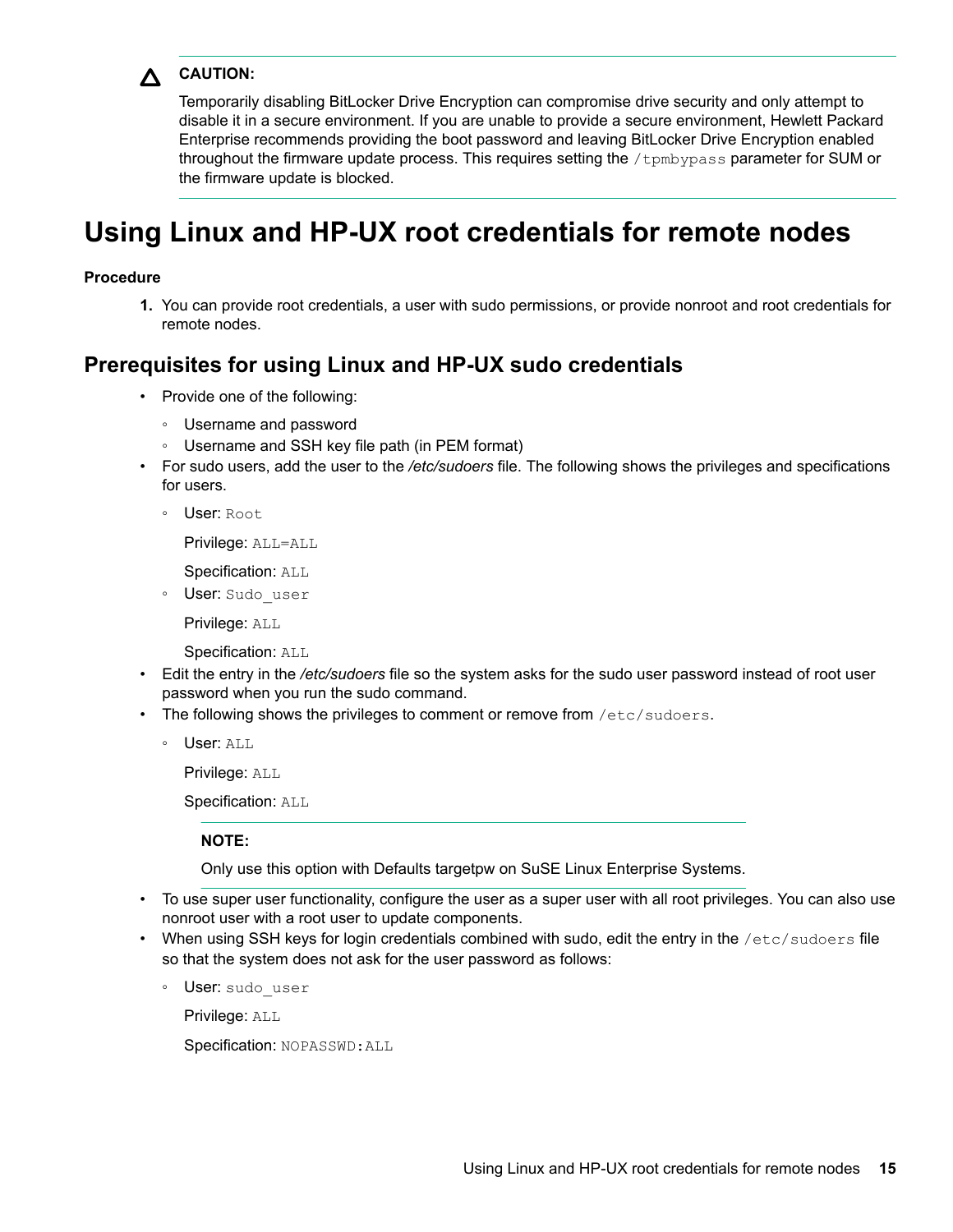> **CAUTION:**
>
> Temporarily disabling BitLocker Drive Encryption can compromise drive security and only attempt to disable it in a secure environment. If you are unable to provide a secure environment, Hewlett Packard Enterprise recommends providing the boot password and leaving BitLocker Drive Encryption enabled throughout the firmware update process. This requires setting the `/tpmbypass` parameter for SUM or the firmware update is blocked.

# Using Linux and HP-UX root credentials for remote nodes

**Procedure**

1. You can provide root credentials, a user with sudo permissions, or provide nonroot and root credentials for remote nodes.

## Prerequisites for using Linux and HP-UX sudo credentials

- Provide one of the following:
  - Username and password
  - Username and SSH key file path (in PEM format)
- For sudo users, add the user to the */etc/sudoers* file. The following shows the privileges and specifications for users.
  - User: `Root`

    Privilege: `ALL=ALL`

    Specification: `ALL`
  - User: `Sudo_user`

    Privilege: `ALL`

    Specification: `ALL`
- Edit the entry in the */etc/sudoers* file so the system asks for the sudo user password instead of root user password when you run the sudo command.
- The following shows the privileges to comment or remove from `/etc/sudoers`.
  - User: `ALL`

    Privilege: `ALL`

    Specification: `ALL`

    > **NOTE:**
    >
    > Only use this option with Defaults targetpw on SuSE Linux Enterprise Systems.
- To use super user functionality, configure the user as a super user with all root privileges. You can also use nonroot user with a root user to update components.
- When using SSH keys for login credentials combined with sudo, edit the entry in the `/etc/sudoers` file so that the system does not ask for the user password as follows:
  - User: `sudo_user`

    Privilege: `ALL`

    Specification: `NOPASSWD:ALL`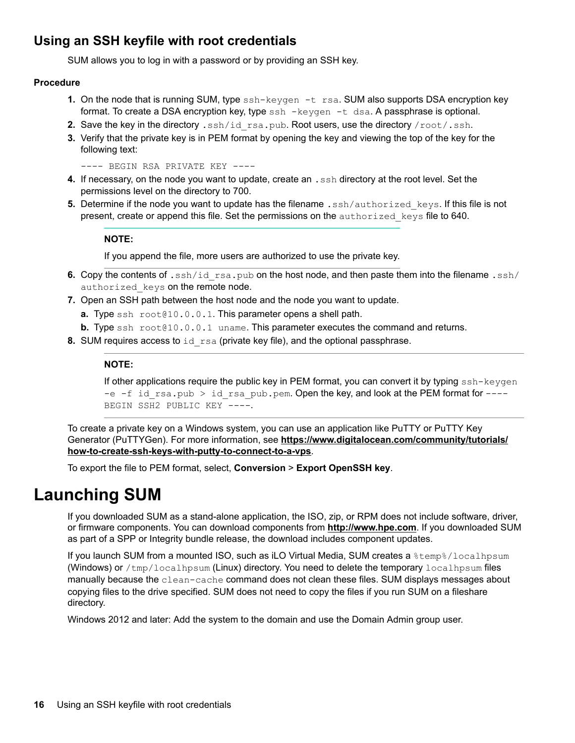## Using an SSH keyfile with root credentials

SUM allows you to log in with a password or by providing an SSH key.

#### Procedure

1. On the node that is running SUM, type `ssh-keygen -t rsa`. SUM also supports DSA encryption key format. To create a DSA encryption key, type `ssh -keygen -t dsa`. A passphrase is optional.
2. Save the key in the directory `.ssh/id_rsa.pub`. Root users, use the directory `/root/.ssh`.
3. Verify that the private key is in PEM format by opening the key and viewing the top of the key for the following text:

   ```
   ---- BEGIN RSA PRIVATE KEY ----
   ```

4. If necessary, on the node you want to update, create an `.ssh` directory at the root level. Set the permissions level on the directory to 700.
5. Determine if the node you want to update has the filename `.ssh/authorized_keys`. If this file is not present, create or append this file. Set the permissions on the `authorized_keys` file to 640.

   **NOTE:**

   If you append the file, more users are authorized to use the private key.

6. Copy the contents of `.ssh/id_rsa.pub` on the host node, and then paste them into the filename `.ssh/authorized_keys` on the remote node.
7. Open an SSH path between the host node and the node you want to update.
   a. Type `ssh root@10.0.0.1`. This parameter opens a shell path.
   b. Type `ssh root@10.0.0.1 uname`. This parameter executes the command and returns.
8. SUM requires access to `id_rsa` (private key file), and the optional passphrase.

   **NOTE:**

   If other applications require the public key in PEM format, you can convert it by typing `ssh-keygen -e -f id_rsa.pub > id_rsa_pub.pem`. Open the key, and look at the PEM format for `---- BEGIN SSH2 PUBLIC KEY ----`.

To create a private key on a Windows system, you can use an application like PuTTY or PuTTY Key Generator (PuTTYGen). For more information, see **https://www.digitalocean.com/community/tutorials/how-to-create-ssh-keys-with-putty-to-connect-to-a-vps**.

To export the file to PEM format, select, **Conversion** > **Export OpenSSH key**.

# Launching SUM

If you downloaded SUM as a stand-alone application, the ISO, zip, or RPM does not include software, driver, or firmware components. You can download components from **http://www.hpe.com**. If you downloaded SUM as part of a SPP or Integrity bundle release, the download includes component updates.

If you launch SUM from a mounted ISO, such as iLO Virtual Media, SUM creates a `%temp%/localhpsum` (Windows) or `/tmp/localhpsum` (Linux) directory. You need to delete the temporary `localhpsum` files manually because the `clean-cache` command does not clean these files. SUM displays messages about copying files to the drive specified. SUM does not need to copy the files if you run SUM on a fileshare directory.

Windows 2012 and later: Add the system to the domain and use the Domain Admin group user.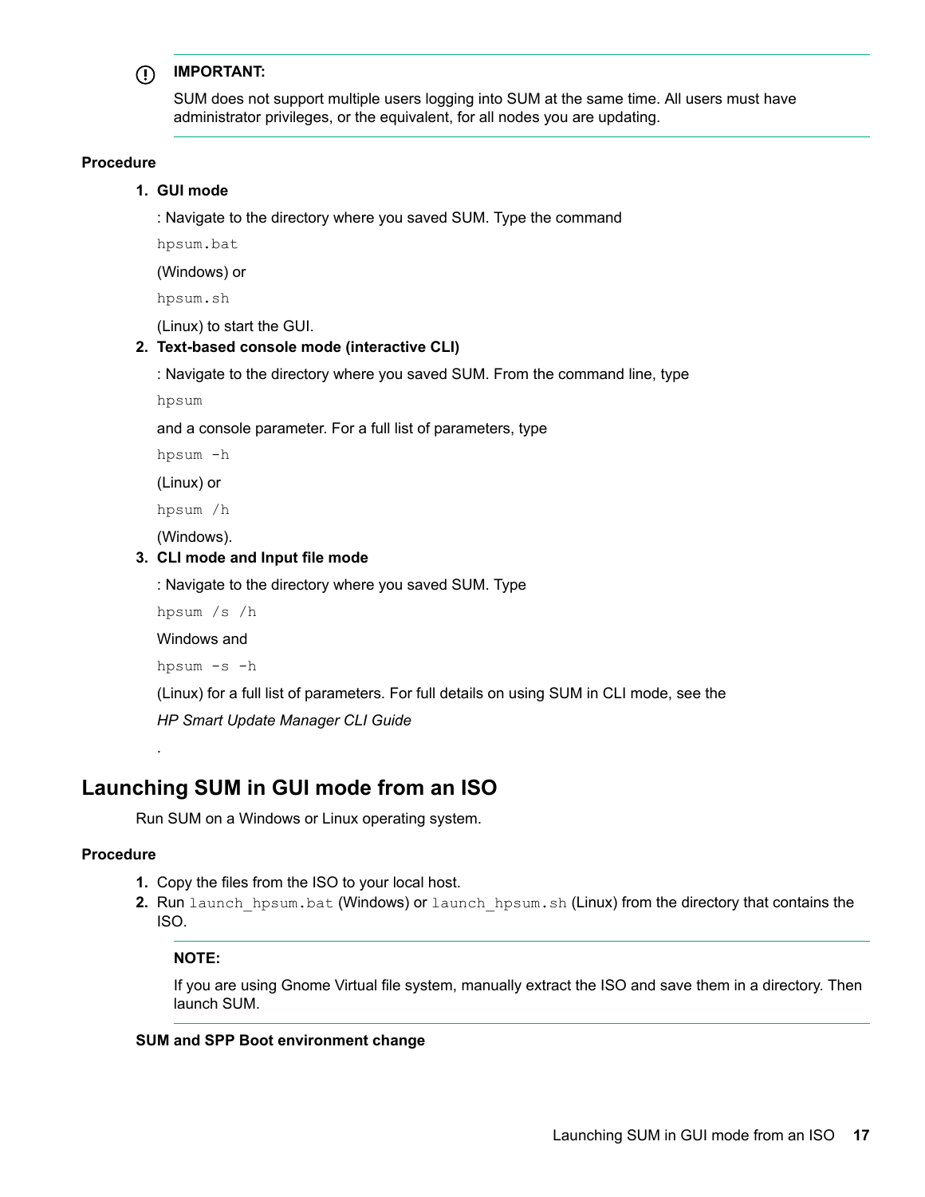**IMPORTANT:**

SUM does not support multiple users logging into SUM at the same time. All users must have administrator privileges, or the equivalent, for all nodes you are updating.

**Procedure**

1. **GUI mode**

   : Navigate to the directory where you saved SUM. Type the command

   `hpsum.bat`

   (Windows) or

   `hpsum.sh`

   (Linux) to start the GUI.

2. **Text-based console mode (interactive CLI)**

   : Navigate to the directory where you saved SUM. From the command line, type

   `hpsum`

   and a console parameter. For a full list of parameters, type

   `hpsum -h`

   (Linux) or

   `hpsum /h`

   (Windows).

3. **CLI mode and Input file mode**

   : Navigate to the directory where you saved SUM. Type

   `hpsum /s /h`

   Windows and

   `hpsum -s -h`

   (Linux) for a full list of parameters. For full details on using SUM in CLI mode, see the

   *HP Smart Update Manager CLI Guide*

   .

## Launching SUM in GUI mode from an ISO

Run SUM on a Windows or Linux operating system.

**Procedure**

1. Copy the files from the ISO to your local host.
2. Run `launch_hpsum.bat` (Windows) or `launch_hpsum.sh` (Linux) from the directory that contains the ISO.

   **NOTE:**

   If you are using Gnome Virtual file system, manually extract the ISO and save them in a directory. Then launch SUM.

**SUM and SPP Boot environment change**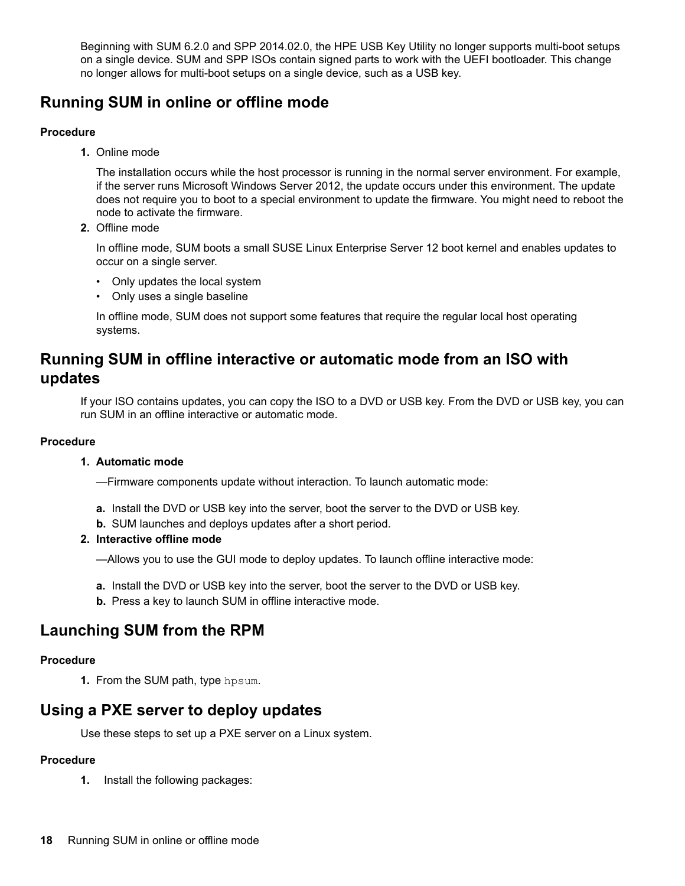Beginning with SUM 6.2.0 and SPP 2014.02.0, the HPE USB Key Utility no longer supports multi-boot setups on a single device. SUM and SPP ISOs contain signed parts to work with the UEFI bootloader. This change no longer allows for multi-boot setups on a single device, such as a USB key.

## Running SUM in online or offline mode

**Procedure**

1. Online mode

   The installation occurs while the host processor is running in the normal server environment. For example, if the server runs Microsoft Windows Server 2012, the update occurs under this environment. The update does not require you to boot to a special environment to update the firmware. You might need to reboot the node to activate the firmware.

2. Offline mode

   In offline mode, SUM boots a small SUSE Linux Enterprise Server 12 boot kernel and enables updates to occur on a single server.

   - Only updates the local system
   - Only uses a single baseline

   In offline mode, SUM does not support some features that require the regular local host operating systems.

## Running SUM in offline interactive or automatic mode from an ISO with updates

If your ISO contains updates, you can copy the ISO to a DVD or USB key. From the DVD or USB key, you can run SUM in an offline interactive or automatic mode.

**Procedure**

1. **Automatic mode**

   —Firmware components update without interaction. To launch automatic mode:

   a. Install the DVD or USB key into the server, boot the server to the DVD or USB key.
   b. SUM launches and deploys updates after a short period.

2. **Interactive offline mode**

   —Allows you to use the GUI mode to deploy updates. To launch offline interactive mode:

   a. Install the DVD or USB key into the server, boot the server to the DVD or USB key.
   b. Press a key to launch SUM in offline interactive mode.

## Launching SUM from the RPM

**Procedure**

1. From the SUM path, type `hpsum`.

## Using a PXE server to deploy updates

Use these steps to set up a PXE server on a Linux system.

**Procedure**

1. Install the following packages: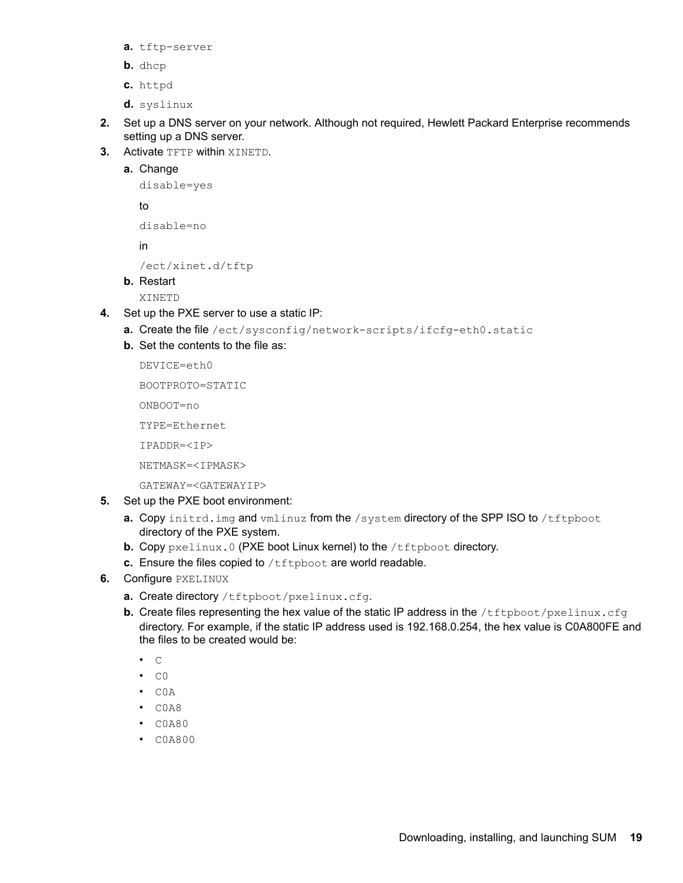a. `tftp-server`
   b. `dhcp`
   c. `httpd`
   d. `syslinux`
2. Set up a DNS server on your network. Although not required, Hewlett Packard Enterprise recommends setting up a DNS server.
3. Activate `TFTP` within `XINETD`.
   a. Change

      `disable=yes`

      to

      `disable=no`

      in

      `/ect/xinet.d/tftp`
   b. Restart

      `XINETD`
4. Set up the PXE server to use a static IP:
   a. Create the file `/ect/sysconfig/network-scripts/ifcfg-eth0.static`
   b. Set the contents to the file as:

      ```
      DEVICE=eth0
      BOOTPROTO=STATIC
      ONBOOT=no
      TYPE=Ethernet
      IPADDR=<IP>
      NETMASK=<IPMASK>
      GATEWAY=<GATEWAYIP>
      ```
5. Set up the PXE boot environment:
   a. Copy `initrd.img` and `vmlinuz` from the `/system` directory of the SPP ISO to `/tftpboot` directory of the PXE system.
   b. Copy `pxelinux.0` (PXE boot Linux kernel) to the `/tftpboot` directory.
   c. Ensure the files copied to `/tftpboot` are world readable.
6. Configure `PXELINUX`
   a. Create directory `/tftpboot/pxelinux.cfg`.
   b. Create files representing the hex value of the static IP address in the `/tftpboot/pxelinux.cfg` directory. For example, if the static IP address used is 192.168.0.254, the hex value is C0A800FE and the files to be created would be:
      - `C`
      - `C0`
      - `C0A`
      - `C0A8`
      - `C0A80`
      - `C0A800`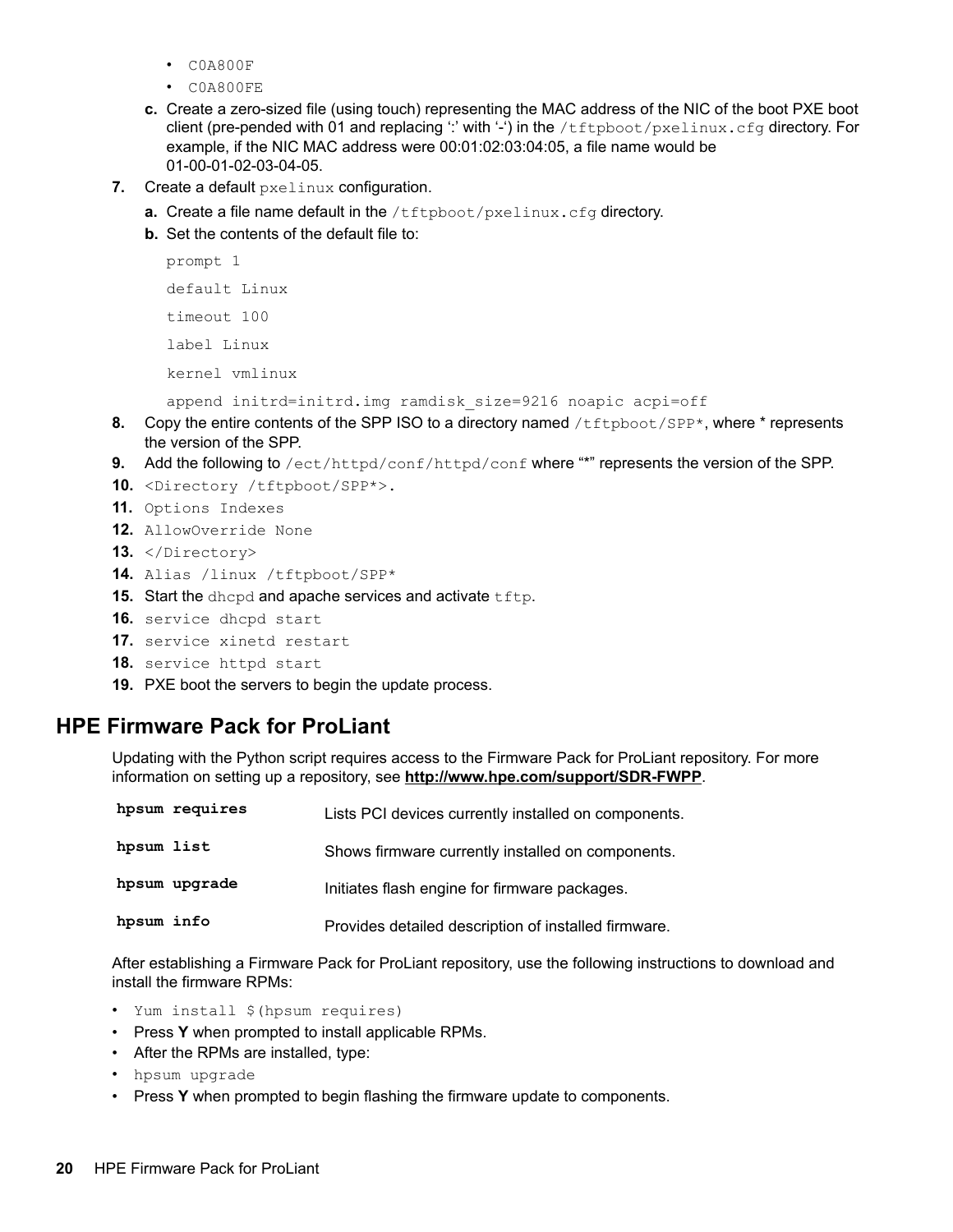- C0A800F
- C0A800FE

c. Create a zero-sized file (using touch) representing the MAC address of the NIC of the boot PXE boot client (pre-pended with 01 and replacing ':' with '-') in the `/tftpboot/pxelinux.cfg` directory. For example, if the NIC MAC address were 00:01:02:03:04:05, a file name would be 01-00-01-02-03-04-05.

7. Create a default `pxelinux` configuration.
   a. Create a file name default in the `/tftpboot/pxelinux.cfg` directory.
   b. Set the contents of the default file to:

   ```
   prompt 1
   default Linux
   timeout 100
   label Linux
   kernel vmlinux
   append initrd=initrd.img ramdisk_size=9216 noapic acpi=off
   ```

8. Copy the entire contents of the SPP ISO to a directory named `/tftpboot/SPP*`, where * represents the version of the SPP.
9. Add the following to `/ect/httpd/conf/httpd/conf` where "*" represents the version of the SPP.
10. `<Directory /tftpboot/SPP*>.`
11. `Options Indexes`
12. `AllowOverride None`
13. `</Directory>`
14. `Alias /linux /tftpboot/SPP*`
15. Start the `dhcpd` and apache services and activate `tftp`.
16. `service dhcpd start`
17. `service xinetd restart`
18. `service httpd start`
19. PXE boot the servers to begin the update process.

## HPE Firmware Pack for ProLiant

Updating with the Python script requires access to the Firmware Pack for ProLiant repository. For more information on setting up a repository, see **http://www.hpe.com/support/SDR-FWPP**.

| | |
|---|---|
| **hpsum requires** | Lists PCI devices currently installed on components. |
| **hpsum list** | Shows firmware currently installed on components. |
| **hpsum upgrade** | Initiates flash engine for firmware packages. |
| **hpsum info** | Provides detailed description of installed firmware. |

After establishing a Firmware Pack for ProLiant repository, use the following instructions to download and install the firmware RPMs:

- `Yum install $(hpsum requires)`
- Press **Y** when prompted to install applicable RPMs.
- After the RPMs are installed, type:
- `hpsum upgrade`
- Press **Y** when prompted to begin flashing the firmware update to components.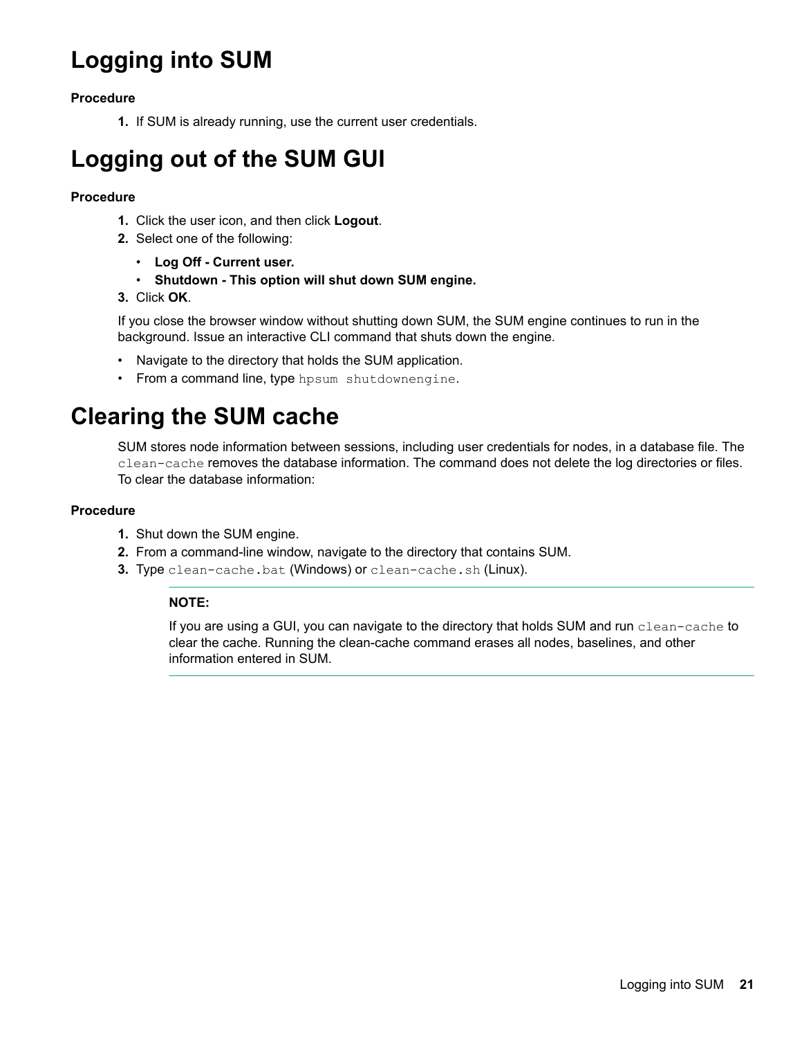# Logging into SUM

**Procedure**

1. If SUM is already running, use the current user credentials.

# Logging out of the SUM GUI

**Procedure**

1. Click the user icon, and then click **Logout**.
2. Select one of the following:
   - **Log Off - Current user.**
   - **Shutdown - This option will shut down SUM engine.**
3. Click **OK**.

If you close the browser window without shutting down SUM, the SUM engine continues to run in the background. Issue an interactive CLI command that shuts down the engine.

- Navigate to the directory that holds the SUM application.
- From a command line, type `hpsum shutdownengine`.

# Clearing the SUM cache

SUM stores node information between sessions, including user credentials for nodes, in a database file. The `clean-cache` removes the database information. The command does not delete the log directories or files. To clear the database information:

**Procedure**

1. Shut down the SUM engine.
2. From a command-line window, navigate to the directory that contains SUM.
3. Type `clean-cache.bat` (Windows) or `clean-cache.sh` (Linux).

**NOTE:**

If you are using a GUI, you can navigate to the directory that holds SUM and run `clean-cache` to clear the cache. Running the clean-cache command erases all nodes, baselines, and other information entered in SUM.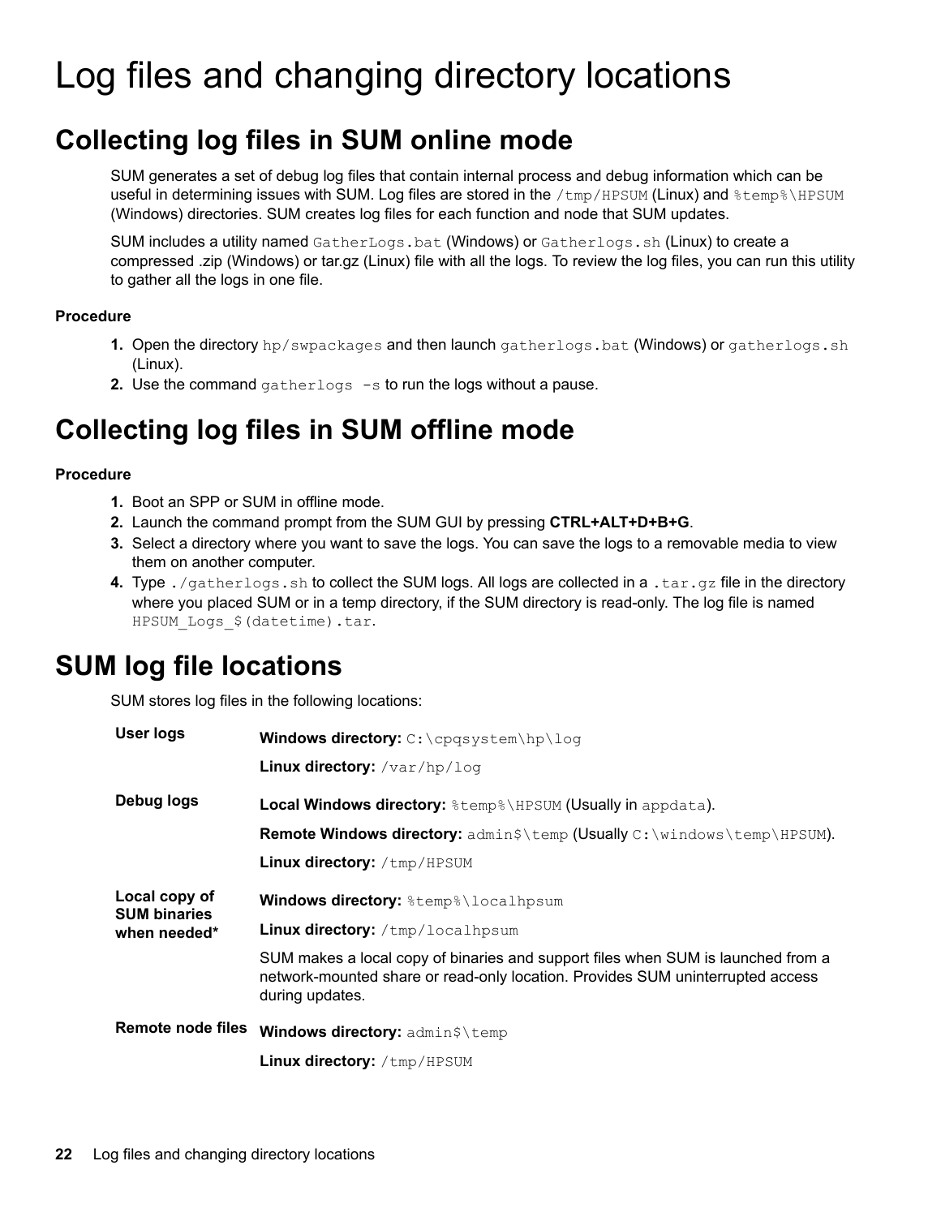# Log files and changing directory locations

## Collecting log files in SUM online mode

SUM generates a set of debug log files that contain internal process and debug information which can be useful in determining issues with SUM. Log files are stored in the `/tmp/HPSUM` (Linux) and `%temp%\HPSUM` (Windows) directories. SUM creates log files for each function and node that SUM updates.

SUM includes a utility named `GatherLogs.bat` (Windows) or `Gatherlogs.sh` (Linux) to create a compressed .zip (Windows) or tar.gz (Linux) file with all the logs. To review the log files, you can run this utility to gather all the logs in one file.

### Procedure

1. Open the directory `hp/swpackages` and then launch `gatherlogs.bat` (Windows) or `gatherlogs.sh` (Linux).
2. Use the command `gatherlogs -s` to run the logs without a pause.

## Collecting log files in SUM offline mode

### Procedure

1. Boot an SPP or SUM in offline mode.
2. Launch the command prompt from the SUM GUI by pressing **CTRL+ALT+D+B+G**.
3. Select a directory where you want to save the logs. You can save the logs to a removable media to view them on another computer.
4. Type `./gatherlogs.sh` to collect the SUM logs. All logs are collected in a `.tar.gz` file in the directory where you placed SUM or in a temp directory, if the SUM directory is read-only. The log file is named `HPSUM_Logs_$(datetime).tar`.

## SUM log file locations

SUM stores log files in the following locations:

| | |
|---|---|
| **User logs** | **Windows directory:** `C:\cpqsystem\hp\log`<br>**Linux directory:** `/var/hp/log` |
| **Debug logs** | **Local Windows directory:** `%temp%\HPSUM` (Usually in `appdata`).<br>**Remote Windows directory:** `admin$\temp` (Usually `C:\windows\temp\HPSUM`).<br>**Linux directory:** `/tmp/HPSUM` |
| **Local copy of SUM binaries when needed*** | **Windows directory:** `%temp%\localhpsum`<br>**Linux directory:** `/tmp/localhpsum`<br>SUM makes a local copy of binaries and support files when SUM is launched from a network-mounted share or read-only location. Provides SUM uninterrupted access during updates. |
| **Remote node files** | **Windows directory:** `admin$\temp`<br>**Linux directory:** `/tmp/HPSUM` |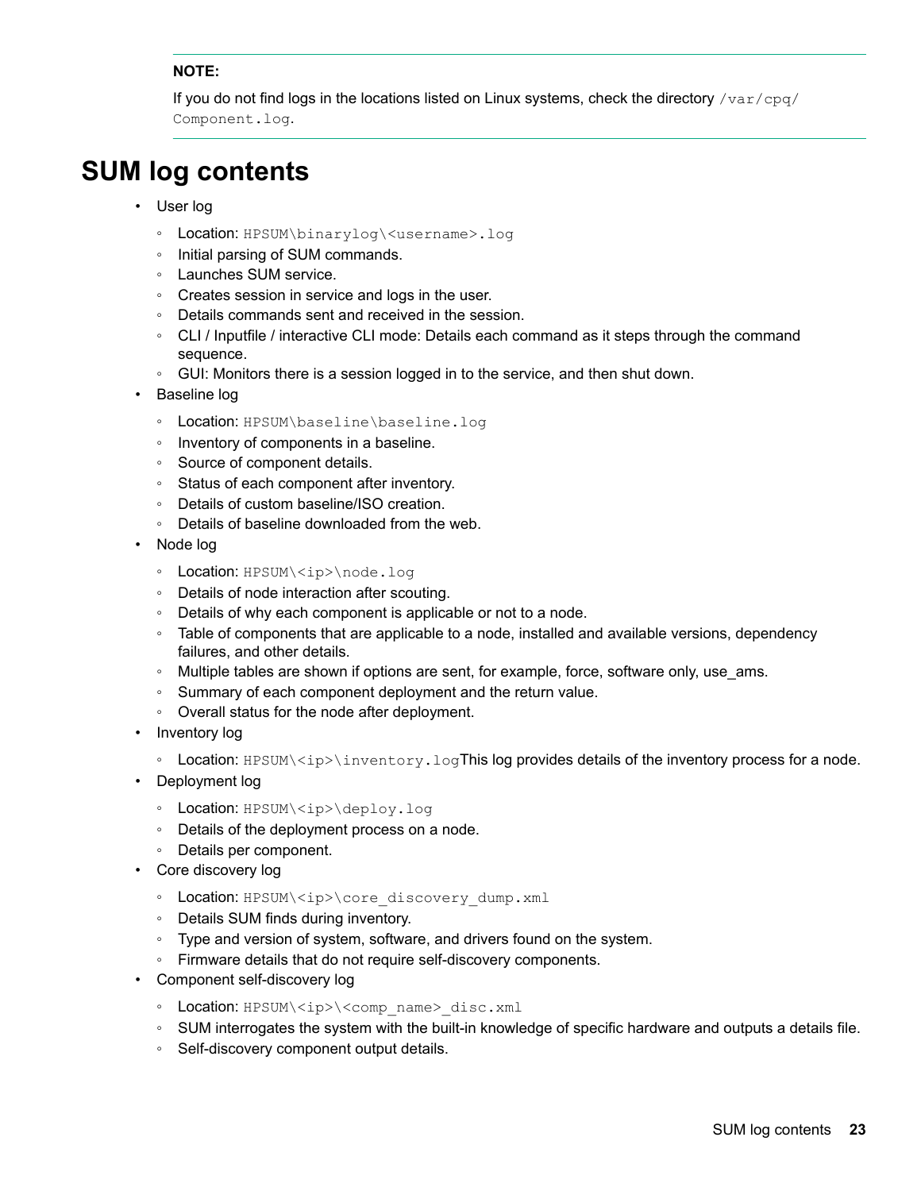**NOTE:**

If you do not find logs in the locations listed on Linux systems, check the directory `/var/cpq/Component.log`.

# SUM log contents

- User log
  - Location: `HPSUM\binarylog\<username>.log`
  - Initial parsing of SUM commands.
  - Launches SUM service.
  - Creates session in service and logs in the user.
  - Details commands sent and received in the session.
  - CLI / Inputfile / interactive CLI mode: Details each command as it steps through the command sequence.
  - GUI: Monitors there is a session logged in to the service, and then shut down.
- Baseline log
  - Location: `HPSUM\baseline\baseline.log`
  - Inventory of components in a baseline.
  - Source of component details.
  - Status of each component after inventory.
  - Details of custom baseline/ISO creation.
  - Details of baseline downloaded from the web.
- Node log
  - Location: `HPSUM\<ip>\node.log`
  - Details of node interaction after scouting.
  - Details of why each component is applicable or not to a node.
  - Table of components that are applicable to a node, installed and available versions, dependency failures, and other details.
  - Multiple tables are shown if options are sent, for example, force, software only, use_ams.
  - Summary of each component deployment and the return value.
  - Overall status for the node after deployment.
- Inventory log
  - Location: `HPSUM\<ip>\inventory.log`This log provides details of the inventory process for a node.
- Deployment log
  - Location: `HPSUM\<ip>\deploy.log`
  - Details of the deployment process on a node.
  - Details per component.
- Core discovery log
  - Location: `HPSUM\<ip>\core_discovery_dump.xml`
  - Details SUM finds during inventory.
  - Type and version of system, software, and drivers found on the system.
  - Firmware details that do not require self-discovery components.
- Component self-discovery log
  - Location: `HPSUM\<ip>\<comp_name>_disc.xml`
  - SUM interrogates the system with the built-in knowledge of specific hardware and outputs a details file.
  - Self-discovery component output details.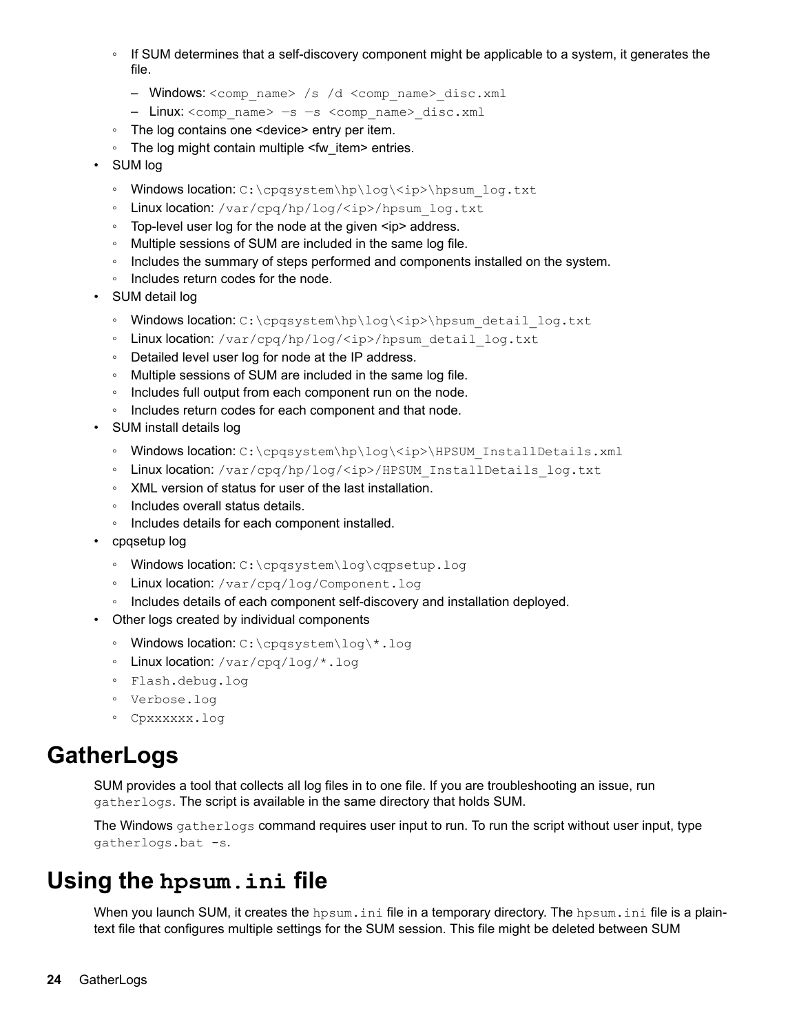- If SUM determines that a self-discovery component might be applicable to a system, it generates the file.
  - Windows: `<comp_name> /s /d <comp_name>_disc.xml`
  - Linux: `<comp_name> —s —s <comp_name>_disc.xml`
- The log contains one <device> entry per item.
- The log might contain multiple <fw_item> entries.

- SUM log
  - Windows location: `C:\cpqsystem\hp\log\<ip>\hpsum_log.txt`
  - Linux location: `/var/cpq/hp/log/<ip>/hpsum_log.txt`
  - Top-level user log for the node at the given <ip> address.
  - Multiple sessions of SUM are included in the same log file.
  - Includes the summary of steps performed and components installed on the system.
  - Includes return codes for the node.
- SUM detail log
  - Windows location: `C:\cpqsystem\hp\log\<ip>\hpsum_detail_log.txt`
  - Linux location: `/var/cpq/hp/log/<ip>/hpsum_detail_log.txt`
  - Detailed level user log for node at the IP address.
  - Multiple sessions of SUM are included in the same log file.
  - Includes full output from each component run on the node.
  - Includes return codes for each component and that node.
- SUM install details log
  - Windows location: `C:\cpqsystem\hp\log\<ip>\HPSUM_InstallDetails.xml`
  - Linux location: `/var/cpq/hp/log/<ip>/HPSUM_InstallDetails_log.txt`
  - XML version of status for user of the last installation.
  - Includes overall status details.
  - Includes details for each component installed.
- cpqsetup log
  - Windows location: `C:\cpqsystem\log\cqpsetup.log`
  - Linux location: `/var/cpq/log/Component.log`
  - Includes details of each component self-discovery and installation deployed.
- Other logs created by individual components
  - Windows location: `C:\cpqsystem\log\*.log`
  - Linux location: `/var/cpq/log/*.log`
  - `Flash.debug.log`
  - `Verbose.log`
  - `Cpxxxxxx.log`

# GatherLogs

SUM provides a tool that collects all log files in to one file. If you are troubleshooting an issue, run `gatherlogs`. The script is available in the same directory that holds SUM.

The Windows `gatherlogs` command requires user input to run. To run the script without user input, type `gatherlogs.bat -s`.

# Using the `hpsum.ini` file

When you launch SUM, it creates the `hpsum.ini` file in a temporary directory. The `hpsum.ini` file is a plain-text file that configures multiple settings for the SUM session. This file might be deleted between SUM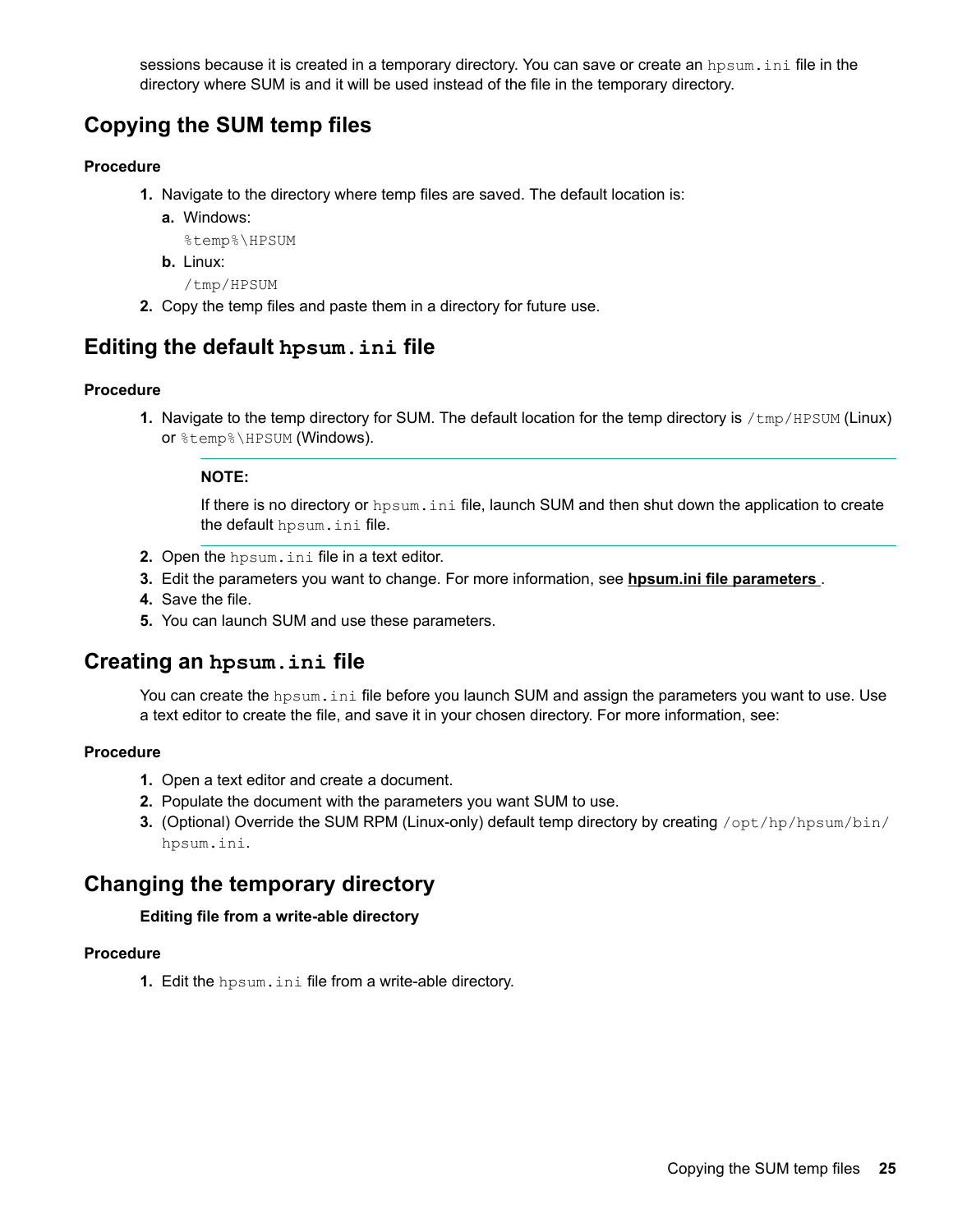sessions because it is created in a temporary directory. You can save or create an `hpsum.ini` file in the directory where SUM is and it will be used instead of the file in the temporary directory.

## Copying the SUM temp files

### Procedure

1. Navigate to the directory where temp files are saved. The default location is:
   a. Windows:
      `%temp%\HPSUM`
   b. Linux:
      `/tmp/HPSUM`
2. Copy the temp files and paste them in a directory for future use.

## Editing the default `hpsum.ini` file

### Procedure

1. Navigate to the temp directory for SUM. The default location for the temp directory is `/tmp/HPSUM` (Linux) or `%temp%\HPSUM` (Windows).

   **NOTE:**

   If there is no directory or `hpsum.ini` file, launch SUM and then shut down the application to create the default `hpsum.ini` file.

2. Open the `hpsum.ini` file in a text editor.
3. Edit the parameters you want to change. For more information, see **hpsum.ini file parameters**.
4. Save the file.
5. You can launch SUM and use these parameters.

## Creating an `hpsum.ini` file

You can create the `hpsum.ini` file before you launch SUM and assign the parameters you want to use. Use a text editor to create the file, and save it in your chosen directory. For more information, see:

### Procedure

1. Open a text editor and create a document.
2. Populate the document with the parameters you want SUM to use.
3. (Optional) Override the SUM RPM (Linux-only) default temp directory by creating `/opt/hp/hpsum/bin/hpsum.ini`.

## Changing the temporary directory

**Editing file from a write-able directory**

### Procedure

1. Edit the `hpsum.ini` file from a write-able directory.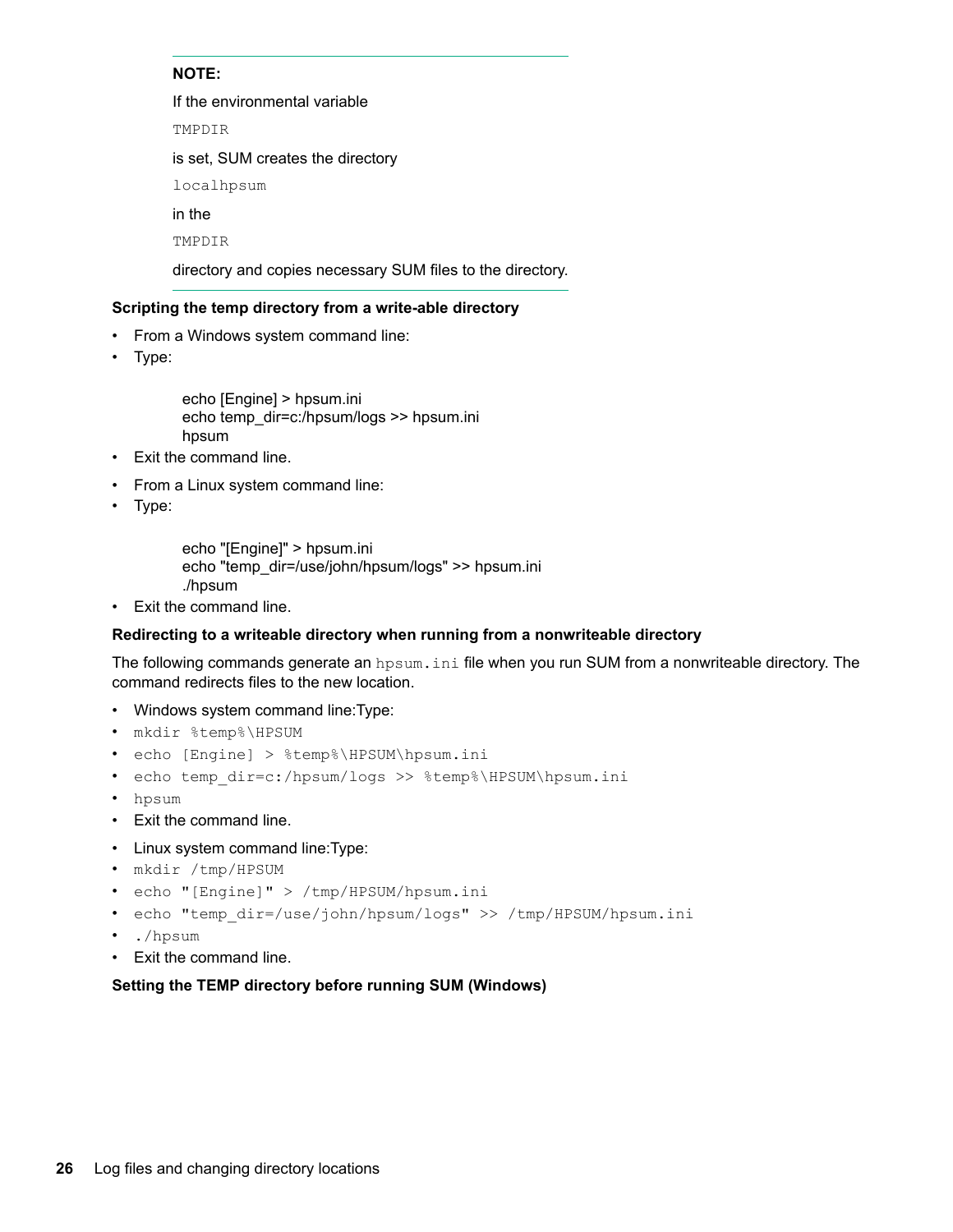**NOTE:**

If the environmental variable

`TMPDIR`

is set, SUM creates the directory

`localhpsum`

in the

`TMPDIR`

directory and copies necessary SUM files to the directory.

**Scripting the temp directory from a write-able directory**

- From a Windows system command line:
- Type:

```
echo [Engine] > hpsum.ini
echo temp_dir=c:/hpsum/logs >> hpsum.ini
hpsum
```

- Exit the command line.
- From a Linux system command line:
- Type:

```
echo "[Engine]" > hpsum.ini
echo "temp_dir=/use/john/hpsum/logs" >> hpsum.ini
./hpsum
```

- Exit the command line.

**Redirecting to a writeable directory when running from a nonwriteable directory**

The following commands generate an `hpsum.ini` file when you run SUM from a nonwriteable directory. The command redirects files to the new location.

- Windows system command line:Type:
- `mkdir %temp%\HPSUM`
- `echo [Engine] > %temp%\HPSUM\hpsum.ini`
- `echo temp_dir=c:/hpsum/logs >> %temp%\HPSUM\hpsum.ini`
- `hpsum`
- Exit the command line.
- Linux system command line:Type:
- `mkdir /tmp/HPSUM`
- `echo "[Engine]" > /tmp/HPSUM/hpsum.ini`
- `echo "temp_dir=/use/john/hpsum/logs" >> /tmp/HPSUM/hpsum.ini`
- `./hpsum`
- Exit the command line.

**Setting the TEMP directory before running SUM (Windows)**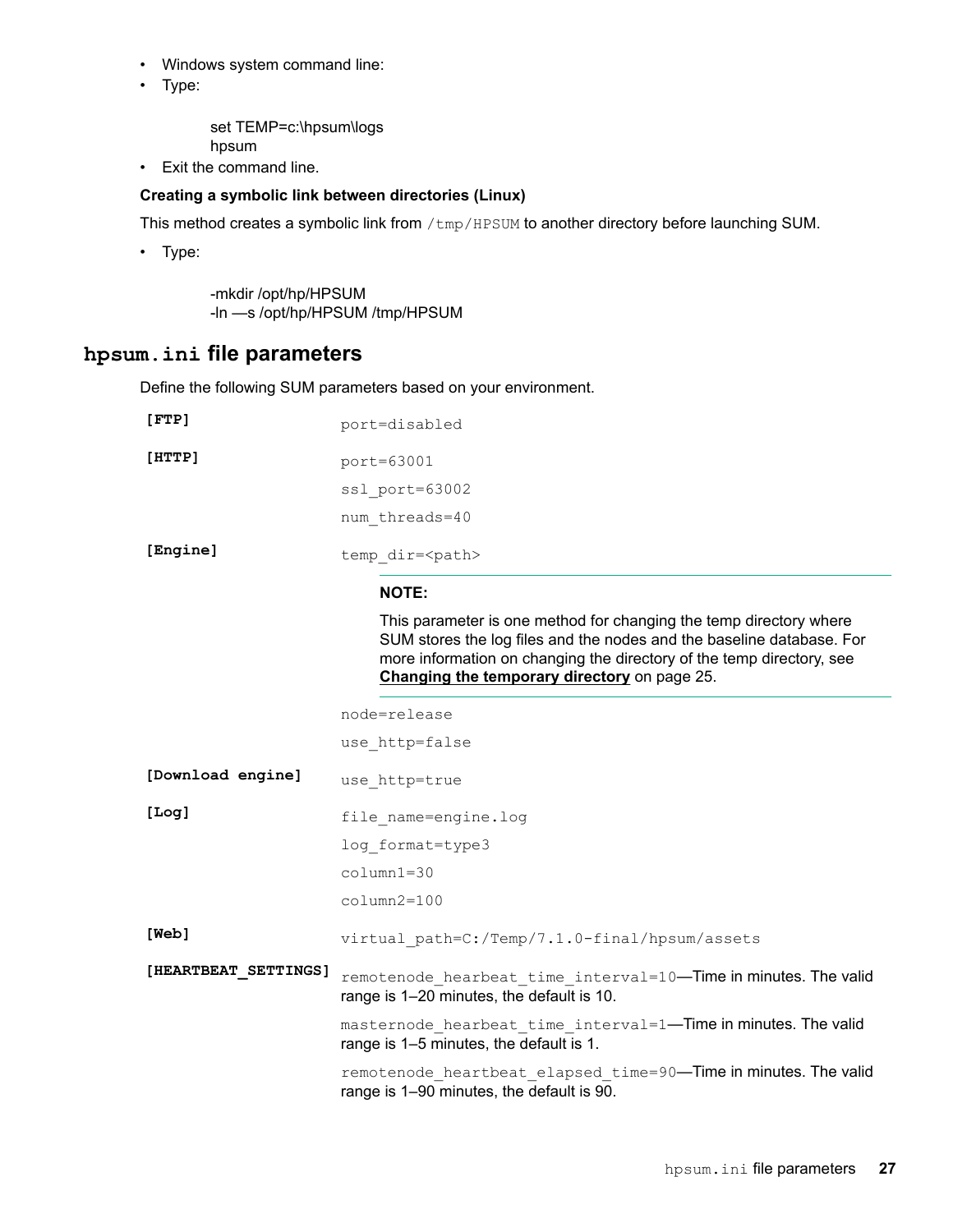- Windows system command line:
- Type:

```
set TEMP=c:\hpsum\logs
hpsum
```

- Exit the command line.

**Creating a symbolic link between directories (Linux)**

This method creates a symbolic link from `/tmp/HPSUM` to another directory before launching SUM.

- Type:

```
-mkdir /opt/hp/HPSUM
-ln —s /opt/hp/HPSUM /tmp/HPSUM
```

## `hpsum.ini` file parameters

Define the following SUM parameters based on your environment.

**[FTP]**

`port=disabled`

**[HTTP]**

`port=63001`

`ssl_port=63002`

`num_threads=40`

**[Engine]**

`temp_dir=<path>`

> **NOTE:**
>
> This parameter is one method for changing the temp directory where SUM stores the log files and the nodes and the baseline database. For more information on changing the directory of the temp directory, see **Changing the temporary directory** on page 25.

`node=release`

`use_http=false`

**[Download engine]**

`use_http=true`

**[Log]**

`file_name=engine.log`

`log_format=type3`

`column1=30`

`column2=100`

**[Web]**

`virtual_path=C:/Temp/7.1.0-final/hpsum/assets`

**[HEARTBEAT_SETTINGS]**

`remotenode_hearbeat_time_interval=10`—Time in minutes. The valid range is 1–20 minutes, the default is 10.

`masternode_hearbeat_time_interval=1`—Time in minutes. The valid range is 1–5 minutes, the default is 1.

`remotenode_heartbeat_elapsed_time=90`—Time in minutes. The valid range is 1–90 minutes, the default is 90.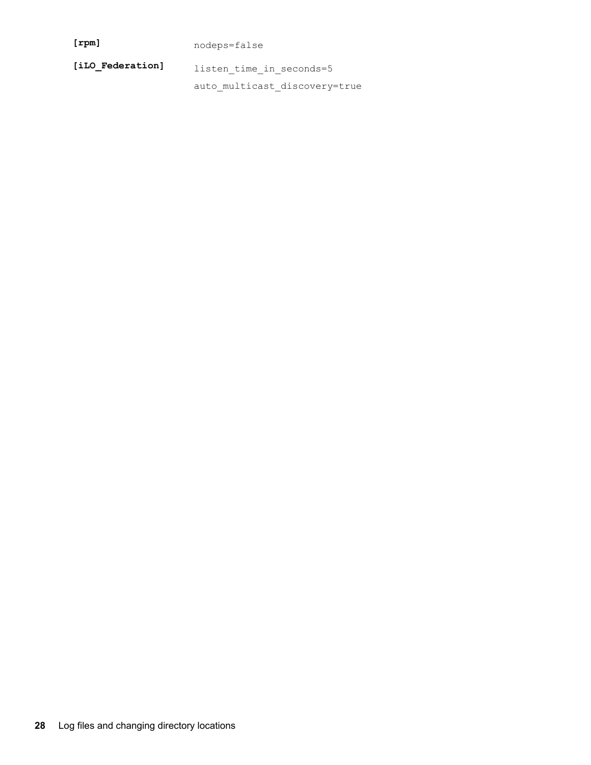| | |
|---|---|
| **[rpm]** | `nodeps=false` |
| **[iLO_Federation]** | `listen_time_in_seconds=5`<br>`auto_multicast_discovery=true` |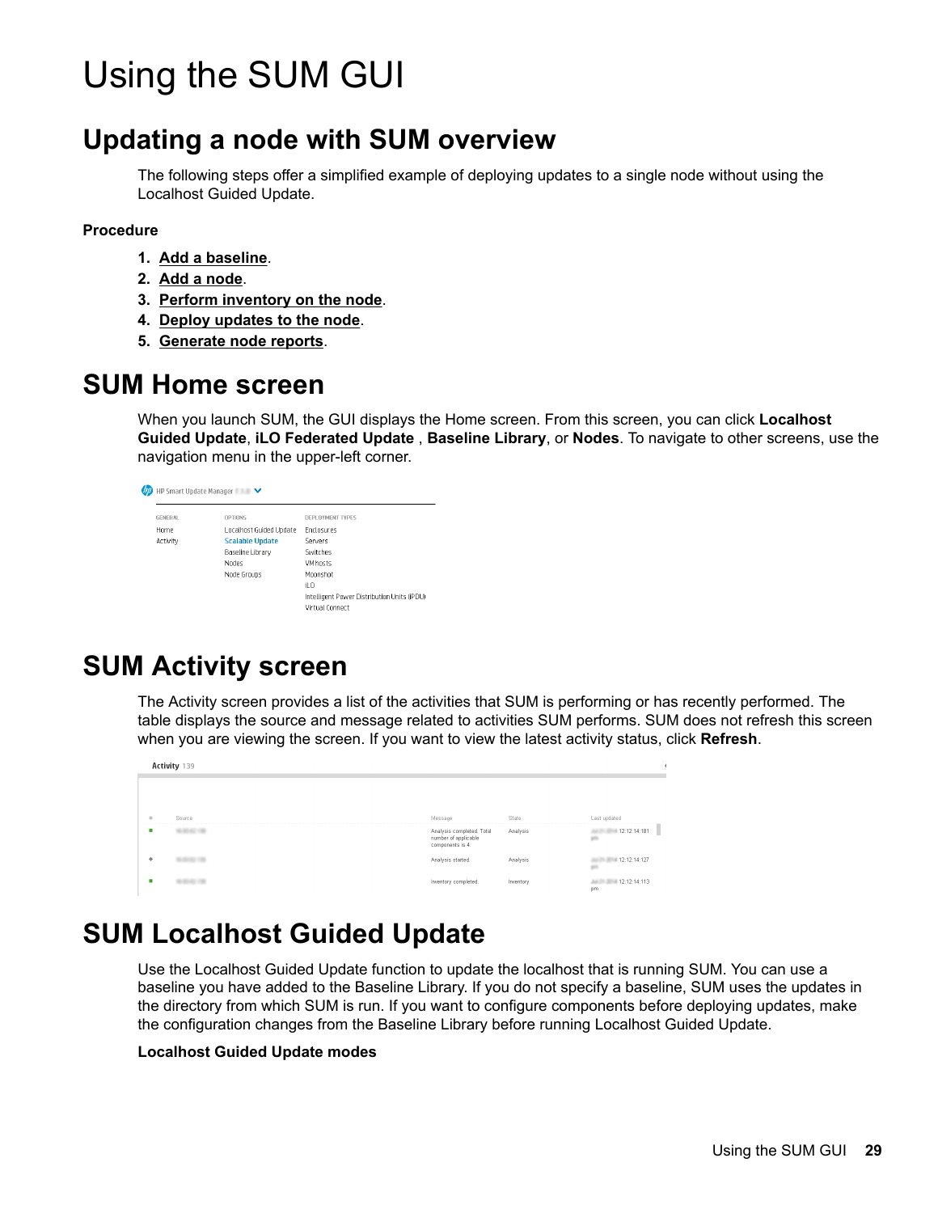# Using the SUM GUI

## Updating a node with SUM overview

The following steps offer a simplified example of deploying updates to a single node without using the Localhost Guided Update.

**Procedure**

1. **Add a baseline**.
2. **Add a node**.
3. **Perform inventory on the node**.
4. **Deploy updates to the node**.
5. **Generate node reports**.

## SUM Home screen

When you launch SUM, the GUI displays the Home screen. From this screen, you can click **Localhost Guided Update**, **iLO Federated Update** , **Baseline Library**, or **Nodes**. To navigate to other screens, use the navigation menu in the upper-left corner.

## SUM Activity screen

The Activity screen provides a list of the activities that SUM is performing or has recently performed. The table displays the source and message related to activities SUM performs. SUM does not refresh this screen when you are viewing the screen. If you want to view the latest activity status, click **Refresh**.

## SUM Localhost Guided Update

Use the Localhost Guided Update function to update the localhost that is running SUM. You can use a baseline you have added to the Baseline Library. If you do not specify a baseline, SUM uses the updates in the directory from which SUM is run. If you want to configure components before deploying updates, make the configuration changes from the Baseline Library before running Localhost Guided Update.

**Localhost Guided Update modes**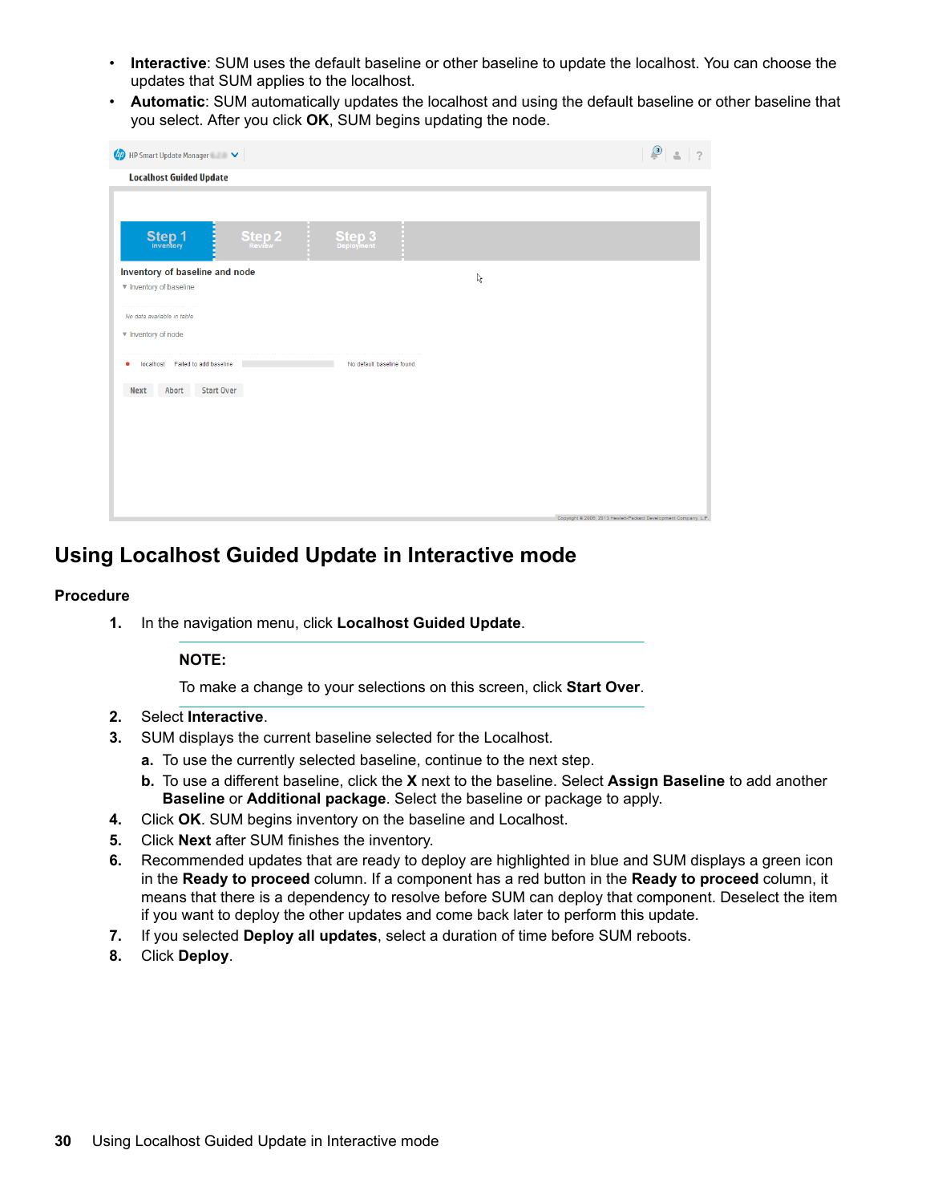- **Interactive**: SUM uses the default baseline or other baseline to update the localhost. You can choose the updates that SUM applies to the localhost.
- **Automatic**: SUM automatically updates the localhost and using the default baseline or other baseline that you select. After you click **OK**, SUM begins updating the node.

## Using Localhost Guided Update in Interactive mode

### Procedure

1. In the navigation menu, click **Localhost Guided Update**.

   **NOTE:**

   To make a change to your selections on this screen, click **Start Over**.

2. Select **Interactive**.
3. SUM displays the current baseline selected for the Localhost.
   a. To use the currently selected baseline, continue to the next step.
   b. To use a different baseline, click the **X** next to the baseline. Select **Assign Baseline** to add another **Baseline** or **Additional package**. Select the baseline or package to apply.
4. Click **OK**. SUM begins inventory on the baseline and Localhost.
5. Click **Next** after SUM finishes the inventory.
6. Recommended updates that are ready to deploy are highlighted in blue and SUM displays a green icon in the **Ready to proceed** column. If a component has a red button in the **Ready to proceed** column, it means that there is a dependency to resolve before SUM can deploy that component. Deselect the item if you want to deploy the other updates and come back later to perform this update.
7. If you selected **Deploy all updates**, select a duration of time before SUM reboots.
8. Click **Deploy**.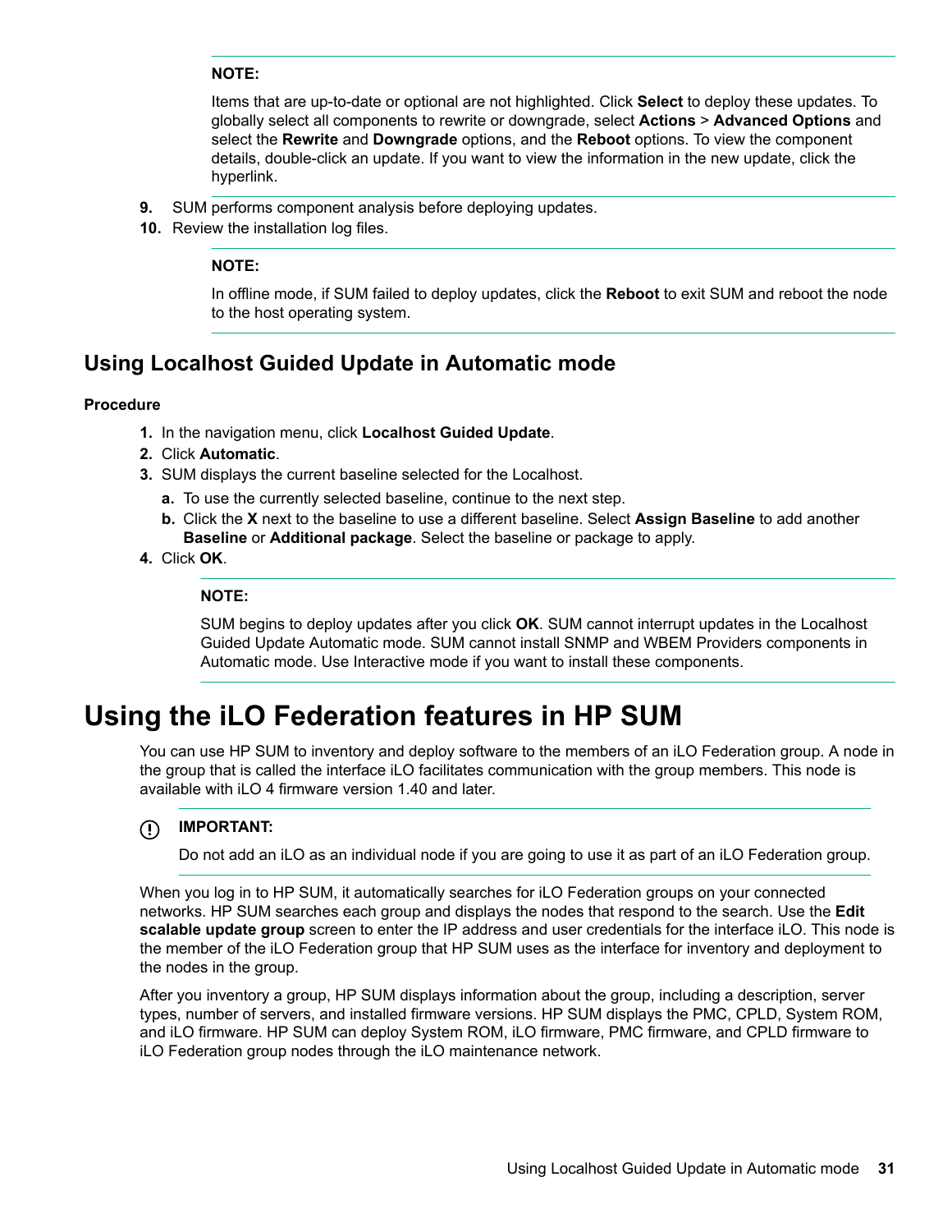**NOTE:**

Items that are up-to-date or optional are not highlighted. Click **Select** to deploy these updates. To globally select all components to rewrite or downgrade, select **Actions** > **Advanced Options** and select the **Rewrite** and **Downgrade** options, and the **Reboot** options. To view the component details, double-click an update. If you want to view the information in the new update, click the hyperlink.

9. SUM performs component analysis before deploying updates.
10. Review the installation log files.

**NOTE:**

In offline mode, if SUM failed to deploy updates, click the **Reboot** to exit SUM and reboot the node to the host operating system.

## Using Localhost Guided Update in Automatic mode

**Procedure**

1. In the navigation menu, click **Localhost Guided Update**.
2. Click **Automatic**.
3. SUM displays the current baseline selected for the Localhost.
   a. To use the currently selected baseline, continue to the next step.
   b. Click the **X** next to the baseline to use a different baseline. Select **Assign Baseline** to add another **Baseline** or **Additional package**. Select the baseline or package to apply.
4. Click **OK**.

**NOTE:**

SUM begins to deploy updates after you click **OK**. SUM cannot interrupt updates in the Localhost Guided Update Automatic mode. SUM cannot install SNMP and WBEM Providers components in Automatic mode. Use Interactive mode if you want to install these components.

# Using the iLO Federation features in HP SUM

You can use HP SUM to inventory and deploy software to the members of an iLO Federation group. A node in the group that is called the interface iLO facilitates communication with the group members. This node is available with iLO 4 firmware version 1.40 and later.

**IMPORTANT:**

Do not add an iLO as an individual node if you are going to use it as part of an iLO Federation group.

When you log in to HP SUM, it automatically searches for iLO Federation groups on your connected networks. HP SUM searches each group and displays the nodes that respond to the search. Use the **Edit scalable update group** screen to enter the IP address and user credentials for the interface iLO. This node is the member of the iLO Federation group that HP SUM uses as the interface for inventory and deployment to the nodes in the group.

After you inventory a group, HP SUM displays information about the group, including a description, server types, number of servers, and installed firmware versions. HP SUM displays the PMC, CPLD, System ROM, and iLO firmware. HP SUM can deploy System ROM, iLO firmware, PMC firmware, and CPLD firmware to iLO Federation group nodes through the iLO maintenance network.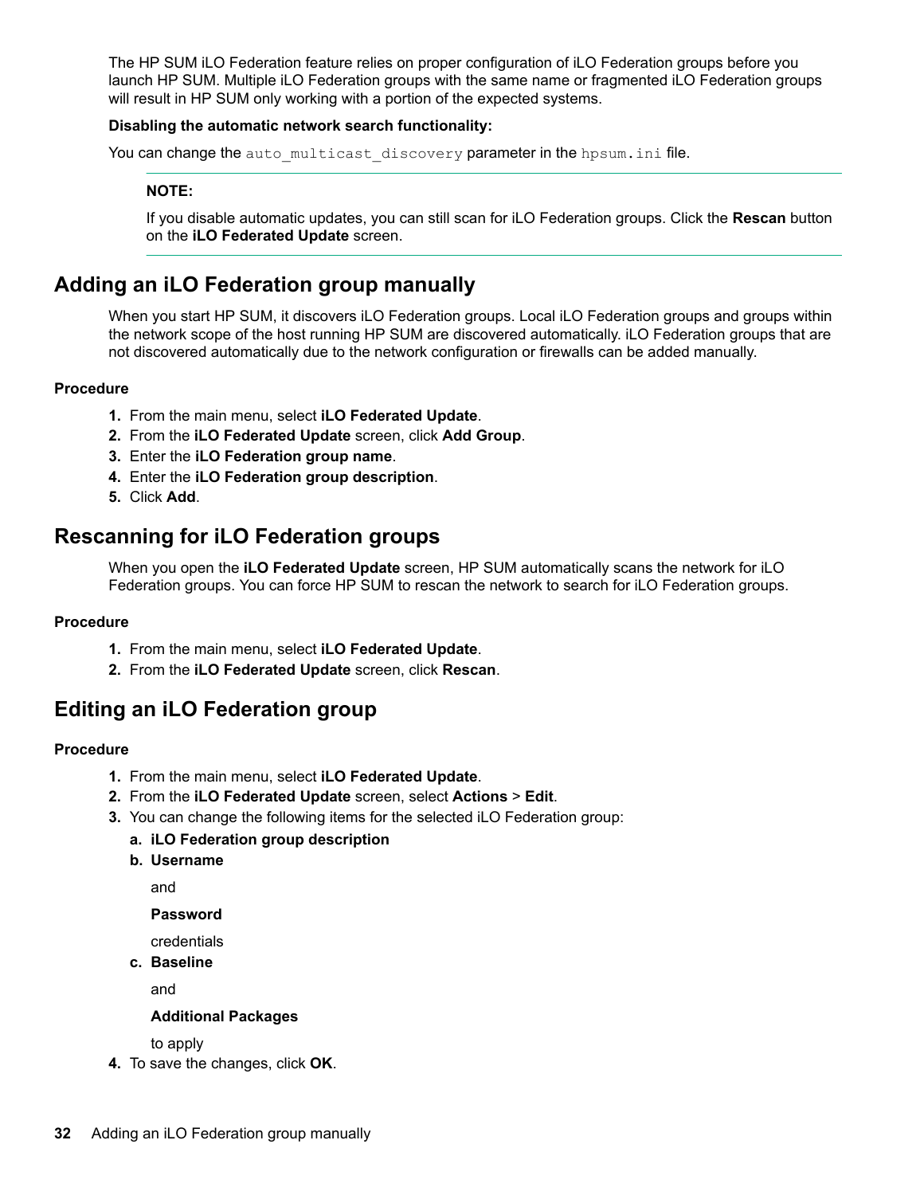The HP SUM iLO Federation feature relies on proper configuration of iLO Federation groups before you launch HP SUM. Multiple iLO Federation groups with the same name or fragmented iLO Federation groups will result in HP SUM only working with a portion of the expected systems.

**Disabling the automatic network search functionality:**

You can change the `auto_multicast_discovery` parameter in the `hpsum.ini` file.

---

**NOTE:**

If you disable automatic updates, you can still scan for iLO Federation groups. Click the **Rescan** button on the **iLO Federated Update** screen.

---

## Adding an iLO Federation group manually

When you start HP SUM, it discovers iLO Federation groups. Local iLO Federation groups and groups within the network scope of the host running HP SUM are discovered automatically. iLO Federation groups that are not discovered automatically due to the network configuration or firewalls can be added manually.

**Procedure**

1. From the main menu, select **iLO Federated Update**.
2. From the **iLO Federated Update** screen, click **Add Group**.
3. Enter the **iLO Federation group name**.
4. Enter the **iLO Federation group description**.
5. Click **Add**.

## Rescanning for iLO Federation groups

When you open the **iLO Federated Update** screen, HP SUM automatically scans the network for iLO Federation groups. You can force HP SUM to rescan the network to search for iLO Federation groups.

**Procedure**

1. From the main menu, select **iLO Federated Update**.
2. From the **iLO Federated Update** screen, click **Rescan**.

## Editing an iLO Federation group

**Procedure**

1. From the main menu, select **iLO Federated Update**.
2. From the **iLO Federated Update** screen, select **Actions** > **Edit**.
3. You can change the following items for the selected iLO Federation group:
   a. **iLO Federation group description**
   b. **Username**

      and

      **Password**

      credentials
   c. **Baseline**

      and

      **Additional Packages**

      to apply
4. To save the changes, click **OK**.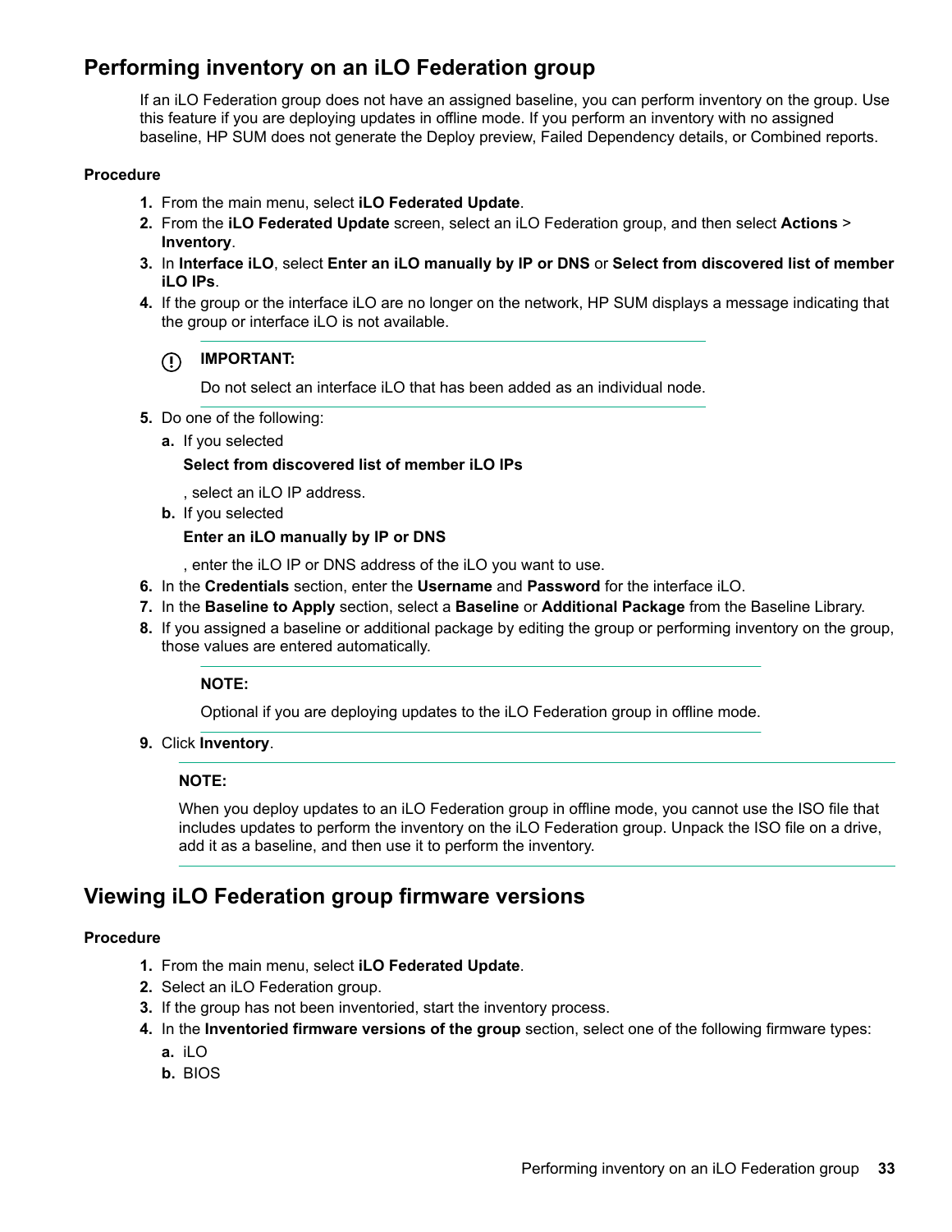## Performing inventory on an iLO Federation group

If an iLO Federation group does not have an assigned baseline, you can perform inventory on the group. Use this feature if you are deploying updates in offline mode. If you perform an inventory with no assigned baseline, HP SUM does not generate the Deploy preview, Failed Dependency details, or Combined reports.

**Procedure**

1. From the main menu, select **iLO Federated Update**.
2. From the **iLO Federated Update** screen, select an iLO Federation group, and then select **Actions** > **Inventory**.
3. In **Interface iLO**, select **Enter an iLO manually by IP or DNS** or **Select from discovered list of member iLO IPs**.
4. If the group or the interface iLO are no longer on the network, HP SUM displays a message indicating that the group or interface iLO is not available.

   > **IMPORTANT:**
   >
   > Do not select an interface iLO that has been added as an individual node.

5. Do one of the following:
   a. If you selected

      **Select from discovered list of member iLO IPs**

      , select an iLO IP address.
   b. If you selected

      **Enter an iLO manually by IP or DNS**

      , enter the iLO IP or DNS address of the iLO you want to use.
6. In the **Credentials** section, enter the **Username** and **Password** for the interface iLO.
7. In the **Baseline to Apply** section, select a **Baseline** or **Additional Package** from the Baseline Library.
8. If you assigned a baseline or additional package by editing the group or performing inventory on the group, those values are entered automatically.

   > **NOTE:**
   >
   > Optional if you are deploying updates to the iLO Federation group in offline mode.

9. Click **Inventory**.

> **NOTE:**
>
> When you deploy updates to an iLO Federation group in offline mode, you cannot use the ISO file that includes updates to perform the inventory on the iLO Federation group. Unpack the ISO file on a drive, add it as a baseline, and then use it to perform the inventory.

## Viewing iLO Federation group firmware versions

**Procedure**

1. From the main menu, select **iLO Federated Update**.
2. Select an iLO Federation group.
3. If the group has not been inventoried, start the inventory process.
4. In the **Inventoried firmware versions of the group** section, select one of the following firmware types:
   a. iLO
   b. BIOS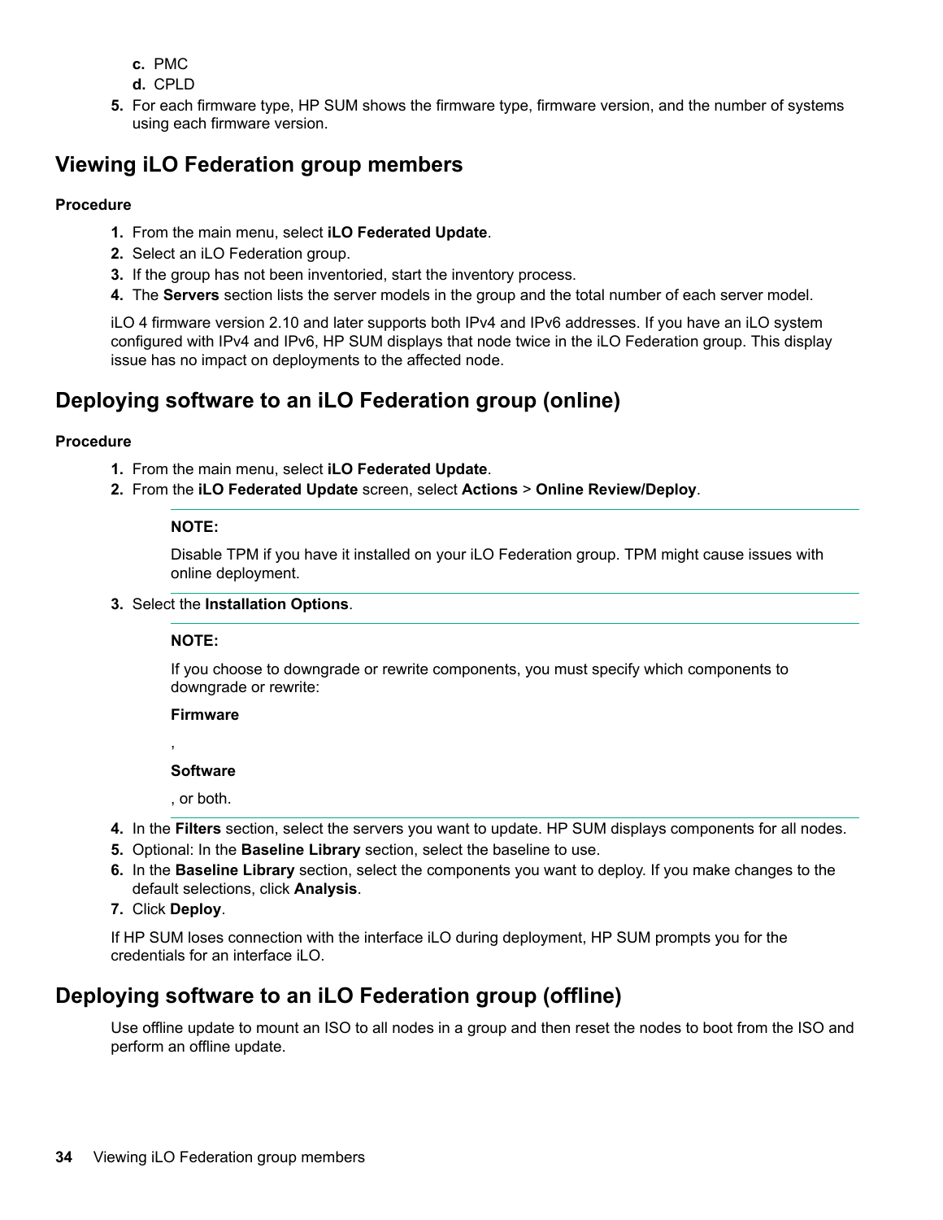c. PMC
  d. CPLD
5. For each firmware type, HP SUM shows the firmware type, firmware version, and the number of systems using each firmware version.

## Viewing iLO Federation group members

**Procedure**

1. From the main menu, select **iLO Federated Update**.
2. Select an iLO Federation group.
3. If the group has not been inventoried, start the inventory process.
4. The **Servers** section lists the server models in the group and the total number of each server model.

iLO 4 firmware version 2.10 and later supports both IPv4 and IPv6 addresses. If you have an iLO system configured with IPv4 and IPv6, HP SUM displays that node twice in the iLO Federation group. This display issue has no impact on deployments to the affected node.

## Deploying software to an iLO Federation group (online)

**Procedure**

1. From the main menu, select **iLO Federated Update**.
2. From the **iLO Federated Update** screen, select **Actions** > **Online Review/Deploy**.

   > **NOTE:**
   >
   > Disable TPM if you have it installed on your iLO Federation group. TPM might cause issues with online deployment.

3. Select the **Installation Options**.

   > **NOTE:**
   >
   > If you choose to downgrade or rewrite components, you must specify which components to downgrade or rewrite:
   >
   > **Firmware**
   >
   > ,
   >
   > **Software**
   >
   > , or both.

4. In the **Filters** section, select the servers you want to update. HP SUM displays components for all nodes.
5. Optional: In the **Baseline Library** section, select the baseline to use.
6. In the **Baseline Library** section, select the components you want to deploy. If you make changes to the default selections, click **Analysis**.
7. Click **Deploy**.

If HP SUM loses connection with the interface iLO during deployment, HP SUM prompts you for the credentials for an interface iLO.

## Deploying software to an iLO Federation group (offline)

Use offline update to mount an ISO to all nodes in a group and then reset the nodes to boot from the ISO and perform an offline update.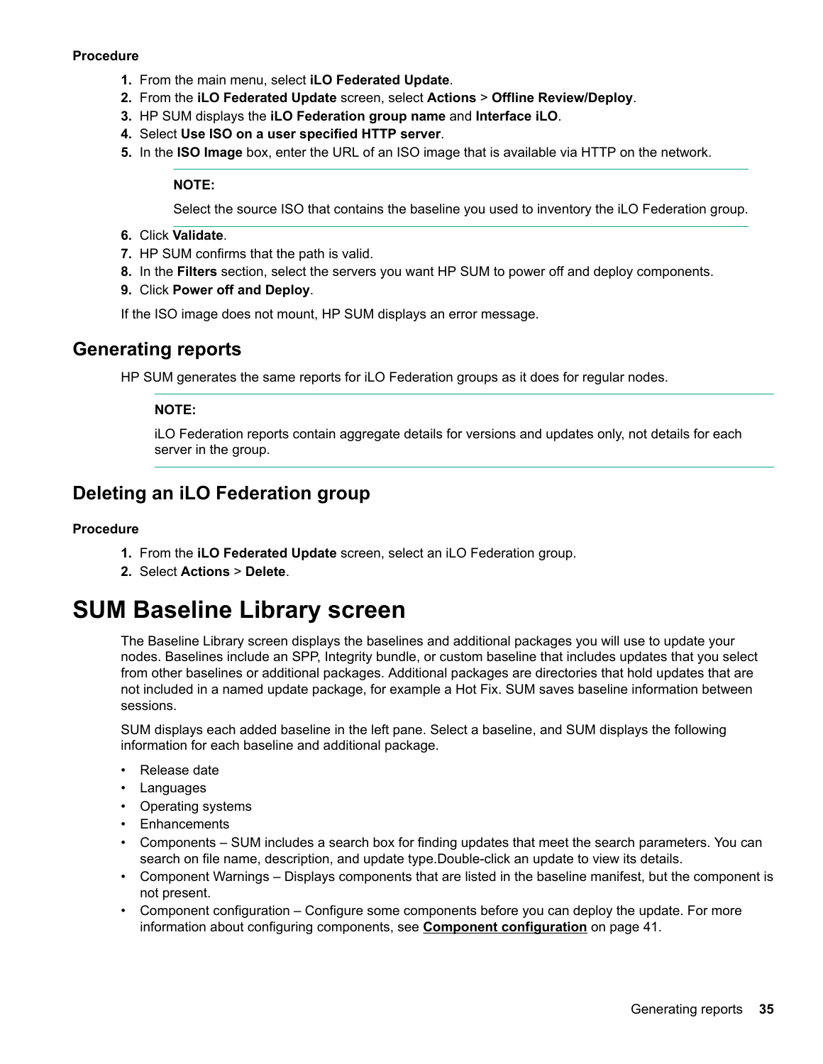**Procedure**

1. From the main menu, select **iLO Federated Update**.
2. From the **iLO Federated Update** screen, select **Actions** > **Offline Review/Deploy**.
3. HP SUM displays the **iLO Federation group name** and **Interface iLO**.
4. Select **Use ISO on a user specified HTTP server**.
5. In the **ISO Image** box, enter the URL of an ISO image that is available via HTTP on the network.

   **NOTE:**

   Select the source ISO that contains the baseline you used to inventory the iLO Federation group.

6. Click **Validate**.
7. HP SUM confirms that the path is valid.
8. In the **Filters** section, select the servers you want HP SUM to power off and deploy components.
9. Click **Power off and Deploy**.

If the ISO image does not mount, HP SUM displays an error message.

## Generating reports

HP SUM generates the same reports for iLO Federation groups as it does for regular nodes.

**NOTE:**

iLO Federation reports contain aggregate details for versions and updates only, not details for each server in the group.

## Deleting an iLO Federation group

**Procedure**

1. From the **iLO Federated Update** screen, select an iLO Federation group.
2. Select **Actions** > **Delete**.

# SUM Baseline Library screen

The Baseline Library screen displays the baselines and additional packages you will use to update your nodes. Baselines include an SPP, Integrity bundle, or custom baseline that includes updates that you select from other baselines or additional packages. Additional packages are directories that hold updates that are not included in a named update package, for example a Hot Fix. SUM saves baseline information between sessions.

SUM displays each added baseline in the left pane. Select a baseline, and SUM displays the following information for each baseline and additional package.

- Release date
- Languages
- Operating systems
- Enhancements
- Components – SUM includes a search box for finding updates that meet the search parameters. You can search on file name, description, and update type.Double-click an update to view its details.
- Component Warnings – Displays components that are listed in the baseline manifest, but the component is not present.
- Component configuration – Configure some components before you can deploy the update. For more information about configuring components, see **Component configuration** on page 41.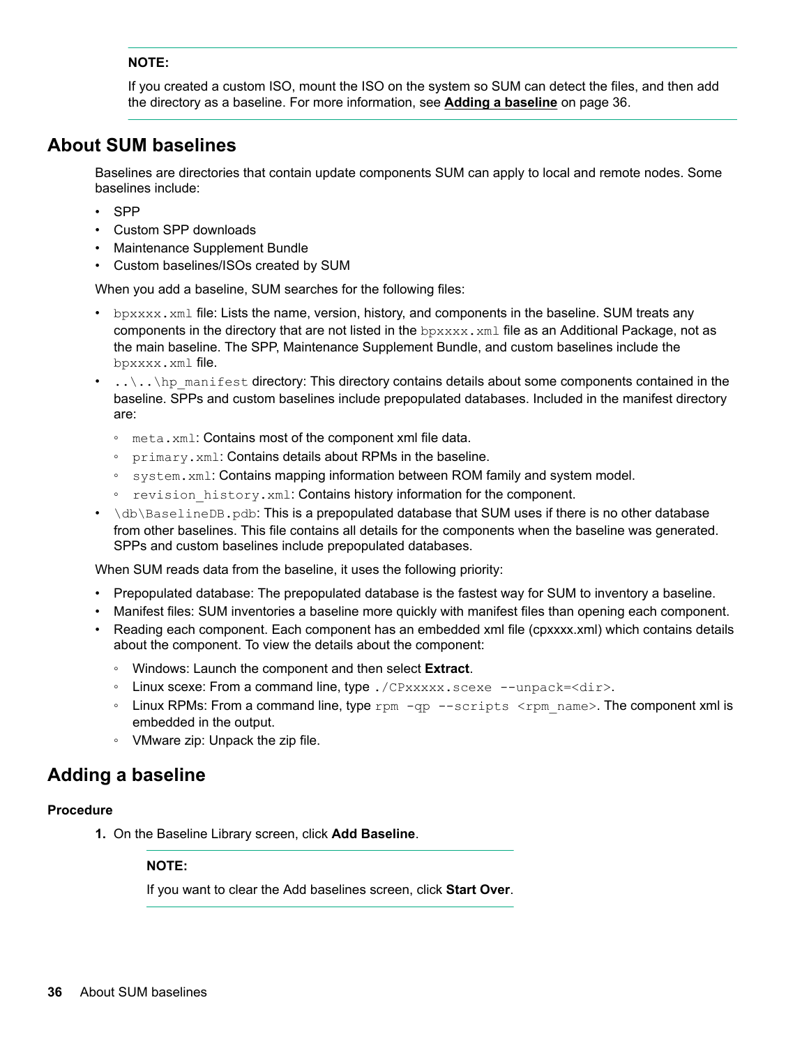**NOTE:**

If you created a custom ISO, mount the ISO on the system so SUM can detect the files, and then add the directory as a baseline. For more information, see **Adding a baseline** on page 36.

## About SUM baselines

Baselines are directories that contain update components SUM can apply to local and remote nodes. Some baselines include:

- SPP
- Custom SPP downloads
- Maintenance Supplement Bundle
- Custom baselines/ISOs created by SUM

When you add a baseline, SUM searches for the following files:

- `bpxxxx.xml` file: Lists the name, version, history, and components in the baseline. SUM treats any components in the directory that are not listed in the `bpxxxx.xml` file as an Additional Package, not as the main baseline. The SPP, Maintenance Supplement Bundle, and custom baselines include the `bpxxxx.xml` file.
- `..\..\hp_manifest` directory: This directory contains details about some components contained in the baseline. SPPs and custom baselines include prepopulated databases. Included in the manifest directory are:
  - `meta.xml`: Contains most of the component xml file data.
  - `primary.xml`: Contains details about RPMs in the baseline.
  - `system.xml`: Contains mapping information between ROM family and system model.
  - `revision_history.xml`: Contains history information for the component.
- `\db\BaselineDB.pdb`: This is a prepopulated database that SUM uses if there is no other database from other baselines. This file contains all details for the components when the baseline was generated. SPPs and custom baselines include prepopulated databases.

When SUM reads data from the baseline, it uses the following priority:

- Prepopulated database: The prepopulated database is the fastest way for SUM to inventory a baseline.
- Manifest files: SUM inventories a baseline more quickly with manifest files than opening each component.
- Reading each component. Each component has an embedded xml file (cpxxxx.xml) which contains details about the component. To view the details about the component:
  - Windows: Launch the component and then select **Extract**.
  - Linux scexe: From a command line, type `./CPxxxxx.scexe --unpack=<dir>`.
  - Linux RPMs: From a command line, type `rpm -qp --scripts <rpm_name>`. The component xml is embedded in the output.
  - VMware zip: Unpack the zip file.

## Adding a baseline

### Procedure

1. On the Baseline Library screen, click **Add Baseline**.

   **NOTE:**

   If you want to clear the Add baselines screen, click **Start Over**.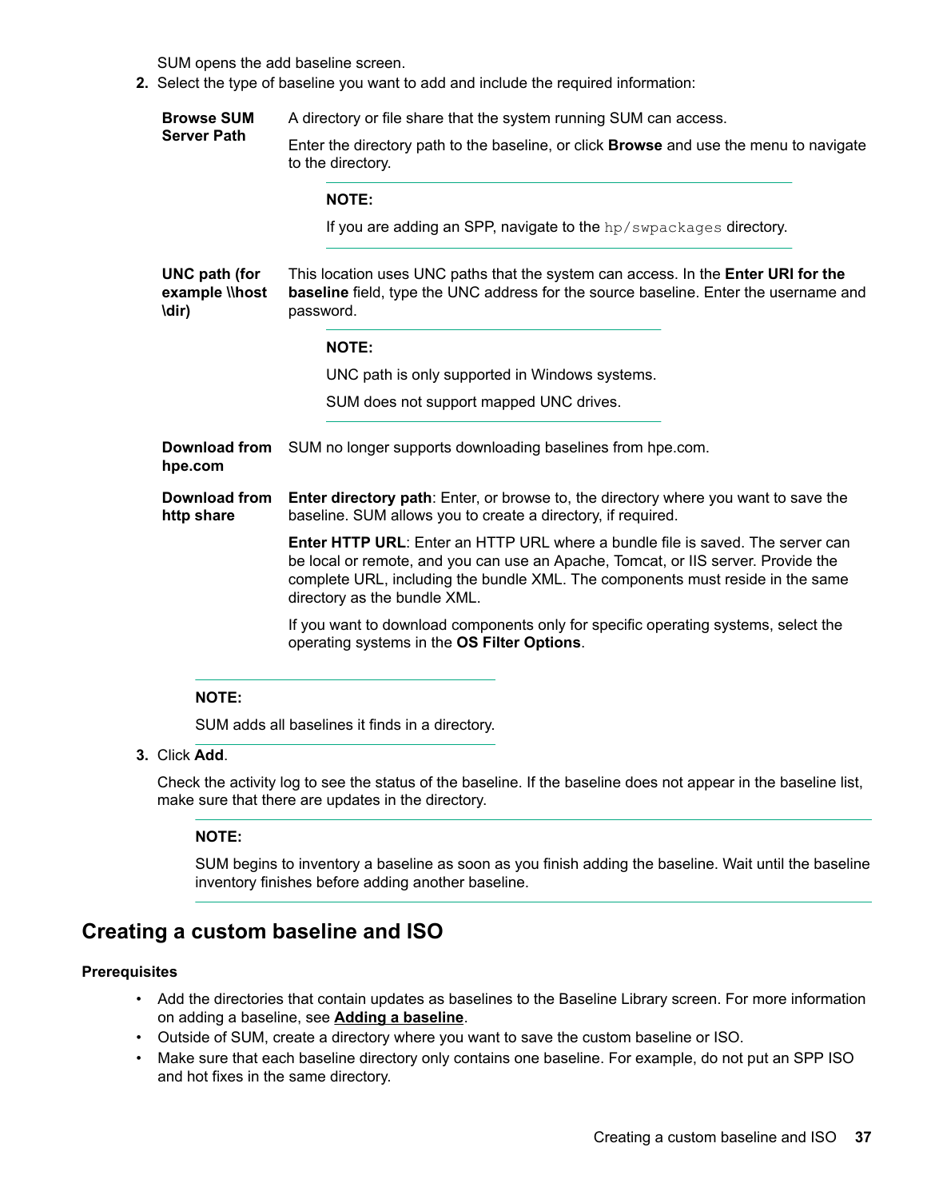SUM opens the add baseline screen.

2. Select the type of baseline you want to add and include the required information:

**Browse SUM Server Path**

A directory or file share that the system running SUM can access.

Enter the directory path to the baseline, or click **Browse** and use the menu to navigate to the directory.

> **NOTE:**
>
> If you are adding an SPP, navigate to the `hp/swpackages` directory.

**UNC path (for example \\host \dir)**

This location uses UNC paths that the system can access. In the **Enter URI for the baseline** field, type the UNC address for the source baseline. Enter the username and password.

> **NOTE:**
>
> UNC path is only supported in Windows systems.
>
> SUM does not support mapped UNC drives.

**Download from hpe.com**

SUM no longer supports downloading baselines from hpe.com.

**Download from http share**

**Enter directory path**: Enter, or browse to, the directory where you want to save the baseline. SUM allows you to create a directory, if required.

**Enter HTTP URL**: Enter an HTTP URL where a bundle file is saved. The server can be local or remote, and you can use an Apache, Tomcat, or IIS server. Provide the complete URL, including the bundle XML. The components must reside in the same directory as the bundle XML.

If you want to download components only for specific operating systems, select the operating systems in the **OS Filter Options**.

> **NOTE:**
>
> SUM adds all baselines it finds in a directory.

3. Click **Add**.

   Check the activity log to see the status of the baseline. If the baseline does not appear in the baseline list, make sure that there are updates in the directory.

   > **NOTE:**
   >
   > SUM begins to inventory a baseline as soon as you finish adding the baseline. Wait until the baseline inventory finishes before adding another baseline.

## Creating a custom baseline and ISO

### Prerequisites

- Add the directories that contain updates as baselines to the Baseline Library screen. For more information on adding a baseline, see **Adding a baseline**.
- Outside of SUM, create a directory where you want to save the custom baseline or ISO.
- Make sure that each baseline directory only contains one baseline. For example, do not put an SPP ISO and hot fixes in the same directory.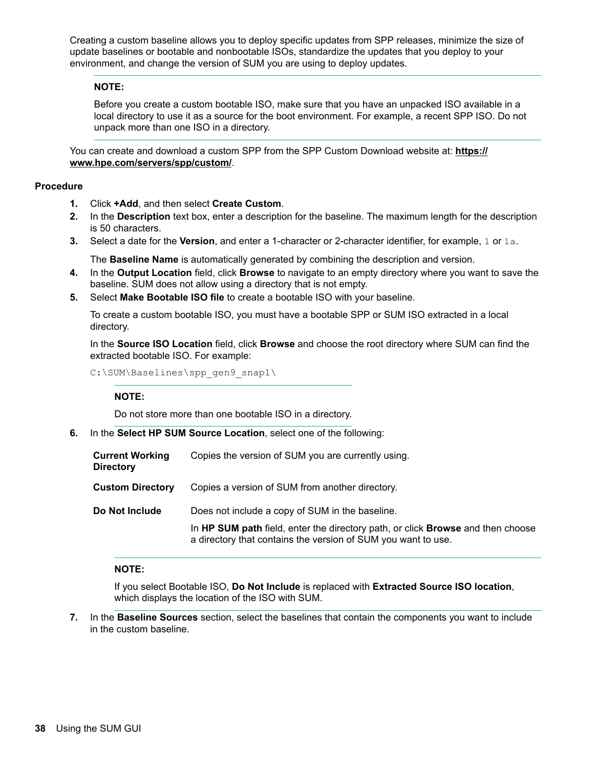Creating a custom baseline allows you to deploy specific updates from SPP releases, minimize the size of update baselines or bootable and nonbootable ISOs, standardize the updates that you deploy to your environment, and change the version of SUM you are using to deploy updates.

---

**NOTE:**

Before you create a custom bootable ISO, make sure that you have an unpacked ISO available in a local directory to use it as a source for the boot environment. For example, a recent SPP ISO. Do not unpack more than one ISO in a directory.

---

You can create and download a custom SPP from the SPP Custom Download website at: **https://www.hpe.com/servers/spp/custom/**.

**Procedure**

1. Click **+Add**, and then select **Create Custom**.
2. In the **Description** text box, enter a description for the baseline. The maximum length for the description is 50 characters.
3. Select a date for the **Version**, and enter a 1-character or 2-character identifier, for example, `1` or `1a`.

   The **Baseline Name** is automatically generated by combining the description and version.
4. In the **Output Location** field, click **Browse** to navigate to an empty directory where you want to save the baseline. SUM does not allow using a directory that is not empty.
5. Select **Make Bootable ISO file** to create a bootable ISO with your baseline.

   To create a custom bootable ISO, you must have a bootable SPP or SUM ISO extracted in a local directory.

   In the **Source ISO Location** field, click **Browse** and choose the root directory where SUM can find the extracted bootable ISO. For example:

   ```
   C:\SUM\Baselines\spp_gen9_snap1\
   ```

   ---

   **NOTE:**

   Do not store more than one bootable ISO in a directory.

   ---

6. In the **Select HP SUM Source Location**, select one of the following:

   | | |
   |---|---|
   | **Current Working Directory** | Copies the version of SUM you are currently using. |
   | **Custom Directory** | Copies a version of SUM from another directory. |
   | **Do Not Include** | Does not include a copy of SUM in the baseline.<br>In **HP SUM path** field, enter the directory path, or click **Browse** and then choose a directory that contains the version of SUM you want to use. |

   ---

   **NOTE:**

   If you select Bootable ISO, **Do Not Include** is replaced with **Extracted Source ISO location**, which displays the location of the ISO with SUM.

   ---

7. In the **Baseline Sources** section, select the baselines that contain the components you want to include in the custom baseline.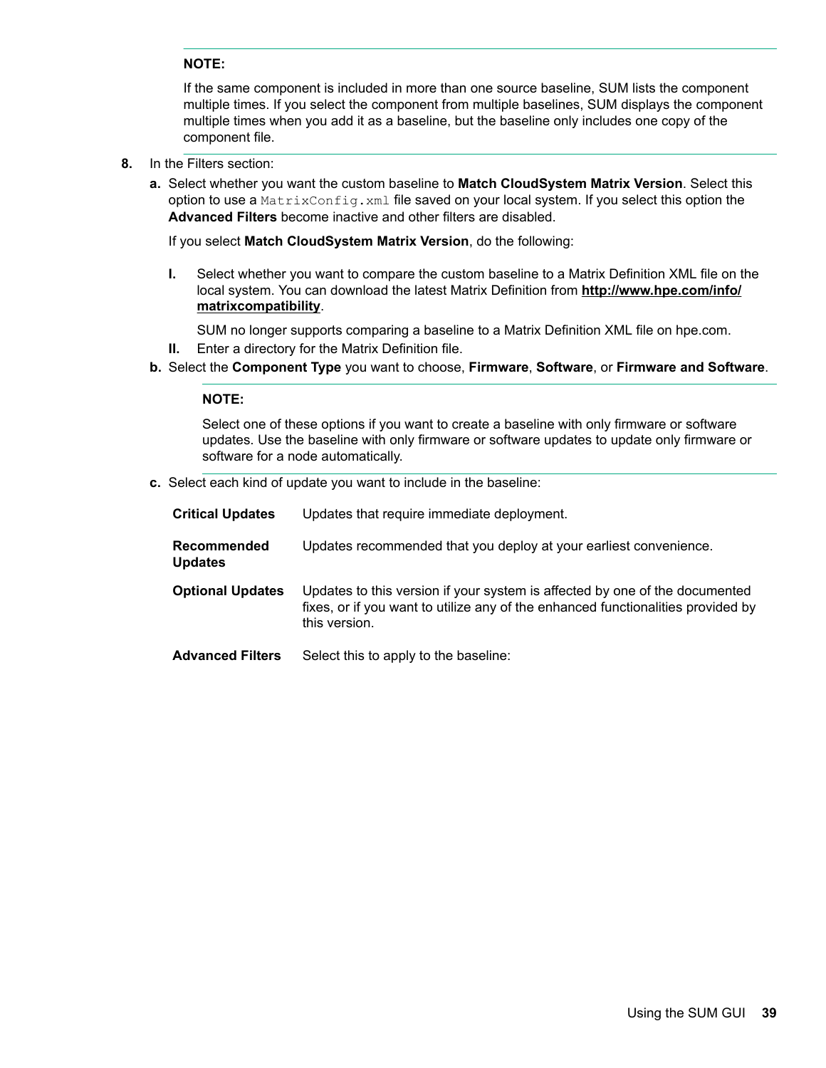**NOTE:**

If the same component is included in more than one source baseline, SUM lists the component multiple times. If you select the component from multiple baselines, SUM displays the component multiple times when you add it as a baseline, but the baseline only includes one copy of the component file.

8. In the Filters section:
   a. Select whether you want the custom baseline to **Match CloudSystem Matrix Version**. Select this option to use a `MatrixConfig.xml` file saved on your local system. If you select this option the **Advanced Filters** become inactive and other filters are disabled.

      If you select **Match CloudSystem Matrix Version**, do the following:

      I. Select whether you want to compare the custom baseline to a Matrix Definition XML file on the local system. You can download the latest Matrix Definition from **http://www.hpe.com/info/matrixcompatibility**.

         SUM no longer supports comparing a baseline to a Matrix Definition XML file on hpe.com.
      II. Enter a directory for the Matrix Definition file.
   b. Select the **Component Type** you want to choose, **Firmware**, **Software**, or **Firmware and Software**.

      **NOTE:**

      Select one of these options if you want to create a baseline with only firmware or software updates. Use the baseline with only firmware or software updates to update only firmware or software for a node automatically.
   c. Select each kind of update you want to include in the baseline:

      **Critical Updates** — Updates that require immediate deployment.

      **Recommended Updates** — Updates recommended that you deploy at your earliest convenience.

      **Optional Updates** — Updates to this version if your system is affected by one of the documented fixes, or if you want to utilize any of the enhanced functionalities provided by this version.

      **Advanced Filters** — Select this to apply to the baseline: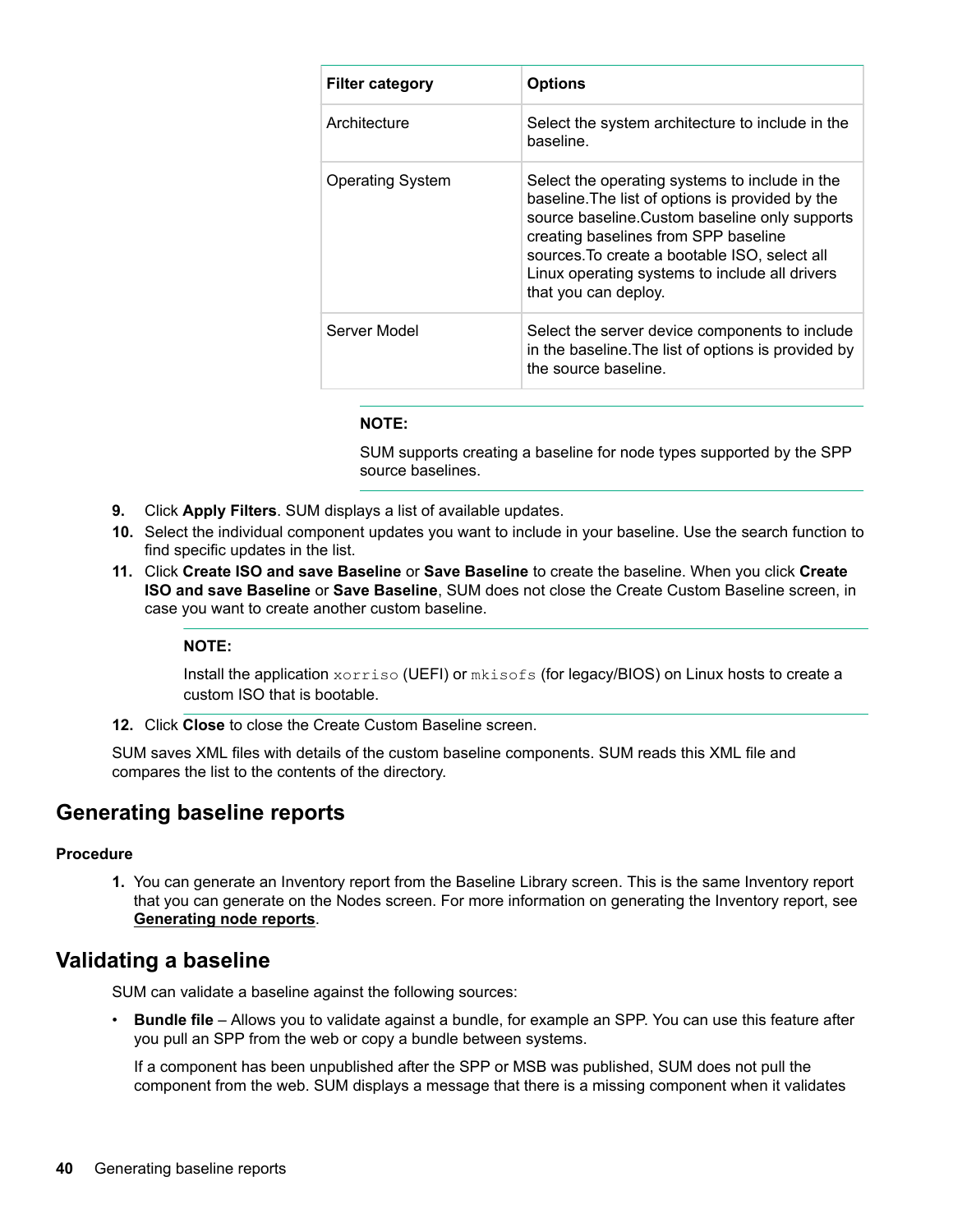| Filter category | Options |
|---|---|
| Architecture | Select the system architecture to include in the baseline. |
| Operating System | Select the operating systems to include in the baseline.The list of options is provided by the source baseline.Custom baseline only supports creating baselines from SPP baseline sources.To create a bootable ISO, select all Linux operating systems to include all drivers that you can deploy. |
| Server Model | Select the server device components to include in the baseline.The list of options is provided by the source baseline. |

**NOTE:**

SUM supports creating a baseline for node types supported by the SPP source baselines.

9. Click **Apply Filters**. SUM displays a list of available updates.
10. Select the individual component updates you want to include in your baseline. Use the search function to find specific updates in the list.
11. Click **Create ISO and save Baseline** or **Save Baseline** to create the baseline. When you click **Create ISO and save Baseline** or **Save Baseline**, SUM does not close the Create Custom Baseline screen, in case you want to create another custom baseline.

    **NOTE:**

    Install the application `xorriso` (UEFI) or `mkisofs` (for legacy/BIOS) on Linux hosts to create a custom ISO that is bootable.

12. Click **Close** to close the Create Custom Baseline screen.

SUM saves XML files with details of the custom baseline components. SUM reads this XML file and compares the list to the contents of the directory.

## Generating baseline reports

**Procedure**

1. You can generate an Inventory report from the Baseline Library screen. This is the same Inventory report that you can generate on the Nodes screen. For more information on generating the Inventory report, see **Generating node reports**.

## Validating a baseline

SUM can validate a baseline against the following sources:

- **Bundle file** – Allows you to validate against a bundle, for example an SPP. You can use this feature after you pull an SPP from the web or copy a bundle between systems.

  If a component has been unpublished after the SPP or MSB was published, SUM does not pull the component from the web. SUM displays a message that there is a missing component when it validates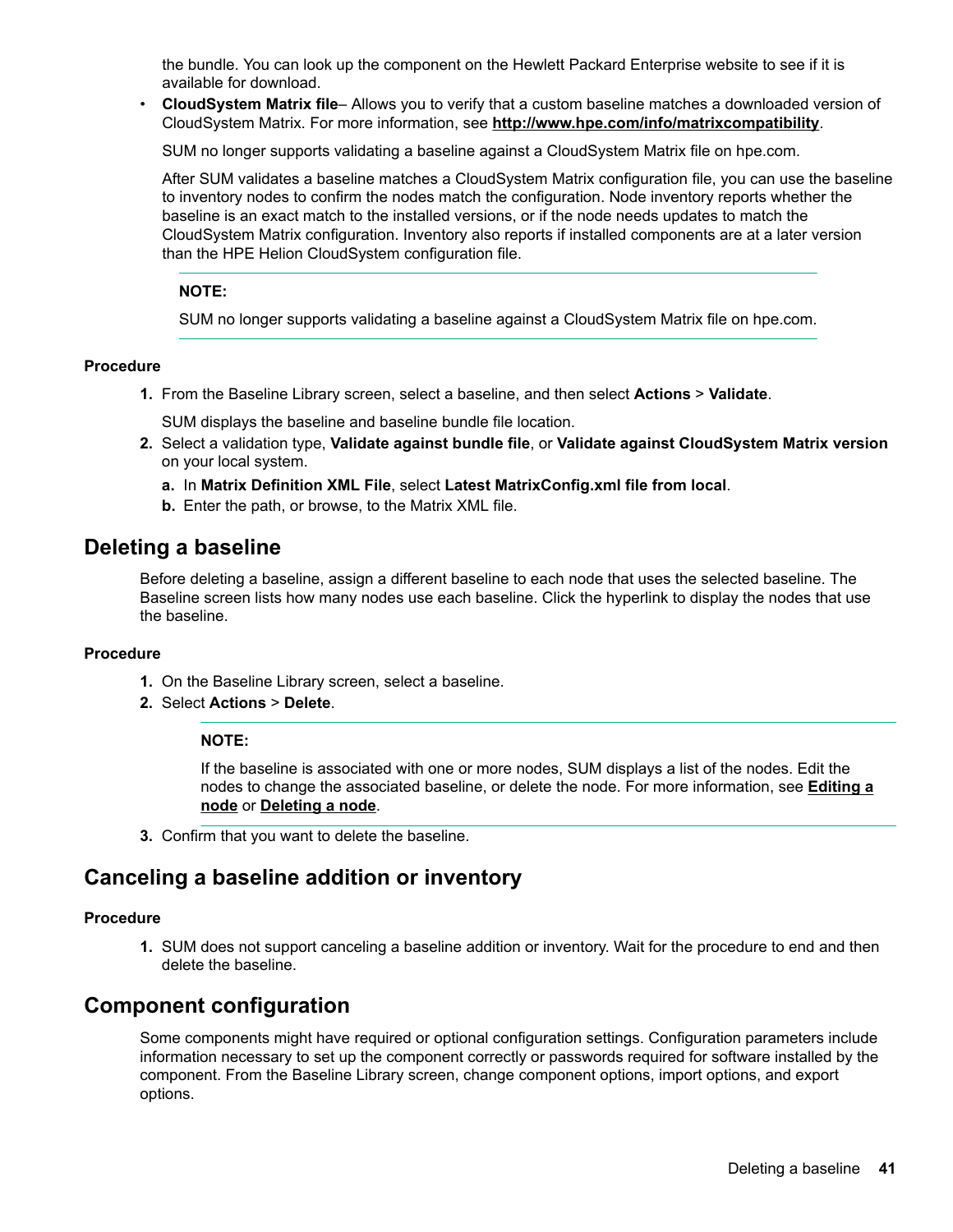the bundle. You can look up the component on the Hewlett Packard Enterprise website to see if it is available for download.

- **CloudSystem Matrix file**– Allows you to verify that a custom baseline matches a downloaded version of CloudSystem Matrix. For more information, see **http://www.hpe.com/info/matrixcompatibility**.

  SUM no longer supports validating a baseline against a CloudSystem Matrix file on hpe.com.

  After SUM validates a baseline matches a CloudSystem Matrix configuration file, you can use the baseline to inventory nodes to confirm the nodes match the configuration. Node inventory reports whether the baseline is an exact match to the installed versions, or if the node needs updates to match the CloudSystem Matrix configuration. Inventory also reports if installed components are at a later version than the HPE Helion CloudSystem configuration file.

  **NOTE:**

  SUM no longer supports validating a baseline against a CloudSystem Matrix file on hpe.com.

**Procedure**

1. From the Baseline Library screen, select a baseline, and then select **Actions** > **Validate**.

   SUM displays the baseline and baseline bundle file location.
2. Select a validation type, **Validate against bundle file**, or **Validate against CloudSystem Matrix version** on your local system.
   a. In **Matrix Definition XML File**, select **Latest MatrixConfig.xml file from local**.
   b. Enter the path, or browse, to the Matrix XML file.

## Deleting a baseline

Before deleting a baseline, assign a different baseline to each node that uses the selected baseline. The Baseline screen lists how many nodes use each baseline. Click the hyperlink to display the nodes that use the baseline.

**Procedure**

1. On the Baseline Library screen, select a baseline.
2. Select **Actions** > **Delete**.

   **NOTE:**

   If the baseline is associated with one or more nodes, SUM displays a list of the nodes. Edit the nodes to change the associated baseline, or delete the node. For more information, see **Editing a node** or **Deleting a node**.
3. Confirm that you want to delete the baseline.

## Canceling a baseline addition or inventory

**Procedure**

1. SUM does not support canceling a baseline addition or inventory. Wait for the procedure to end and then delete the baseline.

## Component configuration

Some components might have required or optional configuration settings. Configuration parameters include information necessary to set up the component correctly or passwords required for software installed by the component. From the Baseline Library screen, change component options, import options, and export options.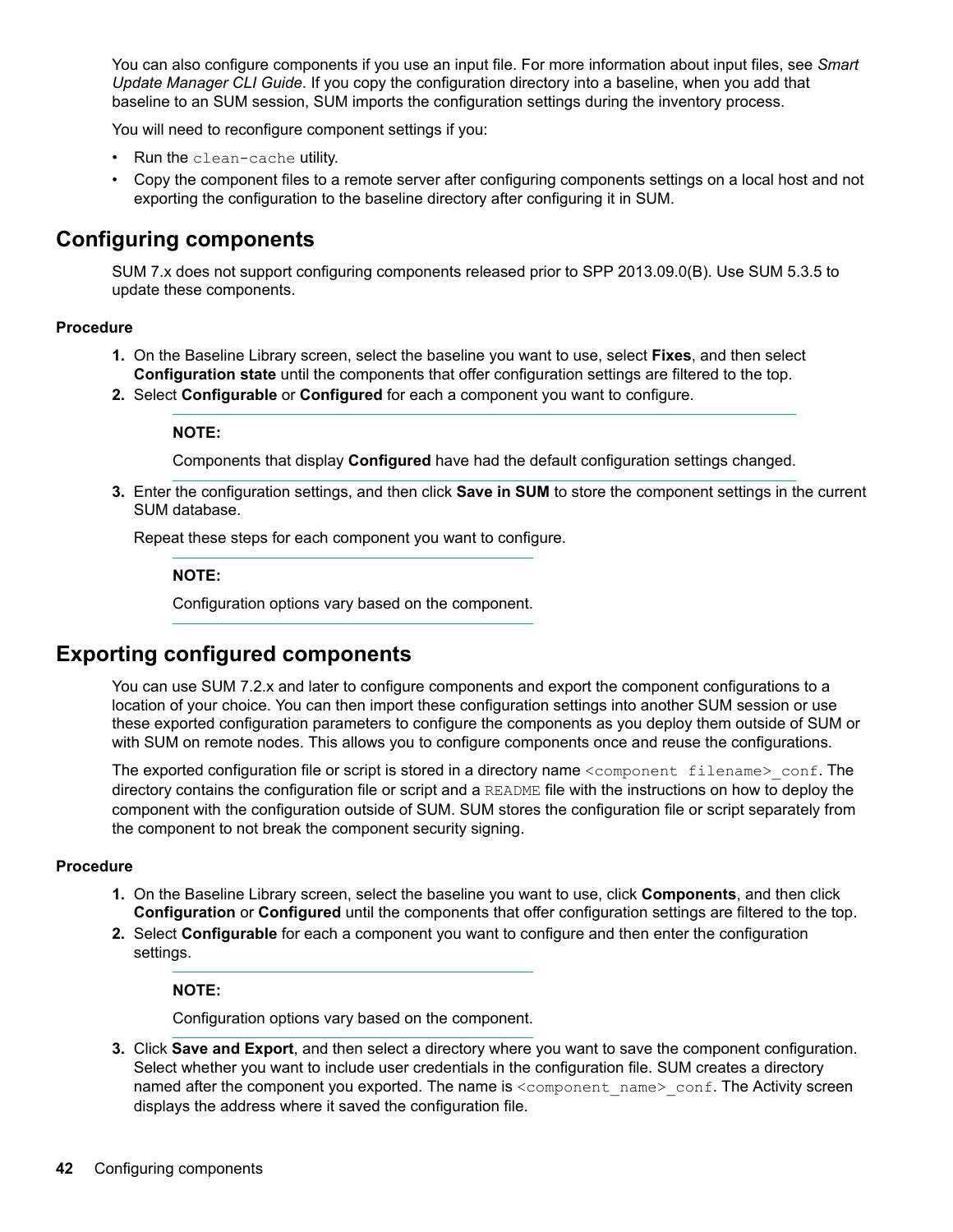You can also configure components if you use an input file. For more information about input files, see *Smart Update Manager CLI Guide*. If you copy the configuration directory into a baseline, when you add that baseline to an SUM session, SUM imports the configuration settings during the inventory process.

You will need to reconfigure component settings if you:

- Run the `clean-cache` utility.
- Copy the component files to a remote server after configuring components settings on a local host and not exporting the configuration to the baseline directory after configuring it in SUM.

## Configuring components

SUM 7.x does not support configuring components released prior to SPP 2013.09.0(B). Use SUM 5.3.5 to update these components.

#### Procedure

1. On the Baseline Library screen, select the baseline you want to use, select **Fixes**, and then select **Configuration state** until the components that offer configuration settings are filtered to the top.
2. Select **Configurable** or **Configured** for each a component you want to configure.

   **NOTE:**

   Components that display **Configured** have had the default configuration settings changed.

3. Enter the configuration settings, and then click **Save in SUM** to store the component settings in the current SUM database.

   Repeat these steps for each component you want to configure.

   **NOTE:**

   Configuration options vary based on the component.

## Exporting configured components

You can use SUM 7.2.x and later to configure components and export the component configurations to a location of your choice. You can then import these configuration settings into another SUM session or use these exported configuration parameters to configure the components as you deploy them outside of SUM or with SUM on remote nodes. This allows you to configure components once and reuse the configurations.

The exported configuration file or script is stored in a directory name `<component filename>_conf`. The directory contains the configuration file or script and a `README` file with the instructions on how to deploy the component with the configuration outside of SUM. SUM stores the configuration file or script separately from the component to not break the component security signing.

#### Procedure

1. On the Baseline Library screen, select the baseline you want to use, click **Components**, and then click **Configuration** or **Configured** until the components that offer configuration settings are filtered to the top.
2. Select **Configurable** for each a component you want to configure and then enter the configuration settings.

   **NOTE:**

   Configuration options vary based on the component.

3. Click **Save and Export**, and then select a directory where you want to save the component configuration. Select whether you want to include user credentials in the configuration file. SUM creates a directory named after the component you exported. The name is `<component_name>_conf`. The Activity screen displays the address where it saved the configuration file.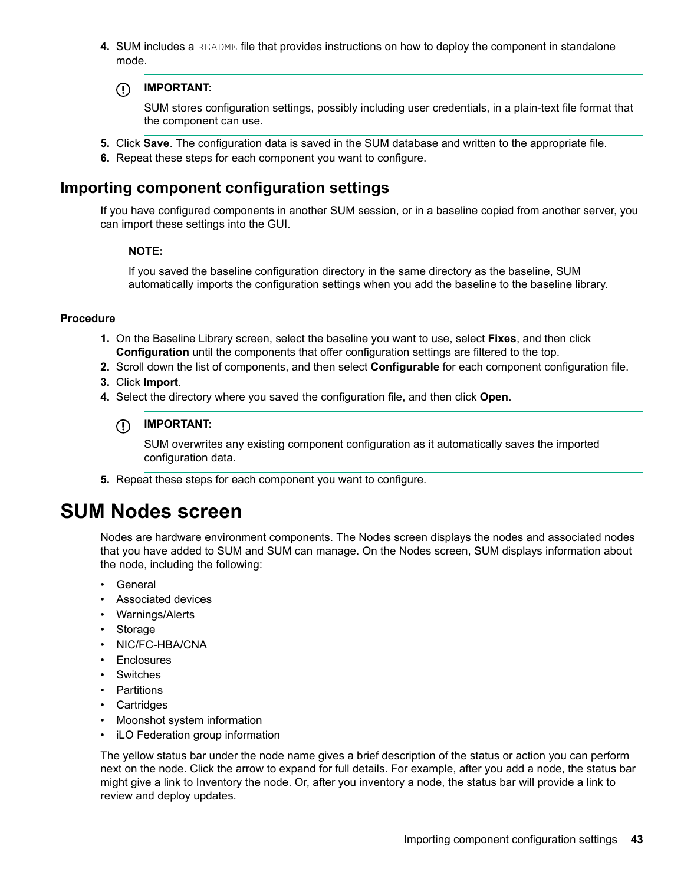4. SUM includes a `README` file that provides instructions on how to deploy the component in standalone mode.

   **IMPORTANT:**

   SUM stores configuration settings, possibly including user credentials, in a plain-text file format that the component can use.

5. Click **Save**. The configuration data is saved in the SUM database and written to the appropriate file.
6. Repeat these steps for each component you want to configure.

## Importing component configuration settings

If you have configured components in another SUM session, or in a baseline copied from another server, you can import these settings into the GUI.

**NOTE:**

If you saved the baseline configuration directory in the same directory as the baseline, SUM automatically imports the configuration settings when you add the baseline to the baseline library.

### Procedure

1. On the Baseline Library screen, select the baseline you want to use, select **Fixes**, and then click **Configuration** until the components that offer configuration settings are filtered to the top.
2. Scroll down the list of components, and then select **Configurable** for each component configuration file.
3. Click **Import**.
4. Select the directory where you saved the configuration file, and then click **Open**.

   **IMPORTANT:**

   SUM overwrites any existing component configuration as it automatically saves the imported configuration data.

5. Repeat these steps for each component you want to configure.

# SUM Nodes screen

Nodes are hardware environment components. The Nodes screen displays the nodes and associated nodes that you have added to SUM and SUM can manage. On the Nodes screen, SUM displays information about the node, including the following:

- General
- Associated devices
- Warnings/Alerts
- Storage
- NIC/FC-HBA/CNA
- Enclosures
- Switches
- Partitions
- Cartridges
- Moonshot system information
- iLO Federation group information

The yellow status bar under the node name gives a brief description of the status or action you can perform next on the node. Click the arrow to expand for full details. For example, after you add a node, the status bar might give a link to Inventory the node. Or, after you inventory a node, the status bar will provide a link to review and deploy updates.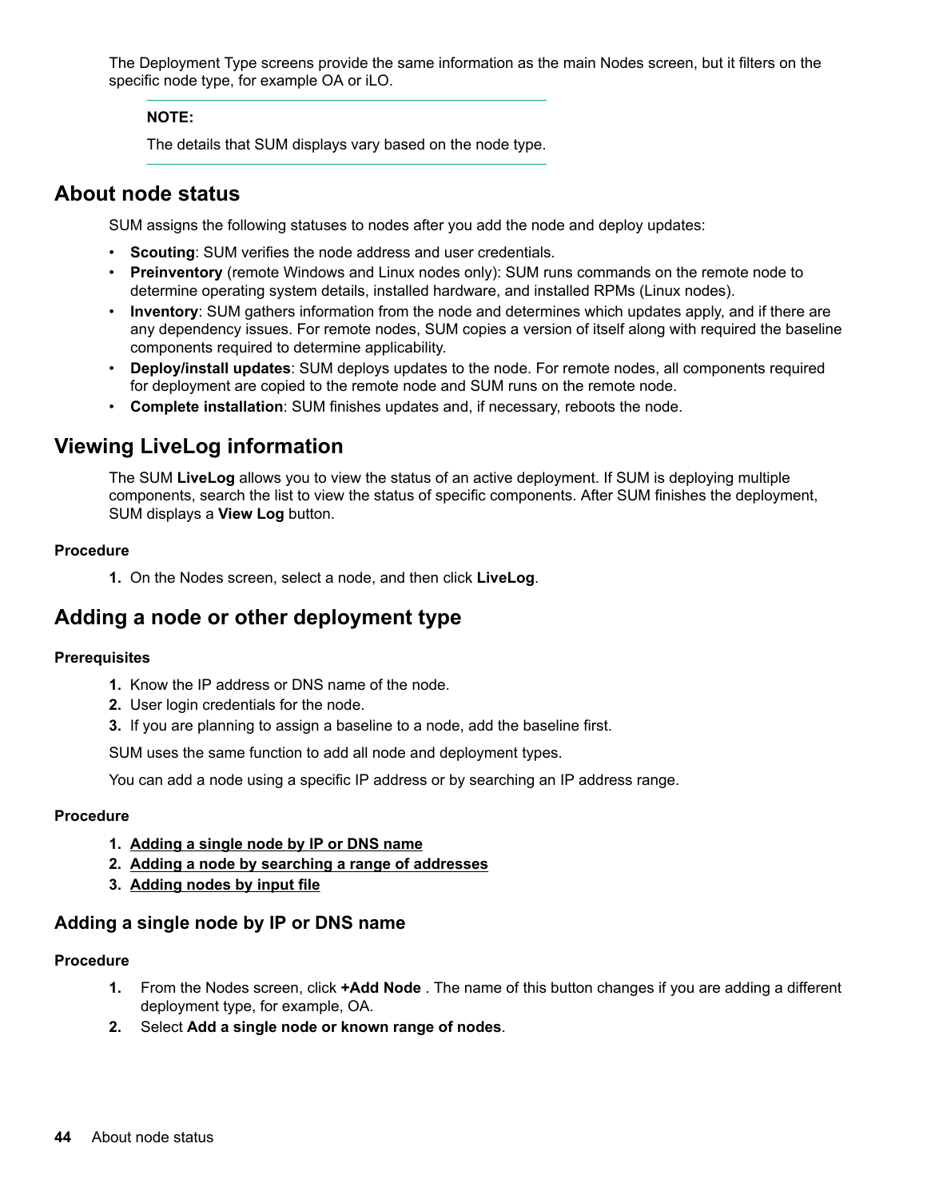The Deployment Type screens provide the same information as the main Nodes screen, but it filters on the specific node type, for example OA or iLO.

**NOTE:**

The details that SUM displays vary based on the node type.

## About node status

SUM assigns the following statuses to nodes after you add the node and deploy updates:

- **Scouting**: SUM verifies the node address and user credentials.
- **Preinventory** (remote Windows and Linux nodes only): SUM runs commands on the remote node to determine operating system details, installed hardware, and installed RPMs (Linux nodes).
- **Inventory**: SUM gathers information from the node and determines which updates apply, and if there are any dependency issues. For remote nodes, SUM copies a version of itself along with required the baseline components required to determine applicability.
- **Deploy/install updates**: SUM deploys updates to the node. For remote nodes, all components required for deployment are copied to the remote node and SUM runs on the remote node.
- **Complete installation**: SUM finishes updates and, if necessary, reboots the node.

## Viewing LiveLog information

The SUM **LiveLog** allows you to view the status of an active deployment. If SUM is deploying multiple components, search the list to view the status of specific components. After SUM finishes the deployment, SUM displays a **View Log** button.

**Procedure**

1. On the Nodes screen, select a node, and then click **LiveLog**.

## Adding a node or other deployment type

**Prerequisites**

1. Know the IP address or DNS name of the node.
2. User login credentials for the node.
3. If you are planning to assign a baseline to a node, add the baseline first.

SUM uses the same function to add all node and deployment types.

You can add a node using a specific IP address or by searching an IP address range.

**Procedure**

1. **Adding a single node by IP or DNS name**
2. **Adding a node by searching a range of addresses**
3. **Adding nodes by input file**

### Adding a single node by IP or DNS name

**Procedure**

1. From the Nodes screen, click **+Add Node** . The name of this button changes if you are adding a different deployment type, for example, OA.
2. Select **Add a single node or known range of nodes**.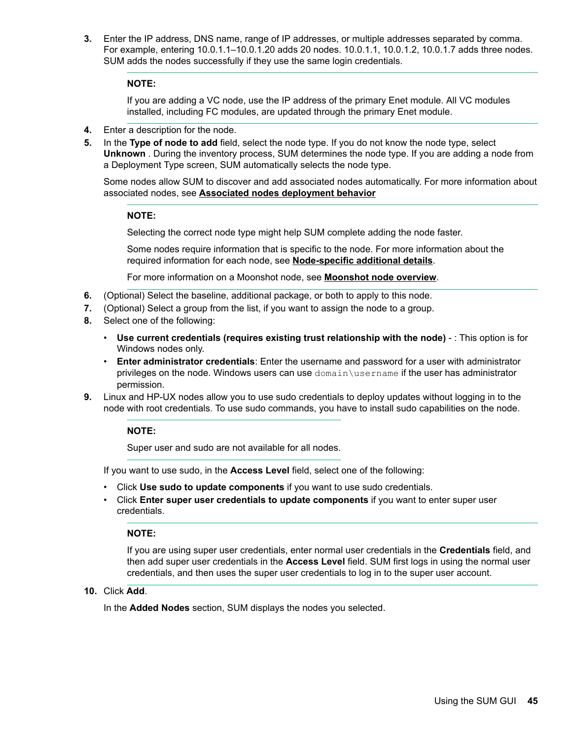3. Enter the IP address, DNS name, range of IP addresses, or multiple addresses separated by comma. For example, entering 10.0.1.1–10.0.1.20 adds 20 nodes. 10.0.1.1, 10.0.1.2, 10.0.1.7 adds three nodes. SUM adds the nodes successfully if they use the same login credentials.

   **NOTE:**

   If you are adding a VC node, use the IP address of the primary Enet module. All VC modules installed, including FC modules, are updated through the primary Enet module.

4. Enter a description for the node.
5. In the **Type of node to add** field, select the node type. If you do not know the node type, select **Unknown** . During the inventory process, SUM determines the node type. If you are adding a node from a Deployment Type screen, SUM automatically selects the node type.

   Some nodes allow SUM to discover and add associated nodes automatically. For more information about associated nodes, see **Associated nodes deployment behavior**

   **NOTE:**

   Selecting the correct node type might help SUM complete adding the node faster.

   Some nodes require information that is specific to the node. For more information about the required information for each node, see **Node-specific additional details**.

   For more information on a Moonshot node, see **Moonshot node overview**.

6. (Optional) Select the baseline, additional package, or both to apply to this node.
7. (Optional) Select a group from the list, if you want to assign the node to a group.
8. Select one of the following:
   - **Use current credentials (requires existing trust relationship with the node)** - : This option is for Windows nodes only.
   - **Enter administrator credentials**: Enter the username and password for a user with administrator privileges on the node. Windows users can use `domain\username` if the user has administrator permission.
9. Linux and HP-UX nodes allow you to use sudo credentials to deploy updates without logging in to the node with root credentials. To use sudo commands, you have to install sudo capabilities on the node.

   **NOTE:**

   Super user and sudo are not available for all nodes.

   If you want to use sudo, in the **Access Level** field, select one of the following:

   - Click **Use sudo to update components** if you want to use sudo credentials.
   - Click **Enter super user credentials to update components** if you want to enter super user credentials.

   **NOTE:**

   If you are using super user credentials, enter normal user credentials in the **Credentials** field, and then add super user credentials in the **Access Level** field. SUM first logs in using the normal user credentials, and then uses the super user credentials to log in to the super user account.

10. Click **Add**.

    In the **Added Nodes** section, SUM displays the nodes you selected.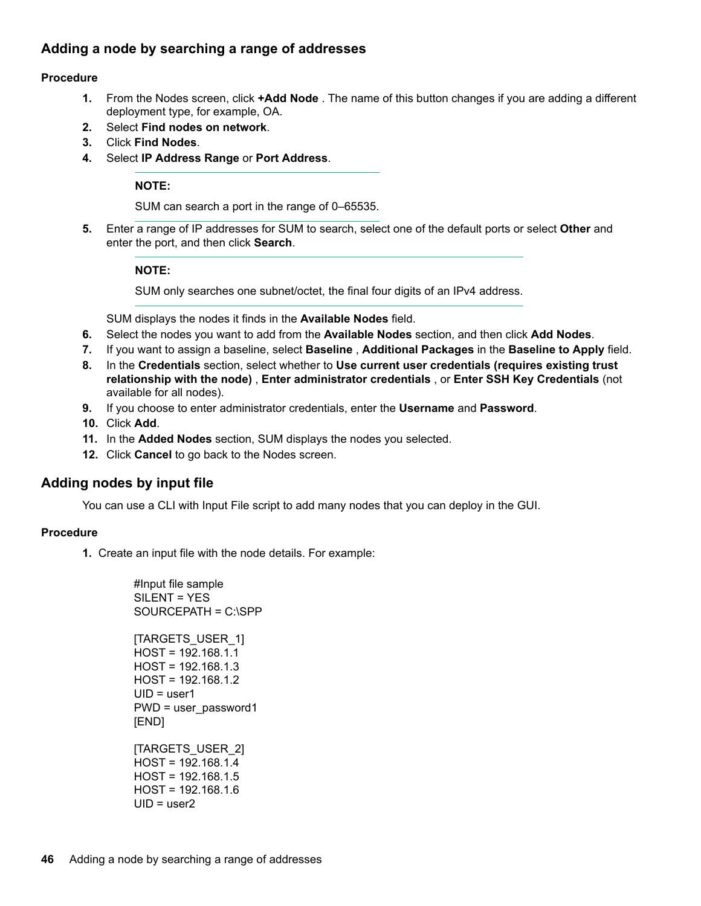## Adding a node by searching a range of addresses

### Procedure

1. From the Nodes screen, click **+Add Node** . The name of this button changes if you are adding a different deployment type, for example, OA.
2. Select **Find nodes on network**.
3. Click **Find Nodes**.
4. Select **IP Address Range** or **Port Address**.

   **NOTE:**

   SUM can search a port in the range of 0–65535.

5. Enter a range of IP addresses for SUM to search, select one of the default ports or select **Other** and enter the port, and then click **Search**.

   **NOTE:**

   SUM only searches one subnet/octet, the final four digits of an IPv4 address.

   SUM displays the nodes it finds in the **Available Nodes** field.

6. Select the nodes you want to add from the **Available Nodes** section, and then click **Add Nodes**.
7. If you want to assign a baseline, select **Baseline** , **Additional Packages** in the **Baseline to Apply** field.
8. In the **Credentials** section, select whether to **Use current user credentials (requires existing trust relationship with the node)** , **Enter administrator credentials** , or **Enter SSH Key Credentials** (not available for all nodes).
9. If you choose to enter administrator credentials, enter the **Username** and **Password**.
10. Click **Add**.
11. In the **Added Nodes** section, SUM displays the nodes you selected.
12. Click **Cancel** to go back to the Nodes screen.

## Adding nodes by input file

You can use a CLI with Input File script to add many nodes that you can deploy in the GUI.

### Procedure

1. Create an input file with the node details. For example:

```
#Input file sample
SILENT = YES
SOURCEPATH = C:\SPP

[TARGETS_USER_1]
HOST = 192.168.1.1
HOST = 192.168.1.3
HOST = 192.168.1.2
UID = user1
PWD = user_password1
[END]

[TARGETS_USER_2]
HOST = 192.168.1.4
HOST = 192.168.1.5
HOST = 192.168.1.6
UID = user2
```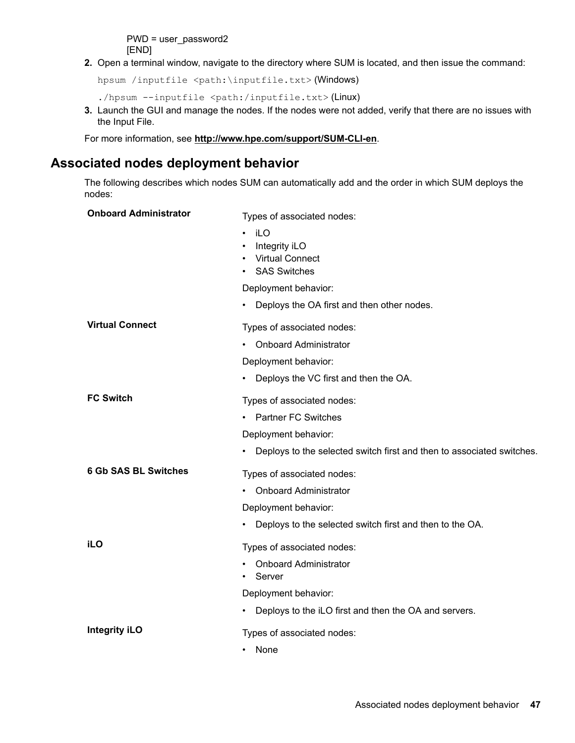PWD = user_password2
[END]

2. Open a terminal window, navigate to the directory where SUM is located, and then issue the command:

   `hpsum /inputfile <path:\inputfile.txt>` (Windows)

   `./hpsum --inputfile <path:/inputfile.txt>` (Linux)

3. Launch the GUI and manage the nodes. If the nodes were not added, verify that there are no issues with the Input File.

For more information, see **http://www.hpe.com/support/SUM-CLI-en**.

## Associated nodes deployment behavior

The following describes which nodes SUM can automatically add and the order in which SUM deploys the nodes:

**Onboard Administrator**

Types of associated nodes:

- iLO
- Integrity iLO
- Virtual Connect
- SAS Switches

Deployment behavior:

- Deploys the OA first and then other nodes.

**Virtual Connect**

Types of associated nodes:

- Onboard Administrator

Deployment behavior:

- Deploys the VC first and then the OA.

**FC Switch**

Types of associated nodes:

- Partner FC Switches

Deployment behavior:

- Deploys to the selected switch first and then to associated switches.

**6 Gb SAS BL Switches**

Types of associated nodes:

- Onboard Administrator

Deployment behavior:

- Deploys to the selected switch first and then to the OA.

**iLO**

Types of associated nodes:

- Onboard Administrator
- Server

Deployment behavior:

- Deploys to the iLO first and then the OA and servers.

**Integrity iLO**

Types of associated nodes:

- None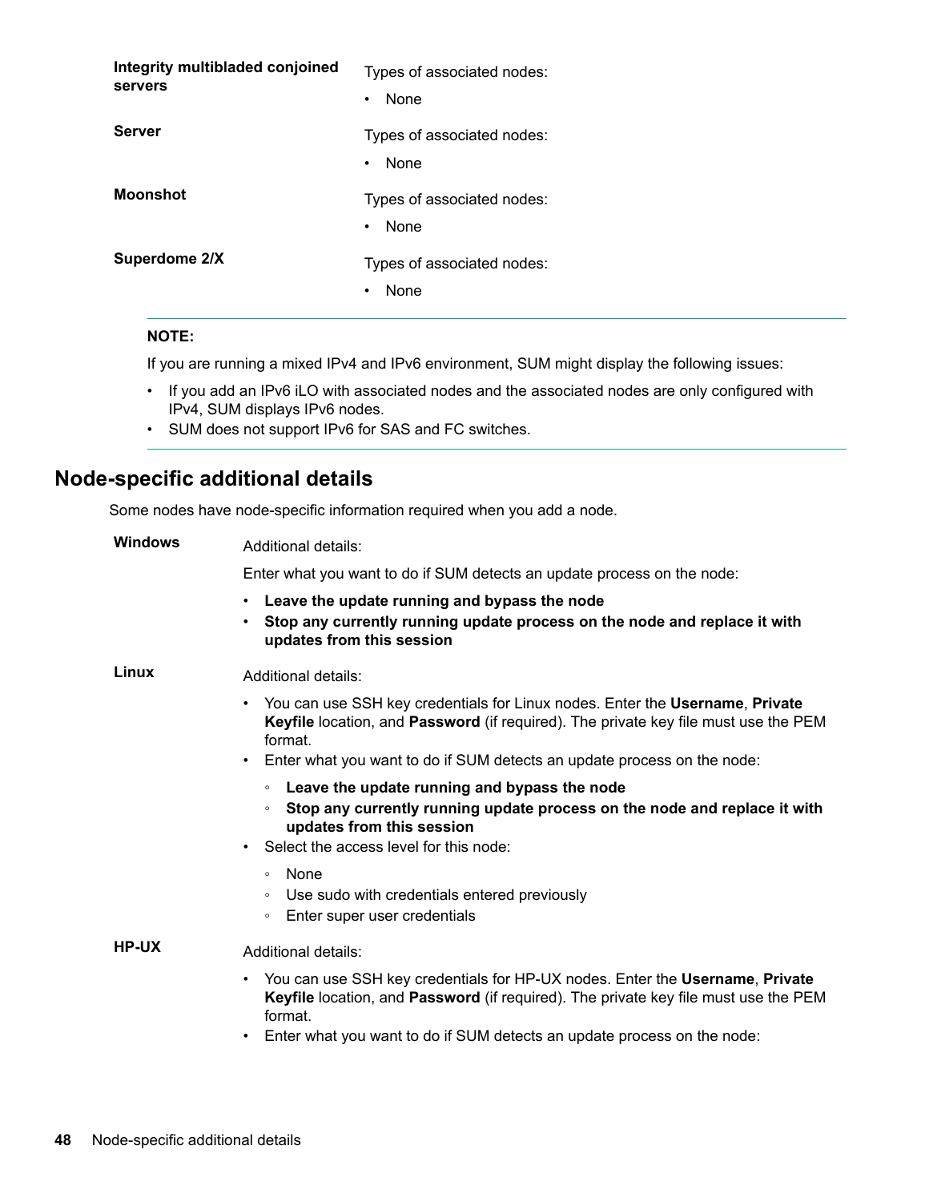**Integrity multibladed conjoined servers**

Types of associated nodes:

- None

**Server**

Types of associated nodes:

- None

**Moonshot**

Types of associated nodes:

- None

**Superdome 2/X**

Types of associated nodes:

- None

---

**NOTE:**

If you are running a mixed IPv4 and IPv6 environment, SUM might display the following issues:

- If you add an IPv6 iLO with associated nodes and the associated nodes are only configured with IPv4, SUM displays IPv6 nodes.
- SUM does not support IPv6 for SAS and FC switches.

---

## Node-specific additional details

Some nodes have node-specific information required when you add a node.

**Windows**

Additional details:

Enter what you want to do if SUM detects an update process on the node:

- **Leave the update running and bypass the node**
- **Stop any currently running update process on the node and replace it with updates from this session**

**Linux**

Additional details:

- You can use SSH key credentials for Linux nodes. Enter the **Username**, **Private Keyfile** location, and **Password** (if required). The private key file must use the PEM format.
- Enter what you want to do if SUM detects an update process on the node:
  - **Leave the update running and bypass the node**
  - **Stop any currently running update process on the node and replace it with updates from this session**
- Select the access level for this node:
  - None
  - Use sudo with credentials entered previously
  - Enter super user credentials

**HP-UX**

Additional details:

- You can use SSH key credentials for HP-UX nodes. Enter the **Username**, **Private Keyfile** location, and **Password** (if required). The private key file must use the PEM format.
- Enter what you want to do if SUM detects an update process on the node: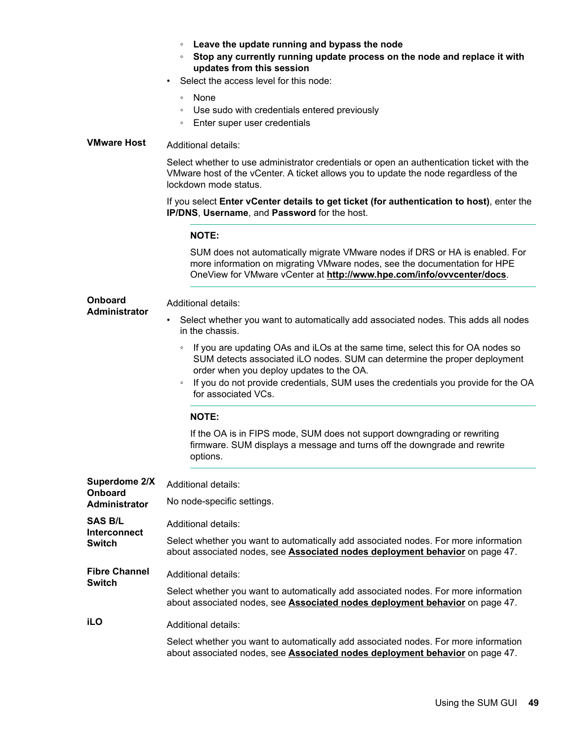- ◦ **Leave the update running and bypass the node**
  - ◦ **Stop any currently running update process on the node and replace it with updates from this session**
- Select the access level for this node:
  - None
  - Use sudo with credentials entered previously
  - Enter super user credentials

| | |
|---|---|
| **VMware Host** | Additional details:<br><br>Select whether to use administrator credentials or open an authentication ticket with the VMware host of the vCenter. A ticket allows you to update the node regardless of the lockdown mode status.<br><br>If you select **Enter vCenter details to get ticket (for authentication to host)**, enter the **IP/DNS**, **Username**, and **Password** for the host.<br><br>**NOTE:**<br><br>SUM does not automatically migrate VMware nodes if DRS or HA is enabled. For more information on migrating VMware nodes, see the documentation for HPE OneView for VMware vCenter at **http://www.hpe.com/info/ovvcenter/docs**. |
| **Onboard Administrator** | Additional details:<br><br>• Select whether you want to automatically add associated nodes. This adds all nodes in the chassis.<br>◦ If you are updating OAs and iLOs at the same time, select this for OA nodes so SUM detects associated iLO nodes. SUM can determine the proper deployment order when you deploy updates to the OA.<br>◦ If you do not provide credentials, SUM uses the credentials you provide for the OA for associated VCs.<br><br>**NOTE:**<br><br>If the OA is in FIPS mode, SUM does not support downgrading or rewriting firmware. SUM displays a message and turns off the downgrade and rewrite options. |
| **Superdome 2/X Onboard Administrator** | Additional details:<br><br>No node-specific settings. |
| **SAS B/L Interconnect Switch** | Additional details:<br><br>Select whether you want to automatically add associated nodes. For more information about associated nodes, see **Associated nodes deployment behavior** on page 47. |
| **Fibre Channel Switch** | Additional details:<br><br>Select whether you want to automatically add associated nodes. For more information about associated nodes, see **Associated nodes deployment behavior** on page 47. |
| **iLO** | Additional details:<br><br>Select whether you want to automatically add associated nodes. For more information about associated nodes, see **Associated nodes deployment behavior** on page 47. |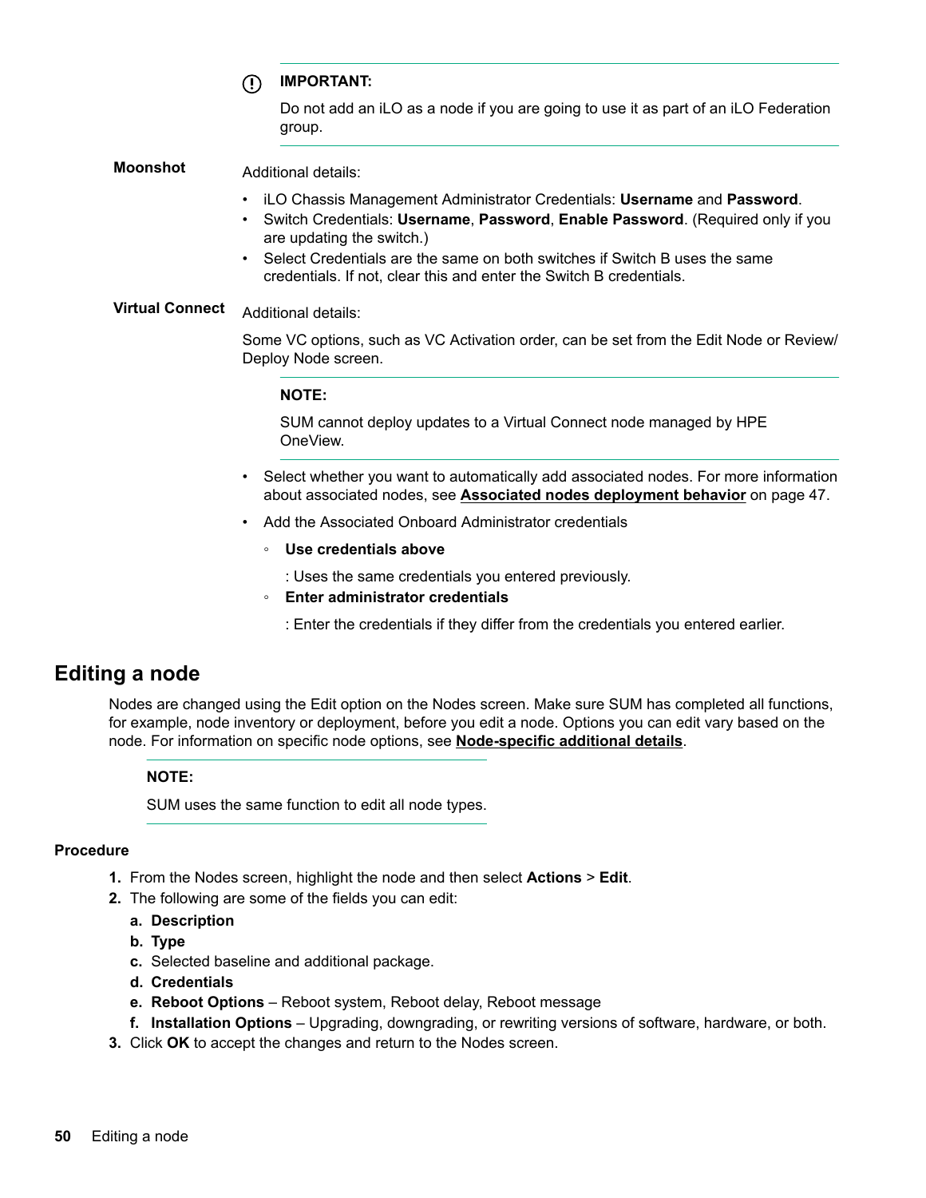> **IMPORTANT:**
>
> Do not add an iLO as a node if you are going to use it as part of an iLO Federation group.

**Moonshot**

Additional details:

- iLO Chassis Management Administrator Credentials: **Username** and **Password**.
- Switch Credentials: **Username**, **Password**, **Enable Password**. (Required only if you are updating the switch.)
- Select Credentials are the same on both switches if Switch B uses the same credentials. If not, clear this and enter the Switch B credentials.

**Virtual Connect**

Additional details:

Some VC options, such as VC Activation order, can be set from the Edit Node or Review/ Deploy Node screen.

> **NOTE:**
>
> SUM cannot deploy updates to a Virtual Connect node managed by HPE OneView.

- Select whether you want to automatically add associated nodes. For more information about associated nodes, see **Associated nodes deployment behavior** on page 47.
- Add the Associated Onboard Administrator credentials
  - **Use credentials above**

    : Uses the same credentials you entered previously.
  - **Enter administrator credentials**

    : Enter the credentials if they differ from the credentials you entered earlier.

## Editing a node

Nodes are changed using the Edit option on the Nodes screen. Make sure SUM has completed all functions, for example, node inventory or deployment, before you edit a node. Options you can edit vary based on the node. For information on specific node options, see **Node-specific additional details**.

> **NOTE:**
>
> SUM uses the same function to edit all node types.

#### Procedure

1. From the Nodes screen, highlight the node and then select **Actions** > **Edit**.
2. The following are some of the fields you can edit:
   a. **Description**
   b. **Type**
   c. Selected baseline and additional package.
   d. **Credentials**
   e. **Reboot Options** – Reboot system, Reboot delay, Reboot message
   f. **Installation Options** – Upgrading, downgrading, or rewriting versions of software, hardware, or both.
3. Click **OK** to accept the changes and return to the Nodes screen.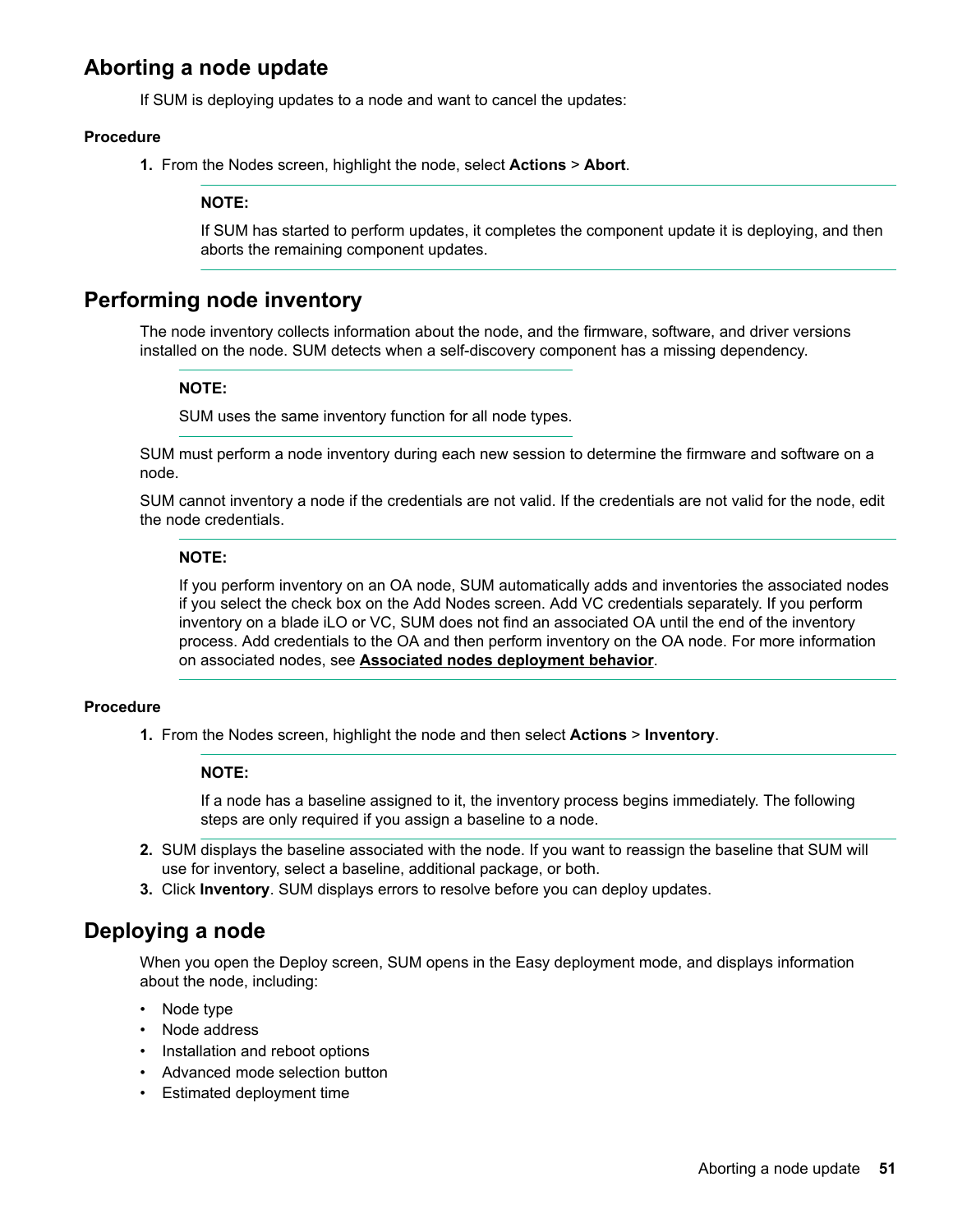## Aborting a node update

If SUM is deploying updates to a node and want to cancel the updates:

### Procedure

1. From the Nodes screen, highlight the node, select **Actions** > **Abort**.

   **NOTE:**

   If SUM has started to perform updates, it completes the component update it is deploying, and then aborts the remaining component updates.

## Performing node inventory

The node inventory collects information about the node, and the firmware, software, and driver versions installed on the node. SUM detects when a self-discovery component has a missing dependency.

**NOTE:**

SUM uses the same inventory function for all node types.

SUM must perform a node inventory during each new session to determine the firmware and software on a node.

SUM cannot inventory a node if the credentials are not valid. If the credentials are not valid for the node, edit the node credentials.

**NOTE:**

If you perform inventory on an OA node, SUM automatically adds and inventories the associated nodes if you select the check box on the Add Nodes screen. Add VC credentials separately. If you perform inventory on a blade iLO or VC, SUM does not find an associated OA until the end of the inventory process. Add credentials to the OA and then perform inventory on the OA node. For more information on associated nodes, see **Associated nodes deployment behavior**.

### Procedure

1. From the Nodes screen, highlight the node and then select **Actions** > **Inventory**.

   **NOTE:**

   If a node has a baseline assigned to it, the inventory process begins immediately. The following steps are only required if you assign a baseline to a node.

2. SUM displays the baseline associated with the node. If you want to reassign the baseline that SUM will use for inventory, select a baseline, additional package, or both.
3. Click **Inventory**. SUM displays errors to resolve before you can deploy updates.

## Deploying a node

When you open the Deploy screen, SUM opens in the Easy deployment mode, and displays information about the node, including:

- Node type
- Node address
- Installation and reboot options
- Advanced mode selection button
- Estimated deployment time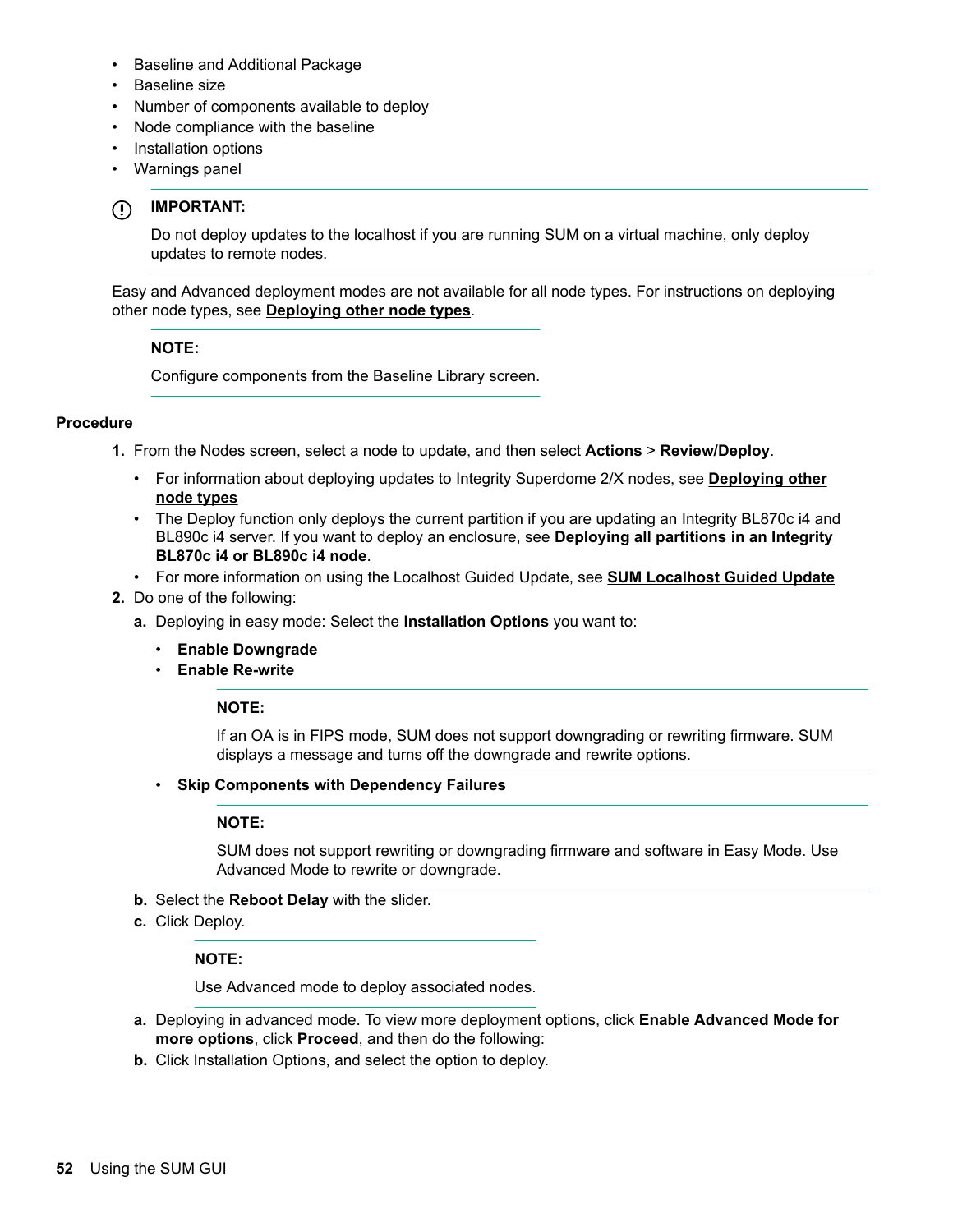- Baseline and Additional Package
- Baseline size
- Number of components available to deploy
- Node compliance with the baseline
- Installation options
- Warnings panel

**IMPORTANT:**

Do not deploy updates to the localhost if you are running SUM on a virtual machine, only deploy updates to remote nodes.

Easy and Advanced deployment modes are not available for all node types. For instructions on deploying other node types, see **Deploying other node types**.

**NOTE:**

Configure components from the Baseline Library screen.

#### Procedure

1. From the Nodes screen, select a node to update, and then select **Actions** > **Review/Deploy**.
   - For information about deploying updates to Integrity Superdome 2/X nodes, see **Deploying other node types**
   - The Deploy function only deploys the current partition if you are updating an Integrity BL870c i4 and BL890c i4 server. If you want to deploy an enclosure, see **Deploying all partitions in an Integrity BL870c i4 or BL890c i4 node**.
   - For more information on using the Localhost Guided Update, see **SUM Localhost Guided Update**
2. Do one of the following:
   a. Deploying in easy mode: Select the **Installation Options** you want to:
      - **Enable Downgrade**
      - **Enable Re-write**

        **NOTE:**

        If an OA is in FIPS mode, SUM does not support downgrading or rewriting firmware. SUM displays a message and turns off the downgrade and rewrite options.

      - **Skip Components with Dependency Failures**

        **NOTE:**

        SUM does not support rewriting or downgrading firmware and software in Easy Mode. Use Advanced Mode to rewrite or downgrade.

   b. Select the **Reboot Delay** with the slider.
   c. Click Deploy.

      **NOTE:**

      Use Advanced mode to deploy associated nodes.

   a. Deploying in advanced mode. To view more deployment options, click **Enable Advanced Mode for more options**, click **Proceed**, and then do the following:
   b. Click Installation Options, and select the option to deploy.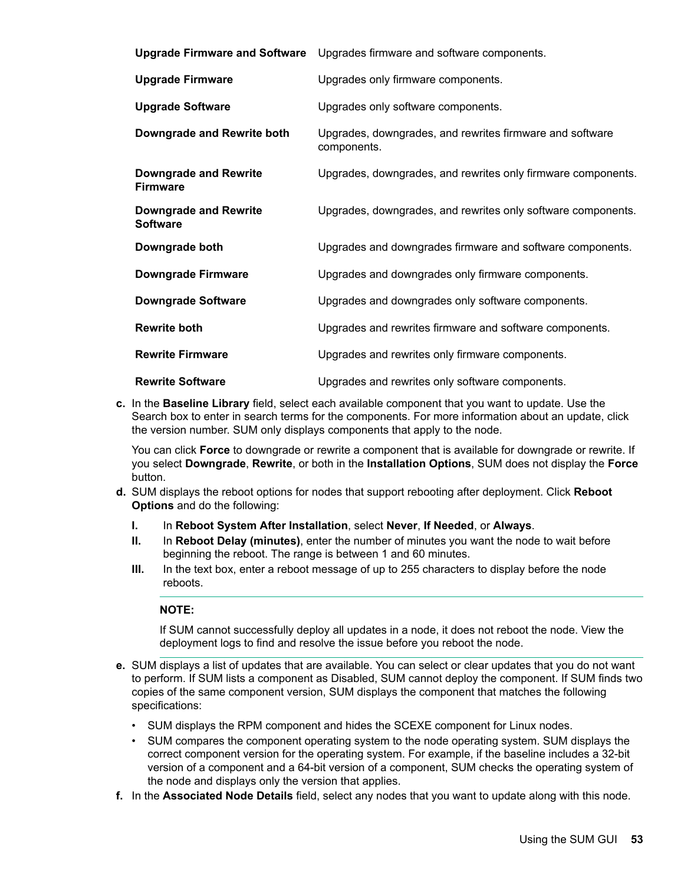| | |
|---|---|
| **Upgrade Firmware and Software** | Upgrades firmware and software components. |
| **Upgrade Firmware** | Upgrades only firmware components. |
| **Upgrade Software** | Upgrades only software components. |
| **Downgrade and Rewrite both** | Upgrades, downgrades, and rewrites firmware and software components. |
| **Downgrade and Rewrite Firmware** | Upgrades, downgrades, and rewrites only firmware components. |
| **Downgrade and Rewrite Software** | Upgrades, downgrades, and rewrites only software components. |
| **Downgrade both** | Upgrades and downgrades firmware and software components. |
| **Downgrade Firmware** | Upgrades and downgrades only firmware components. |
| **Downgrade Software** | Upgrades and downgrades only software components. |
| **Rewrite both** | Upgrades and rewrites firmware and software components. |
| **Rewrite Firmware** | Upgrades and rewrites only firmware components. |
| **Rewrite Software** | Upgrades and rewrites only software components. |

c. In the **Baseline Library** field, select each available component that you want to update. Use the Search box to enter in search terms for the components. For more information about an update, click the version number. SUM only displays components that apply to the node.

   You can click **Force** to downgrade or rewrite a component that is available for downgrade or rewrite. If you select **Downgrade**, **Rewrite**, or both in the **Installation Options**, SUM does not display the **Force** button.

d. SUM displays the reboot options for nodes that support rebooting after deployment. Click **Reboot Options** and do the following:

   I. In **Reboot System After Installation**, select **Never**, **If Needed**, or **Always**.
   II. In **Reboot Delay (minutes)**, enter the number of minutes you want the node to wait before beginning the reboot. The range is between 1 and 60 minutes.
   III. In the text box, enter a reboot message of up to 255 characters to display before the node reboots.

   **NOTE:**

   If SUM cannot successfully deploy all updates in a node, it does not reboot the node. View the deployment logs to find and resolve the issue before you reboot the node.

e. SUM displays a list of updates that are available. You can select or clear updates that you do not want to perform. If SUM lists a component as Disabled, SUM cannot deploy the component. If SUM finds two copies of the same component version, SUM displays the component that matches the following specifications:

   - SUM displays the RPM component and hides the SCEXE component for Linux nodes.
   - SUM compares the component operating system to the node operating system. SUM displays the correct component version for the operating system. For example, if the baseline includes a 32-bit version of a component and a 64-bit version of a component, SUM checks the operating system of the node and displays only the version that applies.

f. In the **Associated Node Details** field, select any nodes that you want to update along with this node.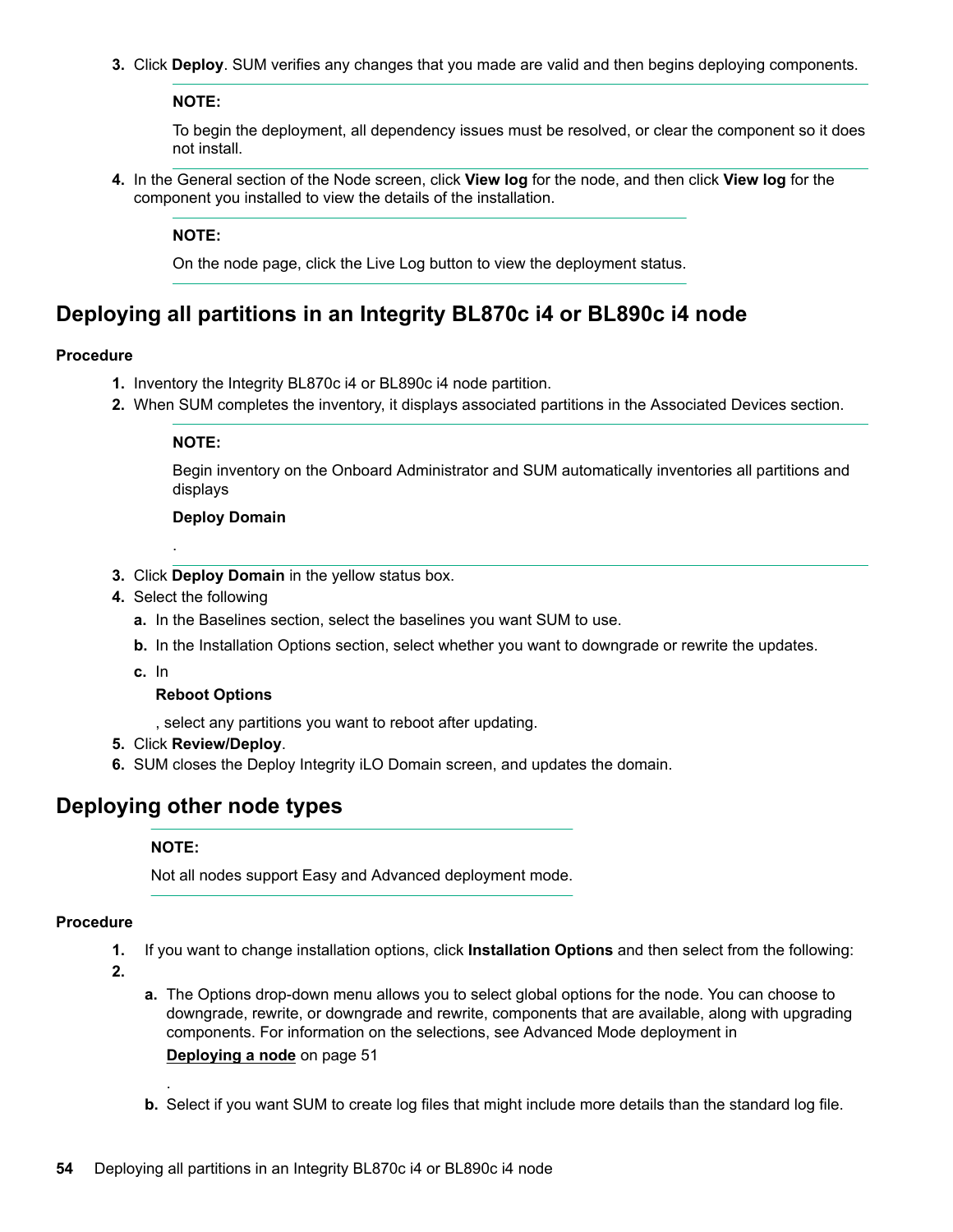3. Click **Deploy**. SUM verifies any changes that you made are valid and then begins deploying components.

   **NOTE:**

   To begin the deployment, all dependency issues must be resolved, or clear the component so it does not install.

4. In the General section of the Node screen, click **View log** for the node, and then click **View log** for the component you installed to view the details of the installation.

   **NOTE:**

   On the node page, click the Live Log button to view the deployment status.

## Deploying all partitions in an Integrity BL870c i4 or BL890c i4 node

**Procedure**

1. Inventory the Integrity BL870c i4 or BL890c i4 node partition.
2. When SUM completes the inventory, it displays associated partitions in the Associated Devices section.

   **NOTE:**

   Begin inventory on the Onboard Administrator and SUM automatically inventories all partitions and displays

   **Deploy Domain**

   .

3. Click **Deploy Domain** in the yellow status box.
4. Select the following
   a. In the Baselines section, select the baselines you want SUM to use.
   b. In the Installation Options section, select whether you want to downgrade or rewrite the updates.
   c. In

      **Reboot Options**

      , select any partitions you want to reboot after updating.
5. Click **Review/Deploy**.
6. SUM closes the Deploy Integrity iLO Domain screen, and updates the domain.

## Deploying other node types

**NOTE:**

Not all nodes support Easy and Advanced deployment mode.

**Procedure**

1. If you want to change installation options, click **Installation Options** and then select from the following:
2.
   a. The Options drop-down menu allows you to select global options for the node. You can choose to downgrade, rewrite, or downgrade and rewrite, components that are available, along with upgrading components. For information on the selections, see Advanced Mode deployment in

      **Deploying a node** on page 51

      .
   b. Select if you want SUM to create log files that might include more details than the standard log file.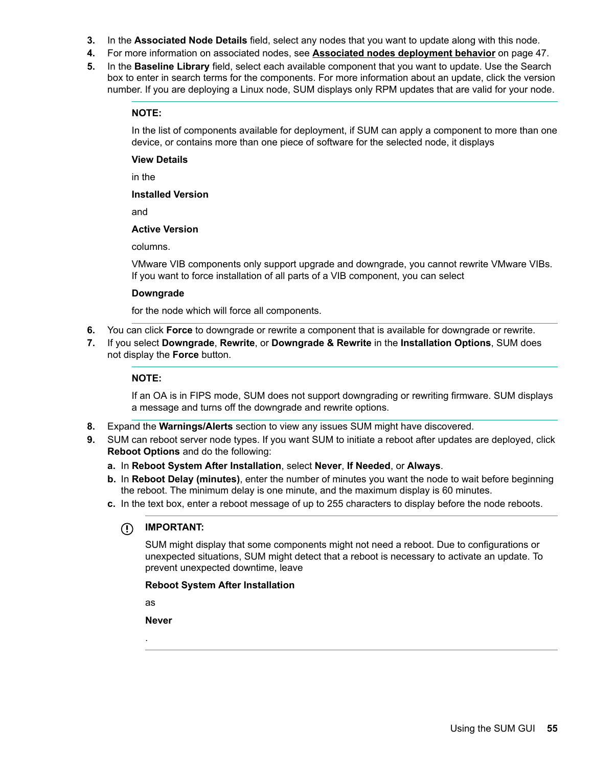3. In the **Associated Node Details** field, select any nodes that you want to update along with this node.
4. For more information on associated nodes, see **Associated nodes deployment behavior** on page 47.
5. In the **Baseline Library** field, select each available component that you want to update. Use the Search box to enter in search terms for the components. For more information about an update, click the version number. If you are deploying a Linux node, SUM displays only RPM updates that are valid for your node.

   **NOTE:**

   In the list of components available for deployment, if SUM can apply a component to more than one device, or contains more than one piece of software for the selected node, it displays

   **View Details**

   in the

   **Installed Version**

   and

   **Active Version**

   columns.

   VMware VIB components only support upgrade and downgrade, you cannot rewrite VMware VIBs. If you want to force installation of all parts of a VIB component, you can select

   **Downgrade**

   for the node which will force all components.

6. You can click **Force** to downgrade or rewrite a component that is available for downgrade or rewrite.
7. If you select **Downgrade**, **Rewrite**, or **Downgrade & Rewrite** in the **Installation Options**, SUM does not display the **Force** button.

   **NOTE:**

   If an OA is in FIPS mode, SUM does not support downgrading or rewriting firmware. SUM displays a message and turns off the downgrade and rewrite options.

8. Expand the **Warnings/Alerts** section to view any issues SUM might have discovered.
9. SUM can reboot server node types. If you want SUM to initiate a reboot after updates are deployed, click **Reboot Options** and do the following:
   a. In **Reboot System After Installation**, select **Never**, **If Needed**, or **Always**.
   b. In **Reboot Delay (minutes)**, enter the number of minutes you want the node to wait before beginning the reboot. The minimum delay is one minute, and the maximum display is 60 minutes.
   c. In the text box, enter a reboot message of up to 255 characters to display before the node reboots.

   **IMPORTANT:**

   SUM might display that some components might not need a reboot. Due to configurations or unexpected situations, SUM might detect that a reboot is necessary to activate an update. To prevent unexpected downtime, leave

   **Reboot System After Installation**

   as

   **Never**

   .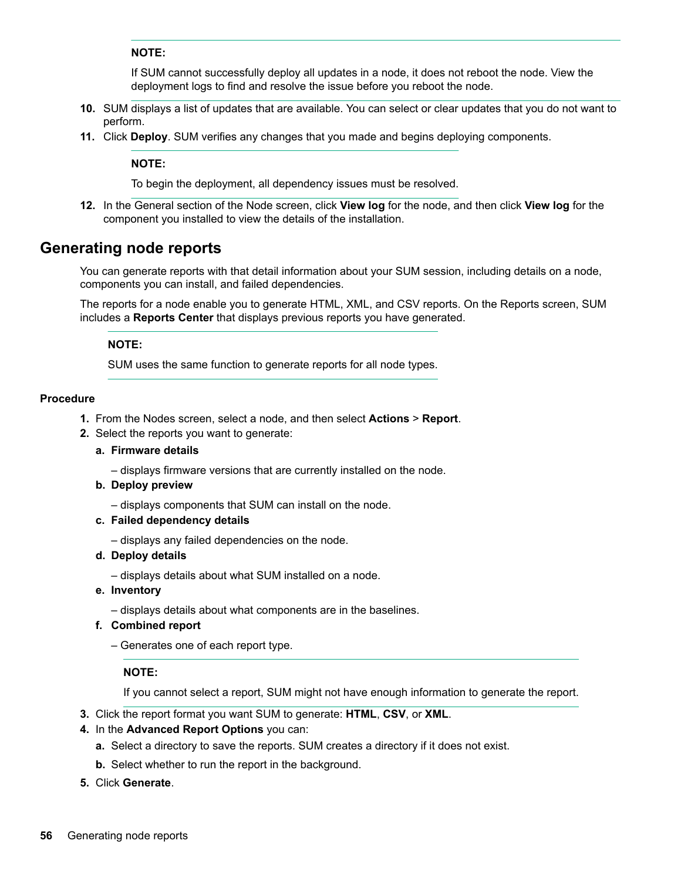**NOTE:**

If SUM cannot successfully deploy all updates in a node, it does not reboot the node. View the deployment logs to find and resolve the issue before you reboot the node.

10. SUM displays a list of updates that are available. You can select or clear updates that you do not want to perform.
11. Click **Deploy**. SUM verifies any changes that you made and begins deploying components.

    **NOTE:**

    To begin the deployment, all dependency issues must be resolved.

12. In the General section of the Node screen, click **View log** for the node, and then click **View log** for the component you installed to view the details of the installation.

## Generating node reports

You can generate reports with that detail information about your SUM session, including details on a node, components you can install, and failed dependencies.

The reports for a node enable you to generate HTML, XML, and CSV reports. On the Reports screen, SUM includes a **Reports Center** that displays previous reports you have generated.

**NOTE:**

SUM uses the same function to generate reports for all node types.

#### Procedure

1. From the Nodes screen, select a node, and then select **Actions** > **Report**.
2. Select the reports you want to generate:
   a. **Firmware details**

      – displays firmware versions that are currently installed on the node.

   b. **Deploy preview**

      – displays components that SUM can install on the node.

   c. **Failed dependency details**

      – displays any failed dependencies on the node.

   d. **Deploy details**

      – displays details about what SUM installed on a node.

   e. **Inventory**

      – displays details about what components are in the baselines.

   f. **Combined report**

      – Generates one of each report type.

   **NOTE:**

   If you cannot select a report, SUM might not have enough information to generate the report.

3. Click the report format you want SUM to generate: **HTML**, **CSV**, or **XML**.
4. In the **Advanced Report Options** you can:
   a. Select a directory to save the reports. SUM creates a directory if it does not exist.
   b. Select whether to run the report in the background.
5. Click **Generate**.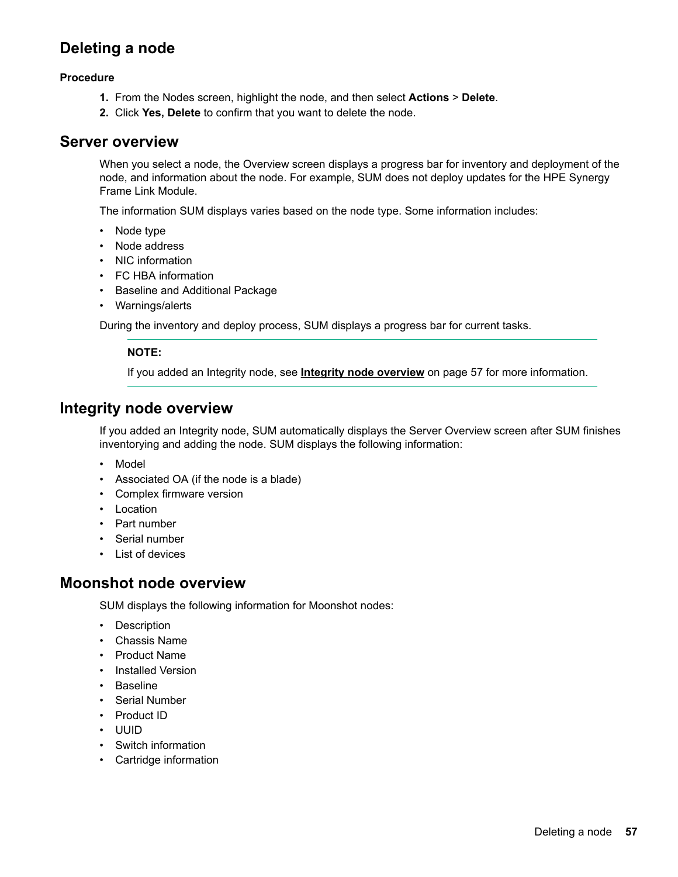## Deleting a node

**Procedure**

1. From the Nodes screen, highlight the node, and then select **Actions** > **Delete**.
2. Click **Yes, Delete** to confirm that you want to delete the node.

## Server overview

When you select a node, the Overview screen displays a progress bar for inventory and deployment of the node, and information about the node. For example, SUM does not deploy updates for the HPE Synergy Frame Link Module.

The information SUM displays varies based on the node type. Some information includes:

- Node type
- Node address
- NIC information
- FC HBA information
- Baseline and Additional Package
- Warnings/alerts

During the inventory and deploy process, SUM displays a progress bar for current tasks.

> **NOTE:**
>
> If you added an Integrity node, see **Integrity node overview** on page 57 for more information.

## Integrity node overview

If you added an Integrity node, SUM automatically displays the Server Overview screen after SUM finishes inventorying and adding the node. SUM displays the following information:

- Model
- Associated OA (if the node is a blade)
- Complex firmware version
- Location
- Part number
- Serial number
- List of devices

## Moonshot node overview

SUM displays the following information for Moonshot nodes:

- Description
- Chassis Name
- Product Name
- Installed Version
- Baseline
- Serial Number
- Product ID
- UUID
- Switch information
- Cartridge information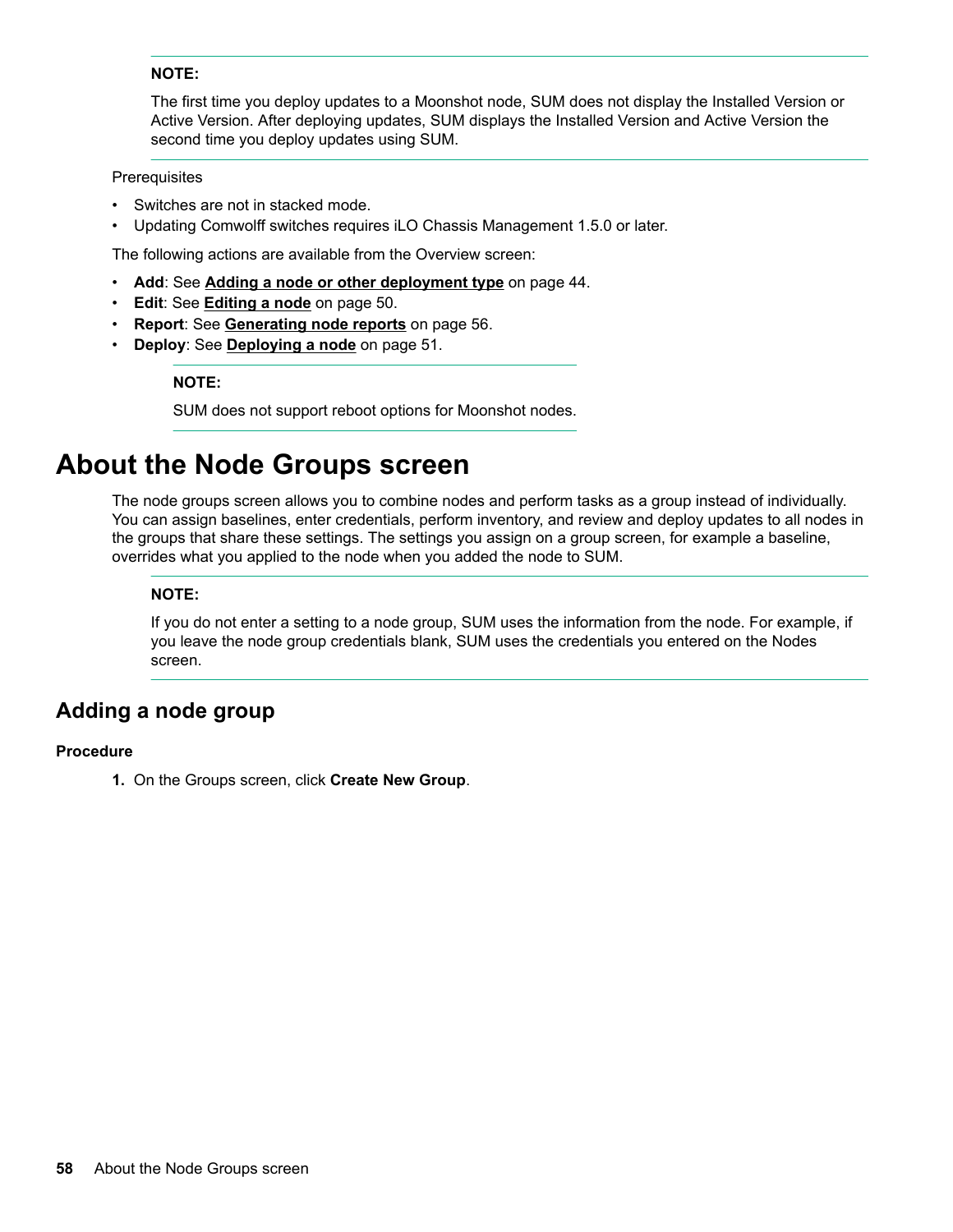**NOTE:**

The first time you deploy updates to a Moonshot node, SUM does not display the Installed Version or Active Version. After deploying updates, SUM displays the Installed Version and Active Version the second time you deploy updates using SUM.

Prerequisites

- Switches are not in stacked mode.
- Updating Comwolff switches requires iLO Chassis Management 1.5.0 or later.

The following actions are available from the Overview screen:

- **Add**: See **Adding a node or other deployment type** on page 44.
- **Edit**: See **Editing a node** on page 50.
- **Report**: See **Generating node reports** on page 56.
- **Deploy**: See **Deploying a node** on page 51.

**NOTE:**

SUM does not support reboot options for Moonshot nodes.

# About the Node Groups screen

The node groups screen allows you to combine nodes and perform tasks as a group instead of individually. You can assign baselines, enter credentials, perform inventory, and review and deploy updates to all nodes in the groups that share these settings. The settings you assign on a group screen, for example a baseline, overrides what you applied to the node when you added the node to SUM.

**NOTE:**

If you do not enter a setting to a node group, SUM uses the information from the node. For example, if you leave the node group credentials blank, SUM uses the credentials you entered on the Nodes screen.

## Adding a node group

**Procedure**

1. On the Groups screen, click **Create New Group**.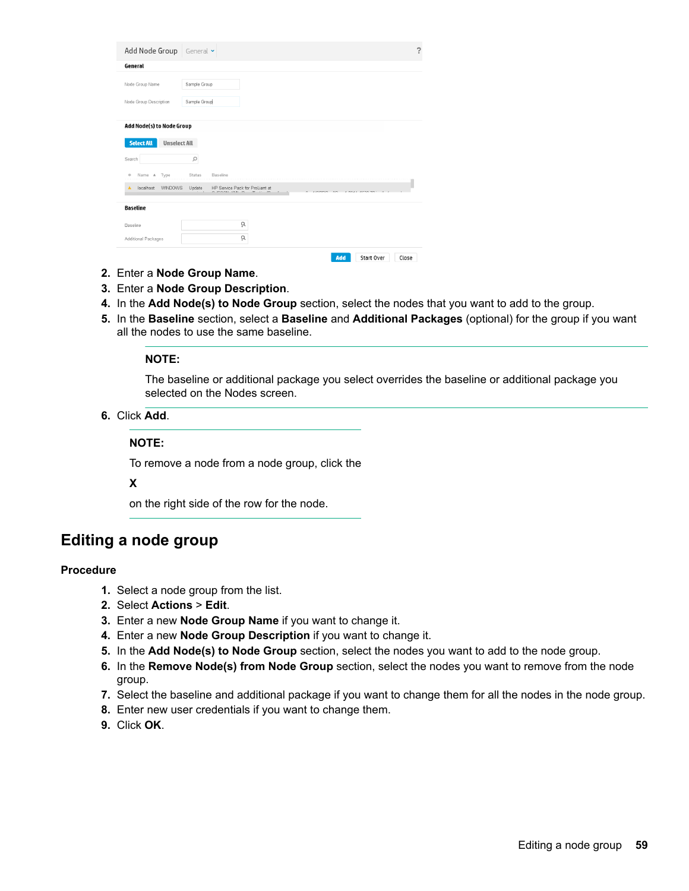2. Enter a **Node Group Name**.
3. Enter a **Node Group Description**.
4. In the **Add Node(s) to Node Group** section, select the nodes that you want to add to the group.
5. In the **Baseline** section, select a **Baseline** and **Additional Packages** (optional) for the group if you want all the nodes to use the same baseline.

   **NOTE:**

   The baseline or additional package you select overrides the baseline or additional package you selected on the Nodes screen.

6. Click **Add**.

   **NOTE:**

   To remove a node from a node group, click the

   **X**

   on the right side of the row for the node.

## Editing a node group

### Procedure

1. Select a node group from the list.
2. Select **Actions** > **Edit**.
3. Enter a new **Node Group Name** if you want to change it.
4. Enter a new **Node Group Description** if you want to change it.
5. In the **Add Node(s) to Node Group** section, select the nodes you want to add to the node group.
6. In the **Remove Node(s) from Node Group** section, select the nodes you want to remove from the node group.
7. Select the baseline and additional package if you want to change them for all the nodes in the node group.
8. Enter new user credentials if you want to change them.
9. Click **OK**.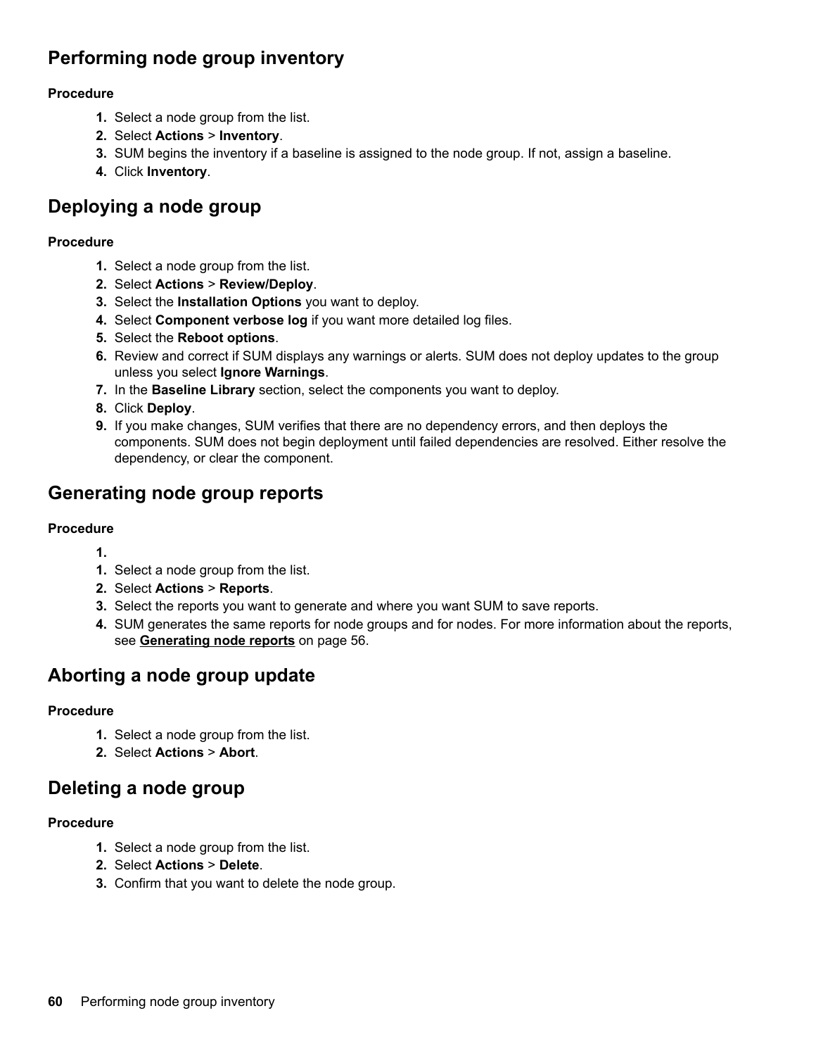## Performing node group inventory

**Procedure**

1. Select a node group from the list.
2. Select **Actions** > **Inventory**.
3. SUM begins the inventory if a baseline is assigned to the node group. If not, assign a baseline.
4. Click **Inventory**.

## Deploying a node group

**Procedure**

1. Select a node group from the list.
2. Select **Actions** > **Review/Deploy**.
3. Select the **Installation Options** you want to deploy.
4. Select **Component verbose log** if you want more detailed log files.
5. Select the **Reboot options**.
6. Review and correct if SUM displays any warnings or alerts. SUM does not deploy updates to the group unless you select **Ignore Warnings**.
7. In the **Baseline Library** section, select the components you want to deploy.
8. Click **Deploy**.
9. If you make changes, SUM verifies that there are no dependency errors, and then deploys the components. SUM does not begin deployment until failed dependencies are resolved. Either resolve the dependency, or clear the component.

## Generating node group reports

**Procedure**

1. 
1. Select a node group from the list.
2. Select **Actions** > **Reports**.
3. Select the reports you want to generate and where you want SUM to save reports.
4. SUM generates the same reports for node groups and for nodes. For more information about the reports, see **Generating node reports** on page 56.

## Aborting a node group update

**Procedure**

1. Select a node group from the list.
2. Select **Actions** > **Abort**.

## Deleting a node group

**Procedure**

1. Select a node group from the list.
2. Select **Actions** > **Delete**.
3. Confirm that you want to delete the node group.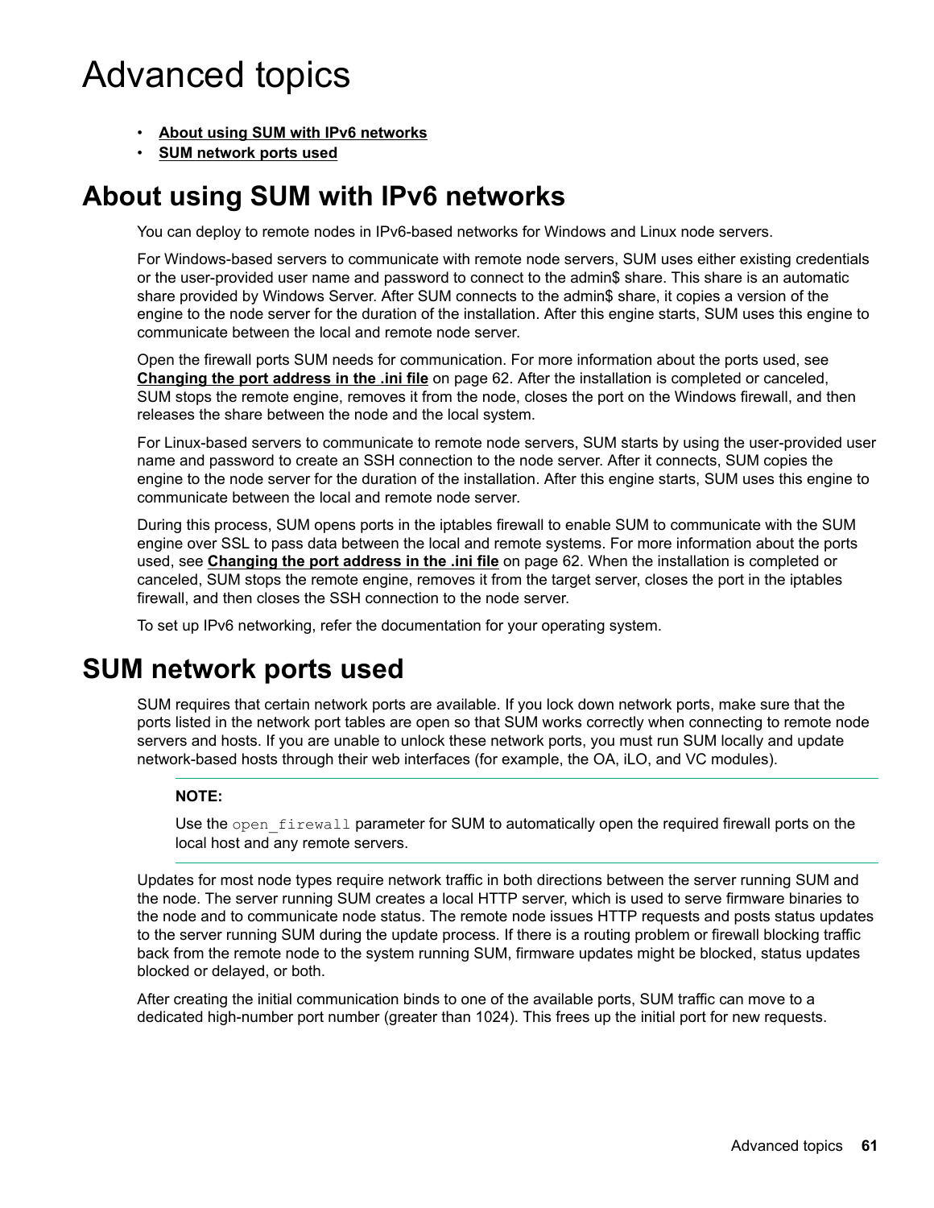# Advanced topics

- **About using SUM with IPv6 networks**
- **SUM network ports used**

## About using SUM with IPv6 networks

You can deploy to remote nodes in IPv6-based networks for Windows and Linux node servers.

For Windows-based servers to communicate with remote node servers, SUM uses either existing credentials or the user-provided user name and password to connect to the admin$ share. This share is an automatic share provided by Windows Server. After SUM connects to the admin$ share, it copies a version of the engine to the node server for the duration of the installation. After this engine starts, SUM uses this engine to communicate between the local and remote node server.

Open the firewall ports SUM needs for communication. For more information about the ports used, see **Changing the port address in the .ini file** on page 62. After the installation is completed or canceled, SUM stops the remote engine, removes it from the node, closes the port on the Windows firewall, and then releases the share between the node and the local system.

For Linux-based servers to communicate to remote node servers, SUM starts by using the user-provided user name and password to create an SSH connection to the node server. After it connects, SUM copies the engine to the node server for the duration of the installation. After this engine starts, SUM uses this engine to communicate between the local and remote node server.

During this process, SUM opens ports in the iptables firewall to enable SUM to communicate with the SUM engine over SSL to pass data between the local and remote systems. For more information about the ports used, see **Changing the port address in the .ini file** on page 62. When the installation is completed or canceled, SUM stops the remote engine, removes it from the target server, closes the port in the iptables firewall, and then closes the SSH connection to the node server.

To set up IPv6 networking, refer the documentation for your operating system.

## SUM network ports used

SUM requires that certain network ports are available. If you lock down network ports, make sure that the ports listed in the network port tables are open so that SUM works correctly when connecting to remote node servers and hosts. If you are unable to unlock these network ports, you must run SUM locally and update network-based hosts through their web interfaces (for example, the OA, iLO, and VC modules).

> **NOTE:**
>
> Use the `open_firewall` parameter for SUM to automatically open the required firewall ports on the local host and any remote servers.

Updates for most node types require network traffic in both directions between the server running SUM and the node. The server running SUM creates a local HTTP server, which is used to serve firmware binaries to the node and to communicate node status. The remote node issues HTTP requests and posts status updates to the server running SUM during the update process. If there is a routing problem or firewall blocking traffic back from the remote node to the system running SUM, firmware updates might be blocked, status updates blocked or delayed, or both.

After creating the initial communication binds to one of the available ports, SUM traffic can move to a dedicated high-number port number (greater than 1024). This frees up the initial port for new requests.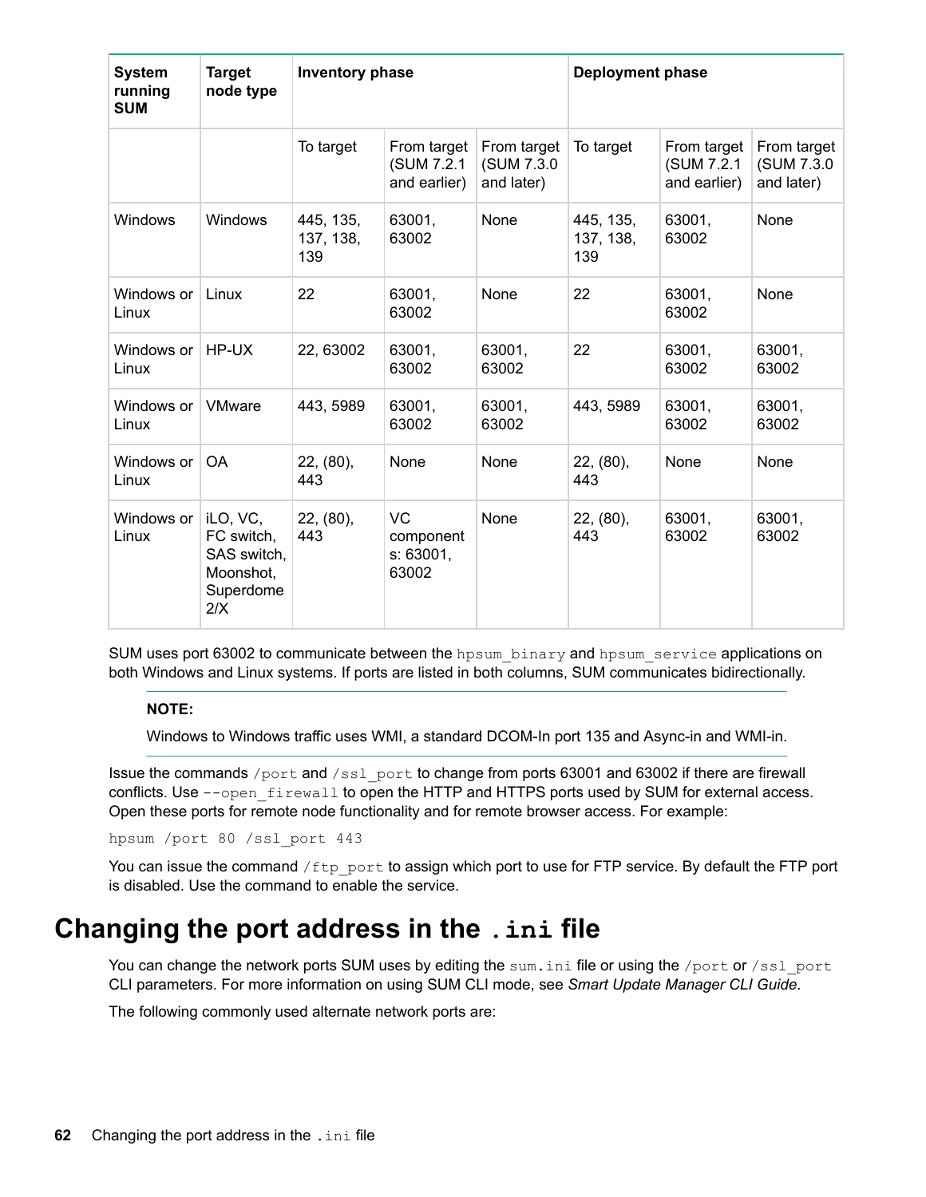| System running SUM | Target node type | Inventory phase | | | Deployment phase | | |
|---|---|---|---|---|---|---|---|
| | | To target | From target (SUM 7.2.1 and earlier) | From target (SUM 7.3.0 and later) | To target | From target (SUM 7.2.1 and earlier) | From target (SUM 7.3.0 and later) |
| Windows | Windows | 445, 135, 137, 138, 139 | 63001, 63002 | None | 445, 135, 137, 138, 139 | 63001, 63002 | None |
| Windows or Linux | Linux | 22 | 63001, 63002 | None | 22 | 63001, 63002 | None |
| Windows or Linux | HP-UX | 22, 63002 | 63001, 63002 | 63001, 63002 | 22 | 63001, 63002 | 63001, 63002 |
| Windows or Linux | VMware | 443, 5989 | 63001, 63002 | 63001, 63002 | 443, 5989 | 63001, 63002 | 63001, 63002 |
| Windows or Linux | OA | 22, (80), 443 | None | None | 22, (80), 443 | None | None |
| Windows or Linux | iLO, VC, FC switch, SAS switch, Moonshot, Superdome 2/X | 22, (80), 443 | VC components: 63001, 63002 | None | 22, (80), 443 | 63001, 63002 | 63001, 63002 |

SUM uses port 63002 to communicate between the `hpsum_binary` and `hpsum_service` applications on both Windows and Linux systems. If ports are listed in both columns, SUM communicates bidirectionally.

**NOTE:**

Windows to Windows traffic uses WMI, a standard DCOM-In port 135 and Async-in and WMI-in.

Issue the commands `/port` and `/ssl_port` to change from ports 63001 and 63002 if there are firewall conflicts. Use `--open_firewall` to open the HTTP and HTTPS ports used by SUM for external access. Open these ports for remote node functionality and for remote browser access. For example:

```
hpsum /port 80 /ssl_port 443
```

You can issue the command `/ftp_port` to assign which port to use for FTP service. By default the FTP port is disabled. Use the command to enable the service.

# Changing the port address in the `.ini` file

You can change the network ports SUM uses by editing the `sum.ini` file or using the `/port` or `/ssl_port` CLI parameters. For more information on using SUM CLI mode, see *Smart Update Manager CLI Guide*.

The following commonly used alternate network ports are: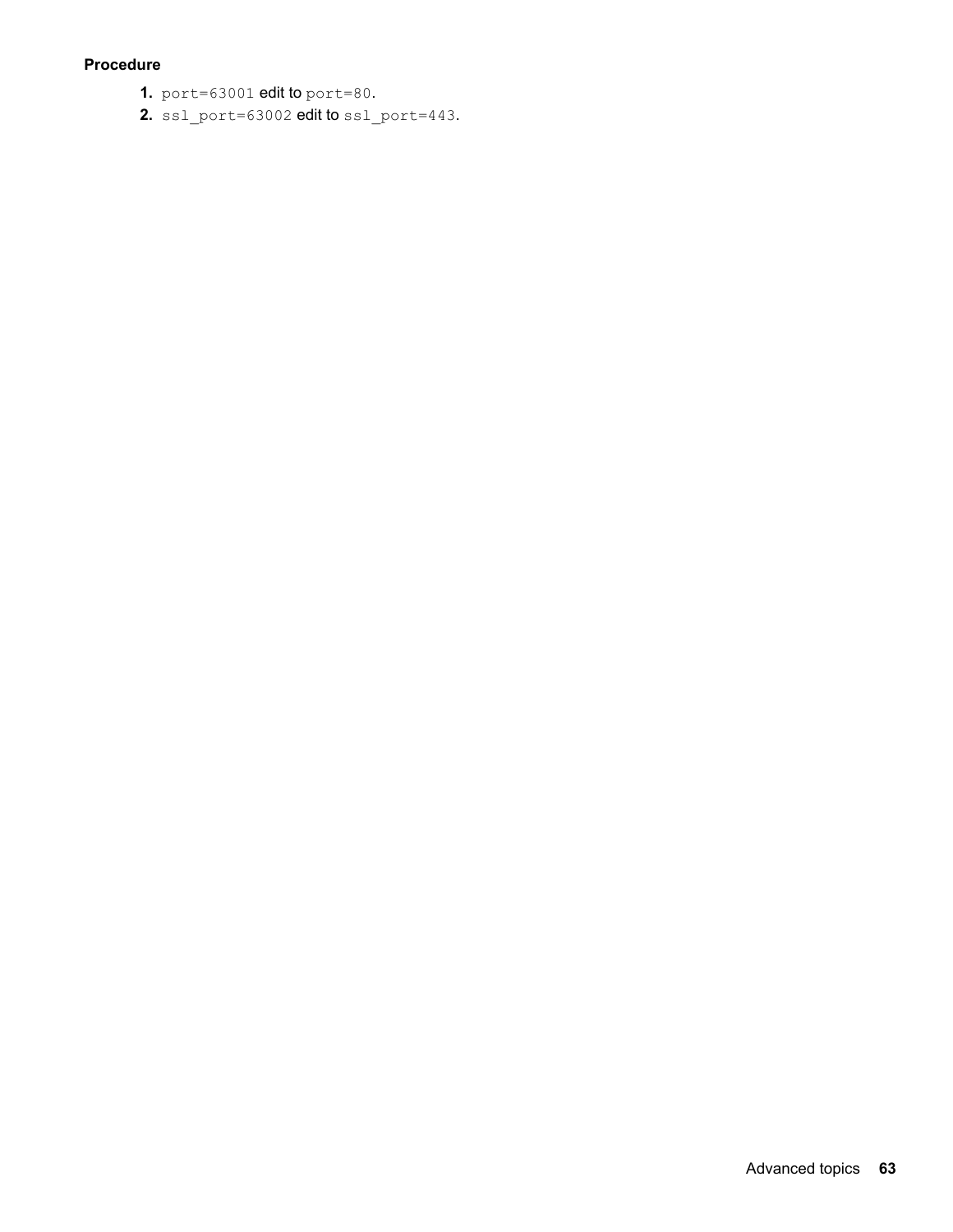**Procedure**

1. `port=63001` edit to `port=80`.
2. `ssl_port=63002` edit to `ssl_port=443`.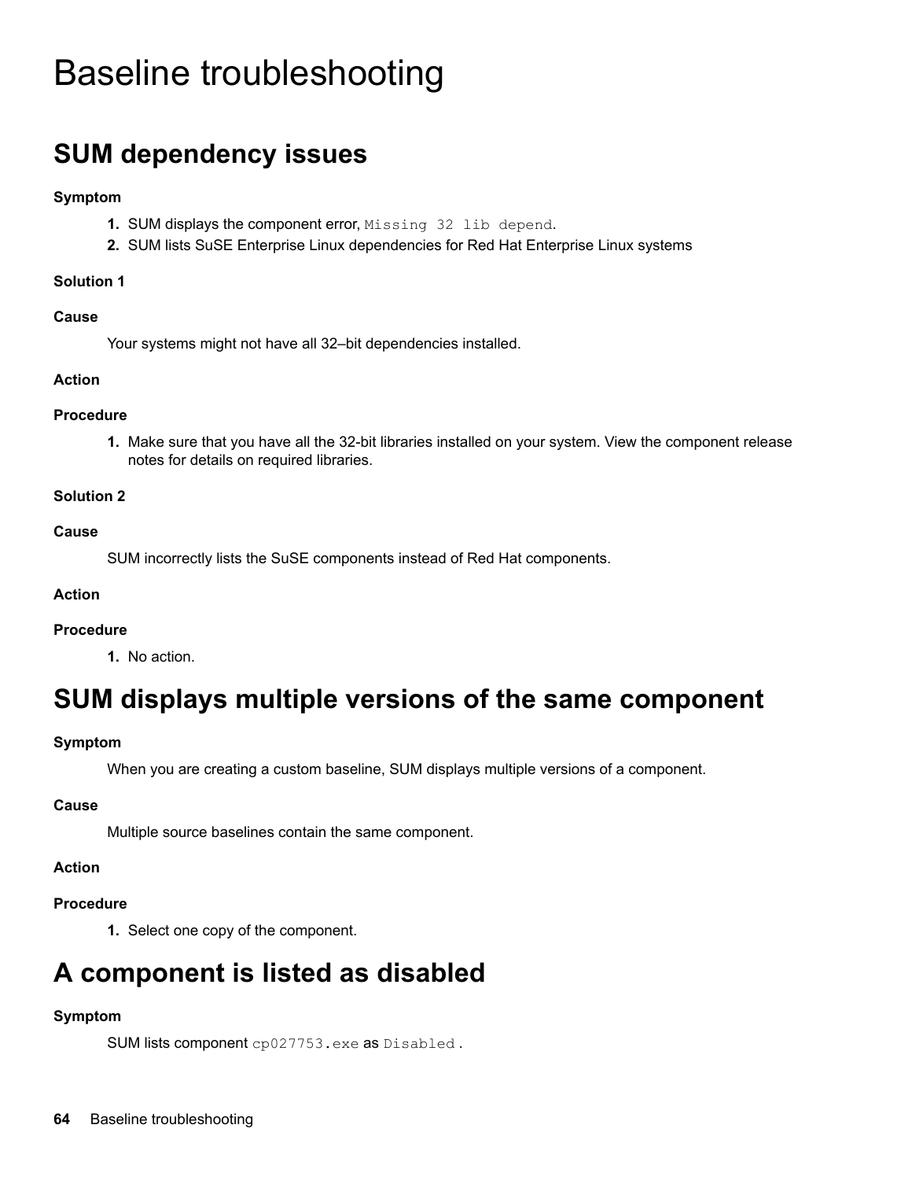# Baseline troubleshooting

## SUM dependency issues

**Symptom**

1. SUM displays the component error, `Missing 32 lib depend`.
2. SUM lists SuSE Enterprise Linux dependencies for Red Hat Enterprise Linux systems

**Solution 1**

**Cause**

Your systems might not have all 32–bit dependencies installed.

**Action**

**Procedure**

1. Make sure that you have all the 32-bit libraries installed on your system. View the component release notes for details on required libraries.

**Solution 2**

**Cause**

SUM incorrectly lists the SuSE components instead of Red Hat components.

**Action**

**Procedure**

1. No action.

## SUM displays multiple versions of the same component

**Symptom**

When you are creating a custom baseline, SUM displays multiple versions of a component.

**Cause**

Multiple source baselines contain the same component.

**Action**

**Procedure**

1. Select one copy of the component.

## A component is listed as disabled

**Symptom**

SUM lists component `cp027753.exe` as `Disabled` .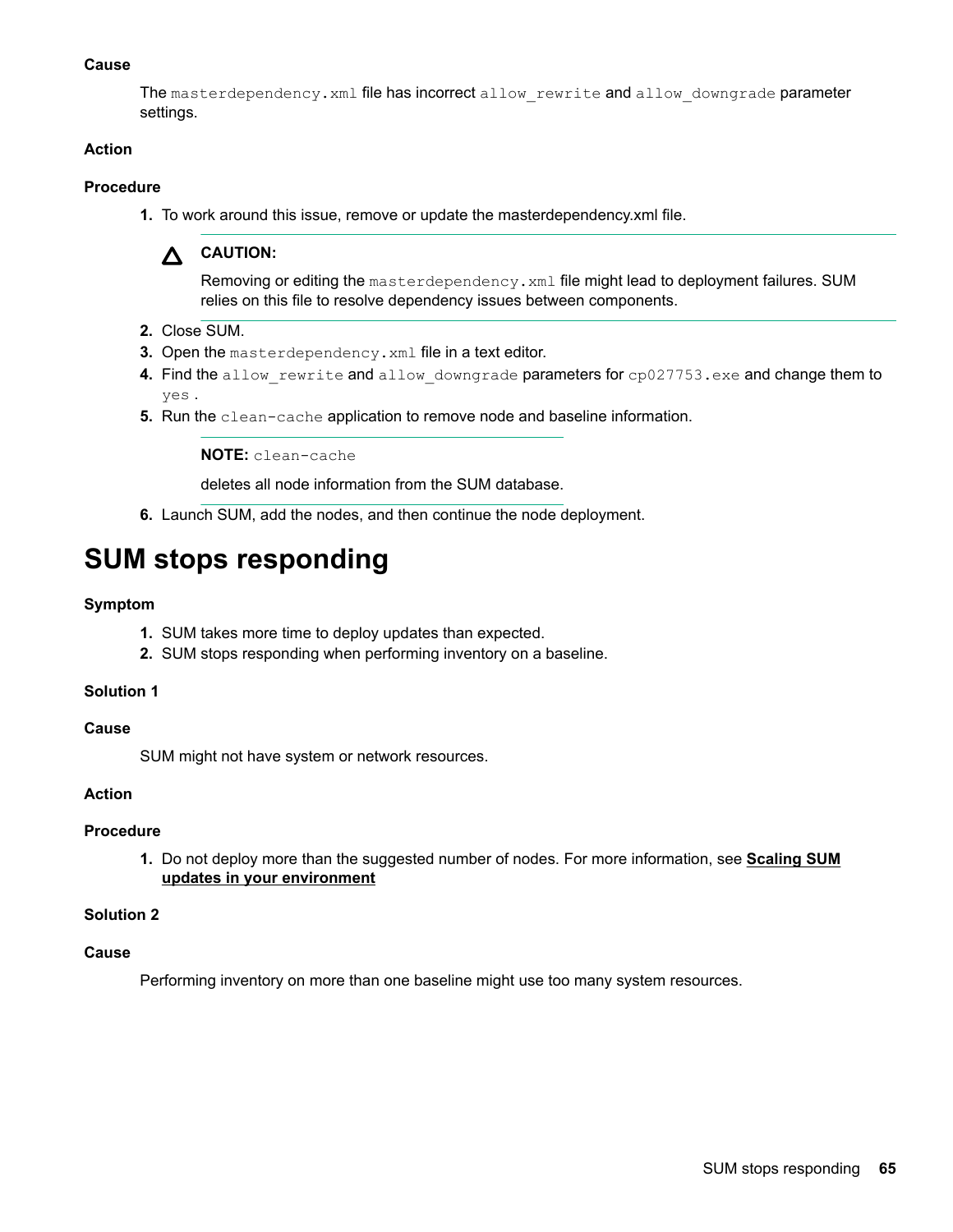**Cause**

The `masterdependency.xml` file has incorrect `allow_rewrite` and `allow_downgrade` parameter settings.

**Action**

**Procedure**

1. To work around this issue, remove or update the masterdependency.xml file.

   **CAUTION:**

   Removing or editing the `masterdependency.xml` file might lead to deployment failures. SUM relies on this file to resolve dependency issues between components.

2. Close SUM.
3. Open the `masterdependency.xml` file in a text editor.
4. Find the `allow_rewrite` and `allow_downgrade` parameters for `cp027753.exe` and change them to `yes` .
5. Run the `clean-cache` application to remove node and baseline information.

   **NOTE:** `clean-cache`

   deletes all node information from the SUM database.

6. Launch SUM, add the nodes, and then continue the node deployment.

# SUM stops responding

**Symptom**

1. SUM takes more time to deploy updates than expected.
2. SUM stops responding when performing inventory on a baseline.

**Solution 1**

**Cause**

SUM might not have system or network resources.

**Action**

**Procedure**

1. Do not deploy more than the suggested number of nodes. For more information, see **Scaling SUM updates in your environment**

**Solution 2**

**Cause**

Performing inventory on more than one baseline might use too many system resources.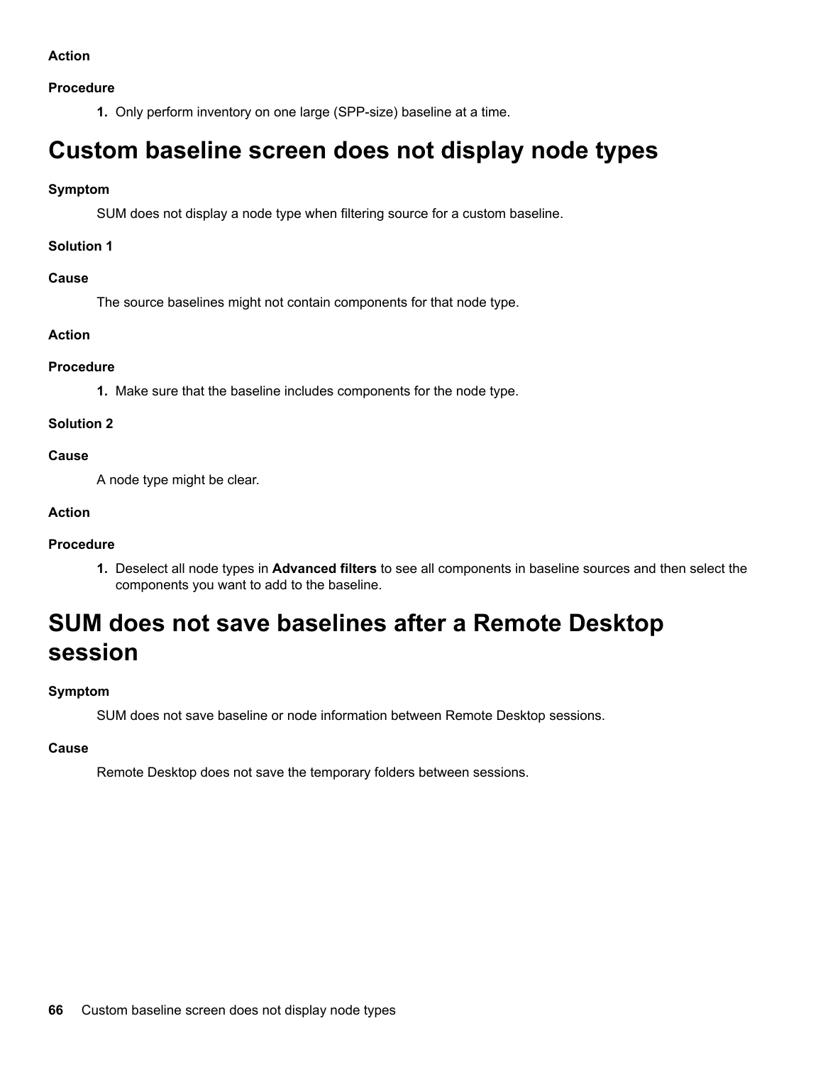#### Action

#### Procedure

1. Only perform inventory on one large (SPP-size) baseline at a time.

# Custom baseline screen does not display node types

#### Symptom

SUM does not display a node type when filtering source for a custom baseline.

#### Solution 1

#### Cause

The source baselines might not contain components for that node type.

#### Action

#### Procedure

1. Make sure that the baseline includes components for the node type.

#### Solution 2

#### Cause

A node type might be clear.

#### Action

#### Procedure

1. Deselect all node types in **Advanced filters** to see all components in baseline sources and then select the components you want to add to the baseline.

# SUM does not save baselines after a Remote Desktop session

#### Symptom

SUM does not save baseline or node information between Remote Desktop sessions.

#### Cause

Remote Desktop does not save the temporary folders between sessions.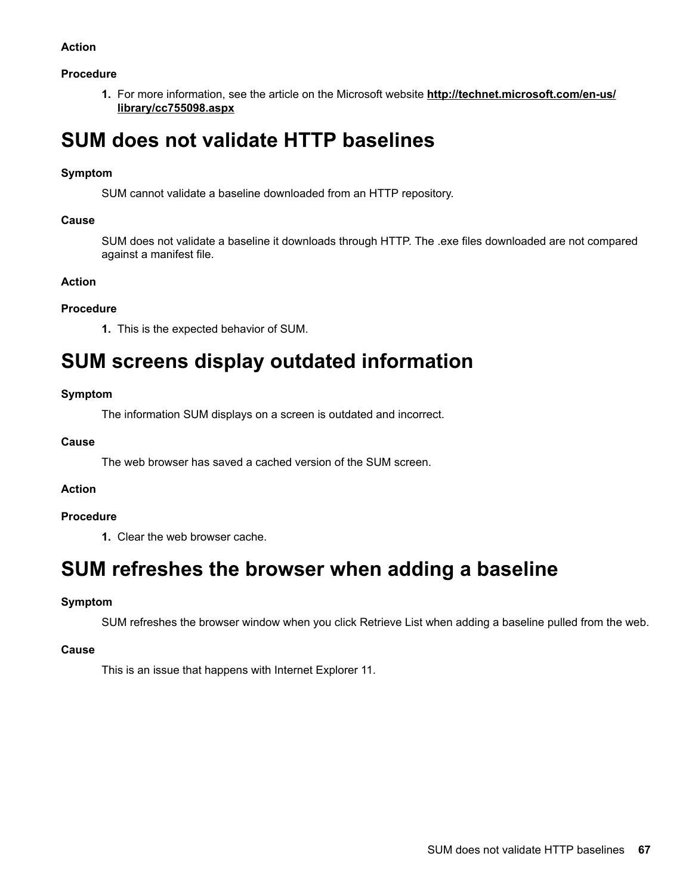**Action**

**Procedure**

1. For more information, see the article on the Microsoft website **http://technet.microsoft.com/en-us/library/cc755098.aspx**

# SUM does not validate HTTP baselines

**Symptom**

SUM cannot validate a baseline downloaded from an HTTP repository.

**Cause**

SUM does not validate a baseline it downloads through HTTP. The .exe files downloaded are not compared against a manifest file.

**Action**

**Procedure**

1. This is the expected behavior of SUM.

# SUM screens display outdated information

**Symptom**

The information SUM displays on a screen is outdated and incorrect.

**Cause**

The web browser has saved a cached version of the SUM screen.

**Action**

**Procedure**

1. Clear the web browser cache.

# SUM refreshes the browser when adding a baseline

**Symptom**

SUM refreshes the browser window when you click Retrieve List when adding a baseline pulled from the web.

**Cause**

This is an issue that happens with Internet Explorer 11.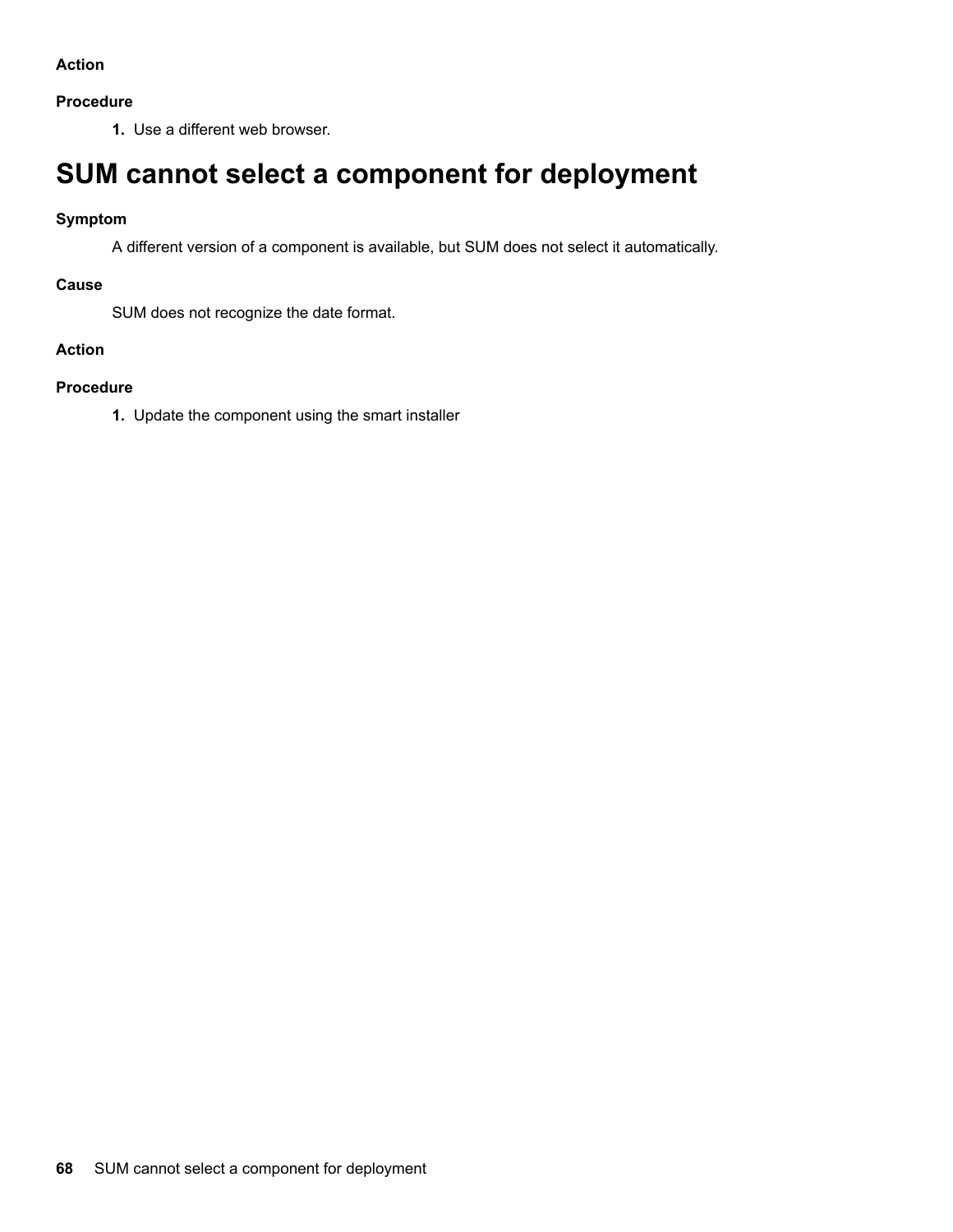**Action**

**Procedure**

1. Use a different web browser.

# SUM cannot select a component for deployment

**Symptom**

A different version of a component is available, but SUM does not select it automatically.

**Cause**

SUM does not recognize the date format.

**Action**

**Procedure**

1. Update the component using the smart installer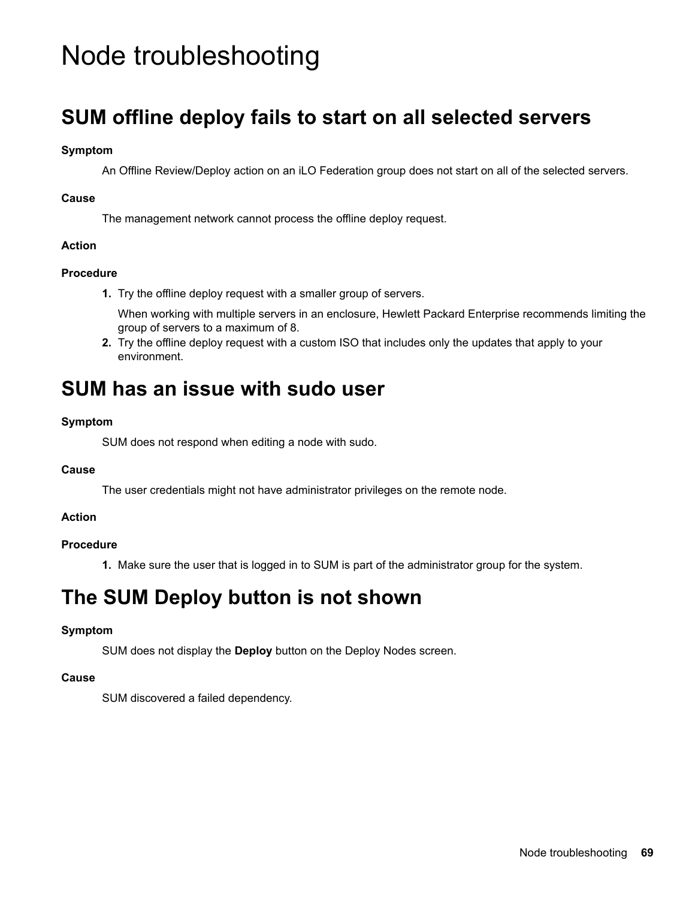# Node troubleshooting

## SUM offline deploy fails to start on all selected servers

**Symptom**

An Offline Review/Deploy action on an iLO Federation group does not start on all of the selected servers.

**Cause**

The management network cannot process the offline deploy request.

**Action**

**Procedure**

1. Try the offline deploy request with a smaller group of servers.

   When working with multiple servers in an enclosure, Hewlett Packard Enterprise recommends limiting the group of servers to a maximum of 8.
2. Try the offline deploy request with a custom ISO that includes only the updates that apply to your environment.

## SUM has an issue with sudo user

**Symptom**

SUM does not respond when editing a node with sudo.

**Cause**

The user credentials might not have administrator privileges on the remote node.

**Action**

**Procedure**

1. Make sure the user that is logged in to SUM is part of the administrator group for the system.

## The SUM Deploy button is not shown

**Symptom**

SUM does not display the **Deploy** button on the Deploy Nodes screen.

**Cause**

SUM discovered a failed dependency.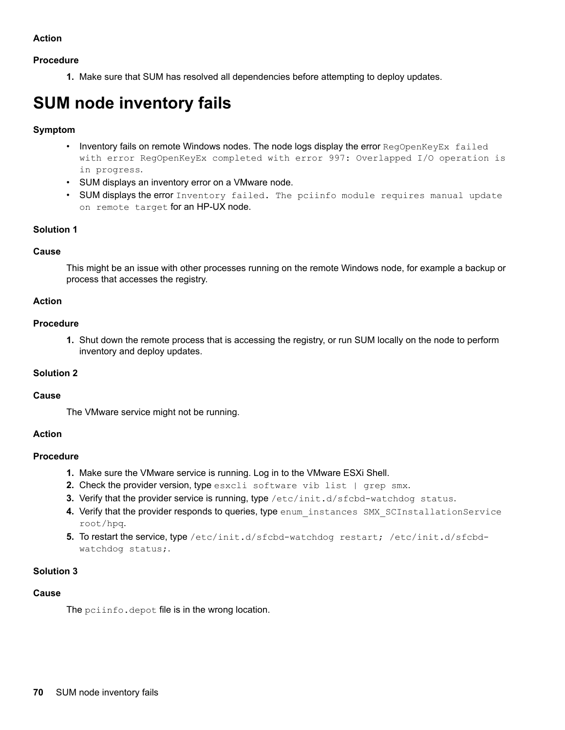**Action**

**Procedure**

1. Make sure that SUM has resolved all dependencies before attempting to deploy updates.

# SUM node inventory fails

**Symptom**

- Inventory fails on remote Windows nodes. The node logs display the error `RegOpenKeyEx failed with error RegOpenKeyEx completed with error 997: Overlapped I/O operation is in progress`.
- SUM displays an inventory error on a VMware node.
- SUM displays the error `Inventory failed. The pciinfo module requires manual update on remote target` for an HP-UX node.

**Solution 1**

**Cause**

This might be an issue with other processes running on the remote Windows node, for example a backup or process that accesses the registry.

**Action**

**Procedure**

1. Shut down the remote process that is accessing the registry, or run SUM locally on the node to perform inventory and deploy updates.

**Solution 2**

**Cause**

The VMware service might not be running.

**Action**

**Procedure**

1. Make sure the VMware service is running. Log in to the VMware ESXi Shell.
2. Check the provider version, type `esxcli software vib list | grep smx`.
3. Verify that the provider service is running, type `/etc/init.d/sfcbd-watchdog status`.
4. Verify that the provider responds to queries, type `enum_instances SMX_SCInstallationService root/hpq`.
5. To restart the service, type `/etc/init.d/sfcbd-watchdog restart; /etc/init.d/sfcbd-watchdog status;`.

**Solution 3**

**Cause**

The `pciinfo.depot` file is in the wrong location.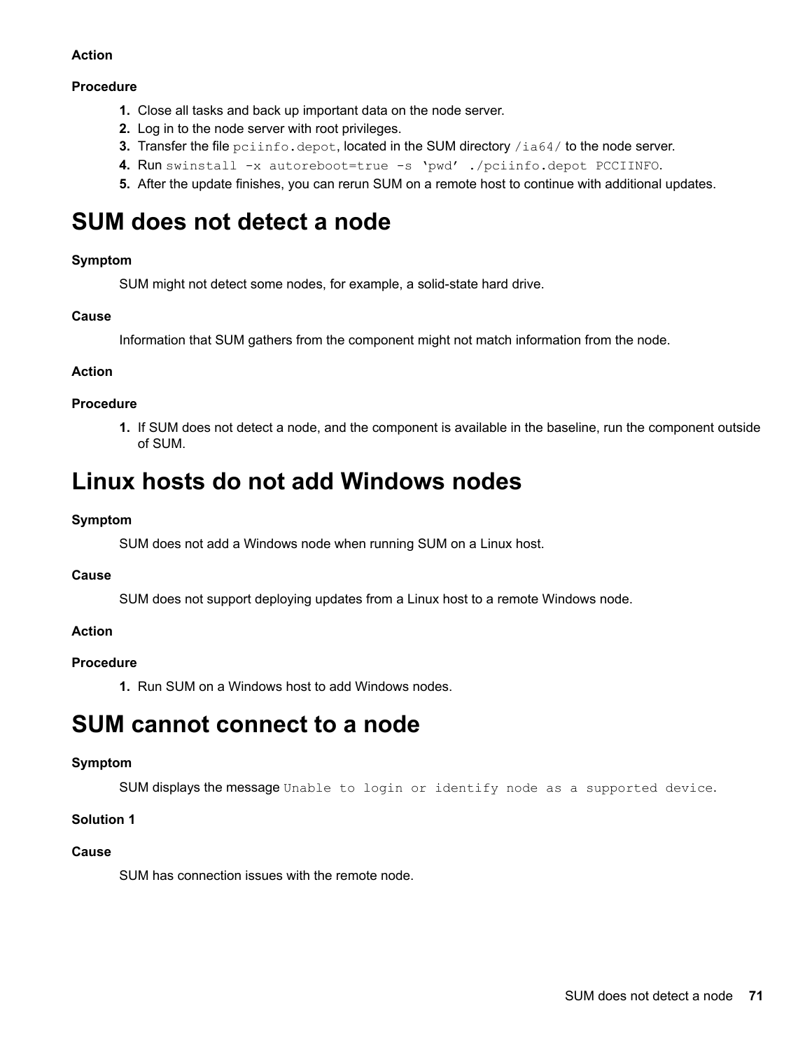**Action**

**Procedure**

1. Close all tasks and back up important data on the node server.
2. Log in to the node server with root privileges.
3. Transfer the file `pciinfo.depot`, located in the SUM directory `/ia64/` to the node server.
4. Run `swinstall -x autoreboot=true -s 'pwd' ./pciinfo.depot PCCIINFO`.
5. After the update finishes, you can rerun SUM on a remote host to continue with additional updates.

# SUM does not detect a node

**Symptom**

SUM might not detect some nodes, for example, a solid-state hard drive.

**Cause**

Information that SUM gathers from the component might not match information from the node.

**Action**

**Procedure**

1. If SUM does not detect a node, and the component is available in the baseline, run the component outside of SUM.

# Linux hosts do not add Windows nodes

**Symptom**

SUM does not add a Windows node when running SUM on a Linux host.

**Cause**

SUM does not support deploying updates from a Linux host to a remote Windows node.

**Action**

**Procedure**

1. Run SUM on a Windows host to add Windows nodes.

# SUM cannot connect to a node

**Symptom**

SUM displays the message `Unable to login or identify node as a supported device.`

**Solution 1**

**Cause**

SUM has connection issues with the remote node.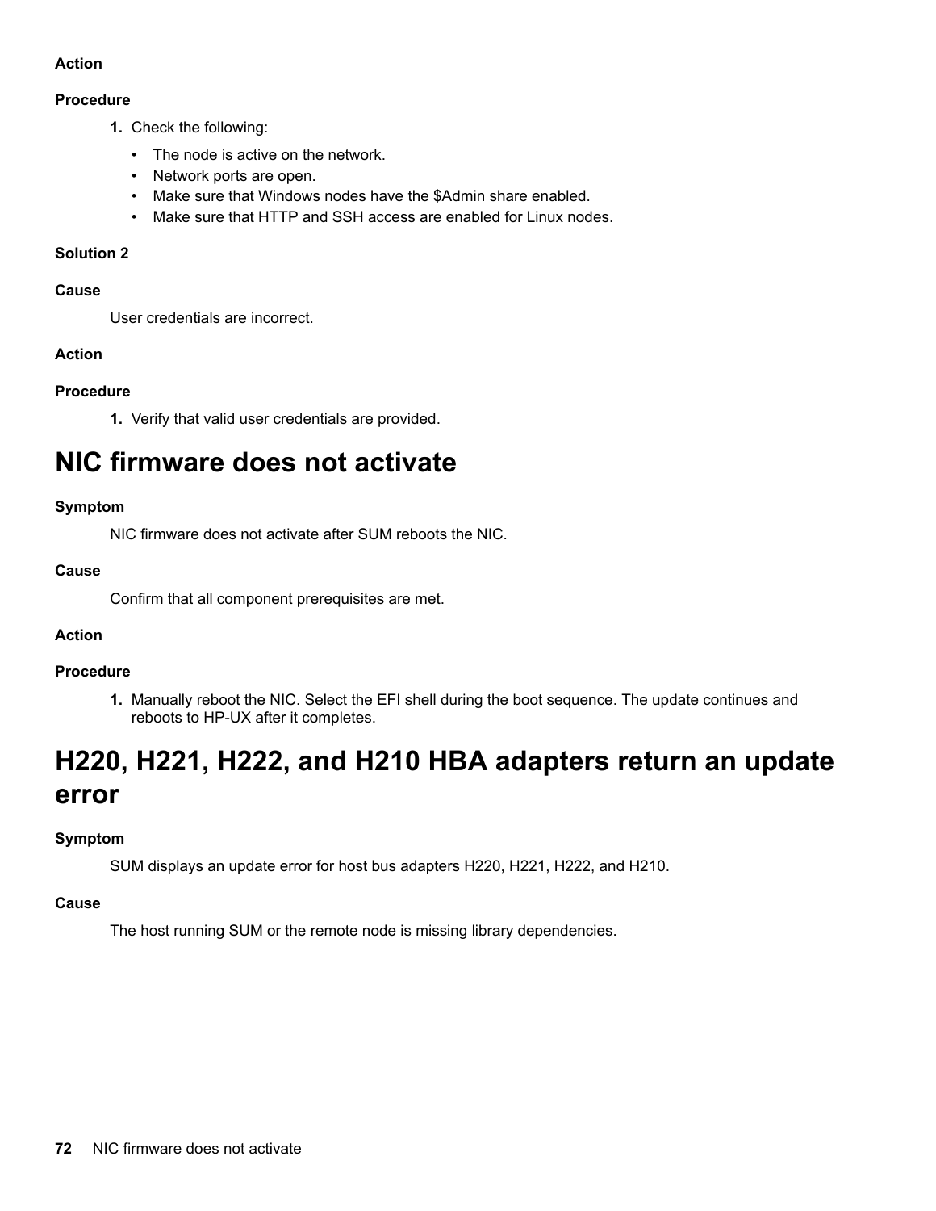**Action**

**Procedure**

1. Check the following:
   - The node is active on the network.
   - Network ports are open.
   - Make sure that Windows nodes have the $Admin share enabled.
   - Make sure that HTTP and SSH access are enabled for Linux nodes.

**Solution 2**

**Cause**

User credentials are incorrect.

**Action**

**Procedure**

1. Verify that valid user credentials are provided.

# NIC firmware does not activate

**Symptom**

NIC firmware does not activate after SUM reboots the NIC.

**Cause**

Confirm that all component prerequisites are met.

**Action**

**Procedure**

1. Manually reboot the NIC. Select the EFI shell during the boot sequence. The update continues and reboots to HP-UX after it completes.

# H220, H221, H222, and H210 HBA adapters return an update error

**Symptom**

SUM displays an update error for host bus adapters H220, H221, H222, and H210.

**Cause**

The host running SUM or the remote node is missing library dependencies.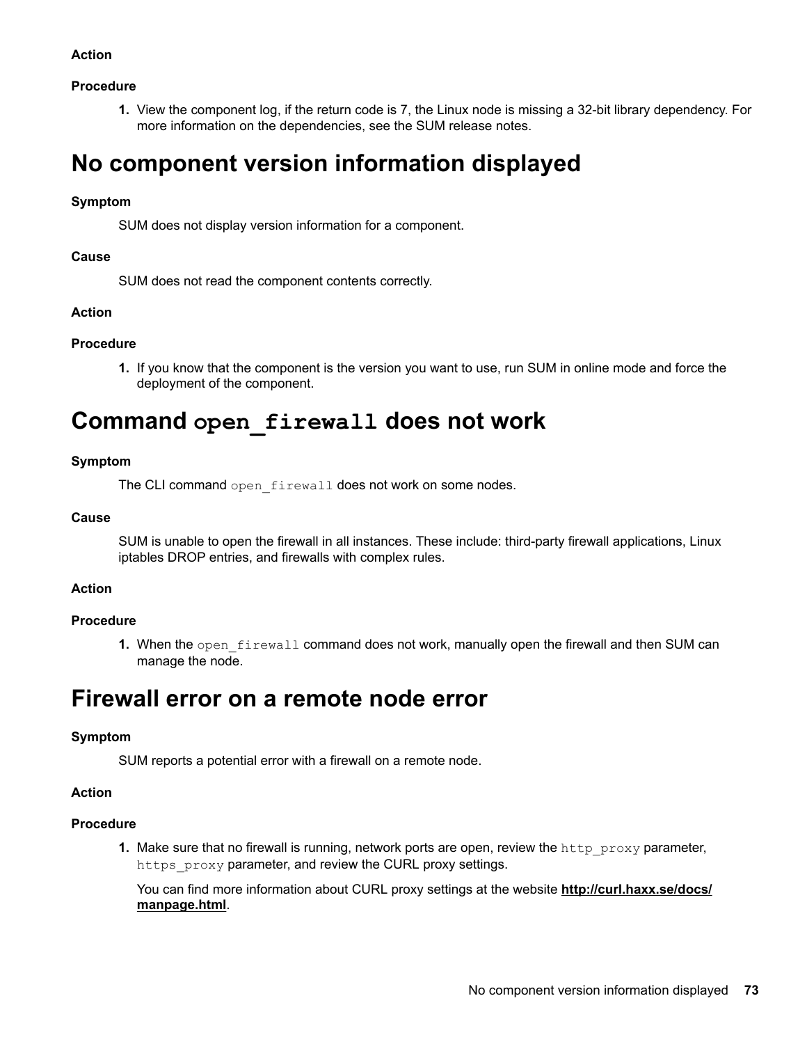**Action**

**Procedure**

1. View the component log, if the return code is 7, the Linux node is missing a 32-bit library dependency. For more information on the dependencies, see the SUM release notes.

# No component version information displayed

**Symptom**

SUM does not display version information for a component.

**Cause**

SUM does not read the component contents correctly.

**Action**

**Procedure**

1. If you know that the component is the version you want to use, run SUM in online mode and force the deployment of the component.

# Command `open_firewall` does not work

**Symptom**

The CLI command `open_firewall` does not work on some nodes.

**Cause**

SUM is unable to open the firewall in all instances. These include: third-party firewall applications, Linux iptables DROP entries, and firewalls with complex rules.

**Action**

**Procedure**

1. When the `open_firewall` command does not work, manually open the firewall and then SUM can manage the node.

# Firewall error on a remote node error

**Symptom**

SUM reports a potential error with a firewall on a remote node.

**Action**

**Procedure**

1. Make sure that no firewall is running, network ports are open, review the `http_proxy` parameter, `https_proxy` parameter, and review the CURL proxy settings.

   You can find more information about CURL proxy settings at the website **http://curl.haxx.se/docs/manpage.html**.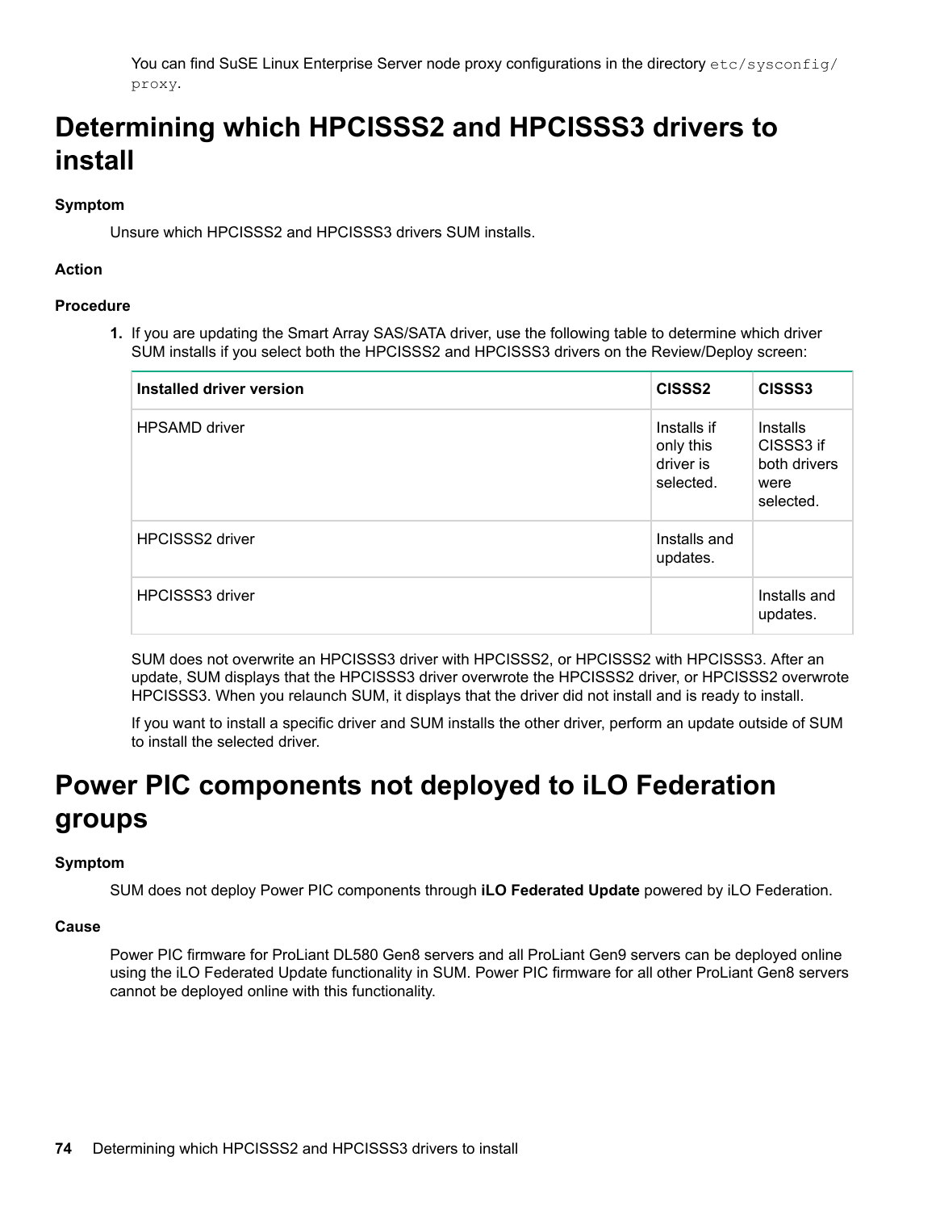You can find SuSE Linux Enterprise Server node proxy configurations in the directory `etc/sysconfig/proxy`.

# Determining which HPCISSS2 and HPCISSS3 drivers to install

**Symptom**

Unsure which HPCISSS2 and HPCISSS3 drivers SUM installs.

**Action**

**Procedure**

1. If you are updating the Smart Array SAS/SATA driver, use the following table to determine which driver SUM installs if you select both the HPCISSS2 and HPCISSS3 drivers on the Review/Deploy screen:

| Installed driver version | CISSS2 | CISSS3 |
|---|---|---|
| HPSAMD driver | Installs if only this driver is selected. | Installs CISSS3 if both drivers were selected. |
| HPCISSS2 driver | Installs and updates. | |
| HPCISSS3 driver | | Installs and updates. |

SUM does not overwrite an HPCISSS3 driver with HPCISSS2, or HPCISSS2 with HPCISSS3. After an update, SUM displays that the HPCISSS3 driver overwrote the HPCISSS2 driver, or HPCISSS2 overwrote HPCISSS3. When you relaunch SUM, it displays that the driver did not install and is ready to install.

If you want to install a specific driver and SUM installs the other driver, perform an update outside of SUM to install the selected driver.

# Power PIC components not deployed to iLO Federation groups

**Symptom**

SUM does not deploy Power PIC components through **iLO Federated Update** powered by iLO Federation.

**Cause**

Power PIC firmware for ProLiant DL580 Gen8 servers and all ProLiant Gen9 servers can be deployed online using the iLO Federated Update functionality in SUM. Power PIC firmware for all other ProLiant Gen8 servers cannot be deployed online with this functionality.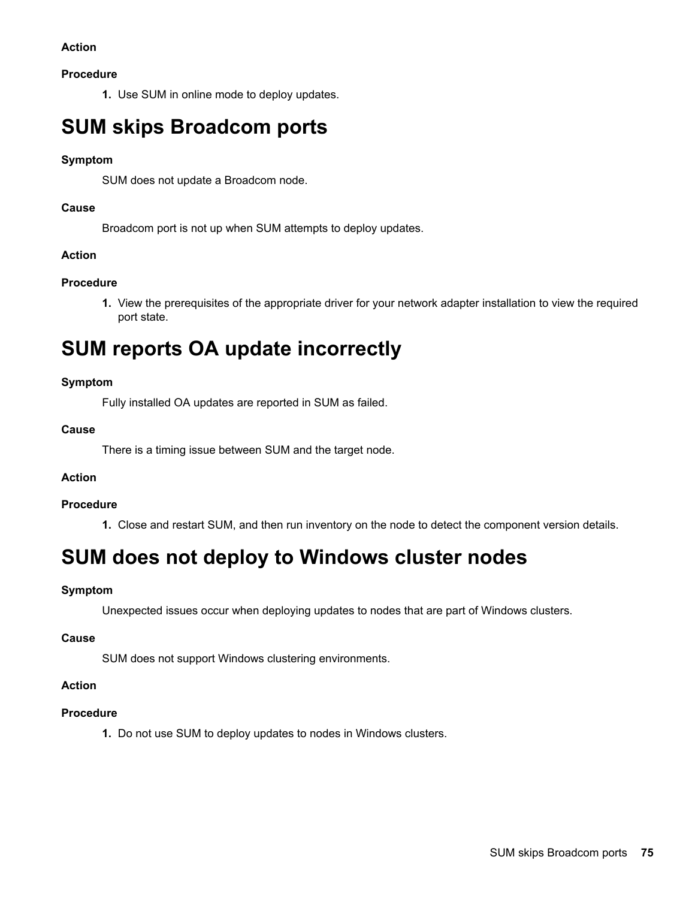**Action**

**Procedure**

1. Use SUM in online mode to deploy updates.

# SUM skips Broadcom ports

**Symptom**

SUM does not update a Broadcom node.

**Cause**

Broadcom port is not up when SUM attempts to deploy updates.

**Action**

**Procedure**

1. View the prerequisites of the appropriate driver for your network adapter installation to view the required port state.

# SUM reports OA update incorrectly

**Symptom**

Fully installed OA updates are reported in SUM as failed.

**Cause**

There is a timing issue between SUM and the target node.

**Action**

**Procedure**

1. Close and restart SUM, and then run inventory on the node to detect the component version details.

# SUM does not deploy to Windows cluster nodes

**Symptom**

Unexpected issues occur when deploying updates to nodes that are part of Windows clusters.

**Cause**

SUM does not support Windows clustering environments.

**Action**

**Procedure**

1. Do not use SUM to deploy updates to nodes in Windows clusters.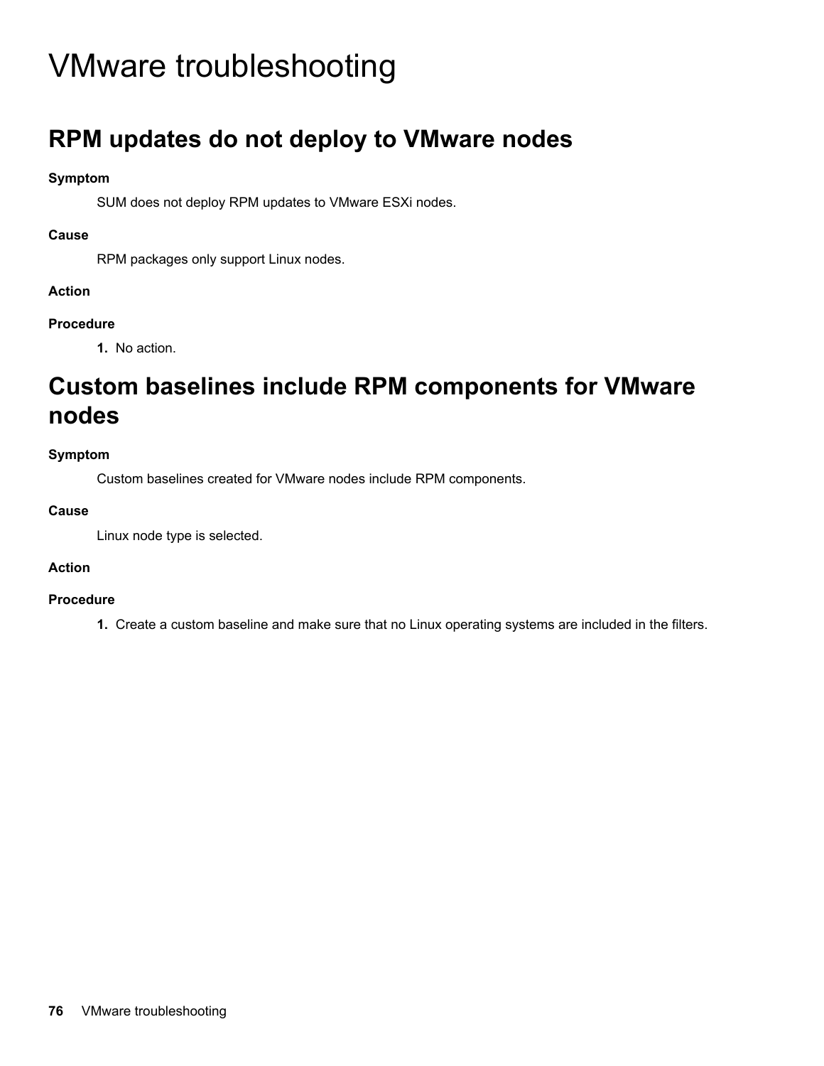# VMware troubleshooting

## RPM updates do not deploy to VMware nodes

**Symptom**

SUM does not deploy RPM updates to VMware ESXi nodes.

**Cause**

RPM packages only support Linux nodes.

**Action**

**Procedure**

1. No action.

## Custom baselines include RPM components for VMware nodes

**Symptom**

Custom baselines created for VMware nodes include RPM components.

**Cause**

Linux node type is selected.

**Action**

**Procedure**

1. Create a custom baseline and make sure that no Linux operating systems are included in the filters.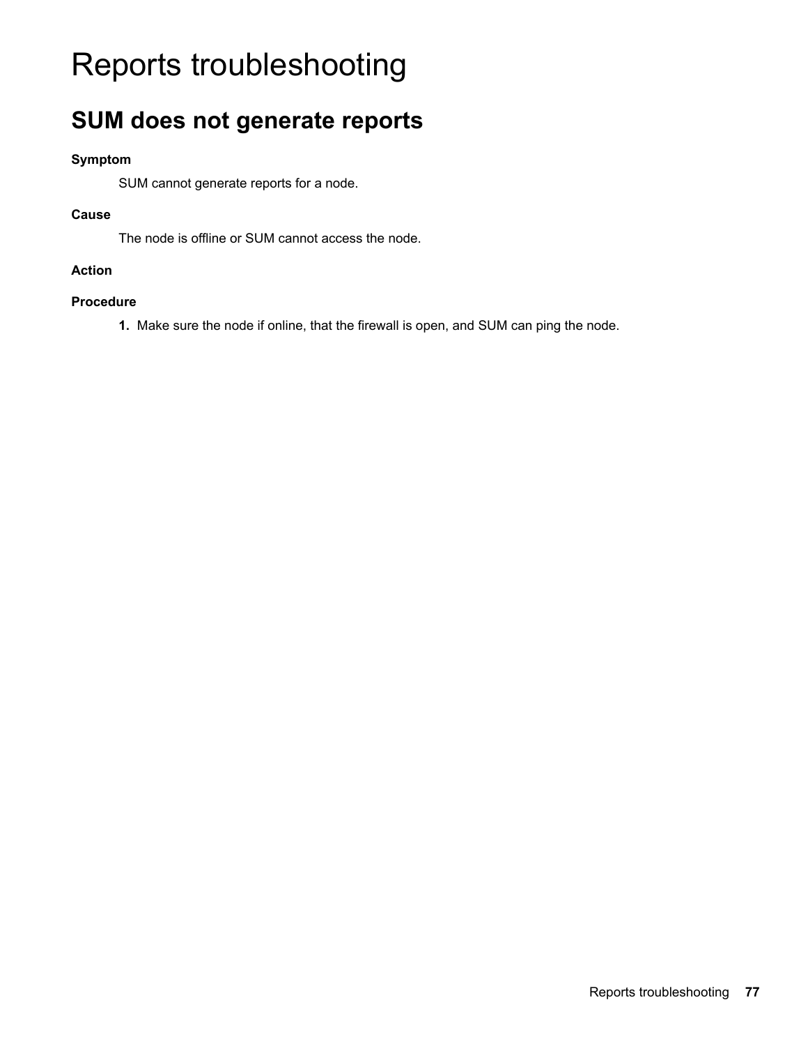# Reports troubleshooting

## SUM does not generate reports

**Symptom**

SUM cannot generate reports for a node.

**Cause**

The node is offline or SUM cannot access the node.

**Action**

**Procedure**

1. Make sure the node if online, that the firewall is open, and SUM can ping the node.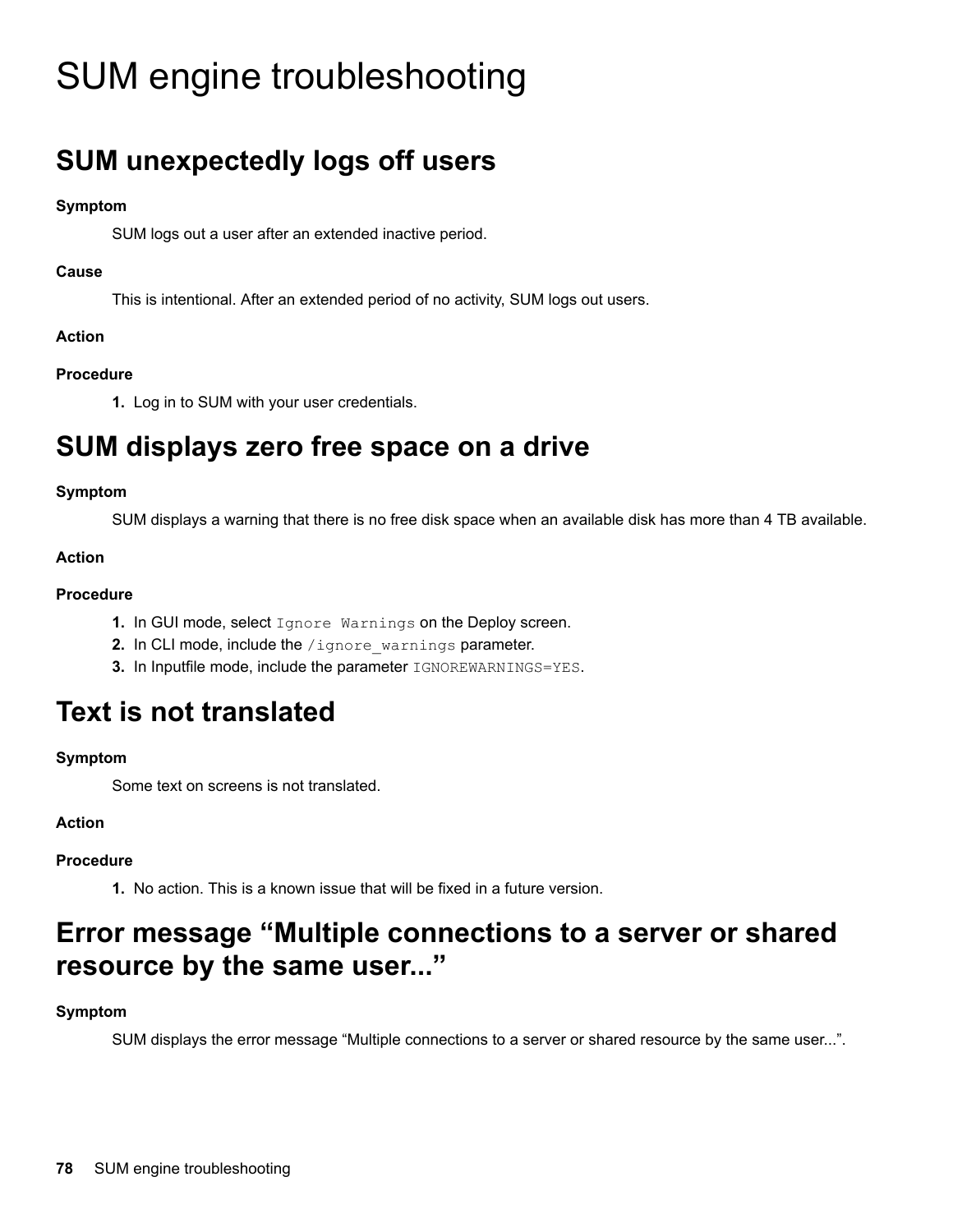# SUM engine troubleshooting

## SUM unexpectedly logs off users

**Symptom**

SUM logs out a user after an extended inactive period.

**Cause**

This is intentional. After an extended period of no activity, SUM logs out users.

**Action**

**Procedure**

1. Log in to SUM with your user credentials.

## SUM displays zero free space on a drive

**Symptom**

SUM displays a warning that there is no free disk space when an available disk has more than 4 TB available.

**Action**

**Procedure**

1. In GUI mode, select `Ignore Warnings` on the Deploy screen.
2. In CLI mode, include the `/ignore_warnings` parameter.
3. In Inputfile mode, include the parameter `IGNOREWARNINGS=YES`.

## Text is not translated

**Symptom**

Some text on screens is not translated.

**Action**

**Procedure**

1. No action. This is a known issue that will be fixed in a future version.

## Error message “Multiple connections to a server or shared resource by the same user...”

**Symptom**

SUM displays the error message “Multiple connections to a server or shared resource by the same user...”.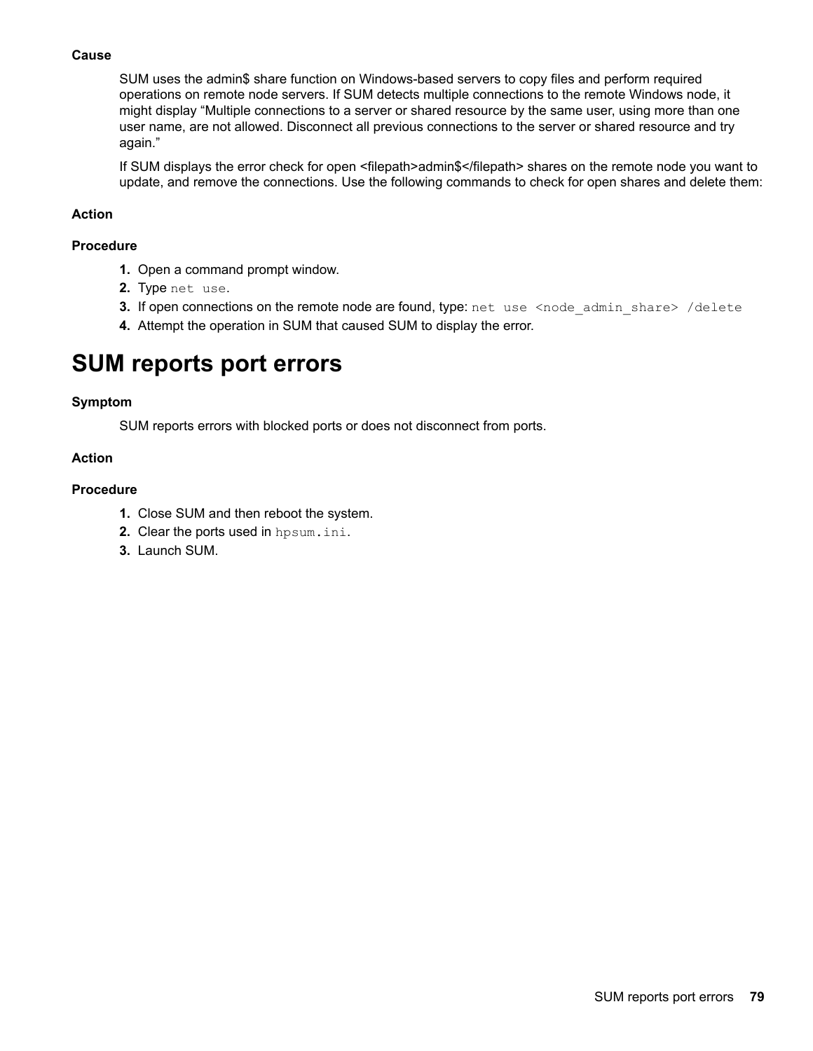**Cause**

SUM uses the admin$ share function on Windows-based servers to copy files and perform required operations on remote node servers. If SUM detects multiple connections to the remote Windows node, it might display "Multiple connections to a server or shared resource by the same user, using more than one user name, are not allowed. Disconnect all previous connections to the server or shared resource and try again."

If SUM displays the error check for open <filepath>admin$</filepath> shares on the remote node you want to update, and remove the connections. Use the following commands to check for open shares and delete them:

**Action**

**Procedure**

1. Open a command prompt window.
2. Type `net use`.
3. If open connections on the remote node are found, type: `net use <node_admin_share> /delete`
4. Attempt the operation in SUM that caused SUM to display the error.

# SUM reports port errors

**Symptom**

SUM reports errors with blocked ports or does not disconnect from ports.

**Action**

**Procedure**

1. Close SUM and then reboot the system.
2. Clear the ports used in `hpsum.ini`.
3. Launch SUM.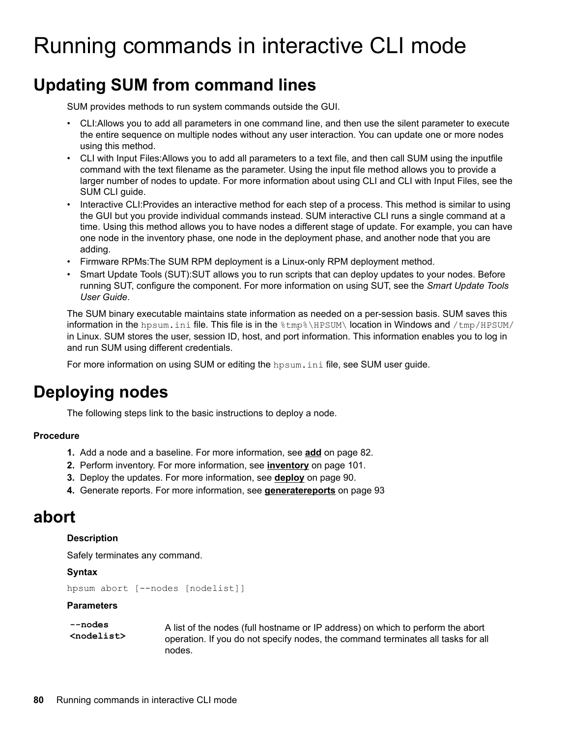# Running commands in interactive CLI mode

## Updating SUM from command lines

SUM provides methods to run system commands outside the GUI.

- CLI:Allows you to add all parameters in one command line, and then use the silent parameter to execute the entire sequence on multiple nodes without any user interaction. You can update one or more nodes using this method.
- CLI with Input Files:Allows you to add all parameters to a text file, and then call SUM using the inputfile command with the text filename as the parameter. Using the input file method allows you to provide a larger number of nodes to update. For more information about using CLI and CLI with Input Files, see the SUM CLI guide.
- Interactive CLI:Provides an interactive method for each step of a process. This method is similar to using the GUI but you provide individual commands instead. SUM interactive CLI runs a single command at a time. Using this method allows you to have nodes a different stage of update. For example, you can have one node in the inventory phase, one node in the deployment phase, and another node that you are adding.
- Firmware RPMs:The SUM RPM deployment is a Linux-only RPM deployment method.
- Smart Update Tools (SUT):SUT allows you to run scripts that can deploy updates to your nodes. Before running SUT, configure the component. For more information on using SUT, see the *Smart Update Tools User Guide*.

The SUM binary executable maintains state information as needed on a per-session basis. SUM saves this information in the `hpsum.ini` file. This file is in the `%tmp%\HPSUM\` location in Windows and `/tmp/HPSUM/` in Linux. SUM stores the user, session ID, host, and port information. This information enables you to log in and run SUM using different credentials.

For more information on using SUM or editing the `hpsum.ini` file, see SUM user guide.

# Deploying nodes

The following steps link to the basic instructions to deploy a node.

### Procedure

1. Add a node and a baseline. For more information, see **add** on page 82.
2. Perform inventory. For more information, see **inventory** on page 101.
3. Deploy the updates. For more information, see **deploy** on page 90.
4. Generate reports. For more information, see **generatereports** on page 93

# abort

### Description

Safely terminates any command.

### Syntax

```
hpsum abort [--nodes [nodelist]]
```

### Parameters

| | |
|---|---|
| **--nodes <nodelist>** | A list of the nodes (full hostname or IP address) on which to perform the abort operation. If you do not specify nodes, the command terminates all tasks for all nodes. |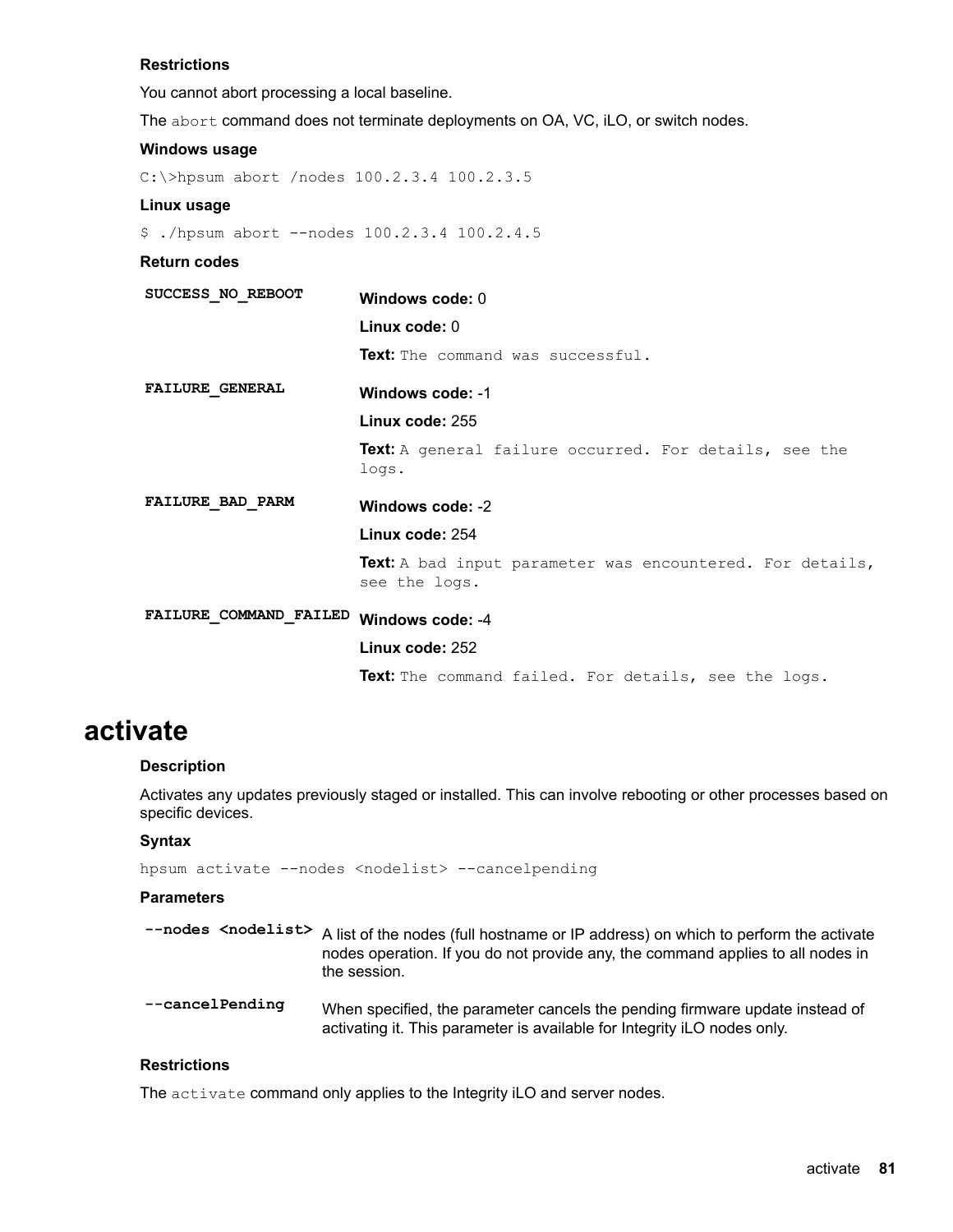### Restrictions

You cannot abort processing a local baseline.

The `abort` command does not terminate deployments on OA, VC, iLO, or switch nodes.

### Windows usage

```
C:\>hpsum abort /nodes 100.2.3.4 100.2.3.5
```

### Linux usage

```
$ ./hpsum abort --nodes 100.2.3.4 100.2.4.5
```

### Return codes

| | |
|---|---|
| **SUCCESS_NO_REBOOT** | **Windows code:** 0<br>**Linux code:** 0<br>**Text:** `The command was successful.` |
| **FAILURE_GENERAL** | **Windows code:** -1<br>**Linux code:** 255<br>**Text:** `A general failure occurred. For details, see the logs.` |
| **FAILURE_BAD_PARM** | **Windows code:** -2<br>**Linux code:** 254<br>**Text:** `A bad input parameter was encountered. For details, see the logs.` |
| **FAILURE_COMMAND_FAILED** | **Windows code:** -4<br>**Linux code:** 252<br>**Text:** `The command failed. For details, see the logs.` |

# activate

### Description

Activates any updates previously staged or installed. This can involve rebooting or other processes based on specific devices.

### Syntax

```
hpsum activate --nodes <nodelist> --cancelpending
```

### Parameters

| | |
|---|---|
| **--nodes <nodelist>** | A list of the nodes (full hostname or IP address) on which to perform the activate nodes operation. If you do not provide any, the command applies to all nodes in the session. |
| **--cancelPending** | When specified, the parameter cancels the pending firmware update instead of activating it. This parameter is available for Integrity iLO nodes only. |

### Restrictions

The `activate` command only applies to the Integrity iLO and server nodes.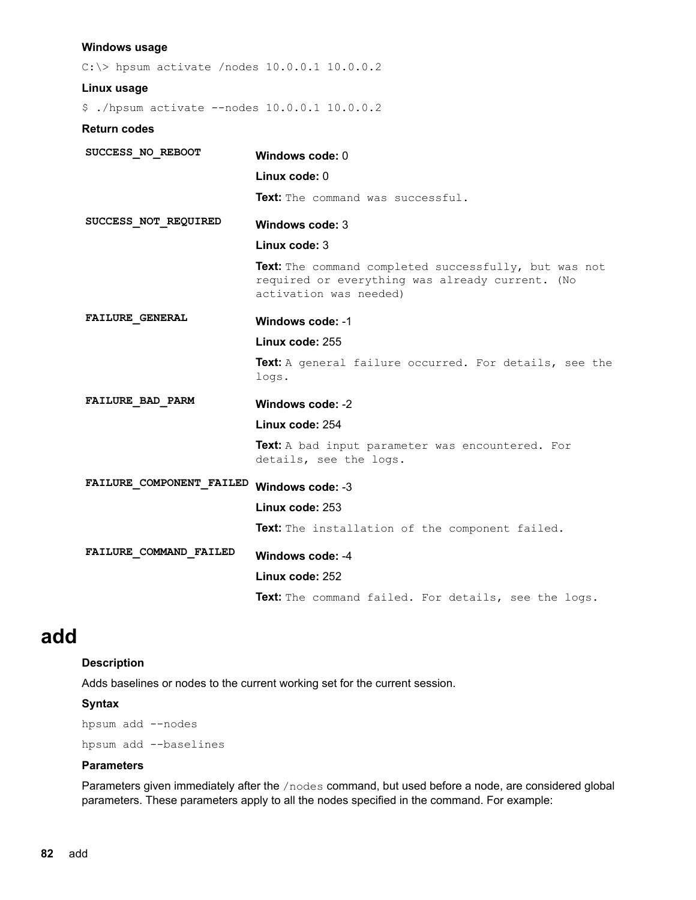**Windows usage**

```
C:\> hpsum activate /nodes 10.0.0.1 10.0.0.2
```

**Linux usage**

```
$ ./hpsum activate --nodes 10.0.0.1 10.0.0.2
```

**Return codes**

| | |
|---|---|
| **SUCCESS_NO_REBOOT** | **Windows code:** 0<br>**Linux code:** 0<br>**Text:** `The command was successful.` |
| **SUCCESS_NOT_REQUIRED** | **Windows code:** 3<br>**Linux code:** 3<br>**Text:** `The command completed successfully, but was not required or everything was already current. (No activation was needed)` |
| **FAILURE_GENERAL** | **Windows code:** -1<br>**Linux code:** 255<br>**Text:** `A general failure occurred. For details, see the logs.` |
| **FAILURE_BAD_PARM** | **Windows code:** -2<br>**Linux code:** 254<br>**Text:** `A bad input parameter was encountered. For details, see the logs.` |
| **FAILURE_COMPONENT_FAILED** | **Windows code:** -3<br>**Linux code:** 253<br>**Text:** `The installation of the component failed.` |
| **FAILURE_COMMAND_FAILED** | **Windows code:** -4<br>**Linux code:** 252<br>**Text:** `The command failed. For details, see the logs.` |

# add

**Description**

Adds baselines or nodes to the current working set for the current session.

**Syntax**

```
hpsum add --nodes
```

```
hpsum add --baselines
```

**Parameters**

Parameters given immediately after the `/nodes` command, but used before a node, are considered global parameters. These parameters apply to all the nodes specified in the command. For example: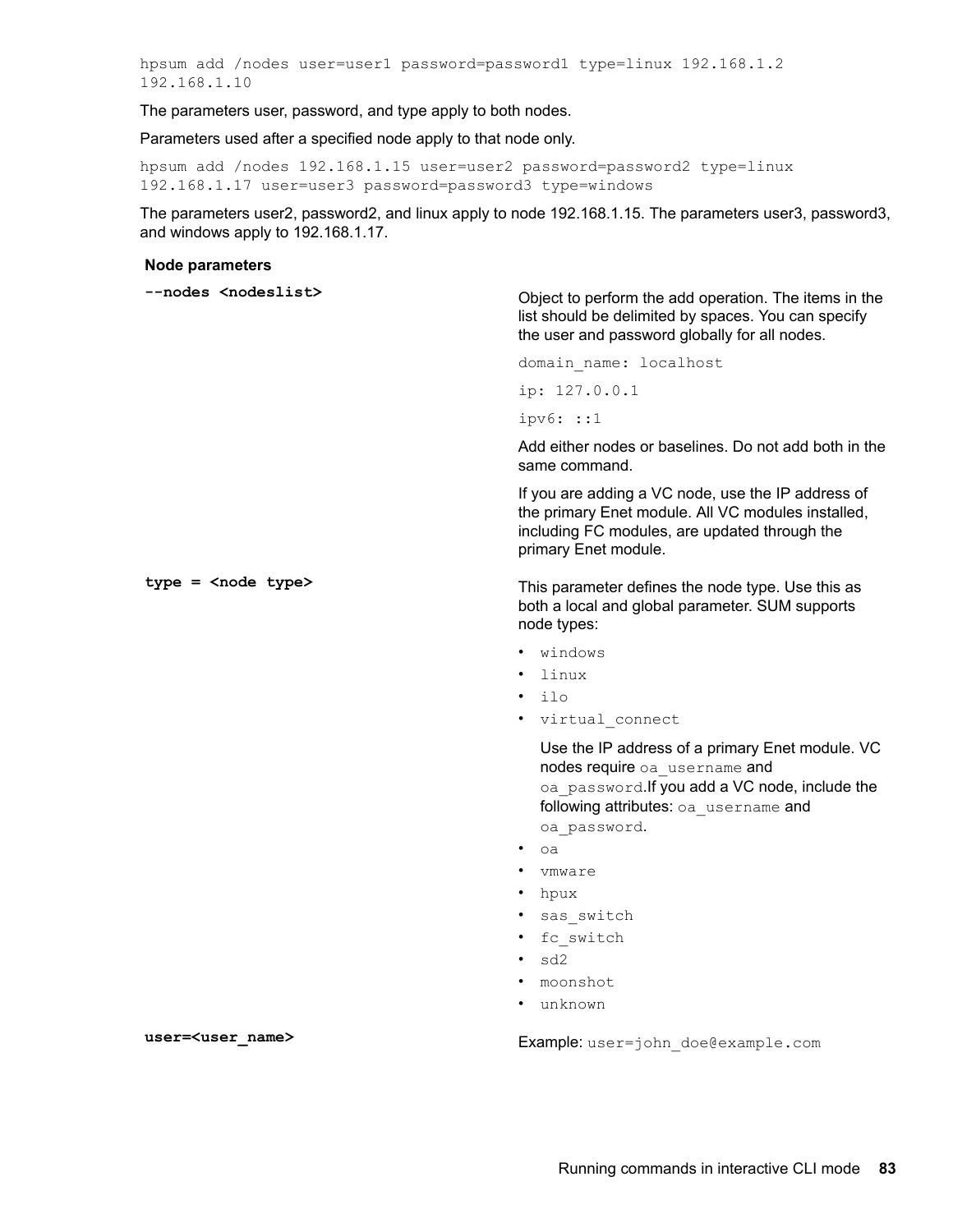```
hpsum add /nodes user=user1 password=password1 type=linux 192.168.1.2
192.168.1.10
```

The parameters user, password, and type apply to both nodes.

Parameters used after a specified node apply to that node only.

```
hpsum add /nodes 192.168.1.15 user=user2 password=password2 type=linux
192.168.1.17 user=user3 password=password3 type=windows
```

The parameters user2, password2, and linux apply to node 192.168.1.15. The parameters user3, password3, and windows apply to 192.168.1.17.

| Node parameters | |
|---|---|
| **--nodes <nodeslist>** | Object to perform the add operation. The items in the list should be delimited by spaces. You can specify the user and password globally for all nodes.<br><br>`domain_name: localhost`<br><br>`ip: 127.0.0.1`<br><br>`ipv6: ::1`<br><br>Add either nodes or baselines. Do not add both in the same command.<br><br>If you are adding a VC node, use the IP address of the primary Enet module. All VC modules installed, including FC modules, are updated through the primary Enet module. |
| **type = <node type>** | This parameter defines the node type. Use this as both a local and global parameter. SUM supports node types:<br><br>• `windows`<br>• `linux`<br>• `ilo`<br>• `virtual_connect`<br>Use the IP address of a primary Enet module. VC nodes require `oa_username` and `oa_password`.If you add a VC node, include the following attributes: `oa_username` and `oa_password`.<br>• `oa`<br>• `vmware`<br>• `hpux`<br>• `sas_switch`<br>• `fc_switch`<br>• `sd2`<br>• `moonshot`<br>• `unknown` |
| **user=<user_name>** | Example: `user=john_doe@example.com` |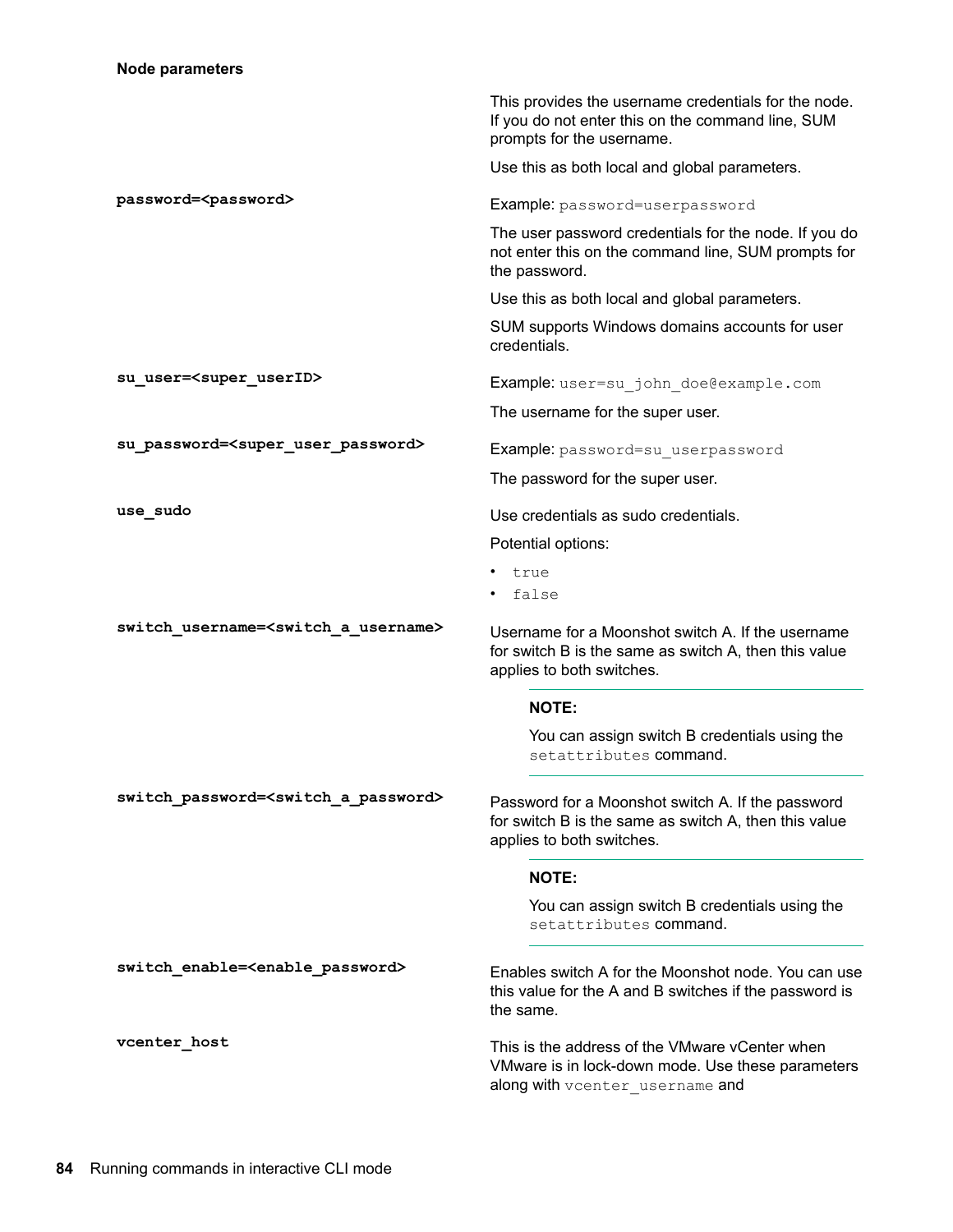**Node parameters**

This provides the username credentials for the node. If you do not enter this on the command line, SUM prompts for the username.

Use this as both local and global parameters.

**password=<password>**

Example: `password=userpassword`

The user password credentials for the node. If you do not enter this on the command line, SUM prompts for the password.

Use this as both local and global parameters.

SUM supports Windows domains accounts for user credentials.

**su_user=<super_userID>**

Example: `user=su_john_doe@example.com`

The username for the super user.

**su_password=<super_user_password>**

Example: `password=su_userpassword`

The password for the super user.

**use_sudo**

Use credentials as sudo credentials.

Potential options:

- `true`
- `false`

**switch_username=<switch_a_username>**

Username for a Moonshot switch A. If the username for switch B is the same as switch A, then this value applies to both switches.

> **NOTE:**
>
> You can assign switch B credentials using the `setattributes` command.

**switch_password=<switch_a_password>**

Password for a Moonshot switch A. If the password for switch B is the same as switch A, then this value applies to both switches.

> **NOTE:**
>
> You can assign switch B credentials using the `setattributes` command.

**switch_enable=<enable_password>**

Enables switch A for the Moonshot node. You can use this value for the A and B switches if the password is the same.

**vcenter_host**

This is the address of the VMware vCenter when VMware is in lock-down mode. Use these parameters along with `vcenter_username` and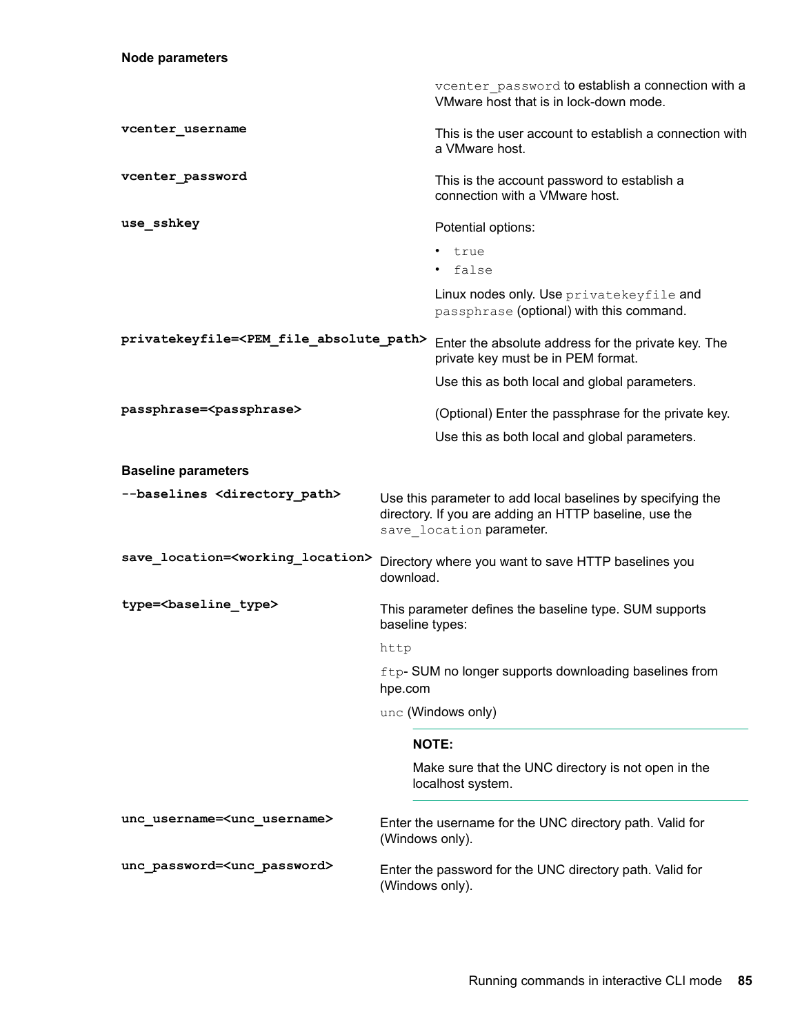**Node parameters**

| | |
|---|---|
| | `vcenter_password` to establish a connection with a VMware host that is in lock-down mode. |
| **`vcenter_username`** | This is the user account to establish a connection with a VMware host. |
| **`vcenter_password`** | This is the account password to establish a connection with a VMware host. |
| **`use_sshkey`** | Potential options:<br>• `true`<br>• `false`<br><br>Linux nodes only. Use `privatekeyfile` and `passphrase` (optional) with this command. |
| **`privatekeyfile=<PEM_file_absolute_path>`** | Enter the absolute address for the private key. The private key must be in PEM format.<br><br>Use this as both local and global parameters. |
| **`passphrase=<passphrase>`** | (Optional) Enter the passphrase for the private key.<br><br>Use this as both local and global parameters. |

**Baseline parameters**

| | |
|---|---|
| **`--baselines <directory_path>`** | Use this parameter to add local baselines by specifying the directory. If you are adding an HTTP baseline, use the `save_location` parameter. |
| **`save_location=<working_location>`** | Directory where you want to save HTTP baselines you download. |
| **`type=<baseline_type>`** | This parameter defines the baseline type. SUM supports baseline types:<br><br>`http`<br><br>`ftp`- SUM no longer supports downloading baselines from hpe.com<br><br>`unc` (Windows only)<br><br>**NOTE:**<br><br>Make sure that the UNC directory is not open in the localhost system. |
| **`unc_username=<unc_username>`** | Enter the username for the UNC directory path. Valid for (Windows only). |
| **`unc_password=<unc_password>`** | Enter the password for the UNC directory path. Valid for (Windows only). |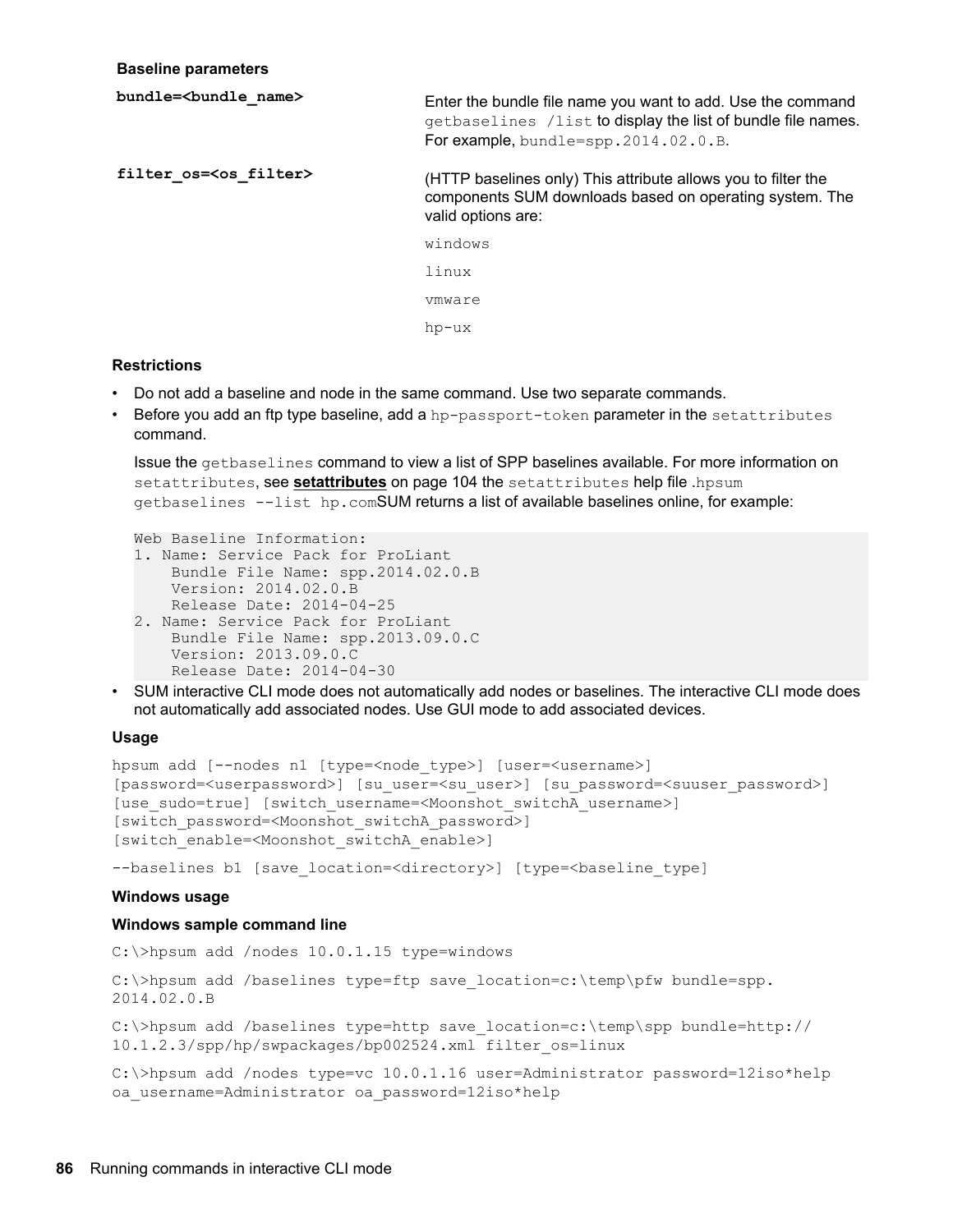**Baseline parameters**

| | |
|---|---|
| **bundle=<bundle_name>** | Enter the bundle file name you want to add. Use the command `getbaselines /list` to display the list of bundle file names. For example, `bundle=spp.2014.02.0.B`. |
| **filter_os=<os_filter>** | (HTTP baselines only) This attribute allows you to filter the components SUM downloads based on operating system. The valid options are:<br>`windows`<br>`linux`<br>`vmware`<br>`hp-ux` |

### Restrictions

- Do not add a baseline and node in the same command. Use two separate commands.
- Before you add an ftp type baseline, add a `hp-passport-token` parameter in the `setattributes` command.

  Issue the `getbaselines` command to view a list of SPP baselines available. For more information on `setattributes`, see **setattributes** on page 104 the `setattributes` help file .`hpsum getbaselines --list hp.com`SUM returns a list of available baselines online, for example:

  ```
  Web Baseline Information:
  1. Name: Service Pack for ProLiant
      Bundle File Name: spp.2014.02.0.B
      Version: 2014.02.0.B
      Release Date: 2014-04-25
  2. Name: Service Pack for ProLiant
      Bundle File Name: spp.2013.09.0.C
      Version: 2013.09.0.C
      Release Date: 2014-04-30
  ```

- SUM interactive CLI mode does not automatically add nodes or baselines. The interactive CLI mode does not automatically add associated nodes. Use GUI mode to add associated devices.

### Usage

```
hpsum add [--nodes n1 [type=<node_type>] [user=<username>]
[password=<userpassword>] [su_user=<su_user>] [su_password=<suuser_password>]
[use_sudo=true] [switch_username=<Moonshot_switchA_username>]
[switch_password=<Moonshot_switchA_password>]
[switch_enable=<Moonshot_switchA_enable>]
```

```
--baselines b1 [save_location=<directory>] [type=<baseline_type]
```

### Windows usage

#### Windows sample command line

```
C:\>hpsum add /nodes 10.0.1.15 type=windows
```

```
C:\>hpsum add /baselines type=ftp save_location=c:\temp\pfw bundle=spp.
2014.02.0.B
```

```
C:\>hpsum add /baselines type=http save_location=c:\temp\spp bundle=http://
10.1.2.3/spp/hp/swpackages/bp002524.xml filter_os=linux
```

```
C:\>hpsum add /nodes type=vc 10.0.1.16 user=Administrator password=12iso*help
oa_username=Administrator oa_password=12iso*help
```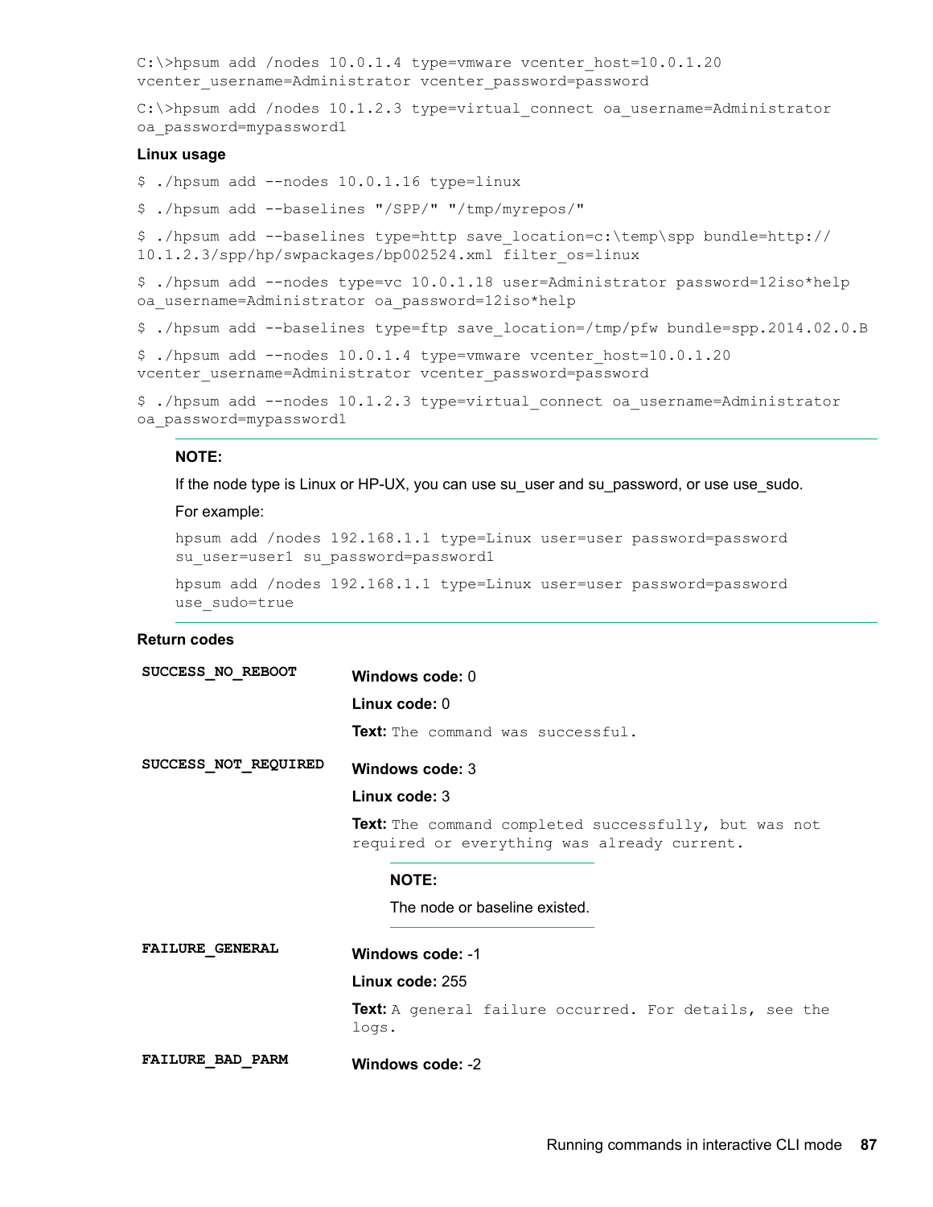```
C:\>hpsum add /nodes 10.0.1.4 type=vmware vcenter_host=10.0.1.20
vcenter_username=Administrator vcenter_password=password
```

```
C:\>hpsum add /nodes 10.1.2.3 type=virtual_connect oa_username=Administrator
oa_password=mypassword1
```

### Linux usage

```
$ ./hpsum add --nodes 10.0.1.16 type=linux
```

```
$ ./hpsum add --baselines "/SPP/" "/tmp/myrepos/"
```

```
$ ./hpsum add --baselines type=http save_location=c:\temp\spp bundle=http://
10.1.2.3/spp/hp/swpackages/bp002524.xml filter_os=linux
```

```
$ ./hpsum add --nodes type=vc 10.0.1.18 user=Administrator password=12iso*help
oa_username=Administrator oa_password=12iso*help
```

```
$ ./hpsum add --baselines type=ftp save_location=/tmp/pfw bundle=spp.2014.02.0.B
```

```
$ ./hpsum add --nodes 10.0.1.4 type=vmware vcenter_host=10.0.1.20
vcenter_username=Administrator vcenter_password=password
```

```
$ ./hpsum add --nodes 10.1.2.3 type=virtual_connect oa_username=Administrator
oa_password=mypassword1
```

---

**NOTE:**

If the node type is Linux or HP-UX, you can use su_user and su_password, or use use_sudo.

For example:

```
hpsum add /nodes 192.168.1.1 type=Linux user=user password=password
su_user=user1 su_password=password1
```

```
hpsum add /nodes 192.168.1.1 type=Linux user=user password=password
use_sudo=true
```

---

### Return codes

**SUCCESS_NO_REBOOT**

**Windows code:** 0

**Linux code:** 0

**Text:** `The command was successful.`

**SUCCESS_NOT_REQUIRED**

**Windows code:** 3

**Linux code:** 3

**Text:** `The command completed successfully, but was not required or everything was already current.`

> **NOTE:**
>
> The node or baseline existed.

**FAILURE_GENERAL**

**Windows code:** -1

**Linux code:** 255

**Text:** `A general failure occurred. For details, see the logs.`

**FAILURE_BAD_PARM**

**Windows code:** -2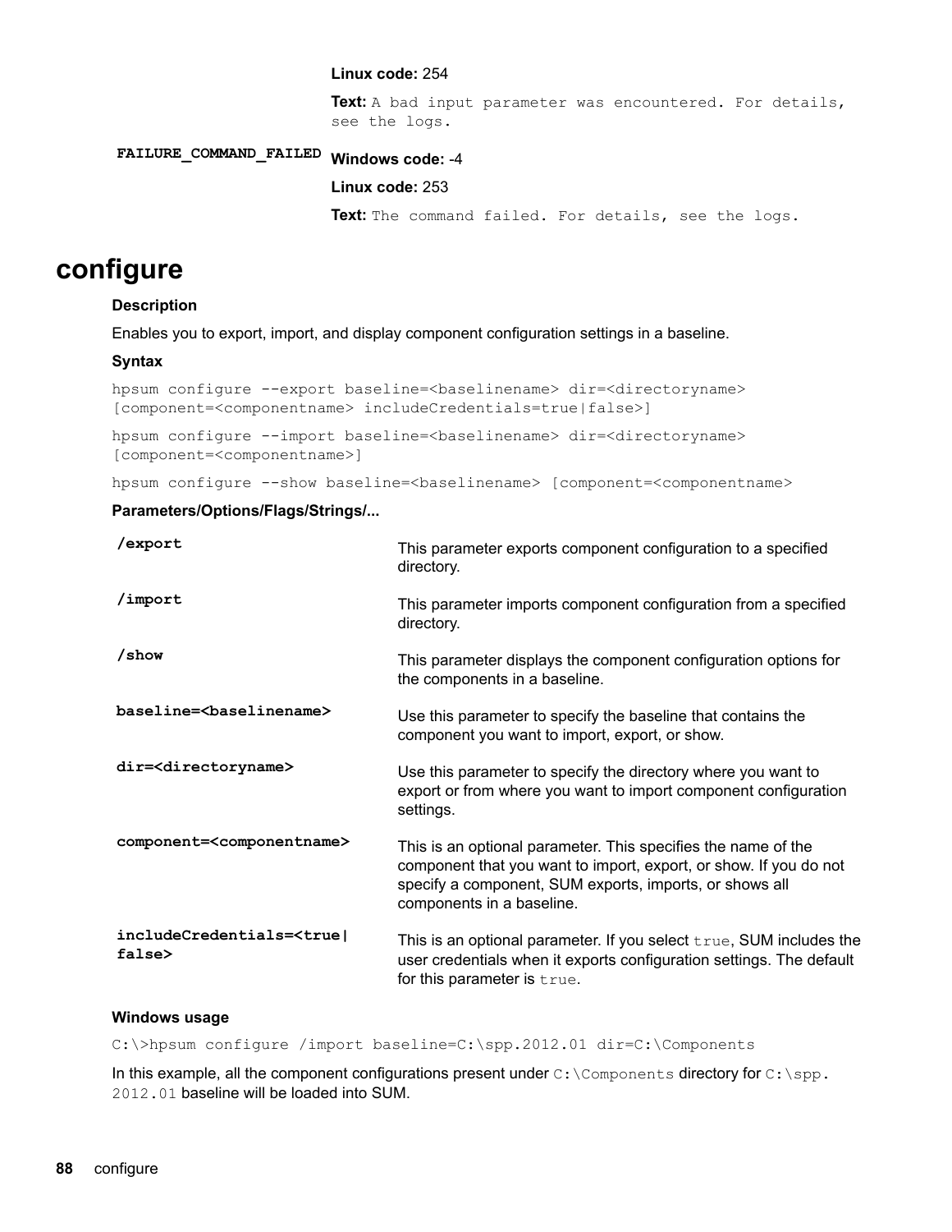| | |
|---|---|
| | **Linux code:** 254 |
| | **Text:** `A bad input parameter was encountered. For details, see the logs.` |
| **FAILURE_COMMAND_FAILED** | **Windows code:** -4 |
| | **Linux code:** 253 |
| | **Text:** `The command failed. For details, see the logs.` |

# configure

### Description

Enables you to export, import, and display component configuration settings in a baseline.

### Syntax

```
hpsum configure --export baseline=<baselinename> dir=<directoryname>
[component=<componentname> includeCredentials=true|false>]
```

```
hpsum configure --import baseline=<baselinename> dir=<directoryname>
[component=<componentname>]
```

```
hpsum configure --show baseline=<baselinename> [component=<componentname>
```

### Parameters/Options/Flags/Strings/...

| | |
|---|---|
| **/export** | This parameter exports component configuration to a specified directory. |
| **/import** | This parameter imports component configuration from a specified directory. |
| **/show** | This parameter displays the component configuration options for the components in a baseline. |
| **baseline=<baselinename>** | Use this parameter to specify the baseline that contains the component you want to import, export, or show. |
| **dir=<directoryname>** | Use this parameter to specify the directory where you want to export or from where you want to import component configuration settings. |
| **component=<componentname>** | This is an optional parameter. This specifies the name of the component that you want to import, export, or show. If you do not specify a component, SUM exports, imports, or shows all components in a baseline. |
| **includeCredentials=<true\|false>** | This is an optional parameter. If you select `true`, SUM includes the user credentials when it exports configuration settings. The default for this parameter is `true`. |

### Windows usage

```
C:\>hpsum configure /import baseline=C:\spp.2012.01 dir=C:\Components
```

In this example, all the component configurations present under `C:\Components` directory for `C:\spp.2012.01` baseline will be loaded into SUM.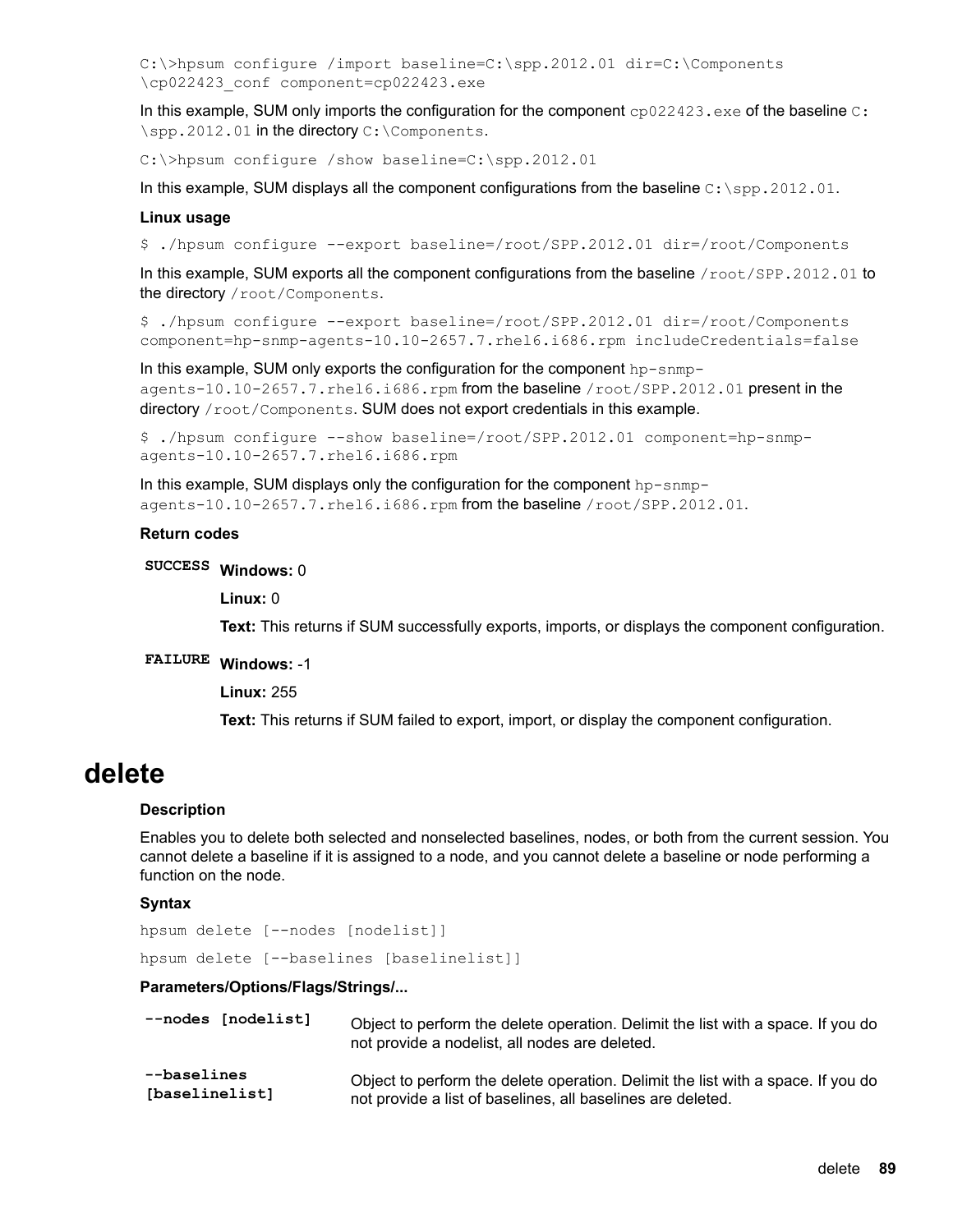```
C:\>hpsum configure /import baseline=C:\spp.2012.01 dir=C:\Components
\cp022423_conf component=cp022423.exe
```

In this example, SUM only imports the configuration for the component `cp022423.exe` of the baseline `C:\spp.2012.01` in the directory `C:\Components`.

```
C:\>hpsum configure /show baseline=C:\spp.2012.01
```

In this example, SUM displays all the component configurations from the baseline `C:\spp.2012.01`.

**Linux usage**

```
$ ./hpsum configure --export baseline=/root/SPP.2012.01 dir=/root/Components
```

In this example, SUM exports all the component configurations from the baseline `/root/SPP.2012.01` to the directory `/root/Components`.

```
$ ./hpsum configure --export baseline=/root/SPP.2012.01 dir=/root/Components
component=hp-snmp-agents-10.10-2657.7.rhel6.i686.rpm includeCredentials=false
```

In this example, SUM only exports the configuration for the component `hp-snmp-agents-10.10-2657.7.rhel6.i686.rpm` from the baseline `/root/SPP.2012.01` present in the directory `/root/Components`. SUM does not export credentials in this example.

```
$ ./hpsum configure --show baseline=/root/SPP.2012.01 component=hp-snmp-
agents-10.10-2657.7.rhel6.i686.rpm
```

In this example, SUM displays only the configuration for the component `hp-snmp-agents-10.10-2657.7.rhel6.i686.rpm` from the baseline `/root/SPP.2012.01`.

**Return codes**

**SUCCESS**

**Windows:** 0

**Linux:** 0

**Text:** This returns if SUM successfully exports, imports, or displays the component configuration.

**FAILURE**

**Windows:** -1

**Linux:** 255

**Text:** This returns if SUM failed to export, import, or display the component configuration.

# delete

**Description**

Enables you to delete both selected and nonselected baselines, nodes, or both from the current session. You cannot delete a baseline if it is assigned to a node, and you cannot delete a baseline or node performing a function on the node.

**Syntax**

```
hpsum delete [--nodes [nodelist]]
```

```
hpsum delete [--baselines [baselinelist]]
```

**Parameters/Options/Flags/Strings/...**

| | |
|---|---|
| **--nodes [nodelist]** | Object to perform the delete operation. Delimit the list with a space. If you do not provide a nodelist, all nodes are deleted. |
| **--baselines [baselinelist]** | Object to perform the delete operation. Delimit the list with a space. If you do not provide a list of baselines, all baselines are deleted. |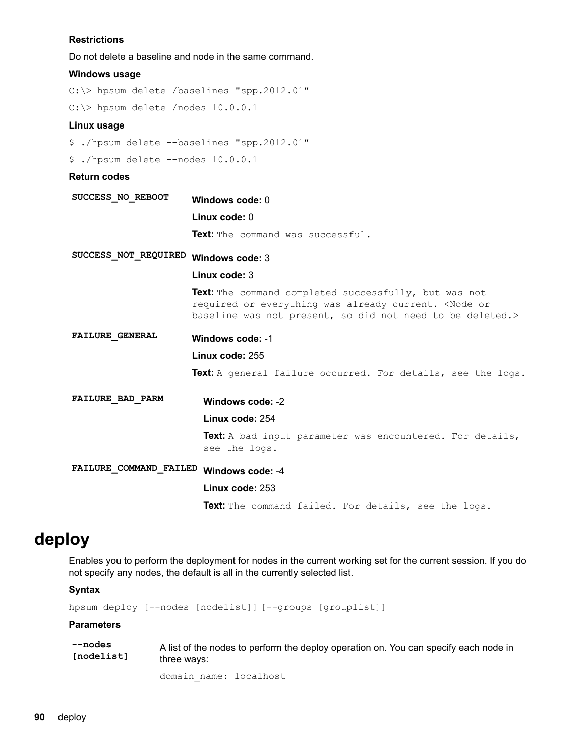**Restrictions**

Do not delete a baseline and node in the same command.

**Windows usage**

```
C:\> hpsum delete /baselines "spp.2012.01"
C:\> hpsum delete /nodes 10.0.0.1
```

**Linux usage**

```
$ ./hpsum delete --baselines "spp.2012.01"
$ ./hpsum delete --nodes 10.0.0.1
```

**Return codes**

| | |
|---|---|
| **SUCCESS_NO_REBOOT** | **Windows code:** 0<br>**Linux code:** 0<br>**Text:** `The command was successful.` |
| **SUCCESS_NOT_REQUIRED** | **Windows code:** 3<br>**Linux code:** 3<br>**Text:** `The command completed successfully, but was not required or everything was already current. <Node or baseline was not present, so did not need to be deleted.>` |
| **FAILURE_GENERAL** | **Windows code:** -1<br>**Linux code:** 255<br>**Text:** `A general failure occurred. For details, see the logs.` |
| **FAILURE_BAD_PARM** | **Windows code:** -2<br>**Linux code:** 254<br>**Text:** `A bad input parameter was encountered. For details, see the logs.` |
| **FAILURE_COMMAND_FAILED** | **Windows code:** -4<br>**Linux code:** 253<br>**Text:** `The command failed. For details, see the logs.` |

# deploy

Enables you to perform the deployment for nodes in the current working set for the current session. If you do not specify any nodes, the default is all in the currently selected list.

**Syntax**

```
hpsum deploy [--nodes [nodelist]] [--groups [grouplist]]
```

**Parameters**

| | |
|---|---|
| **--nodes [nodelist]** | A list of the nodes to perform the deploy operation on. You can specify each node in three ways:<br>`domain_name: localhost` |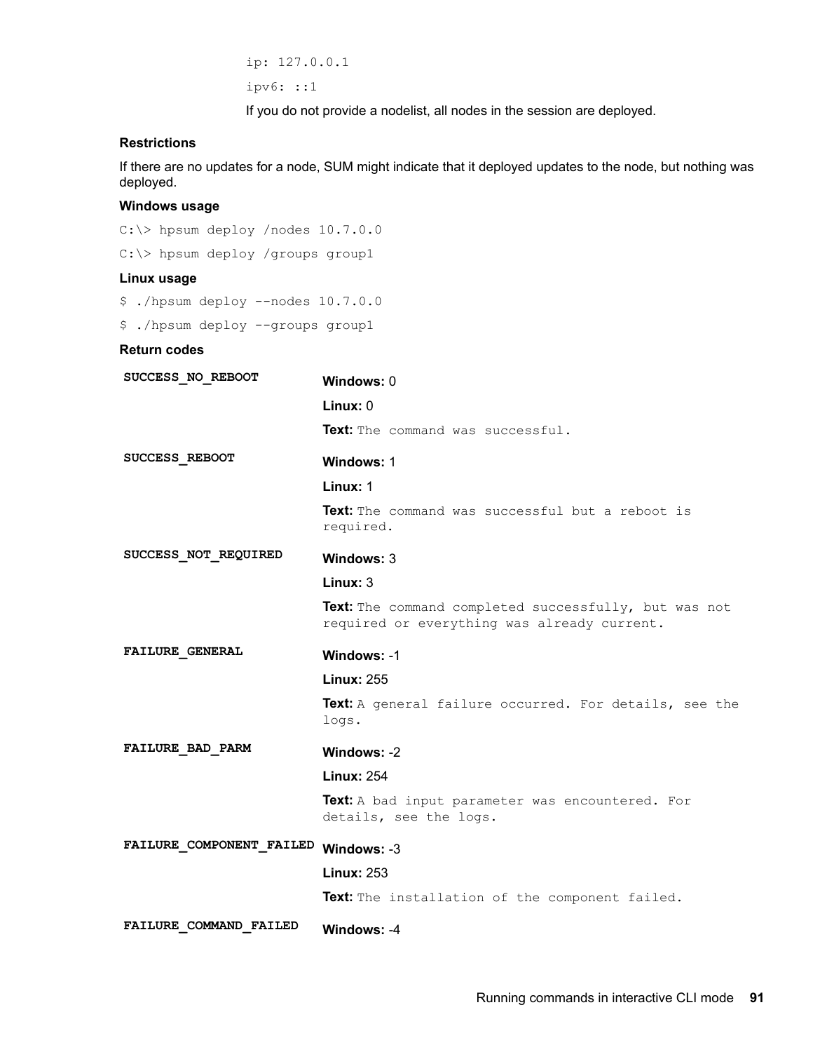```
ip: 127.0.0.1
ipv6: ::1
```

If you do not provide a nodelist, all nodes in the session are deployed.

**Restrictions**

If there are no updates for a node, SUM might indicate that it deployed updates to the node, but nothing was deployed.

**Windows usage**

```
C:\> hpsum deploy /nodes 10.7.0.0
C:\> hpsum deploy /groups group1
```

**Linux usage**

```
$ ./hpsum deploy --nodes 10.7.0.0
$ ./hpsum deploy --groups group1
```

**Return codes**

| Return code | Details |
|---|---|
| **SUCCESS_NO_REBOOT** | **Windows:** 0<br>**Linux:** 0<br>**Text:** `The command was successful.` |
| **SUCCESS_REBOOT** | **Windows:** 1<br>**Linux:** 1<br>**Text:** `The command was successful but a reboot is required.` |
| **SUCCESS_NOT_REQUIRED** | **Windows:** 3<br>**Linux:** 3<br>**Text:** `The command completed successfully, but was not required or everything was already current.` |
| **FAILURE_GENERAL** | **Windows:** -1<br>**Linux:** 255<br>**Text:** `A general failure occurred. For details, see the logs.` |
| **FAILURE_BAD_PARM** | **Windows:** -2<br>**Linux:** 254<br>**Text:** `A bad input parameter was encountered. For details, see the logs.` |
| **FAILURE_COMPONENT_FAILED** | **Windows:** -3<br>**Linux:** 253<br>**Text:** `The installation of the component failed.` |
| **FAILURE_COMMAND_FAILED** | **Windows:** -4 |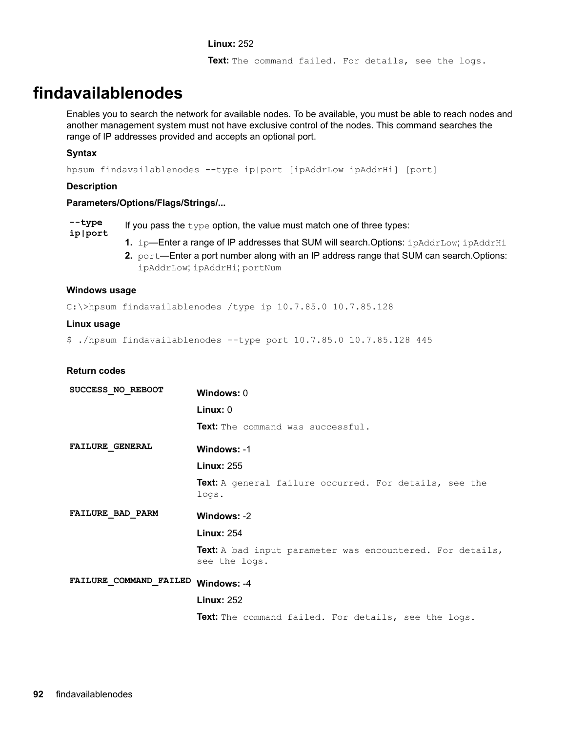**Linux:** 252

**Text:** `The command failed. For details, see the logs.`

# findavailablenodes

Enables you to search the network for available nodes. To be available, you must be able to reach nodes and another management system must not have exclusive control of the nodes. This command searches the range of IP addresses provided and accepts an optional port.

**Syntax**

```
hpsum findavailablenodes --type ip|port [ipAddrLow ipAddrHi] [port]
```

**Description**

**Parameters/Options/Flags/Strings/...**

| | |
|---|---|
| **--type ip\|port** | If you pass the `type` option, the value must match one of three types:<br>1. `ip`—Enter a range of IP addresses that SUM will search.Options: `ipAddrLow`; `ipAddrHi`<br>2. `port`—Enter a port number along with an IP address range that SUM can search.Options: `ipAddrLow`; `ipAddrHi`; `portNum` |

**Windows usage**

```
C:\>hpsum findavailablenodes /type ip 10.7.85.0 10.7.85.128
```

**Linux usage**

```
$ ./hpsum findavailablenodes --type port 10.7.85.0 10.7.85.128 445
```

**Return codes**

| | |
|---|---|
| **SUCCESS_NO_REBOOT** | **Windows:** 0<br>**Linux:** 0<br>**Text:** `The command was successful.` |
| **FAILURE_GENERAL** | **Windows:** -1<br>**Linux:** 255<br>**Text:** `A general failure occurred. For details, see the logs.` |
| **FAILURE_BAD_PARM** | **Windows:** -2<br>**Linux:** 254<br>**Text:** `A bad input parameter was encountered. For details, see the logs.` |
| **FAILURE_COMMAND_FAILED** | **Windows:** -4<br>**Linux:** 252<br>**Text:** `The command failed. For details, see the logs.` |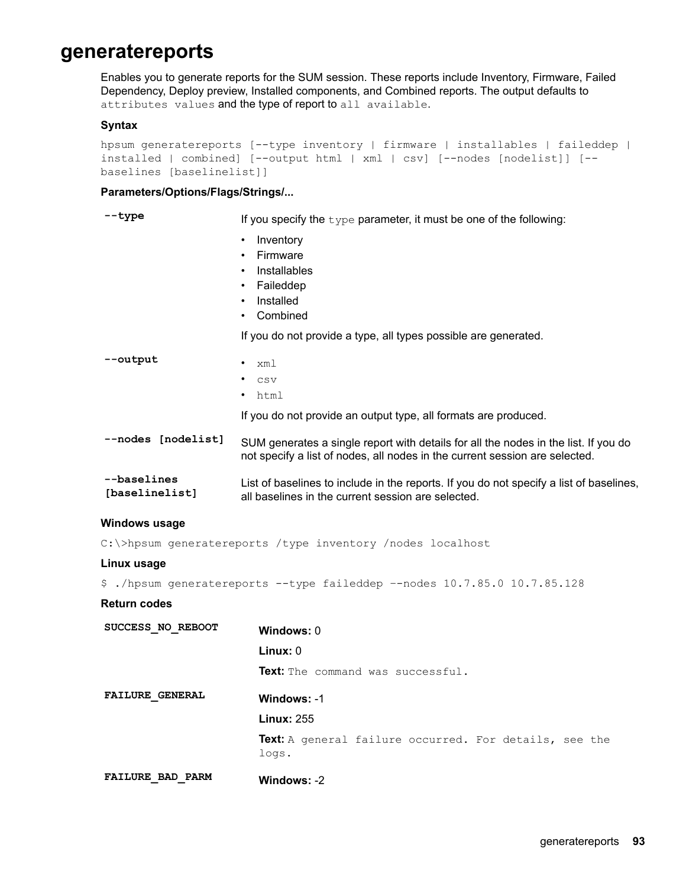# generatereports

Enables you to generate reports for the SUM session. These reports include Inventory, Firmware, Failed Dependency, Deploy preview, Installed components, and Combined reports. The output defaults to `attributes values` and the type of report to `all available`.

### Syntax

```
hpsum generatereports [--type inventory | firmware | installables | faileddep | installed | combined] [--output html | xml | csv] [--nodes [nodelist]] [--baselines [baselinelist]]
```

### Parameters/Options/Flags/Strings/...

| | |
|---|---|
| **--type** | If you specify the `type` parameter, it must be one of the following:<br>• Inventory<br>• Firmware<br>• Installables<br>• Faileddep<br>• Installed<br>• Combined<br>If you do not provide a type, all types possible are generated. |
| **--output** | • `xml`<br>• `csv`<br>• `html`<br>If you do not provide an output type, all formats are produced. |
| **--nodes [nodelist]** | SUM generates a single report with details for all the nodes in the list. If you do not specify a list of nodes, all nodes in the current session are selected. |
| **--baselines [baselinelist]** | List of baselines to include in the reports. If you do not specify a list of baselines, all baselines in the current session are selected. |

### Windows usage

```
C:\>hpsum generatereports /type inventory /nodes localhost
```

### Linux usage

```
$ ./hpsum generatereports --type faileddep –-nodes 10.7.85.0 10.7.85.128
```

### Return codes

| | |
|---|---|
| **SUCCESS_NO_REBOOT** | **Windows:** 0<br>**Linux:** 0<br>**Text:** `The command was successful.` |
| **FAILURE_GENERAL** | **Windows:** -1<br>**Linux:** 255<br>**Text:** `A general failure occurred. For details, see the logs.` |
| **FAILURE_BAD_PARM** | **Windows:** -2 |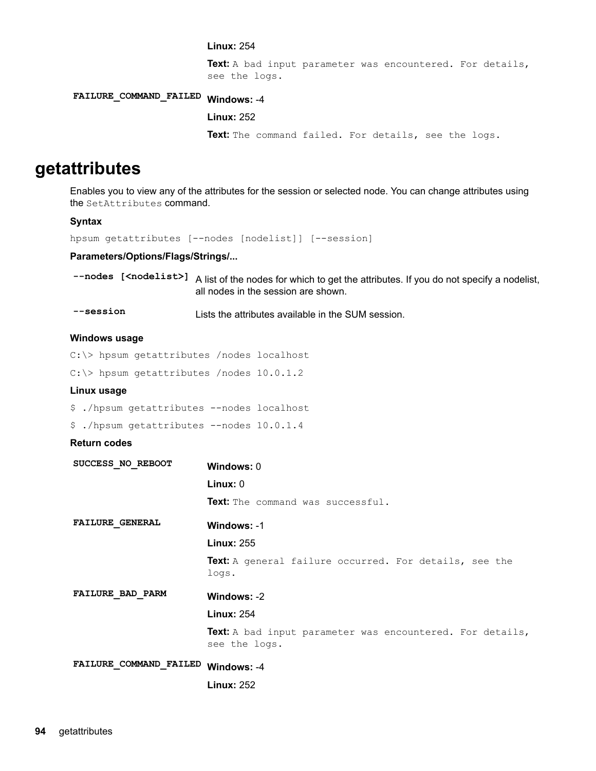| | |
|---|---|
| | **Linux:** 254<br>**Text:** `A bad input parameter was encountered. For details, see the logs.` |
| **FAILURE_COMMAND_FAILED** | **Windows:** -4<br>**Linux:** 252<br>**Text:** `The command failed. For details, see the logs.` |

# getattributes

Enables you to view any of the attributes for the session or selected node. You can change attributes using the `SetAttributes` command.

**Syntax**

```
hpsum getattributes [--nodes [nodelist]] [--session]
```

**Parameters/Options/Flags/Strings/...**

| | |
|---|---|
| **--nodes [<nodelist>]** | A list of the nodes for which to get the attributes. If you do not specify a nodelist, all nodes in the session are shown. |
| **--session** | Lists the attributes available in the SUM session. |

**Windows usage**

```
C:\> hpsum getattributes /nodes localhost
C:\> hpsum getattributes /nodes 10.0.1.2
```

**Linux usage**

```
$ ./hpsum getattributes --nodes localhost
$ ./hpsum getattributes --nodes 10.0.1.4
```

**Return codes**

| | |
|---|---|
| **SUCCESS_NO_REBOOT** | **Windows:** 0<br>**Linux:** 0<br>**Text:** `The command was successful.` |
| **FAILURE_GENERAL** | **Windows:** -1<br>**Linux:** 255<br>**Text:** `A general failure occurred. For details, see the logs.` |
| **FAILURE_BAD_PARM** | **Windows:** -2<br>**Linux:** 254<br>**Text:** `A bad input parameter was encountered. For details, see the logs.` |
| **FAILURE_COMMAND_FAILED** | **Windows:** -4<br>**Linux:** 252 |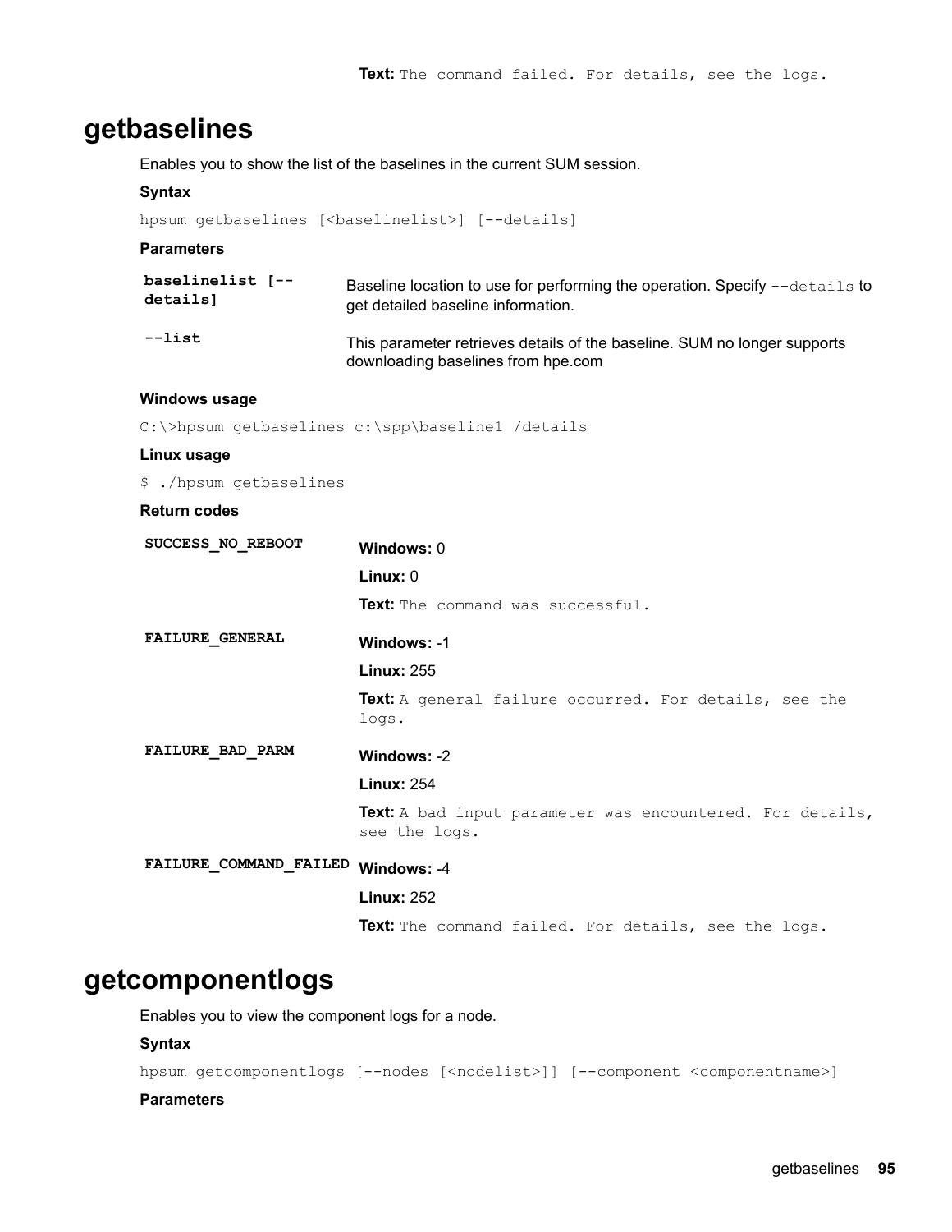**Text:** The command failed. For details, see the logs.

# getbaselines

Enables you to show the list of the baselines in the current SUM session.

**Syntax**

```
hpsum getbaselines [<baselinelist>] [--details]
```

**Parameters**

| | |
|---|---|
| **baselinelist [--details]** | Baseline location to use for performing the operation. Specify `--details` to get detailed baseline information. |
| **--list** | This parameter retrieves details of the baseline. SUM no longer supports downloading baselines from hpe.com |

**Windows usage**

```
C:\>hpsum getbaselines c:\spp\baseline1 /details
```

**Linux usage**

```
$ ./hpsum getbaselines
```

**Return codes**

| | |
|---|---|
| **SUCCESS_NO_REBOOT** | **Windows:** 0<br>**Linux:** 0<br>**Text:** The command was successful. |
| **FAILURE_GENERAL** | **Windows:** -1<br>**Linux:** 255<br>**Text:** A general failure occurred. For details, see the logs. |
| **FAILURE_BAD_PARM** | **Windows:** -2<br>**Linux:** 254<br>**Text:** A bad input parameter was encountered. For details, see the logs. |
| **FAILURE_COMMAND_FAILED** | **Windows:** -4<br>**Linux:** 252<br>**Text:** The command failed. For details, see the logs. |

# getcomponentlogs

Enables you to view the component logs for a node.

**Syntax**

```
hpsum getcomponentlogs [--nodes [<nodelist>]] [--component <componentname>]
```

**Parameters**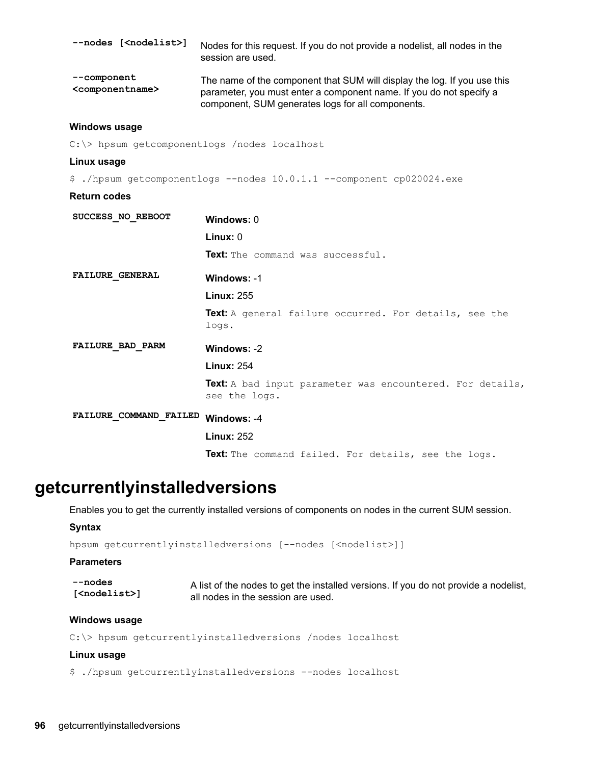| | |
|---|---|
| **--nodes [<nodelist>]** | Nodes for this request. If you do not provide a nodelist, all nodes in the session are used. |
| **--component <componentname>** | The name of the component that SUM will display the log. If you use this parameter, you must enter a component name. If you do not specify a component, SUM generates logs for all components. |

**Windows usage**

```
C:\> hpsum getcomponentlogs /nodes localhost
```

**Linux usage**

```
$ ./hpsum getcomponentlogs --nodes 10.0.1.1 --component cp020024.exe
```

**Return codes**

| | |
|---|---|
| **SUCCESS_NO_REBOOT** | **Windows:** 0<br>**Linux:** 0<br>**Text:** `The command was successful.` |
| **FAILURE_GENERAL** | **Windows:** -1<br>**Linux:** 255<br>**Text:** `A general failure occurred. For details, see the logs.` |
| **FAILURE_BAD_PARM** | **Windows:** -2<br>**Linux:** 254<br>**Text:** `A bad input parameter was encountered. For details, see the logs.` |
| **FAILURE_COMMAND_FAILED** | **Windows:** -4<br>**Linux:** 252<br>**Text:** `The command failed. For details, see the logs.` |

# getcurrentlyinstalledversions

Enables you to get the currently installed versions of components on nodes in the current SUM session.

**Syntax**

```
hpsum getcurrentlyinstalledversions [--nodes [<nodelist>]]
```

**Parameters**

| | |
|---|---|
| **--nodes [<nodelist>]** | A list of the nodes to get the installed versions. If you do not provide a nodelist, all nodes in the session are used. |

**Windows usage**

```
C:\> hpsum getcurrentlyinstalledversions /nodes localhost
```

**Linux usage**

```
$ ./hpsum getcurrentlyinstalledversions --nodes localhost
```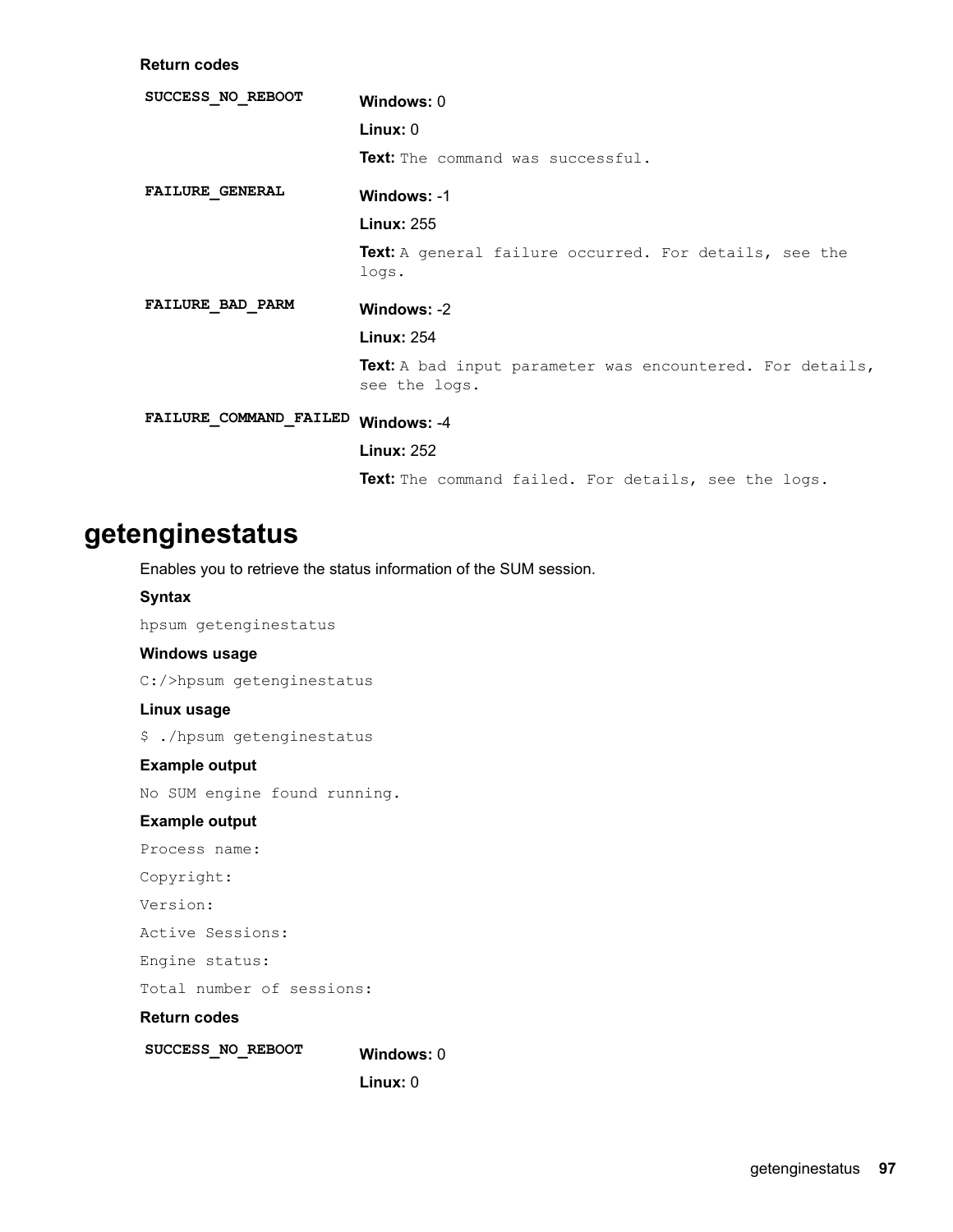**Return codes**

| | |
|---|---|
| **SUCCESS_NO_REBOOT** | **Windows:** 0<br>**Linux:** 0<br>**Text:** `The command was successful.` |
| **FAILURE_GENERAL** | **Windows:** -1<br>**Linux:** 255<br>**Text:** `A general failure occurred. For details, see the logs.` |
| **FAILURE_BAD_PARM** | **Windows:** -2<br>**Linux:** 254<br>**Text:** `A bad input parameter was encountered. For details, see the logs.` |
| **FAILURE_COMMAND_FAILED** | **Windows:** -4<br>**Linux:** 252<br>**Text:** `The command failed. For details, see the logs.` |

# getenginestatus

Enables you to retrieve the status information of the SUM session.

**Syntax**

```
hpsum getenginestatus
```

**Windows usage**

```
C:/>hpsum getenginestatus
```

**Linux usage**

```
$ ./hpsum getenginestatus
```

**Example output**

```
No SUM engine found running.
```

**Example output**

```
Process name:
Copyright:
Version:
Active Sessions:
Engine status:
Total number of sessions:
```

**Return codes**

| | |
|---|---|
| **SUCCESS_NO_REBOOT** | **Windows:** 0<br>**Linux:** 0 |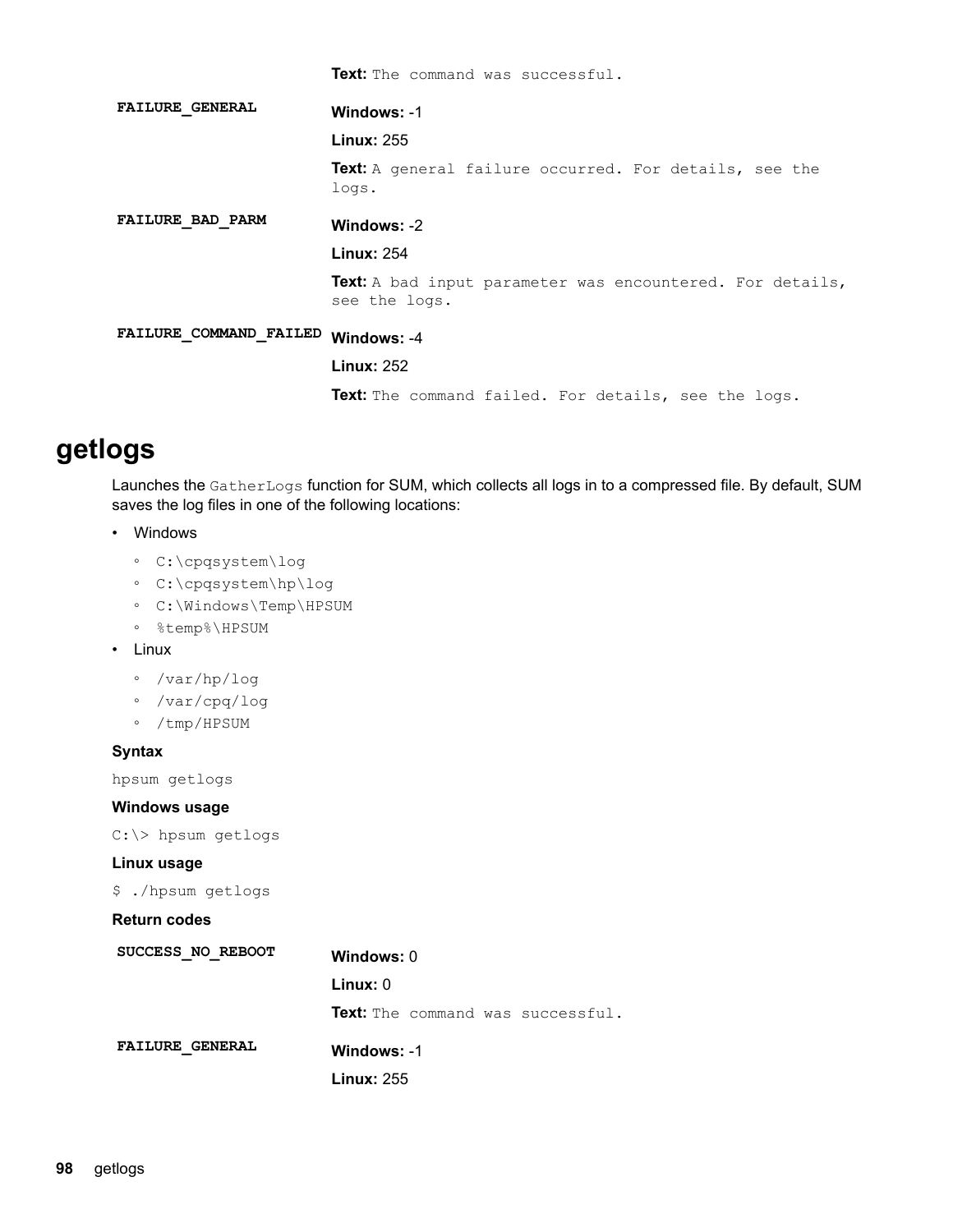| | |
|---|---|
| | **Text:** `The command was successful.` |
| **FAILURE_GENERAL** | **Windows:** -1<br>**Linux:** 255<br>**Text:** `A general failure occurred. For details, see the logs.` |
| **FAILURE_BAD_PARM** | **Windows:** -2<br>**Linux:** 254<br>**Text:** `A bad input parameter was encountered. For details, see the logs.` |
| **FAILURE_COMMAND_FAILED** | **Windows:** -4<br>**Linux:** 252<br>**Text:** `The command failed. For details, see the logs.` |

# getlogs

Launches the `GatherLogs` function for SUM, which collects all logs in to a compressed file. By default, SUM saves the log files in one of the following locations:

- Windows
  - `C:\cpqsystem\log`
  - `C:\cpqsystem\hp\log`
  - `C:\Windows\Temp\HPSUM`
  - `%temp%\HPSUM`
- Linux
  - `/var/hp/log`
  - `/var/cpq/log`
  - `/tmp/HPSUM`

**Syntax**

```
hpsum getlogs
```

**Windows usage**

```
C:\> hpsum getlogs
```

**Linux usage**

```
$ ./hpsum getlogs
```

**Return codes**

| | |
|---|---|
| **SUCCESS_NO_REBOOT** | **Windows:** 0<br>**Linux:** 0<br>**Text:** `The command was successful.` |
| **FAILURE_GENERAL** | **Windows:** -1<br>**Linux:** 255 |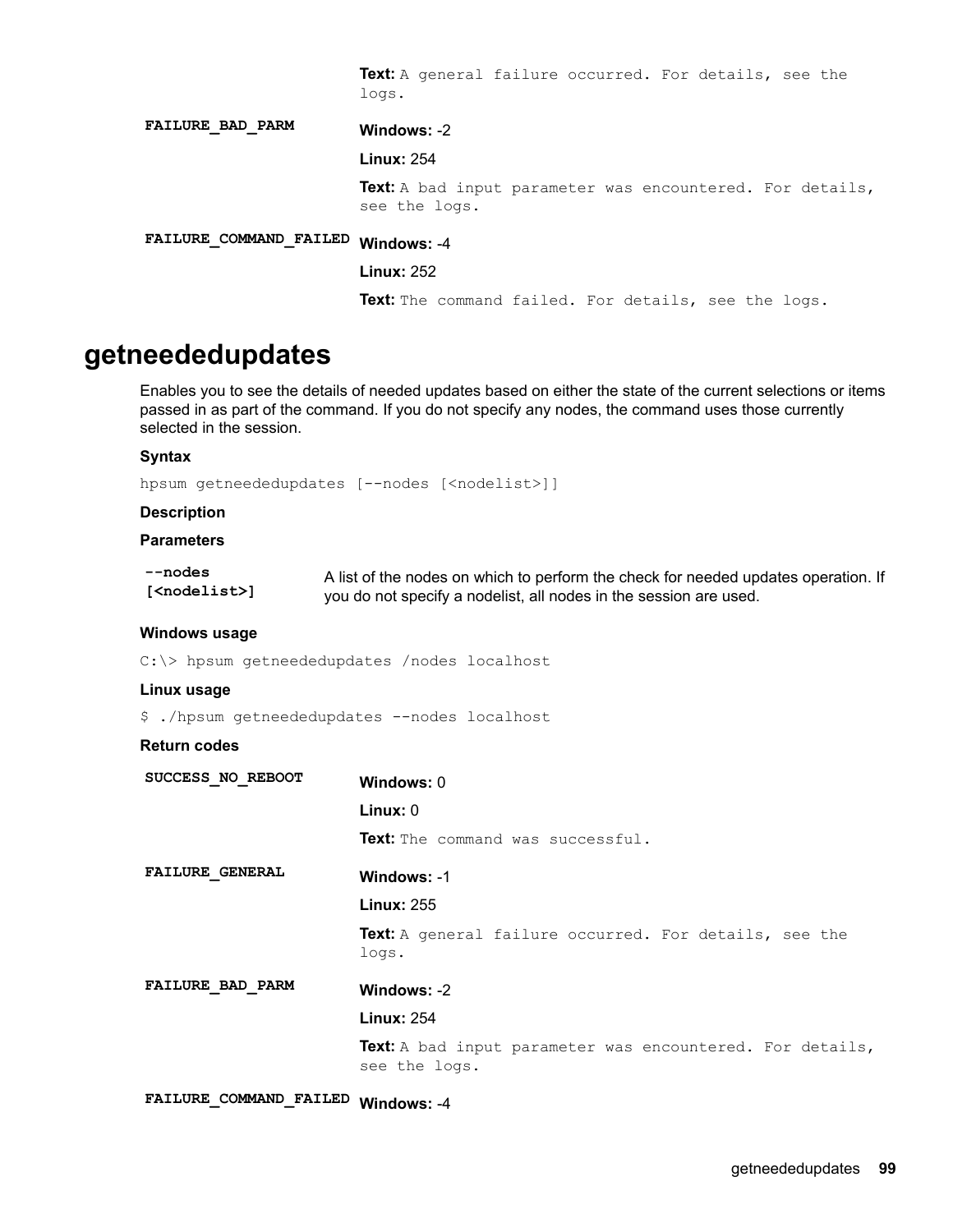| | |
|---|---|
| | **Text:** `A general failure occurred. For details, see the logs.` |
| **FAILURE_BAD_PARM** | **Windows:** -2<br>**Linux:** 254<br>**Text:** `A bad input parameter was encountered. For details, see the logs.` |
| **FAILURE_COMMAND_FAILED** | **Windows:** -4<br>**Linux:** 252<br>**Text:** `The command failed. For details, see the logs.` |

# getneededupdates

Enables you to see the details of needed updates based on either the state of the current selections or items passed in as part of the command. If you do not specify any nodes, the command uses those currently selected in the session.

### Syntax

```
hpsum getneededupdates [--nodes [<nodelist>]]
```

### Description

### Parameters

| | |
|---|---|
| **--nodes [<nodelist>]** | A list of the nodes on which to perform the check for needed updates operation. If you do not specify a nodelist, all nodes in the session are used. |

### Windows usage

```
C:\> hpsum getneededupdates /nodes localhost
```

### Linux usage

```
$ ./hpsum getneededupdates --nodes localhost
```

### Return codes

| | |
|---|---|
| **SUCCESS_NO_REBOOT** | **Windows:** 0<br>**Linux:** 0<br>**Text:** `The command was successful.` |
| **FAILURE_GENERAL** | **Windows:** -1<br>**Linux:** 255<br>**Text:** `A general failure occurred. For details, see the logs.` |
| **FAILURE_BAD_PARM** | **Windows:** -2<br>**Linux:** 254<br>**Text:** `A bad input parameter was encountered. For details, see the logs.` |
| **FAILURE_COMMAND_FAILED** | **Windows:** -4 |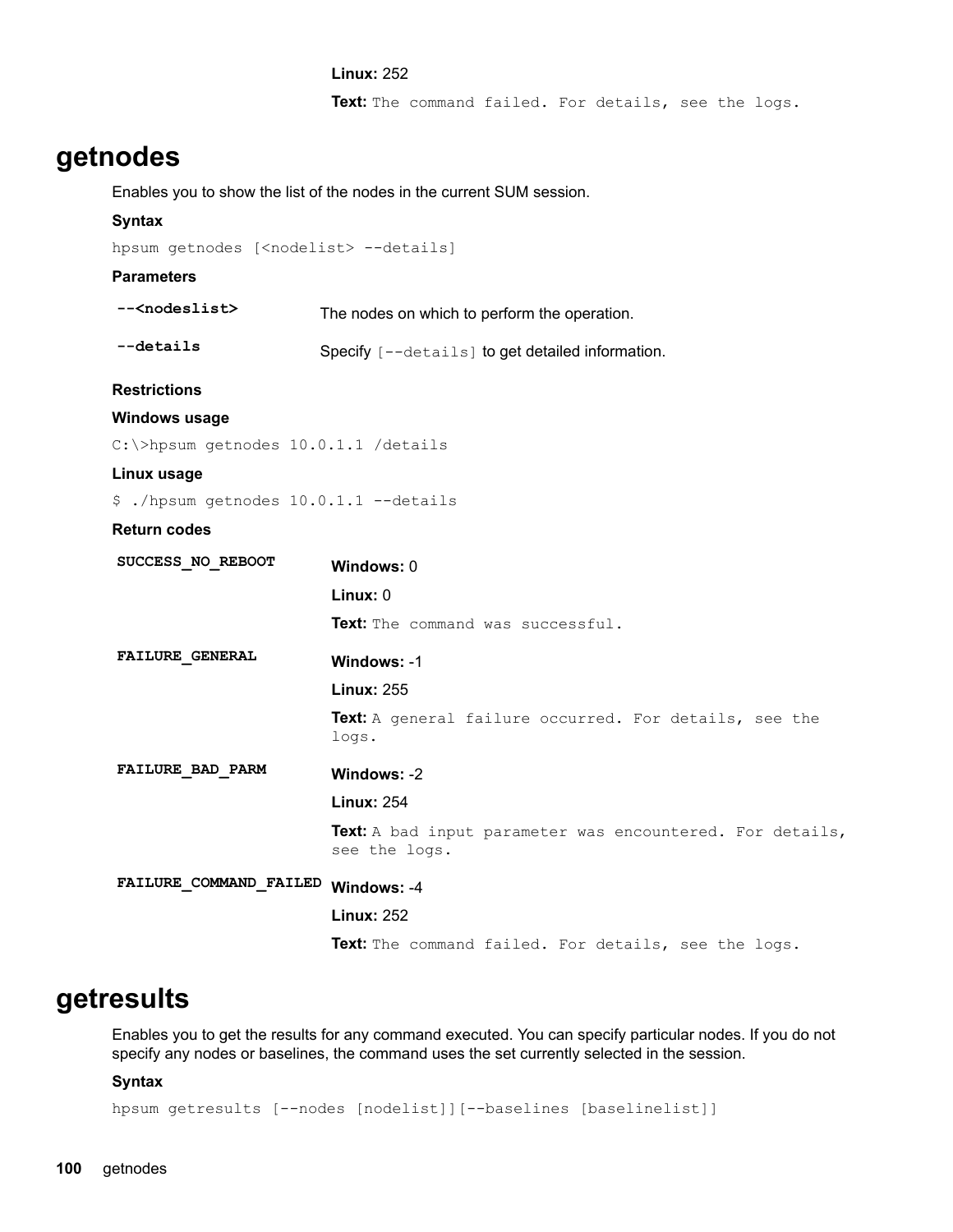**Linux:** 252

**Text:** `The command failed. For details, see the logs.`

# getnodes

Enables you to show the list of the nodes in the current SUM session.

### Syntax

```
hpsum getnodes [<nodelist> --details]
```

### Parameters

| | |
|---|---|
| **--<nodeslist>** | The nodes on which to perform the operation. |
| **--details** | Specify `[--details]` to get detailed information. |

### Restrictions

### Windows usage

```
C:\>hpsum getnodes 10.0.1.1 /details
```

### Linux usage

```
$ ./hpsum getnodes 10.0.1.1 --details
```

### Return codes

| | |
|---|---|
| **SUCCESS_NO_REBOOT** | **Windows:** 0<br>**Linux:** 0<br>**Text:** `The command was successful.` |
| **FAILURE_GENERAL** | **Windows:** -1<br>**Linux:** 255<br>**Text:** `A general failure occurred. For details, see the logs.` |
| **FAILURE_BAD_PARM** | **Windows:** -2<br>**Linux:** 254<br>**Text:** `A bad input parameter was encountered. For details, see the logs.` |
| **FAILURE_COMMAND_FAILED** | **Windows:** -4<br>**Linux:** 252<br>**Text:** `The command failed. For details, see the logs.` |

# getresults

Enables you to get the results for any command executed. You can specify particular nodes. If you do not specify any nodes or baselines, the command uses the set currently selected in the session.

### Syntax

```
hpsum getresults [--nodes [nodelist]][--baselines [baselinelist]]
```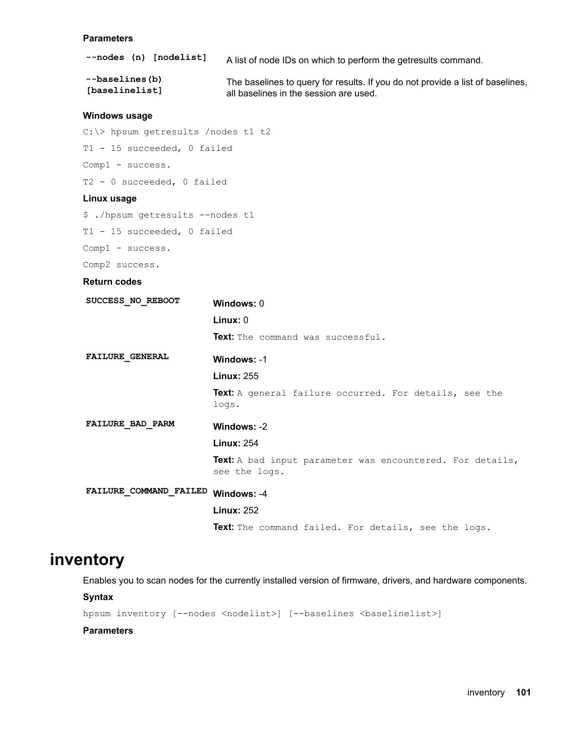**Parameters**

| | |
|---|---|
| **--nodes (n) [nodelist]** | A list of node IDs on which to perform the getresults command. |
| **--baselines(b) [baselinelist]** | The baselines to query for results. If you do not provide a list of baselines, all baselines in the session are used. |

**Windows usage**

```
C:\> hpsum getresults /nodes t1 t2
T1 - 15 succeeded, 0 failed
Comp1 - success.
T2 - 0 succeeded, 0 failed
```

**Linux usage**

```
$ ./hpsum getresults --nodes t1
T1 - 15 succeeded, 0 failed
Comp1 - success.
Comp2 success.
```

**Return codes**

| | |
|---|---|
| **SUCCESS_NO_REBOOT** | **Windows:** 0<br>**Linux:** 0<br>**Text:** `The command was successful.` |
| **FAILURE_GENERAL** | **Windows:** -1<br>**Linux:** 255<br>**Text:** `A general failure occurred. For details, see the logs.` |
| **FAILURE_BAD_PARM** | **Windows:** -2<br>**Linux:** 254<br>**Text:** `A bad input parameter was encountered. For details, see the logs.` |
| **FAILURE_COMMAND_FAILED** | **Windows:** -4<br>**Linux:** 252<br>**Text:** `The command failed. For details, see the logs.` |

# inventory

Enables you to scan nodes for the currently installed version of firmware, drivers, and hardware components.

**Syntax**

```
hpsum inventory [--nodes <nodelist>] [--baselines <baselinelist>]
```

**Parameters**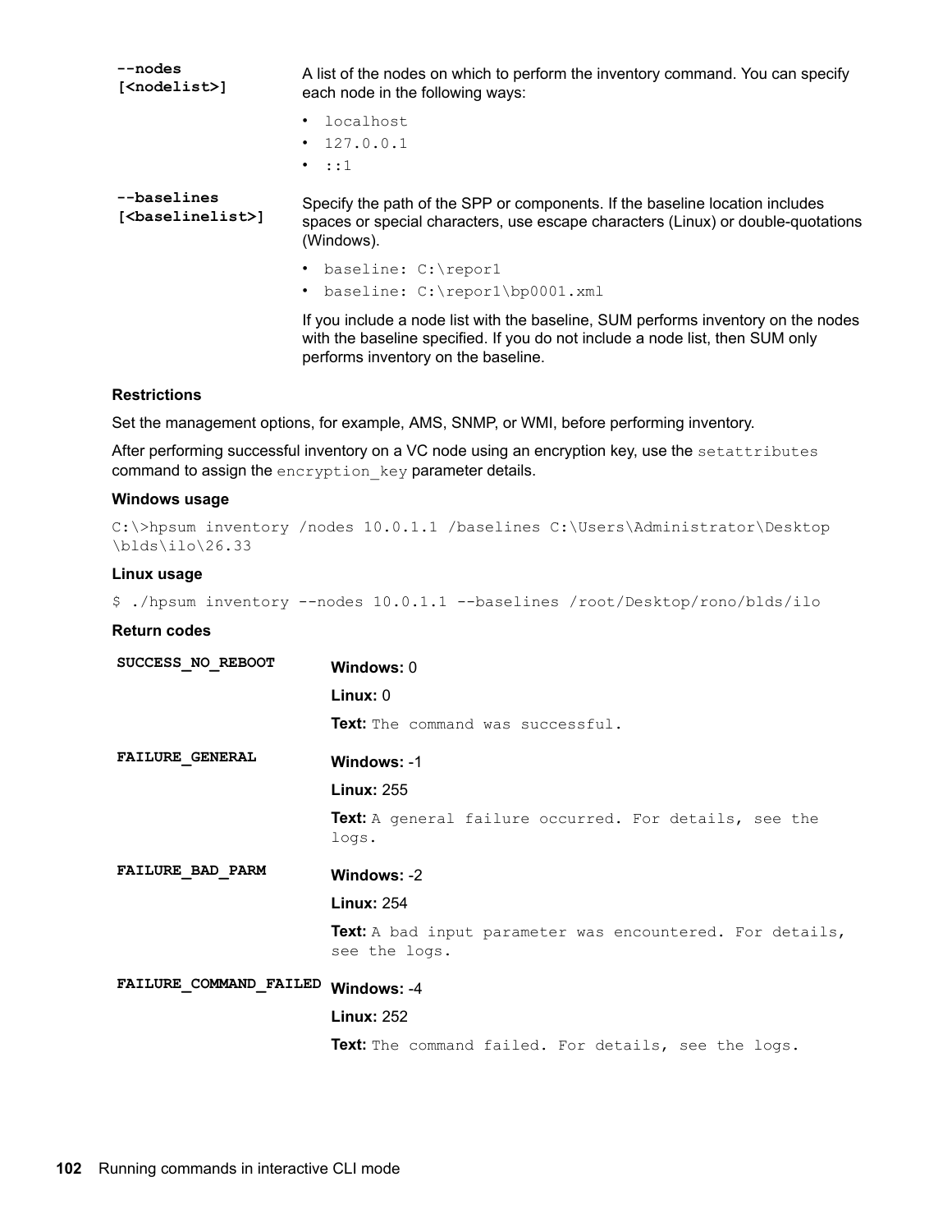| | |
|---|---|
| **--nodes [<nodelist>]** | A list of the nodes on which to perform the inventory command. You can specify each node in the following ways:<br>• `localhost`<br>• `127.0.0.1`<br>• `::1` |
| **--baselines [<baselinelist>]** | Specify the path of the SPP or components. If the baseline location includes spaces or special characters, use escape characters (Linux) or double-quotations (Windows).<br>• `baseline: C:\repor1`<br>• `baseline: C:\repor1\bp0001.xml`<br>If you include a node list with the baseline, SUM performs inventory on the nodes with the baseline specified. If you do not include a node list, then SUM only performs inventory on the baseline. |

**Restrictions**

Set the management options, for example, AMS, SNMP, or WMI, before performing inventory.

After performing successful inventory on a VC node using an encryption key, use the `setattributes` command to assign the `encryption_key` parameter details.

**Windows usage**

```
C:\>hpsum inventory /nodes 10.0.1.1 /baselines C:\Users\Administrator\Desktop
\blds\ilo\26.33
```

**Linux usage**

```
$ ./hpsum inventory --nodes 10.0.1.1 --baselines /root/Desktop/rono/blds/ilo
```

**Return codes**

| | |
|---|---|
| **SUCCESS_NO_REBOOT** | **Windows:** 0<br>**Linux:** 0<br>**Text:** `The command was successful.` |
| **FAILURE_GENERAL** | **Windows:** -1<br>**Linux:** 255<br>**Text:** `A general failure occurred. For details, see the logs.` |
| **FAILURE_BAD_PARM** | **Windows:** -2<br>**Linux:** 254<br>**Text:** `A bad input parameter was encountered. For details, see the logs.` |
| **FAILURE_COMMAND_FAILED** | **Windows:** -4<br>**Linux:** 252<br>**Text:** `The command failed. For details, see the logs.` |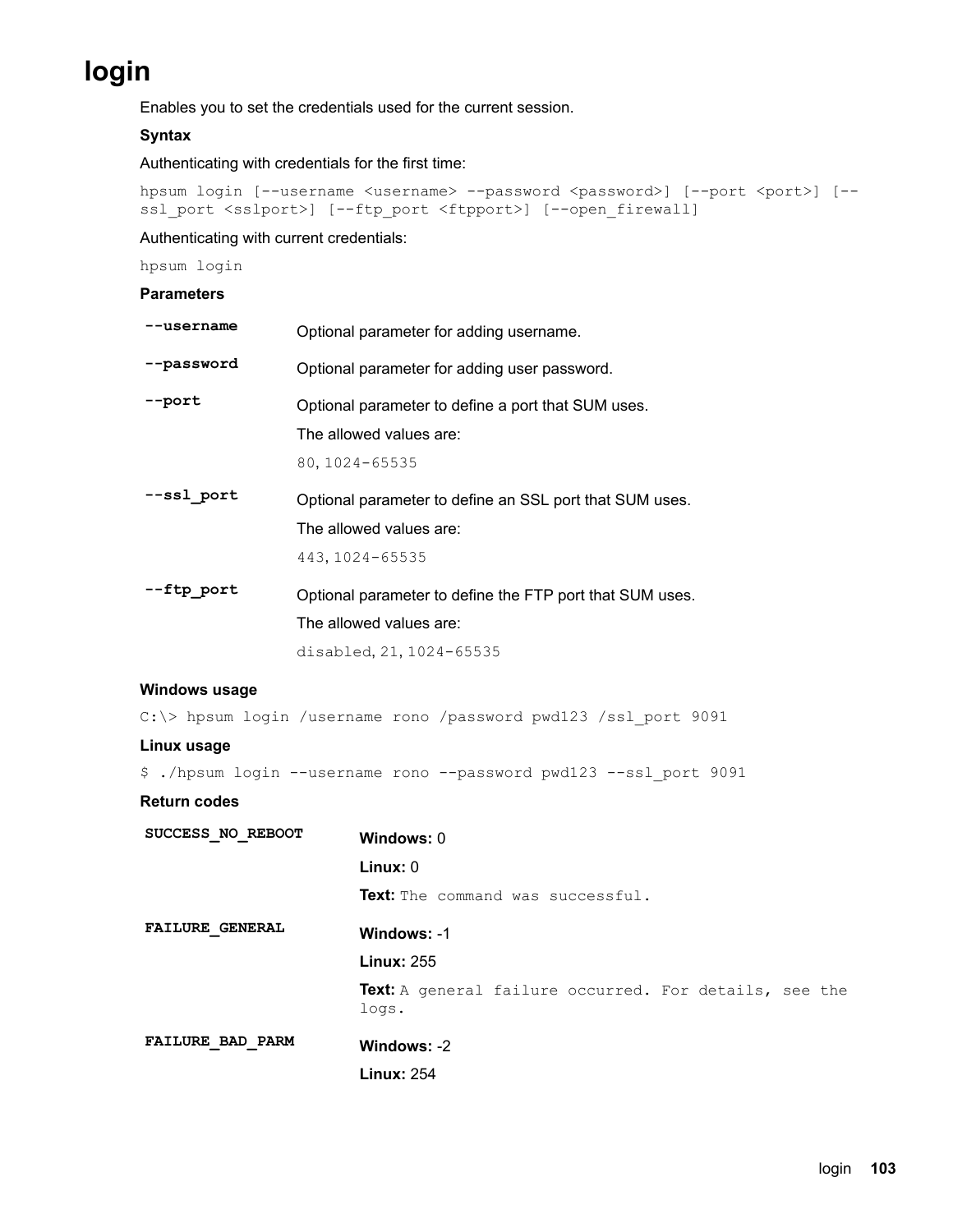# login

Enables you to set the credentials used for the current session.

**Syntax**

Authenticating with credentials for the first time:

```
hpsum login [--username <username> --password <password>] [--port <port>] [--ssl_port <sslport>] [--ftp_port <ftpport>] [--open_firewall]
```

Authenticating with current credentials:

```
hpsum login
```

**Parameters**

| | |
|---|---|
| **--username** | Optional parameter for adding username. |
| **--password** | Optional parameter for adding user password. |
| **--port** | Optional parameter to define a port that SUM uses.<br>The allowed values are:<br>`80`, `1024-65535` |
| **--ssl_port** | Optional parameter to define an SSL port that SUM uses.<br>The allowed values are:<br>`443`, `1024-65535` |
| **--ftp_port** | Optional parameter to define the FTP port that SUM uses.<br>The allowed values are:<br>`disabled`, `21`, `1024-65535` |

**Windows usage**

```
C:\> hpsum login /username rono /password pwd123 /ssl_port 9091
```

**Linux usage**

```
$ ./hpsum login --username rono --password pwd123 --ssl_port 9091
```

**Return codes**

| | |
|---|---|
| **SUCCESS_NO_REBOOT** | **Windows:** 0<br>**Linux:** 0<br>**Text:** `The command was successful.` |
| **FAILURE_GENERAL** | **Windows:** -1<br>**Linux:** 255<br>**Text:** `A general failure occurred. For details, see the logs.` |
| **FAILURE_BAD_PARM** | **Windows:** -2<br>**Linux:** 254 |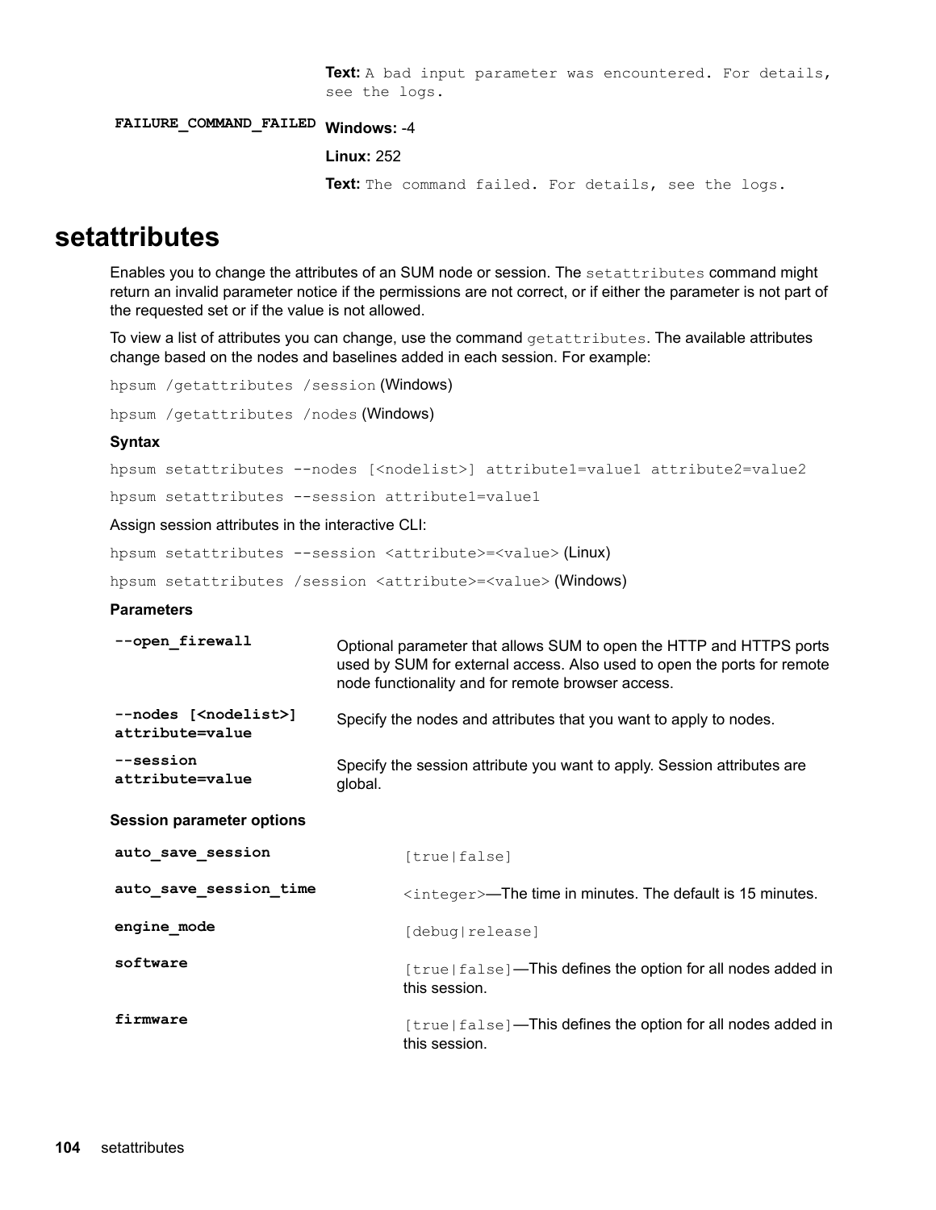| | |
|---|---|
| | **Text:** `A bad input parameter was encountered. For details, see the logs.` |
| **FAILURE_COMMAND_FAILED** | **Windows:** -4<br>**Linux:** 252<br>**Text:** `The command failed. For details, see the logs.` |

## setattributes

Enables you to change the attributes of an SUM node or session. The `setattributes` command might return an invalid parameter notice if the permissions are not correct, or if either the parameter is not part of the requested set or if the value is not allowed.

To view a list of attributes you can change, use the command `getattributes`. The available attributes change based on the nodes and baselines added in each session. For example:

`hpsum /getattributes /session` (Windows)

`hpsum /getattributes /nodes` (Windows)

**Syntax**

`hpsum setattributes --nodes [<nodelist>] attribute1=value1 attribute2=value2`

`hpsum setattributes --session attribute1=value1`

Assign session attributes in the interactive CLI:

`hpsum setattributes --session <attribute>=<value>` (Linux)

`hpsum setattributes /session <attribute>=<value>` (Windows)

**Parameters**

| | |
|---|---|
| **--open_firewall** | Optional parameter that allows SUM to open the HTTP and HTTPS ports used by SUM for external access. Also used to open the ports for remote node functionality and for remote browser access. |
| **--nodes [<nodelist>] attribute=value** | Specify the nodes and attributes that you want to apply to nodes. |
| **--session attribute=value** | Specify the session attribute you want to apply. Session attributes are global. |

**Session parameter options**

| | |
|---|---|
| **auto_save_session** | `[true|false]` |
| **auto_save_session_time** | `<integer>`—The time in minutes. The default is 15 minutes. |
| **engine_mode** | `[debug|release]` |
| **software** | `[true|false]`—This defines the option for all nodes added in this session. |
| **firmware** | `[true|false]`—This defines the option for all nodes added in this session. |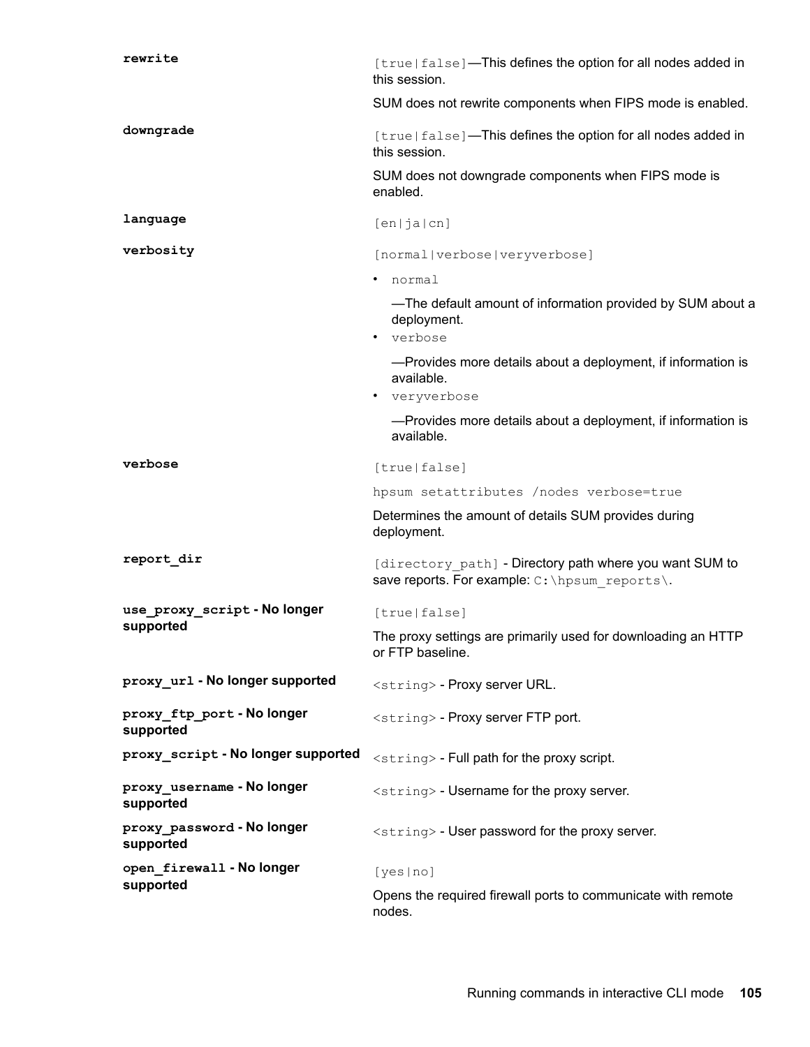| | |
|---|---|
| `rewrite` | `[true|false]`—This defines the option for all nodes added in this session.<br><br>SUM does not rewrite components when FIPS mode is enabled. |
| `downgrade` | `[true|false]`—This defines the option for all nodes added in this session.<br><br>SUM does not downgrade components when FIPS mode is enabled. |
| `language` | `[en|ja|cn]` |
| `verbosity` | `[normal|verbose|veryverbose]`<br><br>• `normal`<br>—The default amount of information provided by SUM about a deployment.<br>• `verbose`<br>—Provides more details about a deployment, if information is available.<br>• `veryverbose`<br>—Provides more details about a deployment, if information is available. |
| `verbose` | `[true|false]`<br><br>`hpsum setattributes /nodes verbose=true`<br><br>Determines the amount of details SUM provides during deployment. |
| `report_dir` | `[directory_path]` - Directory path where you want SUM to save reports. For example: `C:\hpsum_reports\`. |
| **`use_proxy_script` - No longer supported** | `[true|false]`<br><br>The proxy settings are primarily used for downloading an HTTP or FTP baseline. |
| **`proxy_url` - No longer supported** | `<string>` - Proxy server URL. |
| **`proxy_ftp_port` - No longer supported** | `<string>` - Proxy server FTP port. |
| **`proxy_script` - No longer supported** | `<string>` - Full path for the proxy script. |
| **`proxy_username` - No longer supported** | `<string>` - Username for the proxy server. |
| **`proxy_password` - No longer supported** | `<string>` - User password for the proxy server. |
| **`open_firewall` - No longer supported** | `[yes|no]`<br><br>Opens the required firewall ports to communicate with remote nodes. |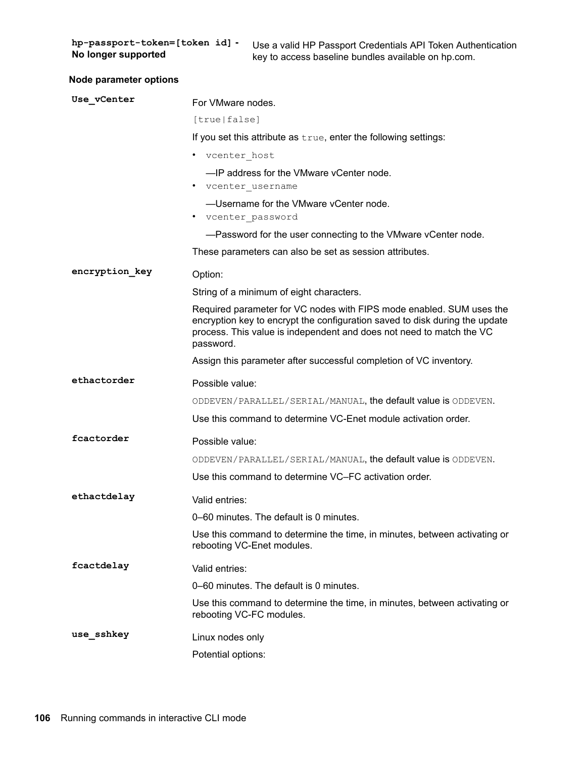| | |
|---|---|
| **hp-passport-token=[token id] - No longer supported** | Use a valid HP Passport Credentials API Token Authentication key to access baseline bundles available on hp.com. |

**Node parameter options**

| | |
|---|---|
| **Use_vCenter** | For VMware nodes.<br><br>`[true|false]`<br><br>If you set this attribute as `true`, enter the following settings:<br><br>• `vcenter_host`<br>—IP address for the VMware vCenter node.<br>• `vcenter_username`<br>—Username for the VMware vCenter node.<br>• `vcenter_password`<br>—Password for the user connecting to the VMware vCenter node.<br><br>These parameters can also be set as session attributes. |
| **encryption_key** | Option:<br><br>String of a minimum of eight characters.<br><br>Required parameter for VC nodes with FIPS mode enabled. SUM uses the encryption key to encrypt the configuration saved to disk during the update process. This value is independent and does not need to match the VC password.<br><br>Assign this parameter after successful completion of VC inventory. |
| **ethactorder** | Possible value:<br><br>`ODDEVEN/PARALLEL/SERIAL/MANUAL`, the default value is `ODDEVEN`.<br><br>Use this command to determine VC-Enet module activation order. |
| **fcactorder** | Possible value:<br><br>`ODDEVEN/PARALLEL/SERIAL/MANUAL`, the default value is `ODDEVEN`.<br><br>Use this command to determine VC–FC activation order. |
| **ethactdelay** | Valid entries:<br><br>0–60 minutes. The default is 0 minutes.<br><br>Use this command to determine the time, in minutes, between activating or rebooting VC-Enet modules. |
| **fcactdelay** | Valid entries:<br><br>0–60 minutes. The default is 0 minutes.<br><br>Use this command to determine the time, in minutes, between activating or rebooting VC-FC modules. |
| **use_sshkey** | Linux nodes only<br><br>Potential options: |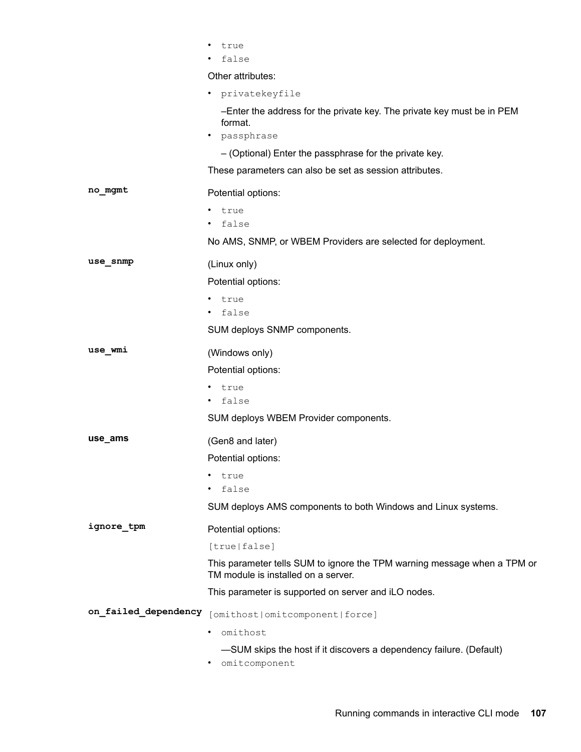- `true`
- `false`

Other attributes:

- `privatekeyfile`

  –Enter the address for the private key. The private key must be in PEM format.
- `passphrase`

  – (Optional) Enter the passphrase for the private key.

These parameters can also be set as session attributes.

**no_mgmt**

Potential options:

- `true`
- `false`

No AMS, SNMP, or WBEM Providers are selected for deployment.

**use_snmp**

(Linux only)

Potential options:

- `true`
- `false`

SUM deploys SNMP components.

**use_wmi**

(Windows only)

Potential options:

- `true`
- `false`

SUM deploys WBEM Provider components.

**use_ams**

(Gen8 and later)

Potential options:

- `true`
- `false`

SUM deploys AMS components to both Windows and Linux systems.

**ignore_tpm**

Potential options:

`[true|false]`

This parameter tells SUM to ignore the TPM warning message when a TPM or TM module is installed on a server.

This parameter is supported on server and iLO nodes.

**on_failed_dependency**

`[omithost|omitcomponent|force]`

- `omithost`

  —SUM skips the host if it discovers a dependency failure. (Default)
- `omitcomponent`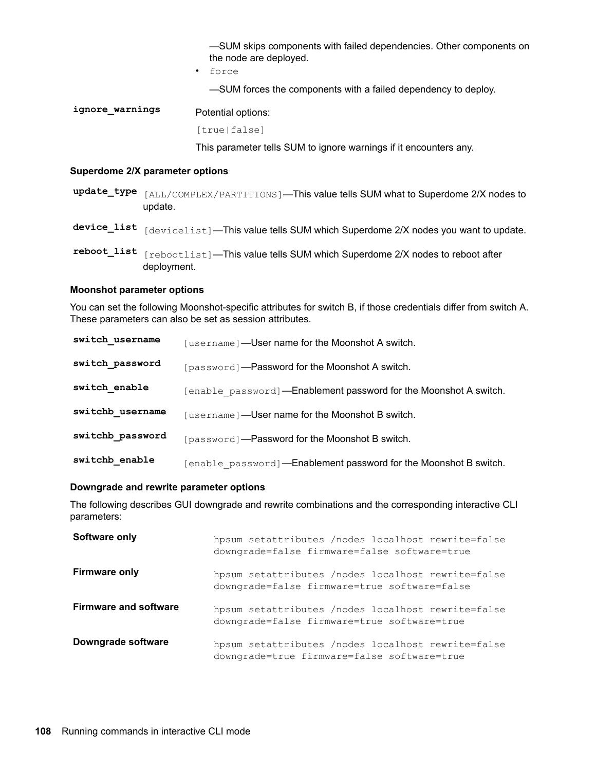—SUM skips components with failed dependencies. Other components on the node are deployed.

- `force`

  —SUM forces the components with a failed dependency to deploy.

**`ignore_warnings`**

Potential options:

`[true|false]`

This parameter tells SUM to ignore warnings if it encounters any.

#### Superdome 2/X parameter options

| | |
|---|---|
| **`update_type`** | `[ALL/COMPLEX/PARTITIONS]`—This value tells SUM what to Superdome 2/X nodes to update. |
| **`device_list`** | `[devicelist]`—This value tells SUM which Superdome 2/X nodes you want to update. |
| **`reboot_list`** | `[rebootlist]`—This value tells SUM which Superdome 2/X nodes to reboot after deployment. |

#### Moonshot parameter options

You can set the following Moonshot-specific attributes for switch B, if those credentials differ from switch A. These parameters can also be set as session attributes.

| | |
|---|---|
| **`switch_username`** | `[username]`—User name for the Moonshot A switch. |
| **`switch_password`** | `[password]`—Password for the Moonshot A switch. |
| **`switch_enable`** | `[enable_password]`—Enablement password for the Moonshot A switch. |
| **`switchb_username`** | `[username]`—User name for the Moonshot B switch. |
| **`switchb_password`** | `[password]`—Password for the Moonshot B switch. |
| **`switchb_enable`** | `[enable_password]`—Enablement password for the Moonshot B switch. |

#### Downgrade and rewrite parameter options

The following describes GUI downgrade and rewrite combinations and the corresponding interactive CLI parameters:

| | |
|---|---|
| **Software only** | `hpsum setattributes /nodes localhost rewrite=false downgrade=false firmware=false software=true` |
| **Firmware only** | `hpsum setattributes /nodes localhost rewrite=false downgrade=false firmware=true software=false` |
| **Firmware and software** | `hpsum setattributes /nodes localhost rewrite=false downgrade=false firmware=true software=true` |
| **Downgrade software** | `hpsum setattributes /nodes localhost rewrite=false downgrade=true firmware=false software=true` |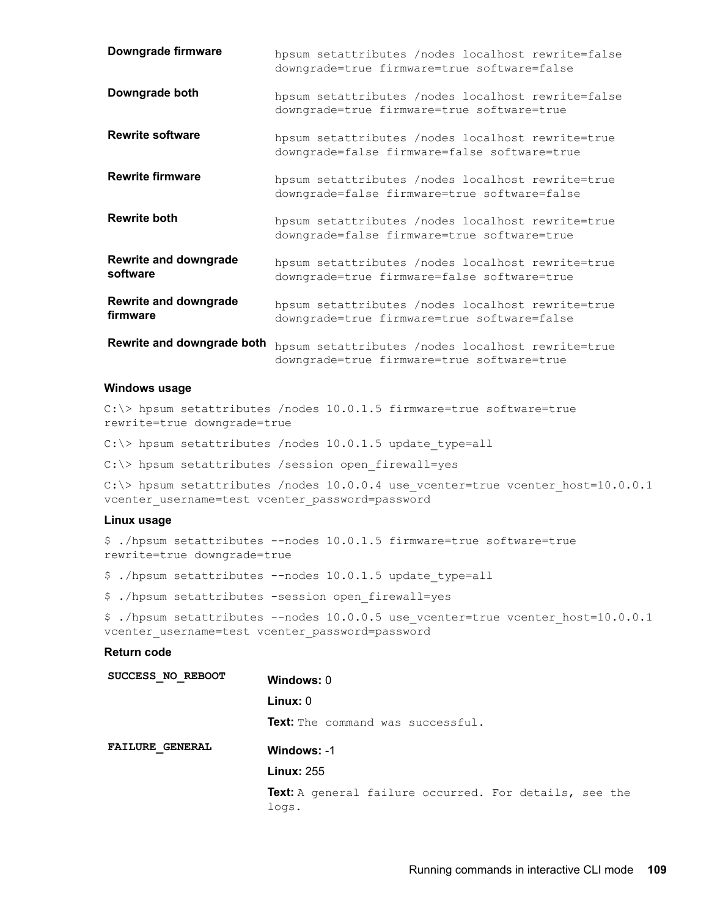| | |
|---|---|
| **Downgrade firmware** | `hpsum setattributes /nodes localhost rewrite=false downgrade=true firmware=true software=false` |
| **Downgrade both** | `hpsum setattributes /nodes localhost rewrite=false downgrade=true firmware=true software=true` |
| **Rewrite software** | `hpsum setattributes /nodes localhost rewrite=true downgrade=false firmware=false software=true` |
| **Rewrite firmware** | `hpsum setattributes /nodes localhost rewrite=true downgrade=false firmware=true software=false` |
| **Rewrite both** | `hpsum setattributes /nodes localhost rewrite=true downgrade=false firmware=true software=true` |
| **Rewrite and downgrade software** | `hpsum setattributes /nodes localhost rewrite=true downgrade=true firmware=false software=true` |
| **Rewrite and downgrade firmware** | `hpsum setattributes /nodes localhost rewrite=true downgrade=true firmware=true software=false` |
| **Rewrite and downgrade both** | `hpsum setattributes /nodes localhost rewrite=true downgrade=true firmware=true software=true` |

**Windows usage**

```
C:\> hpsum setattributes /nodes 10.0.1.5 firmware=true software=true
rewrite=true downgrade=true
```

```
C:\> hpsum setattributes /nodes 10.0.1.5 update_type=all
```

```
C:\> hpsum setattributes /session open_firewall=yes
```

```
C:\> hpsum setattributes /nodes 10.0.0.4 use_vcenter=true vcenter_host=10.0.0.1
vcenter_username=test vcenter_password=password
```

**Linux usage**

```
$ ./hpsum setattributes --nodes 10.0.1.5 firmware=true software=true
rewrite=true downgrade=true
```

```
$ ./hpsum setattributes --nodes 10.0.1.5 update_type=all
```

```
$ ./hpsum setattributes -session open_firewall=yes
```

```
$ ./hpsum setattributes --nodes 10.0.0.5 use_vcenter=true vcenter_host=10.0.0.1
vcenter_username=test vcenter_password=password
```

**Return code**

| | |
|---|---|
| **SUCCESS_NO_REBOOT** | **Windows:** 0<br>**Linux:** 0<br>**Text:** `The command was successful.` |
| **FAILURE_GENERAL** | **Windows:** -1<br>**Linux:** 255<br>**Text:** `A general failure occurred. For details, see the logs.` |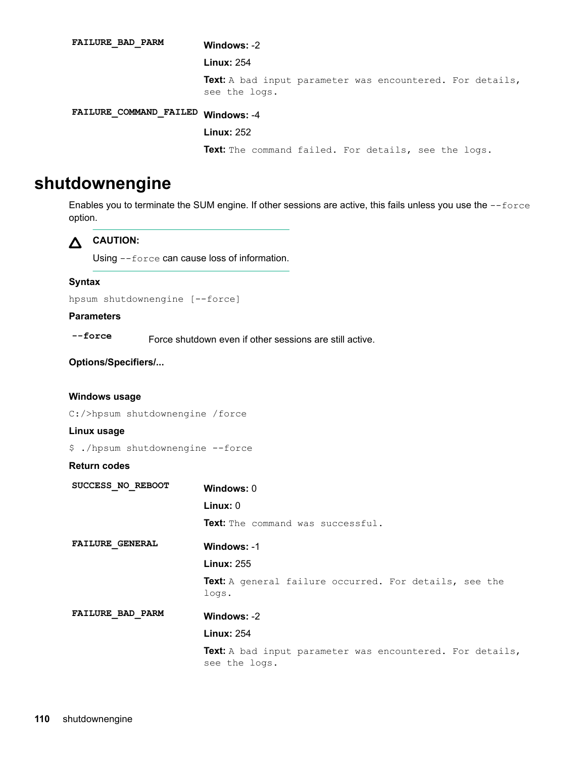**FAILURE_BAD_PARM**

**Windows:** -2

**Linux:** 254

**Text:** `A bad input parameter was encountered. For details, see the logs.`

**FAILURE_COMMAND_FAILED**

**Windows:** -4

**Linux:** 252

**Text:** `The command failed. For details, see the logs.`

# shutdownengine

Enables you to terminate the SUM engine. If other sessions are active, this fails unless you use the `--force` option.

> **CAUTION:**
>
> Using `--force` can cause loss of information.

### Syntax

```
hpsum shutdownengine [--force]
```

### Parameters

| | |
|---|---|
| **--force** | Force shutdown even if other sessions are still active. |

### Options/Specifiers/...

### Windows usage

```
C:/>hpsum shutdownengine /force
```

### Linux usage

```
$ ./hpsum shutdownengine --force
```

### Return codes

**SUCCESS_NO_REBOOT**

**Windows:** 0

**Linux:** 0

**Text:** `The command was successful.`

**FAILURE_GENERAL**

**Windows:** -1

**Linux:** 255

**Text:** `A general failure occurred. For details, see the logs.`

**FAILURE_BAD_PARM**

**Windows:** -2

**Linux:** 254

**Text:** `A bad input parameter was encountered. For details, see the logs.`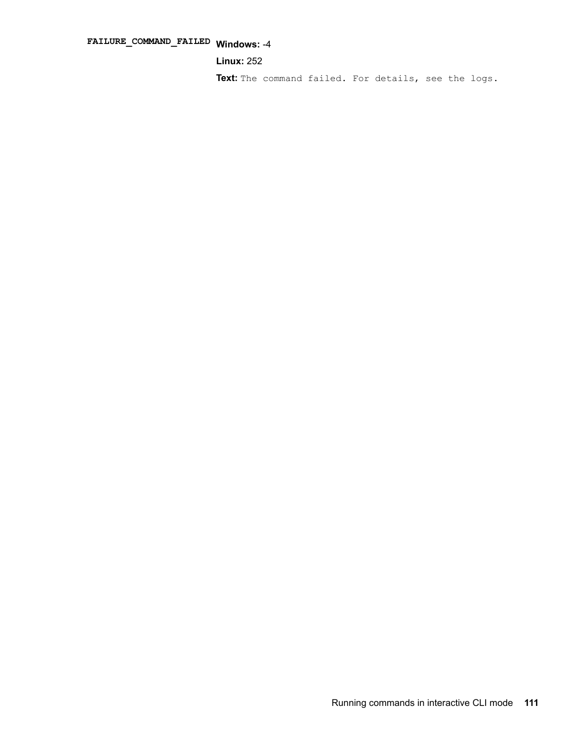| | |
|---|---|
| `FAILURE_COMMAND_FAILED` | **Windows:** -4<br>**Linux:** 252<br>**Text:** `The command failed. For details, see the logs.` |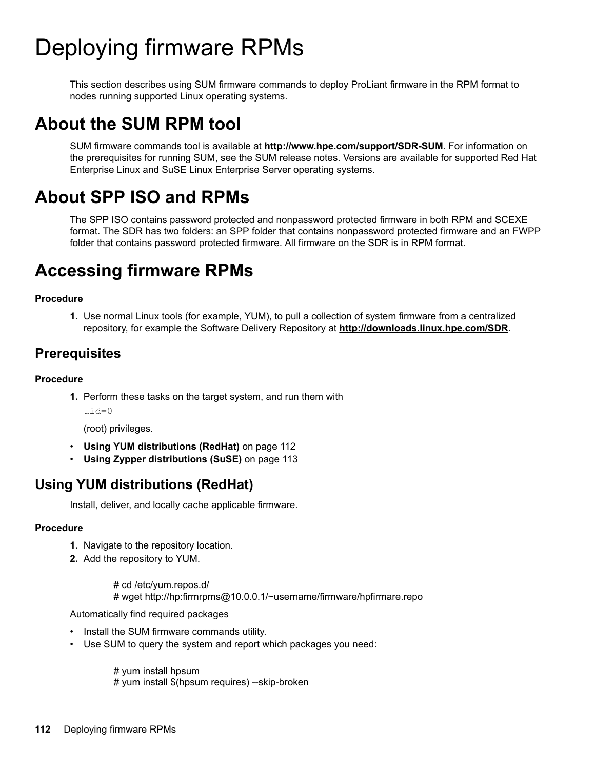# Deploying firmware RPMs

This section describes using SUM firmware commands to deploy ProLiant firmware in the RPM format to nodes running supported Linux operating systems.

# About the SUM RPM tool

SUM firmware commands tool is available at **http://www.hpe.com/support/SDR-SUM**. For information on the prerequisites for running SUM, see the SUM release notes. Versions are available for supported Red Hat Enterprise Linux and SuSE Linux Enterprise Server operating systems.

# About SPP ISO and RPMs

The SPP ISO contains password protected and nonpassword protected firmware in both RPM and SCEXE format. The SDR has two folders: an SPP folder that contains nonpassword protected firmware and an FWPP folder that contains password protected firmware. All firmware on the SDR is in RPM format.

# Accessing firmware RPMs

**Procedure**

1. Use normal Linux tools (for example, YUM), to pull a collection of system firmware from a centralized repository, for example the Software Delivery Repository at **http://downloads.linux.hpe.com/SDR**.

## Prerequisites

**Procedure**

1. Perform these tasks on the target system, and run them with

   `uid=0`

   (root) privileges.

- **Using YUM distributions (RedHat)** on page 112
- **Using Zypper distributions (SuSE)** on page 113

## Using YUM distributions (RedHat)

Install, deliver, and locally cache applicable firmware.

**Procedure**

1. Navigate to the repository location.
2. Add the repository to YUM.

```
# cd /etc/yum.repos.d/
# wget http://hp:firmrpms@10.0.0.1/~username/firmware/hpfirmare.repo
```

Automatically find required packages

- Install the SUM firmware commands utility.
- Use SUM to query the system and report which packages you need:

```
# yum install hpsum
# yum install $(hpsum requires) --skip-broken
```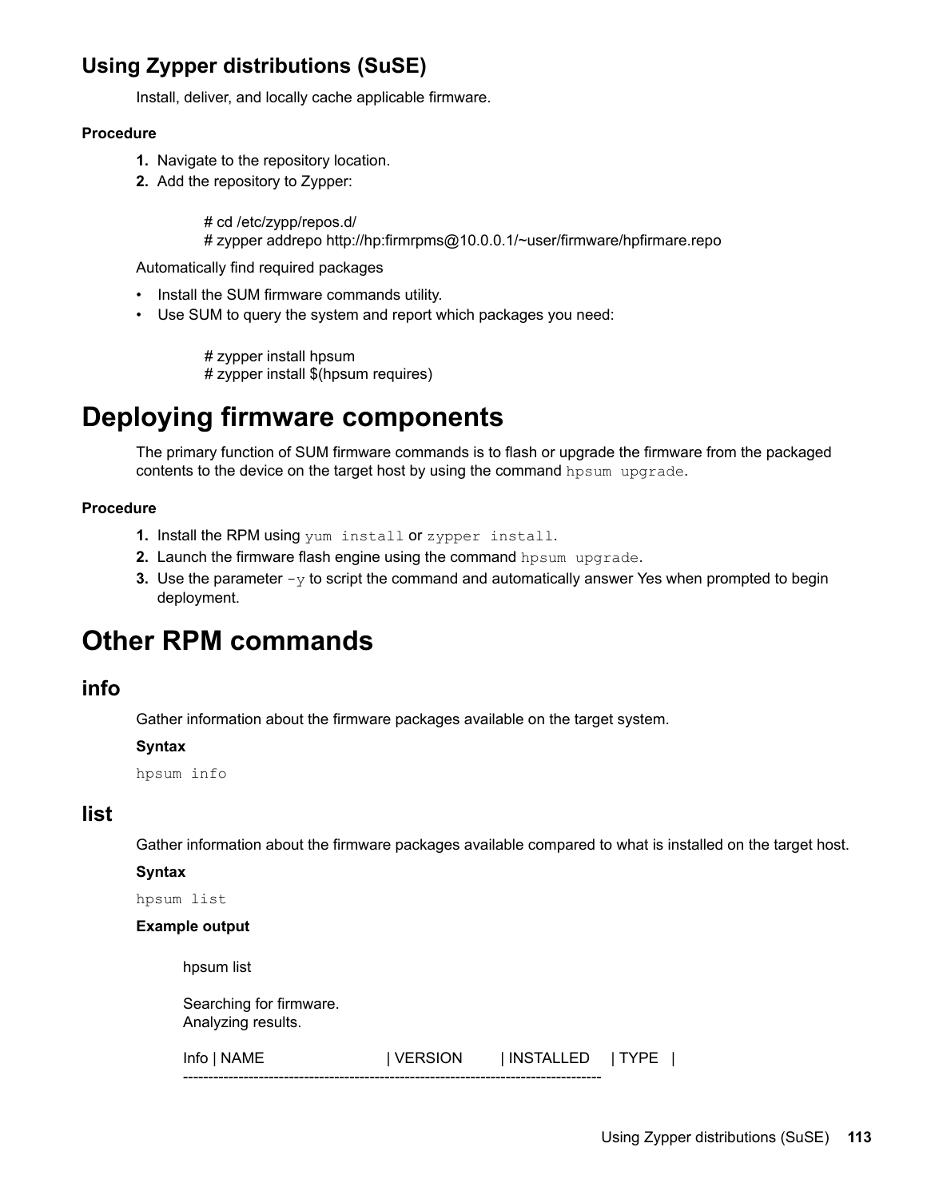## Using Zypper distributions (SuSE)

Install, deliver, and locally cache applicable firmware.

**Procedure**

1. Navigate to the repository location.
2. Add the repository to Zypper:

```
# cd /etc/zypp/repos.d/
# zypper addrepo http://hp:firmrpms@10.0.0.1/~user/firmware/hpfirmare.repo
```

Automatically find required packages

- Install the SUM firmware commands utility.
- Use SUM to query the system and report which packages you need:

```
# zypper install hpsum
# zypper install $(hpsum requires)
```

# Deploying firmware components

The primary function of SUM firmware commands is to flash or upgrade the firmware from the packaged contents to the device on the target host by using the command `hpsum upgrade`.

**Procedure**

1. Install the RPM using `yum install` or `zypper install`.
2. Launch the firmware flash engine using the command `hpsum upgrade`.
3. Use the parameter `-y` to script the command and automatically answer Yes when prompted to begin deployment.

# Other RPM commands

## info

Gather information about the firmware packages available on the target system.

**Syntax**

`hpsum info`

## list

Gather information about the firmware packages available compared to what is installed on the target host.

**Syntax**

`hpsum list`

**Example output**

```
hpsum list

Searching for firmware.
Analyzing results.

Info | NAME                    | VERSION        | INSTALLED    | TYPE   |
-----------------------------------------------------------------------------------
```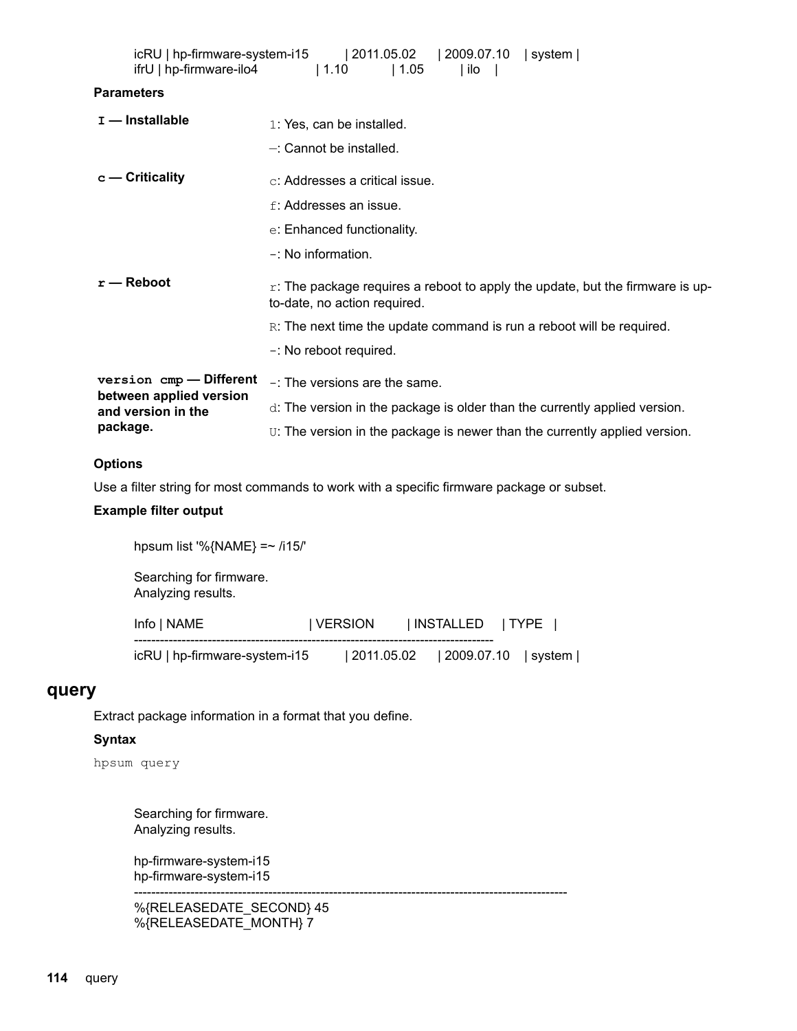```
icRU | hp-firmware-system-i15        | 2011.05.02     | 2009.07.10   | system |
ifrU | hp-firmware-ilo4              | 1.10           | 1.05         | ilo    |
```

**Parameters**

| | |
|---|---|
| **`I` — Installable** | `i`: Yes, can be installed.<br>`–`: Cannot be installed. |
| **`c` — Criticality** | `c`: Addresses a critical issue.<br>`f`: Addresses an issue.<br>`e`: Enhanced functionality.<br>`-`: No information. |
| **`r` — Reboot** | `r`: The package requires a reboot to apply the update, but the firmware is up-to-date, no action required.<br>`R`: The next time the update command is run a reboot will be required.<br>`-`: No reboot required. |
| **`version cmp` — Different between applied version and version in the package.** | `-`: The versions are the same.<br>`d`: The version in the package is older than the currently applied version.<br>`U`: The version in the package is newer than the currently applied version. |

**Options**

Use a filter string for most commands to work with a specific firmware package or subset.

**Example filter output**

```
hpsum list '%{NAME} =~ /i15/'

Searching for firmware.
Analyzing results.

Info | NAME                          | VERSION        | INSTALLED     | TYPE   |
-------------------------------------------------------------------------------------
icRU | hp-firmware-system-i15        | 2011.05.02     | 2009.07.10    | system |
```

## query

Extract package information in a format that you define.

**Syntax**

`hpsum query`

```
Searching for firmware.
Analyzing results.

hp-firmware-system-i15
hp-firmware-system-i15
----------------------------------------------------------------------------------------------------
%{RELEASEDATE_SECOND} 45
%{RELEASEDATE_MONTH} 7
```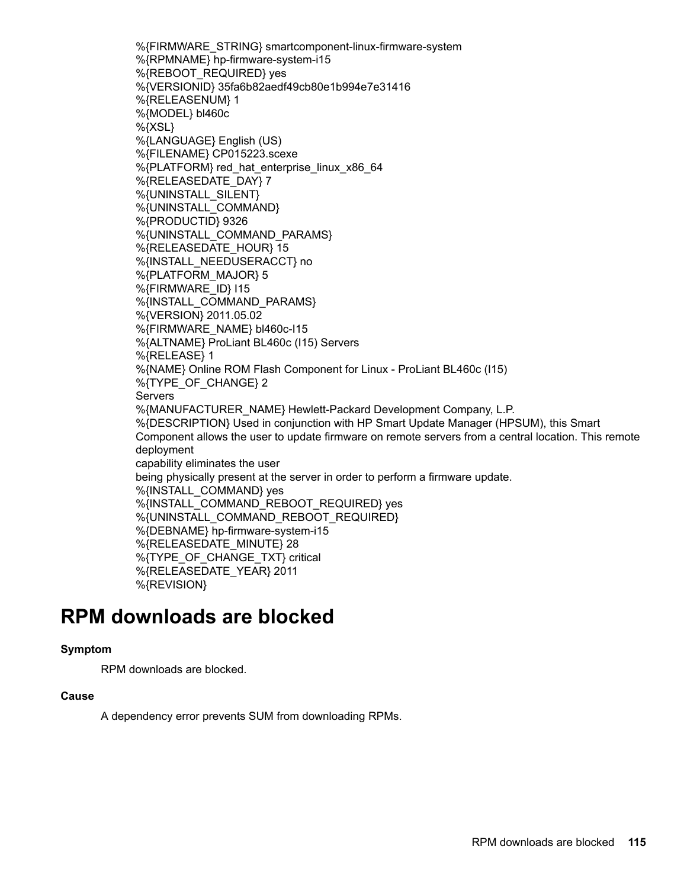```
%{FIRMWARE_STRING} smartcomponent-linux-firmware-system
%{RPMNAME} hp-firmware-system-i15
%{REBOOT_REQUIRED} yes
%{VERSIONID} 35fa6b82aedf49cb80e1b994e7e31416
%{RELEASENUM} 1
%{MODEL} bl460c
%{XSL}
%{LANGUAGE} English (US)
%{FILENAME} CP015223.scexe
%{PLATFORM} red_hat_enterprise_linux_x86_64
%{RELEASEDATE_DAY} 7
%{UNINSTALL_SILENT}
%{UNINSTALL_COMMAND}
%{PRODUCTID} 9326
%{UNINSTALL_COMMAND_PARAMS}
%{RELEASEDATE_HOUR} 15
%{INSTALL_NEEDUSERACCT} no
%{PLATFORM_MAJOR} 5
%{FIRMWARE_ID} I15
%{INSTALL_COMMAND_PARAMS}
%{VERSION} 2011.05.02
%{FIRMWARE_NAME} bl460c-I15
%{ALTNAME} ProLiant BL460c (I15) Servers
%{RELEASE} 1
%{NAME} Online ROM Flash Component for Linux - ProLiant BL460c (I15)
%{TYPE_OF_CHANGE} 2
Servers
%{MANUFACTURER_NAME} Hewlett-Packard Development Company, L.P.
%{DESCRIPTION} Used in conjunction with HP Smart Update Manager (HPSUM), this Smart
Component allows the user to update firmware on remote servers from a central location. This remote
deployment
capability eliminates the user
being physically present at the server in order to perform a firmware update.
%{INSTALL_COMMAND} yes
%{INSTALL_COMMAND_REBOOT_REQUIRED} yes
%{UNINSTALL_COMMAND_REBOOT_REQUIRED}
%{DEBNAME} hp-firmware-system-i15
%{RELEASEDATE_MINUTE} 28
%{TYPE_OF_CHANGE_TXT} critical
%{RELEASEDATE_YEAR} 2011
%{REVISION}
```

# RPM downloads are blocked

**Symptom**

RPM downloads are blocked.

**Cause**

A dependency error prevents SUM from downloading RPMs.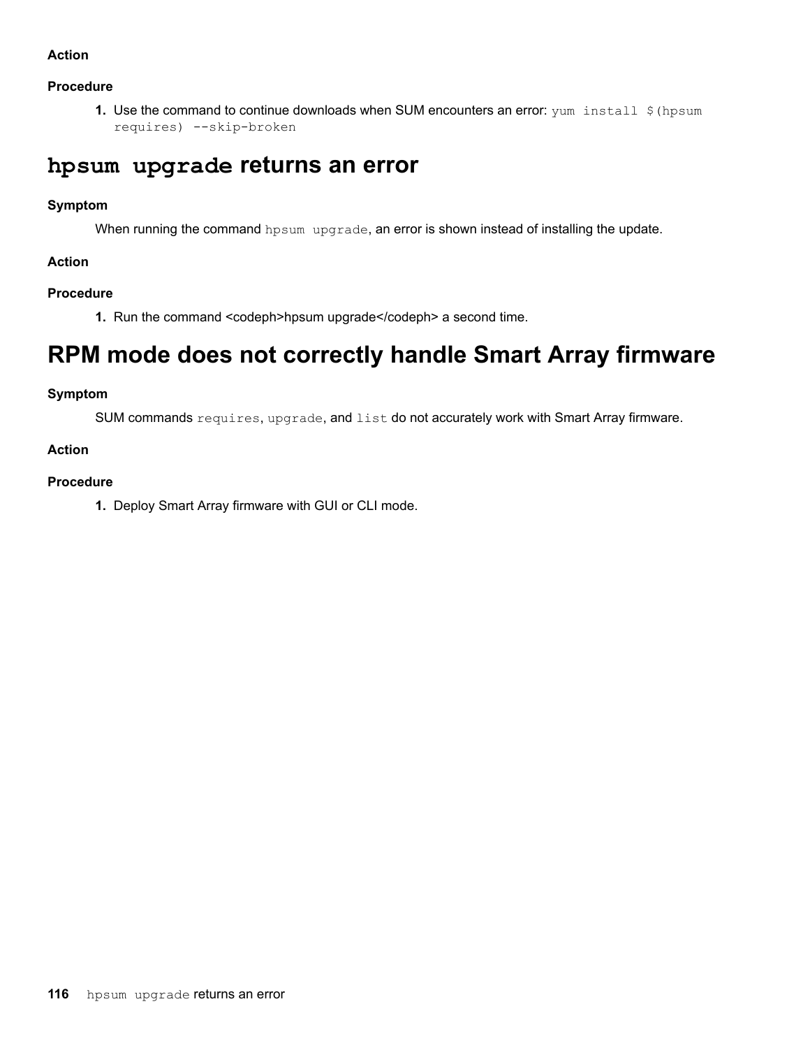**Action**

**Procedure**

1. Use the command to continue downloads when SUM encounters an error: `yum install $(hpsum requires) --skip-broken`

# `hpsum upgrade` returns an error

**Symptom**

When running the command `hpsum upgrade`, an error is shown instead of installing the update.

**Action**

**Procedure**

1. Run the command <codeph>hpsum upgrade</codeph> a second time.

# RPM mode does not correctly handle Smart Array firmware

**Symptom**

SUM commands `requires`, `upgrade`, and `list` do not accurately work with Smart Array firmware.

**Action**

**Procedure**

1. Deploy Smart Array firmware with GUI or CLI mode.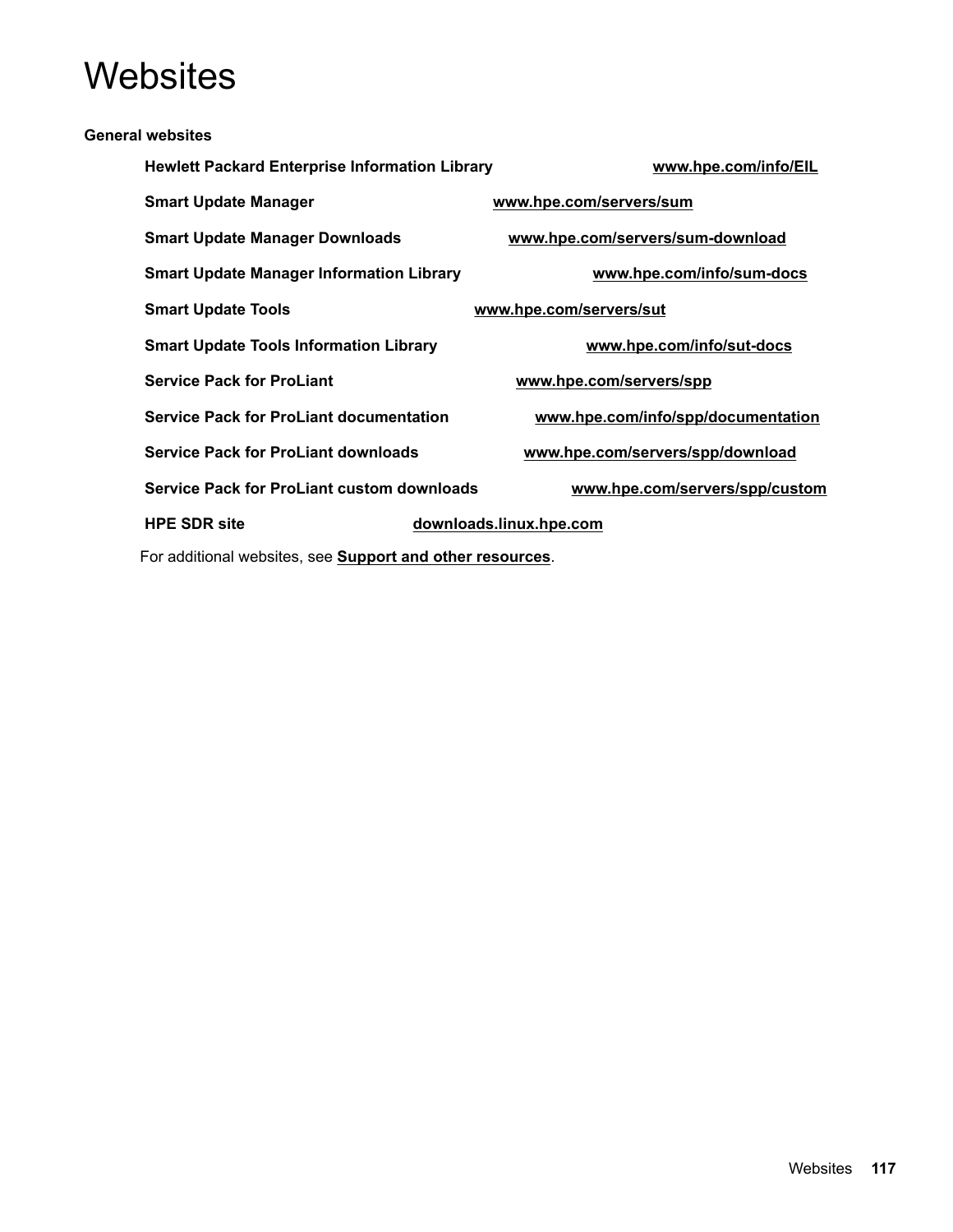# Websites

**General websites**

| | |
|---|---|
| **Hewlett Packard Enterprise Information Library** | **www.hpe.com/info/EIL** |
| **Smart Update Manager** | **www.hpe.com/servers/sum** |
| **Smart Update Manager Downloads** | **www.hpe.com/servers/sum-download** |
| **Smart Update Manager Information Library** | **www.hpe.com/info/sum-docs** |
| **Smart Update Tools** | **www.hpe.com/servers/sut** |
| **Smart Update Tools Information Library** | **www.hpe.com/info/sut-docs** |
| **Service Pack for ProLiant** | **www.hpe.com/servers/spp** |
| **Service Pack for ProLiant documentation** | **www.hpe.com/info/spp/documentation** |
| **Service Pack for ProLiant downloads** | **www.hpe.com/servers/spp/download** |
| **Service Pack for ProLiant custom downloads** | **www.hpe.com/servers/spp/custom** |
| **HPE SDR site** | **downloads.linux.hpe.com** |

For additional websites, see **Support and other resources**.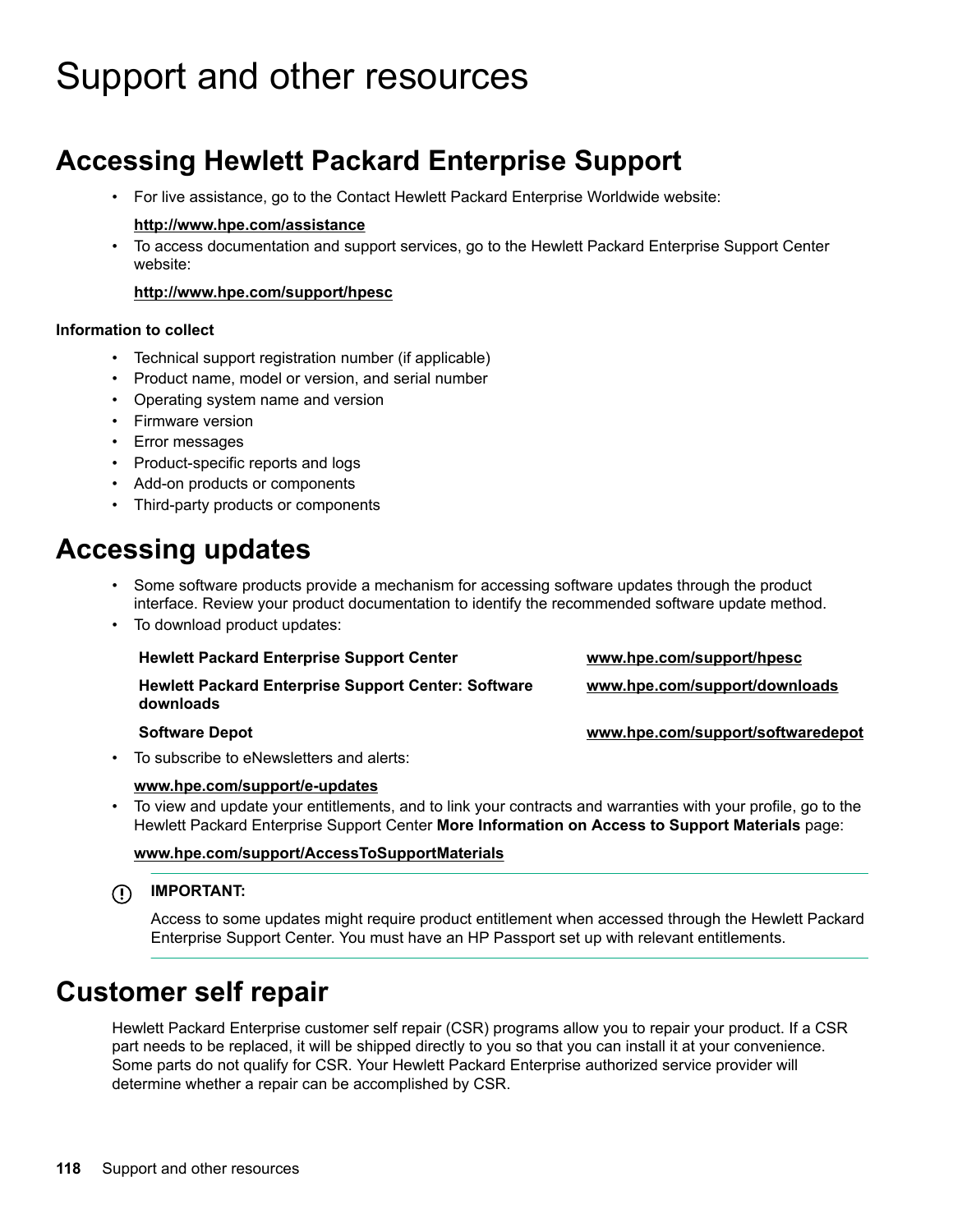# Support and other resources

## Accessing Hewlett Packard Enterprise Support

- For live assistance, go to the Contact Hewlett Packard Enterprise Worldwide website:

  **http://www.hpe.com/assistance**

- To access documentation and support services, go to the Hewlett Packard Enterprise Support Center website:

  **http://www.hpe.com/support/hpesc**

**Information to collect**

- Technical support registration number (if applicable)
- Product name, model or version, and serial number
- Operating system name and version
- Firmware version
- Error messages
- Product-specific reports and logs
- Add-on products or components
- Third-party products or components

## Accessing updates

- Some software products provide a mechanism for accessing software updates through the product interface. Review your product documentation to identify the recommended software update method.
- To download product updates:

| | |
|---|---|
| **Hewlett Packard Enterprise Support Center** | **www.hpe.com/support/hpesc** |
| **Hewlett Packard Enterprise Support Center: Software downloads** | **www.hpe.com/support/downloads** |
| **Software Depot** | **www.hpe.com/support/softwaredepot** |

- To subscribe to eNewsletters and alerts:

  **www.hpe.com/support/e-updates**

- To view and update your entitlements, and to link your contracts and warranties with your profile, go to the Hewlett Packard Enterprise Support Center **More Information on Access to Support Materials** page:

  **www.hpe.com/support/AccessToSupportMaterials**

**IMPORTANT:**

Access to some updates might require product entitlement when accessed through the Hewlett Packard Enterprise Support Center. You must have an HP Passport set up with relevant entitlements.

## Customer self repair

Hewlett Packard Enterprise customer self repair (CSR) programs allow you to repair your product. If a CSR part needs to be replaced, it will be shipped directly to you so that you can install it at your convenience. Some parts do not qualify for CSR. Your Hewlett Packard Enterprise authorized service provider will determine whether a repair can be accomplished by CSR.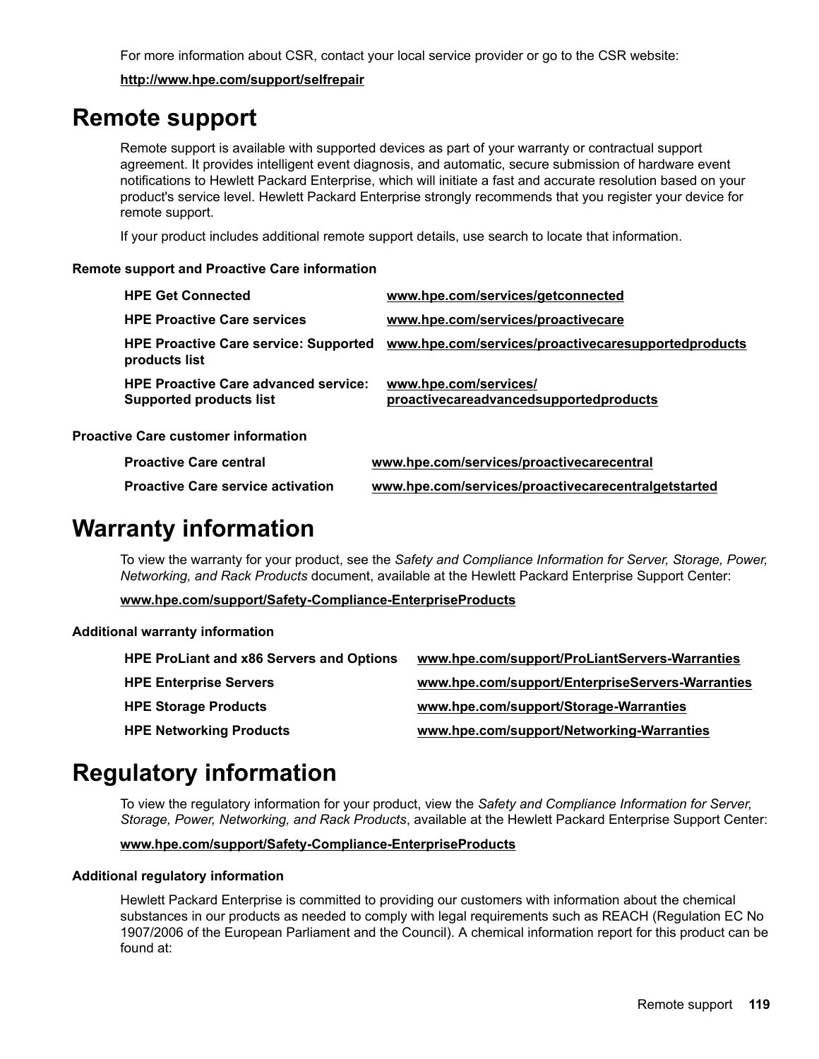For more information about CSR, contact your local service provider or go to the CSR website:

**http://www.hpe.com/support/selfrepair**

# Remote support

Remote support is available with supported devices as part of your warranty or contractual support agreement. It provides intelligent event diagnosis, and automatic, secure submission of hardware event notifications to Hewlett Packard Enterprise, which will initiate a fast and accurate resolution based on your product's service level. Hewlett Packard Enterprise strongly recommends that you register your device for remote support.

If your product includes additional remote support details, use search to locate that information.

### Remote support and Proactive Care information

| | |
|---|---|
| **HPE Get Connected** | **www.hpe.com/services/getconnected** |
| **HPE Proactive Care services** | **www.hpe.com/services/proactivecare** |
| **HPE Proactive Care service: Supported products list** | **www.hpe.com/services/proactivecaresupportedproducts** |
| **HPE Proactive Care advanced service: Supported products list** | **www.hpe.com/services/proactivecareadvancedsupportedproducts** |

### Proactive Care customer information

| | |
|---|---|
| **Proactive Care central** | **www.hpe.com/services/proactivecarecentral** |
| **Proactive Care service activation** | **www.hpe.com/services/proactivecarecentralgetstarted** |

# Warranty information

To view the warranty for your product, see the *Safety and Compliance Information for Server, Storage, Power, Networking, and Rack Products* document, available at the Hewlett Packard Enterprise Support Center:

**www.hpe.com/support/Safety-Compliance-EnterpriseProducts**

### Additional warranty information

| | |
|---|---|
| **HPE ProLiant and x86 Servers and Options** | **www.hpe.com/support/ProLiantServers-Warranties** |
| **HPE Enterprise Servers** | **www.hpe.com/support/EnterpriseServers-Warranties** |
| **HPE Storage Products** | **www.hpe.com/support/Storage-Warranties** |
| **HPE Networking Products** | **www.hpe.com/support/Networking-Warranties** |

# Regulatory information

To view the regulatory information for your product, view the *Safety and Compliance Information for Server, Storage, Power, Networking, and Rack Products*, available at the Hewlett Packard Enterprise Support Center:

**www.hpe.com/support/Safety-Compliance-EnterpriseProducts**

### Additional regulatory information

Hewlett Packard Enterprise is committed to providing our customers with information about the chemical substances in our products as needed to comply with legal requirements such as REACH (Regulation EC No 1907/2006 of the European Parliament and the Council). A chemical information report for this product can be found at: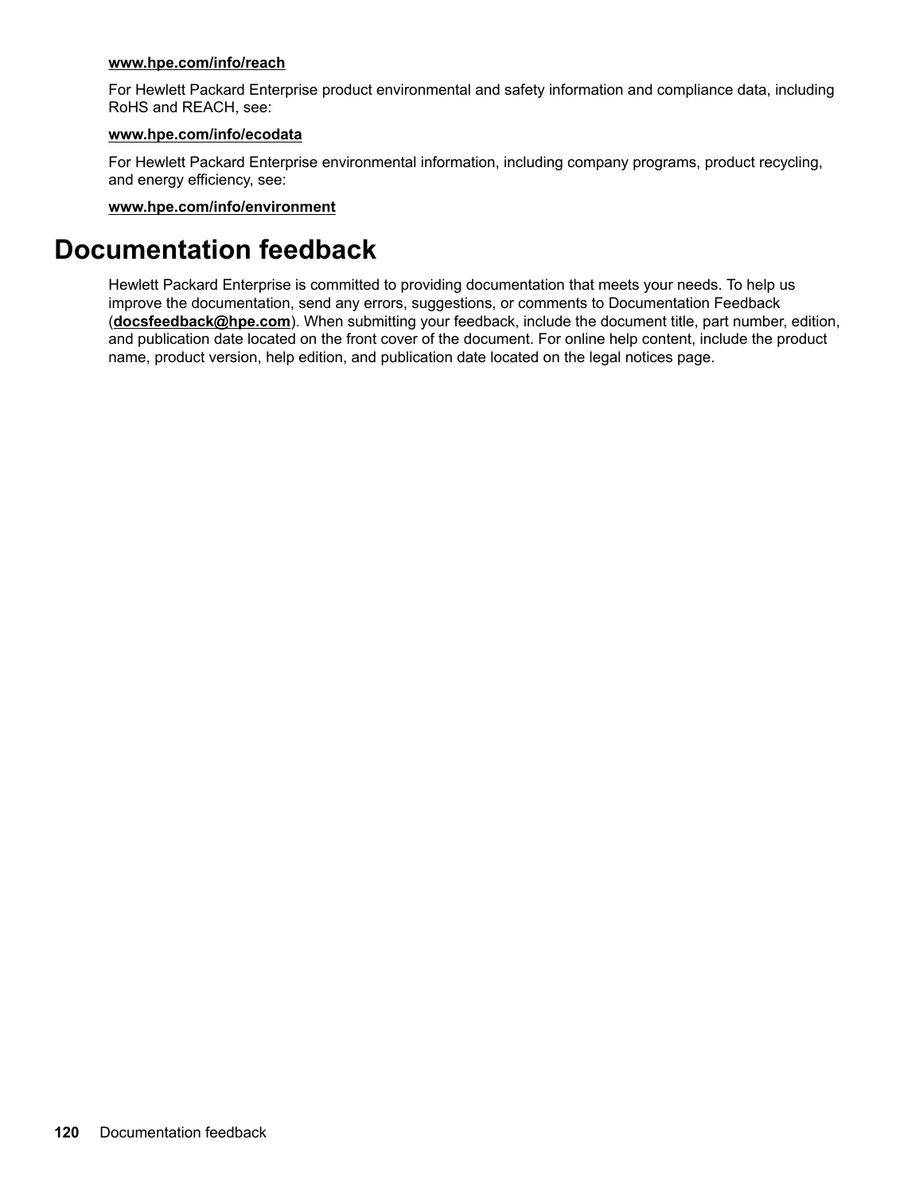**www.hpe.com/info/reach**

For Hewlett Packard Enterprise product environmental and safety information and compliance data, including RoHS and REACH, see:

**www.hpe.com/info/ecodata**

For Hewlett Packard Enterprise environmental information, including company programs, product recycling, and energy efficiency, see:

**www.hpe.com/info/environment**

# Documentation feedback

Hewlett Packard Enterprise is committed to providing documentation that meets your needs. To help us improve the documentation, send any errors, suggestions, or comments to Documentation Feedback (**docsfeedback@hpe.com**). When submitting your feedback, include the document title, part number, edition, and publication date located on the front cover of the document. For online help content, include the product name, product version, help edition, and publication date located on the legal notices page.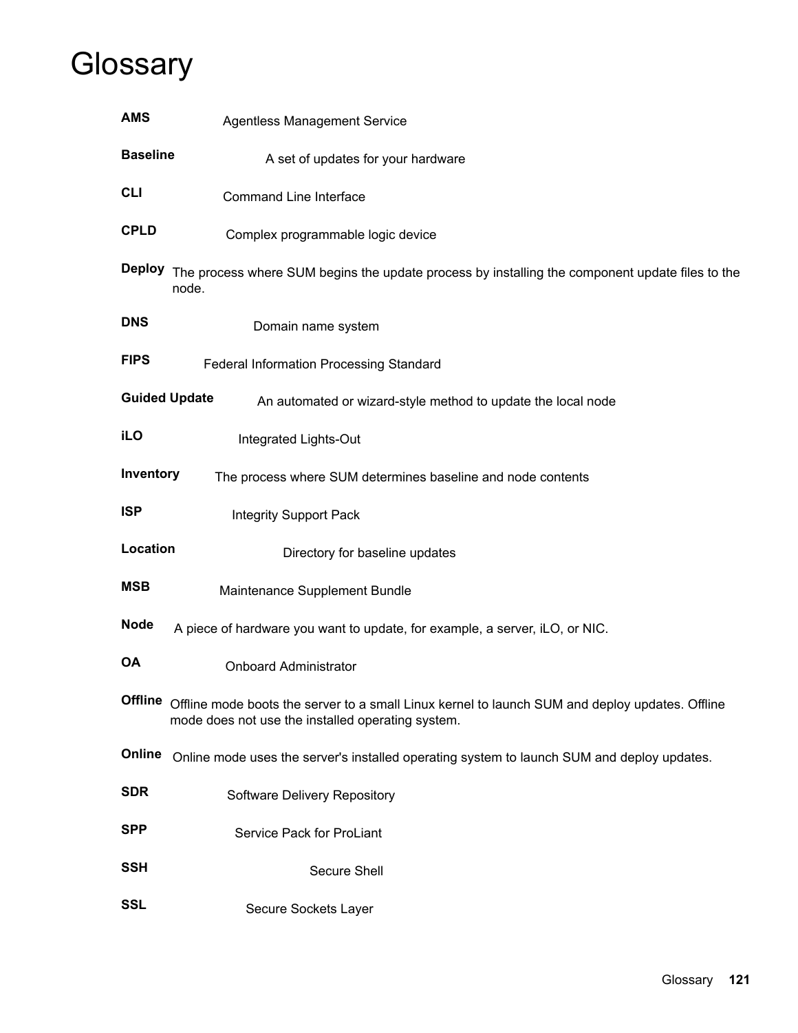# Glossary

**AMS** Agentless Management Service

**Baseline** A set of updates for your hardware

**CLI** Command Line Interface

**CPLD** Complex programmable logic device

**Deploy** The process where SUM begins the update process by installing the component update files to the node.

**DNS** Domain name system

**FIPS** Federal Information Processing Standard

**Guided Update** An automated or wizard-style method to update the local node

**iLO** Integrated Lights-Out

**Inventory** The process where SUM determines baseline and node contents

**ISP** Integrity Support Pack

**Location** Directory for baseline updates

**MSB** Maintenance Supplement Bundle

**Node** A piece of hardware you want to update, for example, a server, iLO, or NIC.

**OA** Onboard Administrator

**Offline** Offline mode boots the server to a small Linux kernel to launch SUM and deploy updates. Offline mode does not use the installed operating system.

**Online** Online mode uses the server's installed operating system to launch SUM and deploy updates.

**SDR** Software Delivery Repository

**SPP** Service Pack for ProLiant

**SSH** Secure Shell

**SSL** Secure Sockets Layer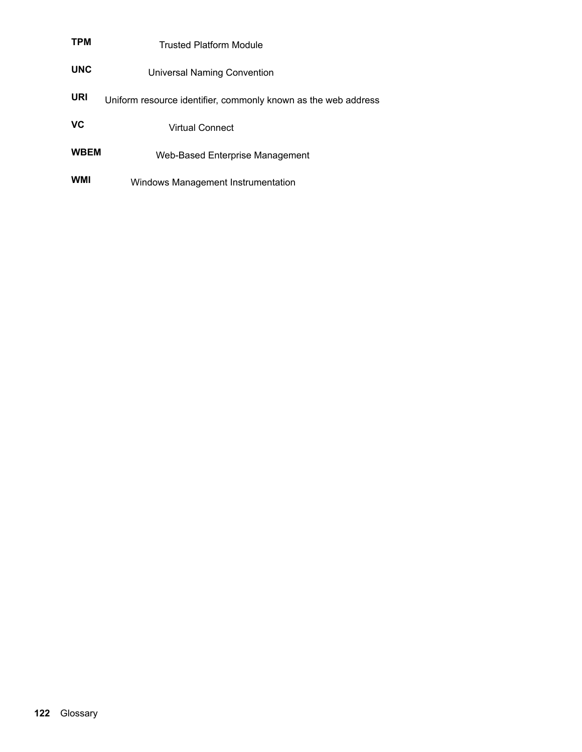**TPM** Trusted Platform Module

**UNC** Universal Naming Convention

**URI** Uniform resource identifier, commonly known as the web address

**VC** Virtual Connect

**WBEM** Web-Based Enterprise Management

**WMI** Windows Management Instrumentation